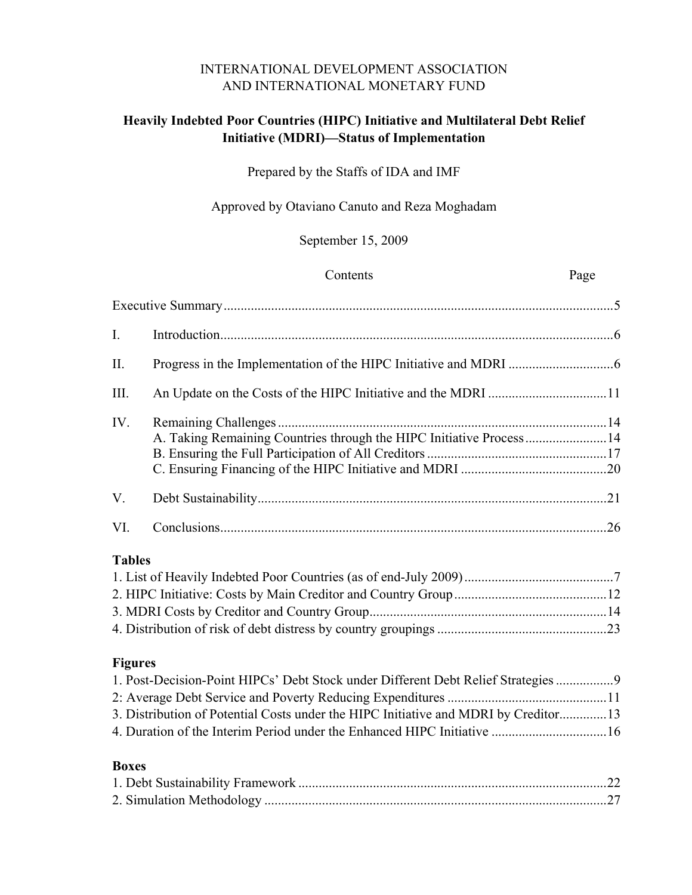INTERNATIONAL DEVELOPMENT ASSOCIATION
AND INTERNATIONAL MONETARY FUND

# Heavily Indebted Poor Countries (HIPC) Initiative and Multilateral Debt Relief Initiative (MDRI)—Status of Implementation

Prepared by the Staffs of IDA and IMF

Approved by Otaviano Canuto and Reza Moghadam

September 15, 2009

| Contents | | Page |
|---|---|---|
| Executive Summary | | 5 |
| I. | Introduction | 6 |
| II. | Progress in the Implementation of the HIPC Initiative and MDRI | 6 |
| III. | An Update on the Costs of the HIPC Initiative and the MDRI | 11 |
| IV. | Remaining Challenges | 14 |
| | A. Taking Remaining Countries through the HIPC Initiative Process | 14 |
| | B. Ensuring the Full Participation of All Creditors | 17 |
| | C. Ensuring Financing of the HIPC Initiative and MDRI | 20 |
| V. | Debt Sustainability | 21 |
| VI. | Conclusions | 26 |

**Tables**

1. List of Heavily Indebted Poor Countries (as of end-July 2009) ... 7
2. HIPC Initiative: Costs by Main Creditor and Country Group ... 12
3. MDRI Costs by Creditor and Country Group ... 14
4. Distribution of risk of debt distress by country groupings ... 23

**Figures**

1. Post-Decision-Point HIPCs' Debt Stock under Different Debt Relief Strategies ... 9
2: Average Debt Service and Poverty Reducing Expenditures ... 11
3. Distribution of Potential Costs under the HIPC Initiative and MDRI by Creditor ... 13
4. Duration of the Interim Period under the Enhanced HIPC Initiative ... 16

**Boxes**

1. Debt Sustainability Framework ... 22
2. Simulation Methodology ... 27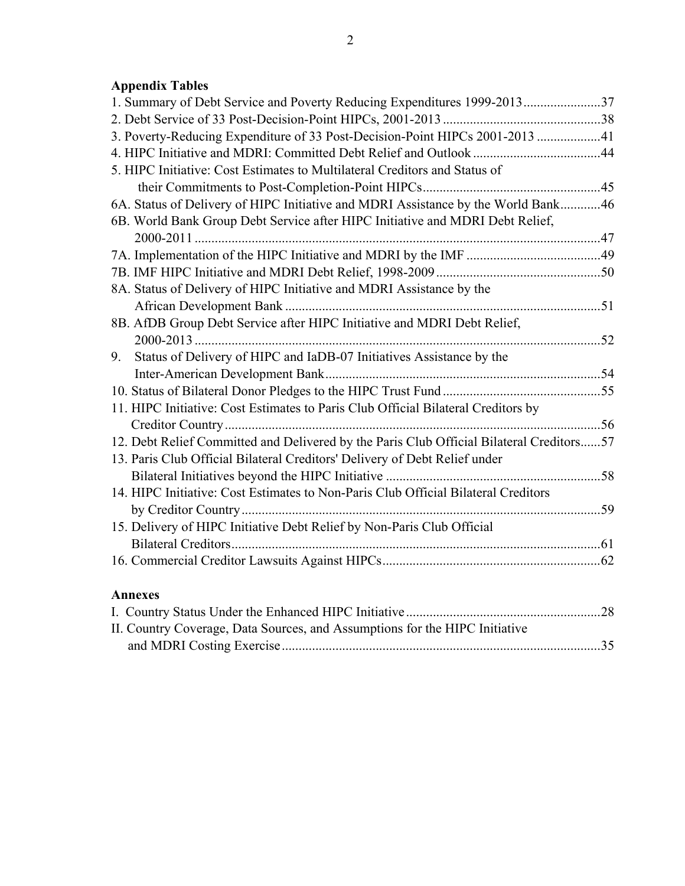**Appendix Tables**

1. Summary of Debt Service and Poverty Reducing Expenditures 1999-2013.......................37
2. Debt Service of 33 Post-Decision-Point HIPCs, 2001-2013 ...............................................38
3. Poverty-Reducing Expenditure of 33 Post-Decision-Point HIPCs 2001-2013 ...................41
4. HIPC Initiative and MDRI: Committed Debt Relief and Outlook ......................................44
5. HIPC Initiative: Cost Estimates to Multilateral Creditors and Status of
   their Commitments to Post-Completion-Point HIPCs....................................................45

6A. Status of Delivery of HIPC Initiative and MDRI Assistance by the World Bank............46
6B. World Bank Group Debt Service after HIPC Initiative and MDRI Debt Relief,
    2000-2011 ........................................................................................................................47
7A. Implementation of the HIPC Initiative and MDRI by the IMF ........................................49
7B. IMF HIPC Initiative and MDRI Debt Relief, 1998-2009 .................................................50
8A. Status of Delivery of HIPC Initiative and MDRI Assistance by the
    African Development Bank .............................................................................................51
8B. AfDB Group Debt Service after HIPC Initiative and MDRI Debt Relief,
    2000-2013 .........................................................................................................................52

9. Status of Delivery of HIPC and IaDB-07 Initiatives Assistance by the
   Inter-American Development Bank..................................................................................54
10. Status of Bilateral Donor Pledges to the HIPC Trust Fund ...............................................55
11. HIPC Initiative: Cost Estimates to Paris Club Official Bilateral Creditors by
    Creditor Country ................................................................................................................56
12. Debt Relief Committed and Delivered by the Paris Club Official Bilateral Creditors......57
13. Paris Club Official Bilateral Creditors' Delivery of Debt Relief under
    Bilateral Initiatives beyond the HIPC Initiative ................................................................58
14. HIPC Initiative: Cost Estimates to Non-Paris Club Official Bilateral Creditors
    by Creditor Country ...........................................................................................................59
15. Delivery of HIPC Initiative Debt Relief by Non-Paris Club Official
    Bilateral Creditors..............................................................................................................61
16. Commercial Creditor Lawsuits Against HIPCs.................................................................62

**Annexes**

I. Country Status Under the Enhanced HIPC Initiative ..........................................................28
II. Country Coverage, Data Sources, and Assumptions for the HIPC Initiative
    and MDRI Costing Exercise ..............................................................................................35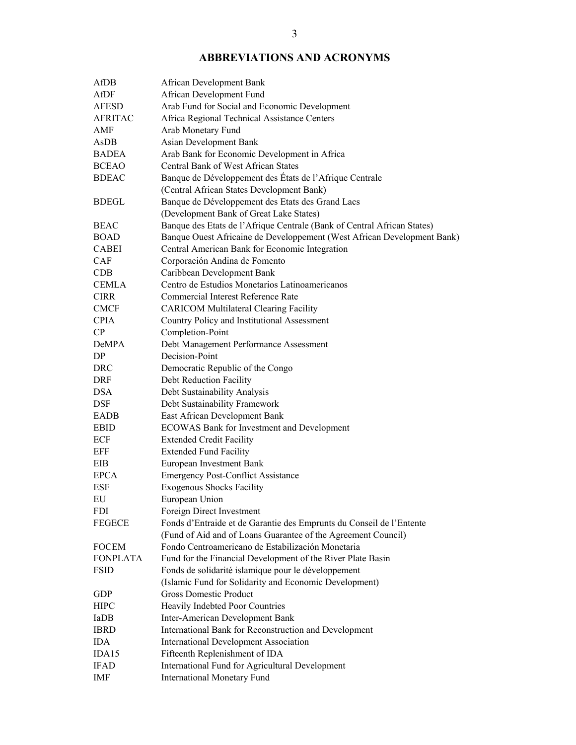## ABBREVIATIONS AND ACRONYMS

| | |
|---|---|
| AfDB | African Development Bank |
| AfDF | African Development Fund |
| AFESD | Arab Fund for Social and Economic Development |
| AFRITAC | Africa Regional Technical Assistance Centers |
| AMF | Arab Monetary Fund |
| AsDB | Asian Development Bank |
| BADEA | Arab Bank for Economic Development in Africa |
| BCEAO | Central Bank of West African States |
| BDEAC | Banque de Développement des États de l'Afrique Centrale (Central African States Development Bank) |
| BDEGL | Banque de Développement des Etats des Grand Lacs (Development Bank of Great Lake States) |
| BEAC | Banque des Etats de l'Afrique Centrale (Bank of Central African States) |
| BOAD | Banque Ouest Africaine de Developpement (West African Development Bank) |
| CABEI | Central American Bank for Economic Integration |
| CAF | Corporación Andina de Fomento |
| CDB | Caribbean Development Bank |
| CEMLA | Centro de Estudios Monetarios Latinoamericanos |
| CIRR | Commercial Interest Reference Rate |
| CMCF | CARICOM Multilateral Clearing Facility |
| CPIA | Country Policy and Institutional Assessment |
| CP | Completion-Point |
| DeMPA | Debt Management Performance Assessment |
| DP | Decision-Point |
| DRC | Democratic Republic of the Congo |
| DRF | Debt Reduction Facility |
| DSA | Debt Sustainability Analysis |
| DSF | Debt Sustainability Framework |
| EADB | East African Development Bank |
| EBID | ECOWAS Bank for Investment and Development |
| ECF | Extended Credit Facility |
| EFF | Extended Fund Facility |
| EIB | European Investment Bank |
| EPCA | Emergency Post-Conflict Assistance |
| ESF | Exogenous Shocks Facility |
| EU | European Union |
| FDI | Foreign Direct Investment |
| FEGECE | Fonds d'Entraide et de Garantie des Emprunts du Conseil de l'Entente (Fund of Aid and of Loans Guarantee of the Agreement Council) |
| FOCEM | Fondo Centroamericano de Estabilización Monetaria |
| FONPLATA | Fund for the Financial Development of the River Plate Basin |
| FSID | Fonds de solidarité islamique pour le développement (Islamic Fund for Solidarity and Economic Development) |
| GDP | Gross Domestic Product |
| HIPC | Heavily Indebted Poor Countries |
| IaDB | Inter-American Development Bank |
| IBRD | International Bank for Reconstruction and Development |
| IDA | International Development Association |
| IDA15 | Fifteenth Replenishment of IDA |
| IFAD | International Fund for Agricultural Development |
| IMF | International Monetary Fund |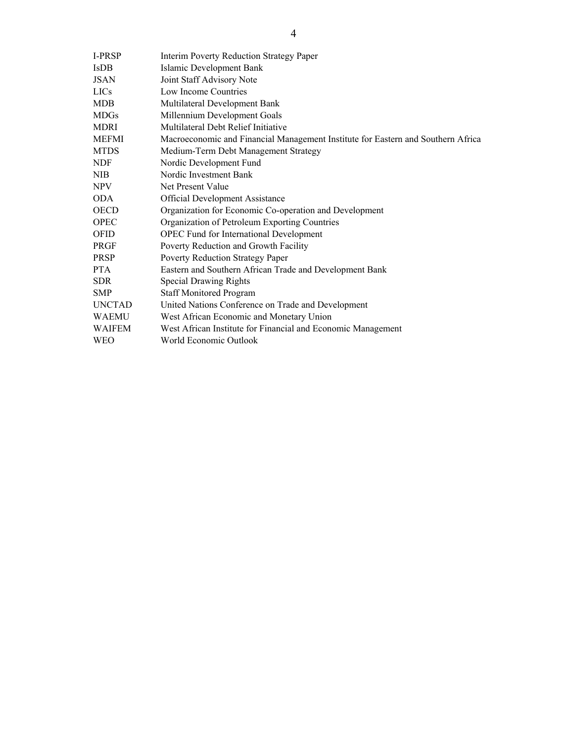| | |
|---|---|
| I-PRSP | Interim Poverty Reduction Strategy Paper |
| IsDB | Islamic Development Bank |
| JSAN | Joint Staff Advisory Note |
| LICs | Low Income Countries |
| MDB | Multilateral Development Bank |
| MDGs | Millennium Development Goals |
| MDRI | Multilateral Debt Relief Initiative |
| MEFMI | Macroeconomic and Financial Management Institute for Eastern and Southern Africa |
| MTDS | Medium-Term Debt Management Strategy |
| NDF | Nordic Development Fund |
| NIB | Nordic Investment Bank |
| NPV | Net Present Value |
| ODA | Official Development Assistance |
| OECD | Organization for Economic Co-operation and Development |
| OPEC | Organization of Petroleum Exporting Countries |
| OFID | OPEC Fund for International Development |
| PRGF | Poverty Reduction and Growth Facility |
| PRSP | Poverty Reduction Strategy Paper |
| PTA | Eastern and Southern African Trade and Development Bank |
| SDR | Special Drawing Rights |
| SMP | Staff Monitored Program |
| UNCTAD | United Nations Conference on Trade and Development |
| WAEMU | West African Economic and Monetary Union |
| WAIFEM | West African Institute for Financial and Economic Management |
| WEO | World Economic Outlook |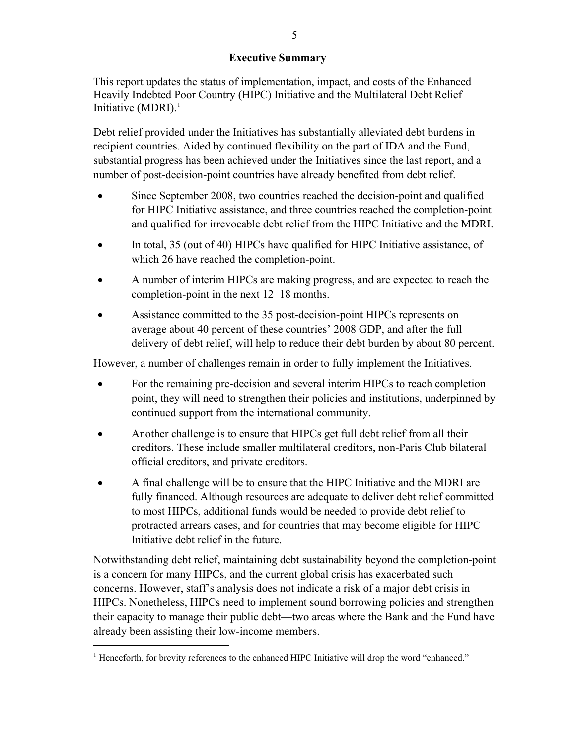## Executive Summary

This report updates the status of implementation, impact, and costs of the Enhanced Heavily Indebted Poor Country (HIPC) Initiative and the Multilateral Debt Relief Initiative (MDRI).[1]

Debt relief provided under the Initiatives has substantially alleviated debt burdens in recipient countries. Aided by continued flexibility on the part of IDA and the Fund, substantial progress has been achieved under the Initiatives since the last report, and a number of post-decision-point countries have already benefited from debt relief.

- Since September 2008, two countries reached the decision-point and qualified for HIPC Initiative assistance, and three countries reached the completion-point and qualified for irrevocable debt relief from the HIPC Initiative and the MDRI.
- In total, 35 (out of 40) HIPCs have qualified for HIPC Initiative assistance, of which 26 have reached the completion-point.
- A number of interim HIPCs are making progress, and are expected to reach the completion-point in the next 12–18 months.
- Assistance committed to the 35 post-decision-point HIPCs represents on average about 40 percent of these countries' 2008 GDP, and after the full delivery of debt relief, will help to reduce their debt burden by about 80 percent.

However, a number of challenges remain in order to fully implement the Initiatives.

- For the remaining pre-decision and several interim HIPCs to reach completion point, they will need to strengthen their policies and institutions, underpinned by continued support from the international community.
- Another challenge is to ensure that HIPCs get full debt relief from all their creditors. These include smaller multilateral creditors, non-Paris Club bilateral official creditors, and private creditors.
- A final challenge will be to ensure that the HIPC Initiative and the MDRI are fully financed. Although resources are adequate to deliver debt relief committed to most HIPCs, additional funds would be needed to provide debt relief to protracted arrears cases, and for countries that may become eligible for HIPC Initiative debt relief in the future.

Notwithstanding debt relief, maintaining debt sustainability beyond the completion-point is a concern for many HIPCs, and the current global crisis has exacerbated such concerns. However, staff's analysis does not indicate a risk of a major debt crisis in HIPCs. Nonetheless, HIPCs need to implement sound borrowing policies and strengthen their capacity to manage their public debt—two areas where the Bank and the Fund have already been assisting their low-income members.

---

[1] Henceforth, for brevity references to the enhanced HIPC Initiative will drop the word "enhanced."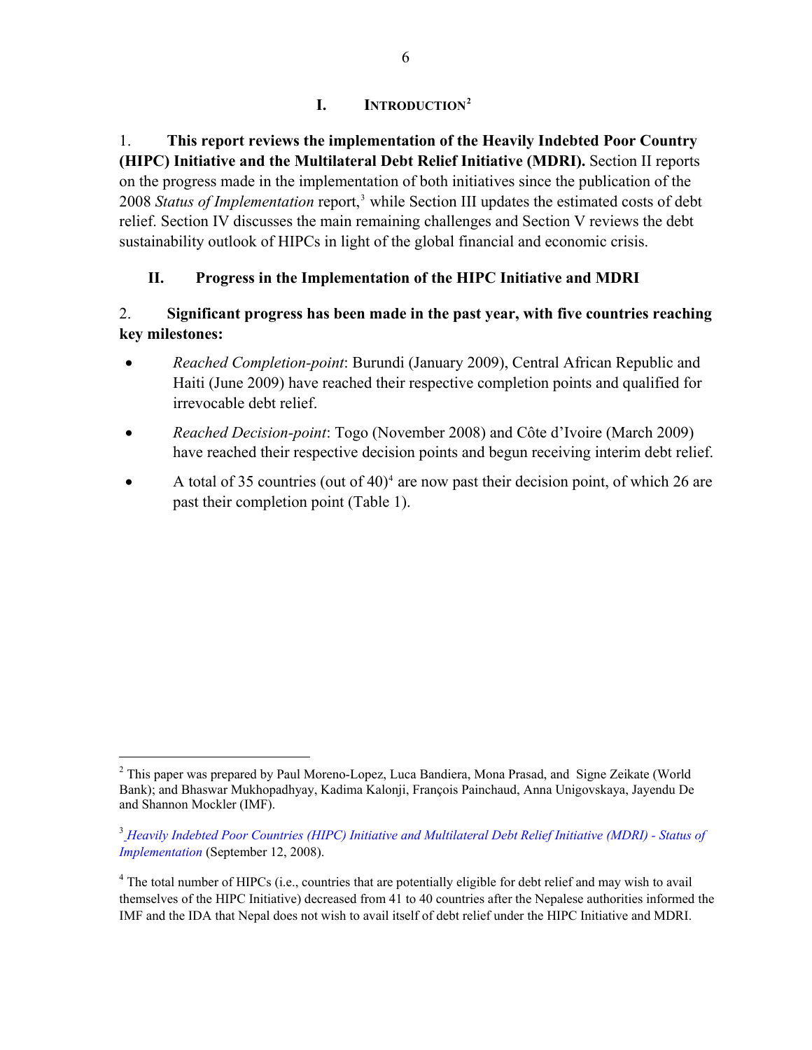# I. INTRODUCTION[2]

1. **This report reviews the implementation of the Heavily Indebted Poor Country (HIPC) Initiative and the Multilateral Debt Relief Initiative (MDRI).** Section II reports on the progress made in the implementation of both initiatives since the publication of the 2008 *Status of Implementation* report,[3] while Section III updates the estimated costs of debt relief. Section IV discusses the main remaining challenges and Section V reviews the debt sustainability outlook of HIPCs in light of the global financial and economic crisis.

## II. Progress in the Implementation of the HIPC Initiative and MDRI

2. **Significant progress has been made in the past year, with five countries reaching key milestones:**

- *Reached Completion-point*: Burundi (January 2009), Central African Republic and Haiti (June 2009) have reached their respective completion points and qualified for irrevocable debt relief.
- *Reached Decision-point*: Togo (November 2008) and Côte d'Ivoire (March 2009) have reached their respective decision points and begun receiving interim debt relief.
- A total of 35 countries (out of 40)[4] are now past their decision point, of which 26 are past their completion point (Table 1).

---

[2] This paper was prepared by Paul Moreno-Lopez, Luca Bandiera, Mona Prasad, and Signe Zeikate (World Bank); and Bhaswar Mukhopadhyay, Kadima Kalonji, François Painchaud, Anna Unigovskaya, Jayendu De and Shannon Mockler (IMF).

[3] *Heavily Indebted Poor Countries (HIPC) Initiative and Multilateral Debt Relief Initiative (MDRI) - Status of Implementation* (September 12, 2008).

[4] The total number of HIPCs (i.e., countries that are potentially eligible for debt relief and may wish to avail themselves of the HIPC Initiative) decreased from 41 to 40 countries after the Nepalese authorities informed the IMF and the IDA that Nepal does not wish to avail itself of debt relief under the HIPC Initiative and MDRI.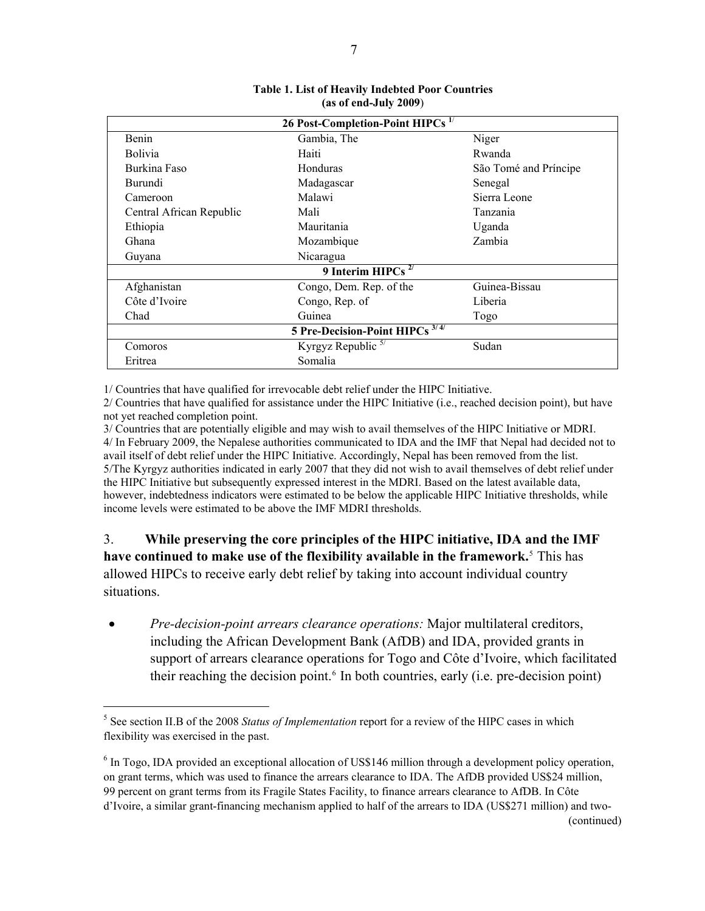**Table 1. List of Heavily Indebted Poor Countries (as of end-July 2009)**

| 26 Post-Completion-Point HIPCs [1/] | | |
|---|---|---|
| Benin | Gambia, The | Niger |
| Bolivia | Haiti | Rwanda |
| Burkina Faso | Honduras | São Tomé and Príncipe |
| Burundi | Madagascar | Senegal |
| Cameroon | Malawi | Sierra Leone |
| Central African Republic | Mali | Tanzania |
| Ethiopia | Mauritania | Uganda |
| Ghana | Mozambique | Zambia |
| Guyana | Nicaragua | |
| **9 Interim HIPCs [2/]** | | |
| Afghanistan | Congo, Dem. Rep. of the | Guinea-Bissau |
| Côte d'Ivoire | Congo, Rep. of | Liberia |
| Chad | Guinea | Togo |
| **5 Pre-Decision-Point HIPCs [3/ 4/]** | | |
| Comoros | Kyrgyz Republic [5/] | Sudan |
| Eritrea | Somalia | |

1/ Countries that have qualified for irrevocable debt relief under the HIPC Initiative.
2/ Countries that have qualified for assistance under the HIPC Initiative (i.e., reached decision point), but have not yet reached completion point.
3/ Countries that are potentially eligible and may wish to avail themselves of the HIPC Initiative or MDRI.
4/ In February 2009, the Nepalese authorities communicated to IDA and the IMF that Nepal had decided not to avail itself of debt relief under the HIPC Initiative. Accordingly, Nepal has been removed from the list.
5/The Kyrgyz authorities indicated in early 2007 that they did not wish to avail themselves of debt relief under the HIPC Initiative but subsequently expressed interest in the MDRI. Based on the latest available data, however, indebtedness indicators were estimated to be below the applicable HIPC Initiative thresholds, while income levels were estimated to be above the IMF MDRI thresholds.

3. **While preserving the core principles of the HIPC initiative, IDA and the IMF have continued to make use of the flexibility available in the framework.**[5] This has allowed HIPCs to receive early debt relief by taking into account individual country situations.

- *Pre-decision-point arrears clearance operations:* Major multilateral creditors, including the African Development Bank (AfDB) and IDA, provided grants in support of arrears clearance operations for Togo and Côte d'Ivoire, which facilitated their reaching the decision point.[6] In both countries, early (i.e. pre-decision point)

---

[5] See section II.B of the 2008 *Status of Implementation* report for a review of the HIPC cases in which flexibility was exercised in the past.

[6] In Togo, IDA provided an exceptional allocation of US$146 million through a development policy operation, on grant terms, which was used to finance the arrears clearance to IDA. The AfDB provided US$24 million, 99 percent on grant terms from its Fragile States Facility, to finance arrears clearance to AfDB. In Côte d'Ivoire, a similar grant-financing mechanism applied to half of the arrears to IDA (US$271 million) and two-

(continued)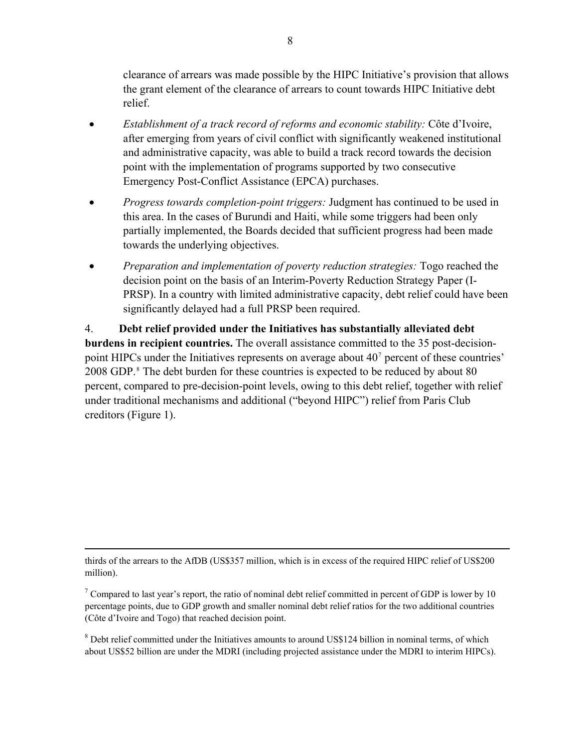clearance of arrears was made possible by the HIPC Initiative's provision that allows the grant element of the clearance of arrears to count towards HIPC Initiative debt relief.

- *Establishment of a track record of reforms and economic stability:* Côte d'Ivoire, after emerging from years of civil conflict with significantly weakened institutional and administrative capacity, was able to build a track record towards the decision point with the implementation of programs supported by two consecutive Emergency Post-Conflict Assistance (EPCA) purchases.
- *Progress towards completion-point triggers:* Judgment has continued to be used in this area. In the cases of Burundi and Haiti, while some triggers had been only partially implemented, the Boards decided that sufficient progress had been made towards the underlying objectives.
- *Preparation and implementation of poverty reduction strategies:* Togo reached the decision point on the basis of an Interim-Poverty Reduction Strategy Paper (I-PRSP). In a country with limited administrative capacity, debt relief could have been significantly delayed had a full PRSP been required.

4. **Debt relief provided under the Initiatives has substantially alleviated debt burdens in recipient countries.** The overall assistance committed to the 35 post-decision-point HIPCs under the Initiatives represents on average about 40[7] percent of these countries' 2008 GDP.[8] The debt burden for these countries is expected to be reduced by about 80 percent, compared to pre-decision-point levels, owing to this debt relief, together with relief under traditional mechanisms and additional ("beyond HIPC") relief from Paris Club creditors (Figure 1).

---

thirds of the arrears to the AfDB (US$357 million, which is in excess of the required HIPC relief of US$200 million).

[7] Compared to last year's report, the ratio of nominal debt relief committed in percent of GDP is lower by 10 percentage points, due to GDP growth and smaller nominal debt relief ratios for the two additional countries (Côte d'Ivoire and Togo) that reached decision point.

[8] Debt relief committed under the Initiatives amounts to around US$124 billion in nominal terms, of which about US$52 billion are under the MDRI (including projected assistance under the MDRI to interim HIPCs).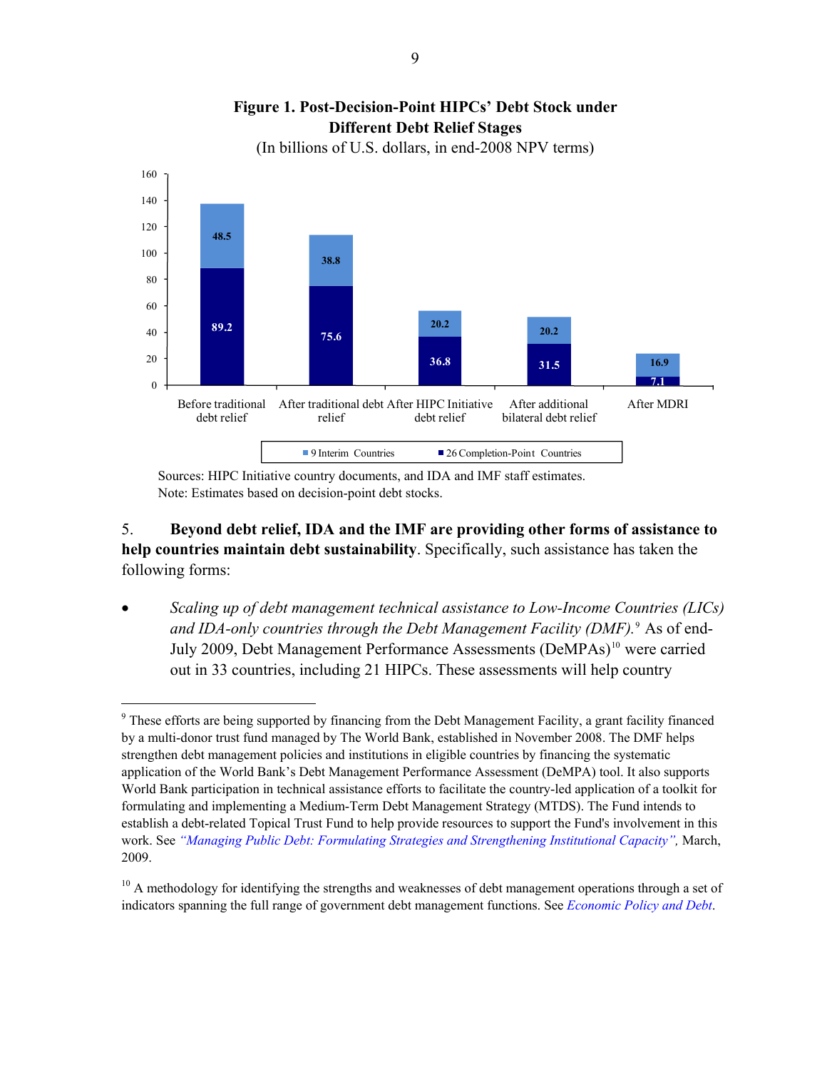**Figure 1. Post-Decision-Point HIPCs' Debt Stock under Different Debt Relief Stages**

(In billions of U.S. dollars, in end-2008 NPV terms)

| | Before traditional debt relief | After traditional debt relief | After HIPC Initiative debt relief | After additional bilateral debt relief | After MDRI |
|---|---|---|---|---|---|
| 9 Interim Countries | 48.5 | 38.8 | 20.2 | 20.2 | 16.9 |
| 26 Completion-Point Countries | 89.2 | 75.6 | 36.8 | 31.5 | 7.1 |

Sources: HIPC Initiative country documents, and IDA and IMF staff estimates.
Note: Estimates based on decision-point debt stocks.

5. **Beyond debt relief, IDA and the IMF are providing other forms of assistance to help countries maintain debt sustainability**. Specifically, such assistance has taken the following forms:

- *Scaling up of debt management technical assistance to Low-Income Countries (LICs) and IDA-only countries through the Debt Management Facility (DMF).*[9] As of end-July 2009, Debt Management Performance Assessments (DeMPAs)[10] were carried out in 33 countries, including 21 HIPCs. These assessments will help country

[9] These efforts are being supported by financing from the Debt Management Facility, a grant facility financed by a multi-donor trust fund managed by The World Bank, established in November 2008. The DMF helps strengthen debt management policies and institutions in eligible countries by financing the systematic application of the World Bank's Debt Management Performance Assessment (DeMPA) tool. It also supports World Bank participation in technical assistance efforts to facilitate the country-led application of a toolkit for formulating and implementing a Medium-Term Debt Management Strategy (MTDS). The Fund intends to establish a debt-related Topical Trust Fund to help provide resources to support the Fund's involvement in this work. See *"Managing Public Debt: Formulating Strategies and Strengthening Institutional Capacity"*, March, 2009.

[10] A methodology for identifying the strengths and weaknesses of debt management operations through a set of indicators spanning the full range of government debt management functions. See *Economic Policy and Debt*.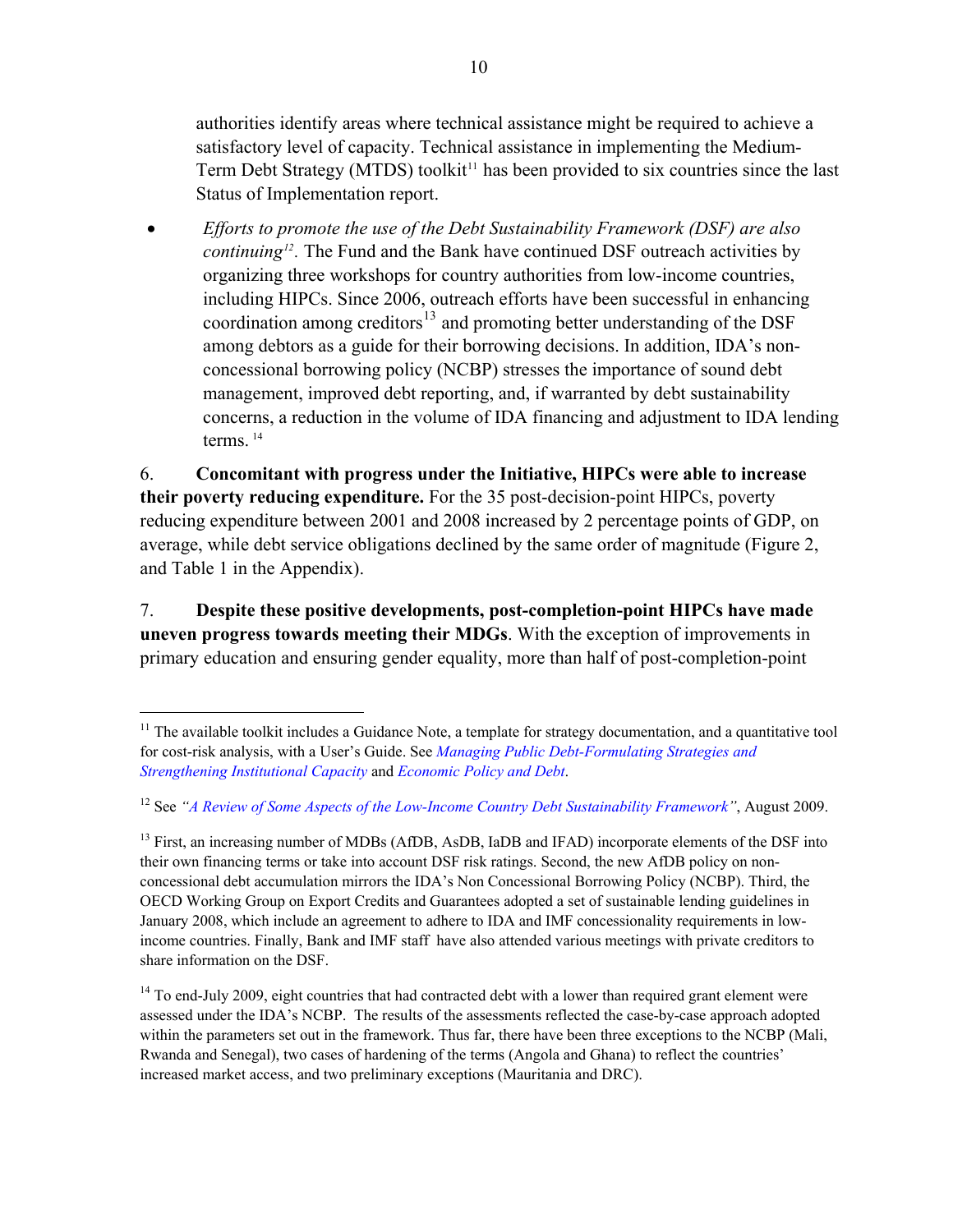authorities identify areas where technical assistance might be required to achieve a satisfactory level of capacity. Technical assistance in implementing the Medium-Term Debt Strategy (MTDS) toolkit[11] has been provided to six countries since the last Status of Implementation report.

- *Efforts to promote the use of the Debt Sustainability Framework (DSF) are also continuing*[12]. The Fund and the Bank have continued DSF outreach activities by organizing three workshops for country authorities from low-income countries, including HIPCs. Since 2006, outreach efforts have been successful in enhancing coordination among creditors[13] and promoting better understanding of the DSF among debtors as a guide for their borrowing decisions. In addition, IDA's non-concessional borrowing policy (NCBP) stresses the importance of sound debt management, improved debt reporting, and, if warranted by debt sustainability concerns, a reduction in the volume of IDA financing and adjustment to IDA lending terms.[14]

6. **Concomitant with progress under the Initiative, HIPCs were able to increase their poverty reducing expenditure.** For the 35 post-decision-point HIPCs, poverty reducing expenditure between 2001 and 2008 increased by 2 percentage points of GDP, on average, while debt service obligations declined by the same order of magnitude (Figure 2, and Table 1 in the Appendix).

7. **Despite these positive developments, post-completion-point HIPCs have made uneven progress towards meeting their MDGs**. With the exception of improvements in primary education and ensuring gender equality, more than half of post-completion-point

---

[11] The available toolkit includes a Guidance Note, a template for strategy documentation, and a quantitative tool for cost-risk analysis, with a User's Guide. See *Managing Public Debt-Formulating Strategies and Strengthening Institutional Capacity* and *Economic Policy and Debt*.

[12] See *"A Review of Some Aspects of the Low-Income Country Debt Sustainability Framework"*, August 2009.

[13] First, an increasing number of MDBs (AfDB, AsDB, IaDB and IFAD) incorporate elements of the DSF into their own financing terms or take into account DSF risk ratings. Second, the new AfDB policy on non-concessional debt accumulation mirrors the IDA's Non Concessional Borrowing Policy (NCBP). Third, the OECD Working Group on Export Credits and Guarantees adopted a set of sustainable lending guidelines in January 2008, which include an agreement to adhere to IDA and IMF concessionality requirements in low-income countries. Finally, Bank and IMF staff have also attended various meetings with private creditors to share information on the DSF.

[14] To end-July 2009, eight countries that had contracted debt with a lower than required grant element were assessed under the IDA's NCBP. The results of the assessments reflected the case-by-case approach adopted within the parameters set out in the framework. Thus far, there have been three exceptions to the NCBP (Mali, Rwanda and Senegal), two cases of hardening of the terms (Angola and Ghana) to reflect the countries' increased market access, and two preliminary exceptions (Mauritania and DRC).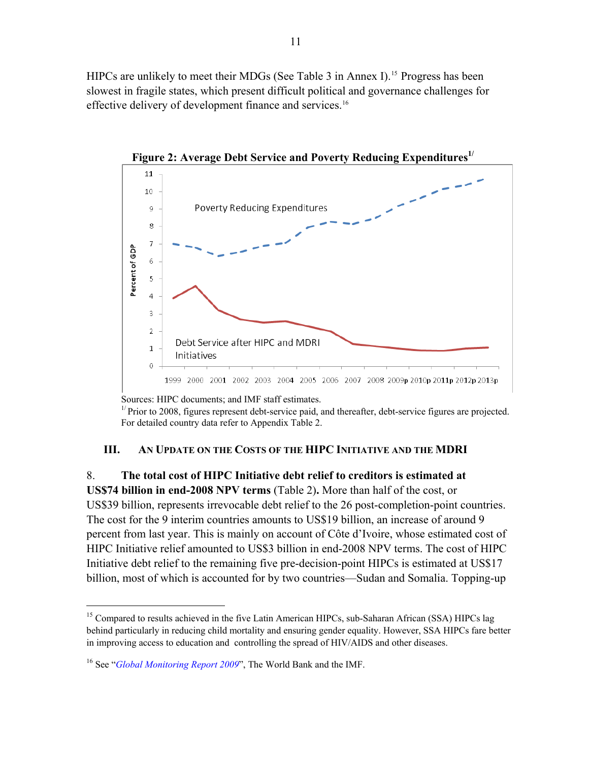HIPCs are unlikely to meet their MDGs (See Table 3 in Annex I).[15] Progress has been slowest in fragile states, which present difficult political and governance challenges for effective delivery of development finance and services.[16]

**Figure 2: Average Debt Service and Poverty Reducing Expenditures[1/]**

Sources: HIPC documents; and IMF staff estimates.

[1/] Prior to 2008, figures represent debt-service paid, and thereafter, debt-service figures are projected. For detailed country data refer to Appendix Table 2.

## III. An Update on the Costs of the HIPC Initiative and the MDRI

8. **The total cost of HIPC Initiative debt relief to creditors is estimated at US$74 billion in end-2008 NPV terms** (Table 2)**.** More than half of the cost, or US$39 billion, represents irrevocable debt relief to the 26 post-completion-point countries. The cost for the 9 interim countries amounts to US$19 billion, an increase of around 9 percent from last year. This is mainly on account of Côte d'Ivoire, whose estimated cost of HIPC Initiative relief amounted to US$3 billion in end-2008 NPV terms. The cost of HIPC Initiative debt relief to the remaining five pre-decision-point HIPCs is estimated at US$17 billion, most of which is accounted for by two countries—Sudan and Somalia. Topping-up

---

[15] Compared to results achieved in the five Latin American HIPCs, sub-Saharan African (SSA) HIPCs lag behind particularly in reducing child mortality and ensuring gender equality. However, SSA HIPCs fare better in improving access to education and controlling the spread of HIV/AIDS and other diseases.

[16] See "*Global Monitoring Report 2009*", The World Bank and the IMF.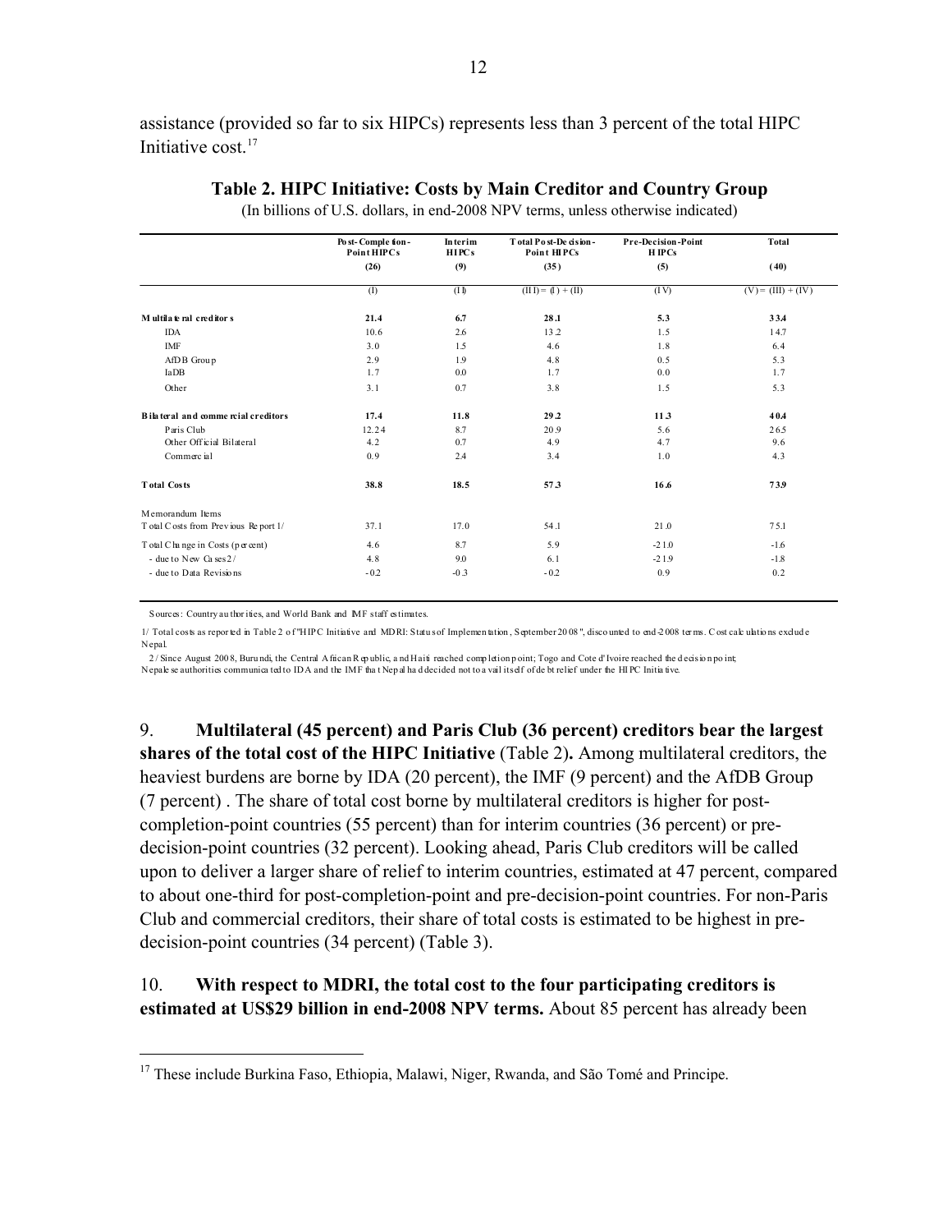assistance (provided so far to six HIPCs) represents less than 3 percent of the total HIPC Initiative cost.[17]

**Table 2. HIPC Initiative: Costs by Main Creditor and Country Group**

(In billions of U.S. dollars, in end-2008 NPV terms, unless otherwise indicated)

| | Post-Completion-Point HIPCs | Interim HIPCs | Total Post-Decision-Point HIPCs | Pre-Decision-Point HIPCs | Total |
|---|---|---|---|---|---|
| | (26) | (9) | (35) | (5) | (40) |
| | (I) | (II) | (III) = (I) + (II) | (IV) | (V) = (III) + (IV) |
| **Multilateral creditors** | **21.4** | **6.7** | **28.1** | **5.3** | **33.4** |
| IDA | 10.6 | 2.6 | 13.2 | 1.5 | 14.7 |
| IMF | 3.0 | 1.5 | 4.6 | 1.8 | 6.4 |
| AfDB Group | 2.9 | 1.9 | 4.8 | 0.5 | 5.3 |
| IaDB | 1.7 | 0.0 | 1.7 | 0.0 | 1.7 |
| Other | 3.1 | 0.7 | 3.8 | 1.5 | 5.3 |
| **Bilateral and commercial creditors** | **17.4** | **11.8** | **29.2** | **11.3** | **40.4** |
| Paris Club | 12.24 | 8.7 | 20.9 | 5.6 | 26.5 |
| Other Official Bilateral | 4.2 | 0.7 | 4.9 | 4.7 | 9.6 |
| Commercial | 0.9 | 2.4 | 3.4 | 1.0 | 4.3 |
| **Total Costs** | **38.8** | **18.5** | **57.3** | **16.6** | **73.9** |
| Memorandum Items | | | | | |
| Total Costs from Previous Report 1/ | 37.1 | 17.0 | 54.1 | 21.0 | 75.1 |
| Total Change in Costs (percent) | 4.6 | 8.7 | 5.9 | -21.0 | -1.6 |
| - due to New Cases 2/ | 4.8 | 9.0 | 6.1 | -21.9 | -1.8 |
| - due to Data Revisions | -0.2 | -0.3 | -0.2 | 0.9 | 0.2 |

Sources: Country authorities, and World Bank and IMF staff estimates.

1/ Total costs as reported in Table 2 of "HIPC Initiative and MDRI: Status of Implementation, September 2008", discounted to end-2008 terms. Cost calculations exclude Nepal.

2/ Since August 2008, Burundi, the Central African Republic, and Haiti reached completion point; Togo and Cote d'Ivoire reached the decision point; Nepalese authorities communicated to IDA and the IMF that Nepal had decided not to avail itself of debt relief under the HIPC Initiative.

9. **Multilateral (45 percent) and Paris Club (36 percent) creditors bear the largest shares of the total cost of the HIPC Initiative** (Table 2)**.** Among multilateral creditors, the heaviest burdens are borne by IDA (20 percent), the IMF (9 percent) and the AfDB Group (7 percent) . The share of total cost borne by multilateral creditors is higher for post-completion-point countries (55 percent) than for interim countries (36 percent) or pre-decision-point countries (32 percent). Looking ahead, Paris Club creditors will be called upon to deliver a larger share of relief to interim countries, estimated at 47 percent, compared to about one-third for post-completion-point and pre-decision-point countries. For non-Paris Club and commercial creditors, their share of total costs is estimated to be highest in pre-decision-point countries (34 percent) (Table 3).

10. **With respect to MDRI, the total cost to the four participating creditors is estimated at US$29 billion in end-2008 NPV terms.** About 85 percent has already been

[17] These include Burkina Faso, Ethiopia, Malawi, Niger, Rwanda, and São Tomé and Principe.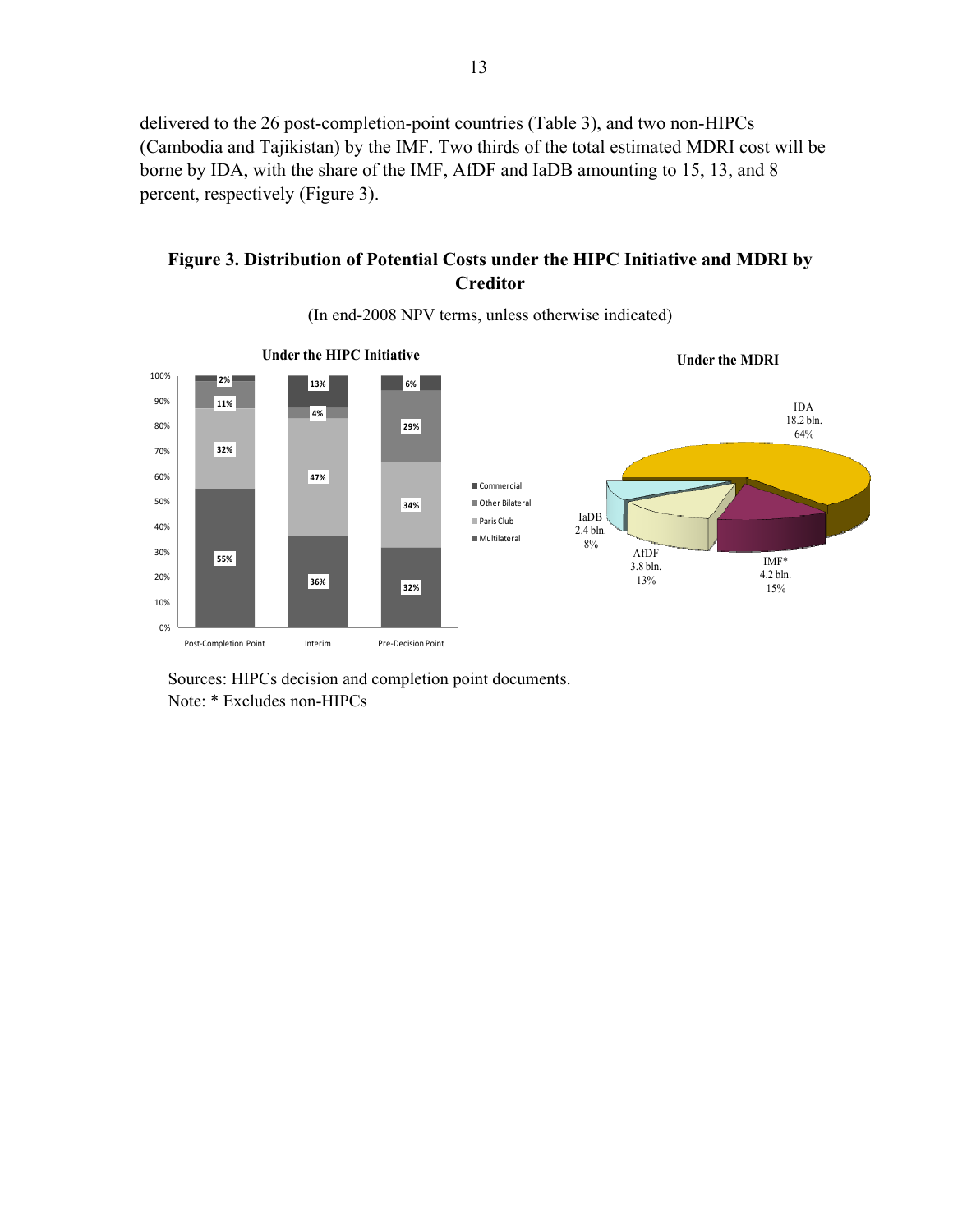delivered to the 26 post-completion-point countries (Table 3), and two non-HIPCs (Cambodia and Tajikistan) by the IMF. Two thirds of the total estimated MDRI cost will be borne by IDA, with the share of the IMF, AfDF and IaDB amounting to 15, 13, and 8 percent, respectively (Figure 3).

**Figure 3. Distribution of Potential Costs under the HIPC Initiative and MDRI by Creditor**

(In end-2008 NPV terms, unless otherwise indicated)

**Under the HIPC Initiative**

| | Post-Completion Point | Interim | Pre-Decision Point |
|---|---|---|---|
| Commercial | 2% | 13% | 6% |
| Other Bilateral | 11% | 4% | 29% |
| Paris Club | 32% | 47% | 34% |
| Multilateral | 55% | 36% | 32% |

**Under the MDRI**

| Creditor | Amount | Share |
|---|---|---|
| IDA | 18.2 bln. | 64% |
| IMF* | 4.2 bln. | 15% |
| AfDF | 3.8 bln. | 13% |
| IaDB | 2.4 bln. | 8% |

Sources: HIPCs decision and completion point documents.
Note: * Excludes non-HIPCs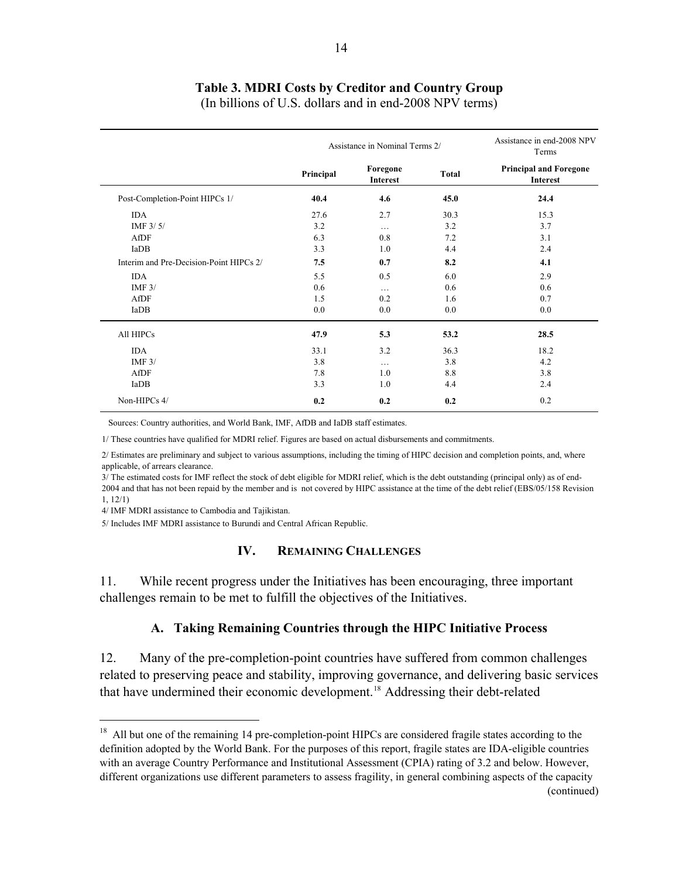**Table 3. MDRI Costs by Creditor and Country Group**
(In billions of U.S. dollars and in end-2008 NPV terms)

| | Assistance in Nominal Terms 2/ | | | Assistance in end-2008 NPV Terms |
|---|---|---|---|---|
| | Principal | Foregone Interest | Total | Principal and Foregone Interest |
| Post-Completion-Point HIPCs 1/ | **40.4** | **4.6** | **45.0** | **24.4** |
| IDA | 27.6 | 2.7 | 30.3 | 15.3 |
| IMF 3/ 5/ | 3.2 | … | 3.2 | 3.7 |
| AfDF | 6.3 | 0.8 | 7.2 | 3.1 |
| IaDB | 3.3 | 1.0 | 4.4 | 2.4 |
| Interim and Pre-Decision-Point HIPCs 2/ | **7.5** | **0.7** | **8.2** | **4.1** |
| IDA | 5.5 | 0.5 | 6.0 | 2.9 |
| IMF 3/ | 0.6 | … | 0.6 | 0.6 |
| AfDF | 1.5 | 0.2 | 1.6 | 0.7 |
| IaDB | 0.0 | 0.0 | 0.0 | 0.0 |
| All HIPCs | **47.9** | **5.3** | **53.2** | **28.5** |
| IDA | 33.1 | 3.2 | 36.3 | 18.2 |
| IMF 3/ | 3.8 | … | 3.8 | 4.2 |
| AfDF | 7.8 | 1.0 | 8.8 | 3.8 |
| IaDB | 3.3 | 1.0 | 4.4 | 2.4 |
| Non-HIPCs 4/ | **0.2** | **0.2** | **0.2** | 0.2 |

Sources: Country authorities, and World Bank, IMF, AfDB and IaDB staff estimates.

1/ These countries have qualified for MDRI relief. Figures are based on actual disbursements and commitments.

2/ Estimates are preliminary and subject to various assumptions, including the timing of HIPC decision and completion points, and, where applicable, of arrears clearance.

3/ The estimated costs for IMF reflect the stock of debt eligible for MDRI relief, which is the debt outstanding (principal only) as of end-2004 and that has not been repaid by the member and is not covered by HIPC assistance at the time of the debt relief (EBS/05/158 Revision 1, 12/1)

4/ IMF MDRI assistance to Cambodia and Tajikistan.

5/ Includes IMF MDRI assistance to Burundi and Central African Republic.

## IV. Remaining Challenges

11. While recent progress under the Initiatives has been encouraging, three important challenges remain to be met to fulfill the objectives of the Initiatives.

### A. Taking Remaining Countries through the HIPC Initiative Process

12. Many of the pre-completion-point countries have suffered from common challenges related to preserving peace and stability, improving governance, and delivering basic services that have undermined their economic development.[18] Addressing their debt-related

[18] All but one of the remaining 14 pre-completion-point HIPCs are considered fragile states according to the definition adopted by the World Bank. For the purposes of this report, fragile states are IDA-eligible countries with an average Country Performance and Institutional Assessment (CPIA) rating of 3.2 and below. However, different organizations use different parameters to assess fragility, in general combining aspects of the capacity (continued)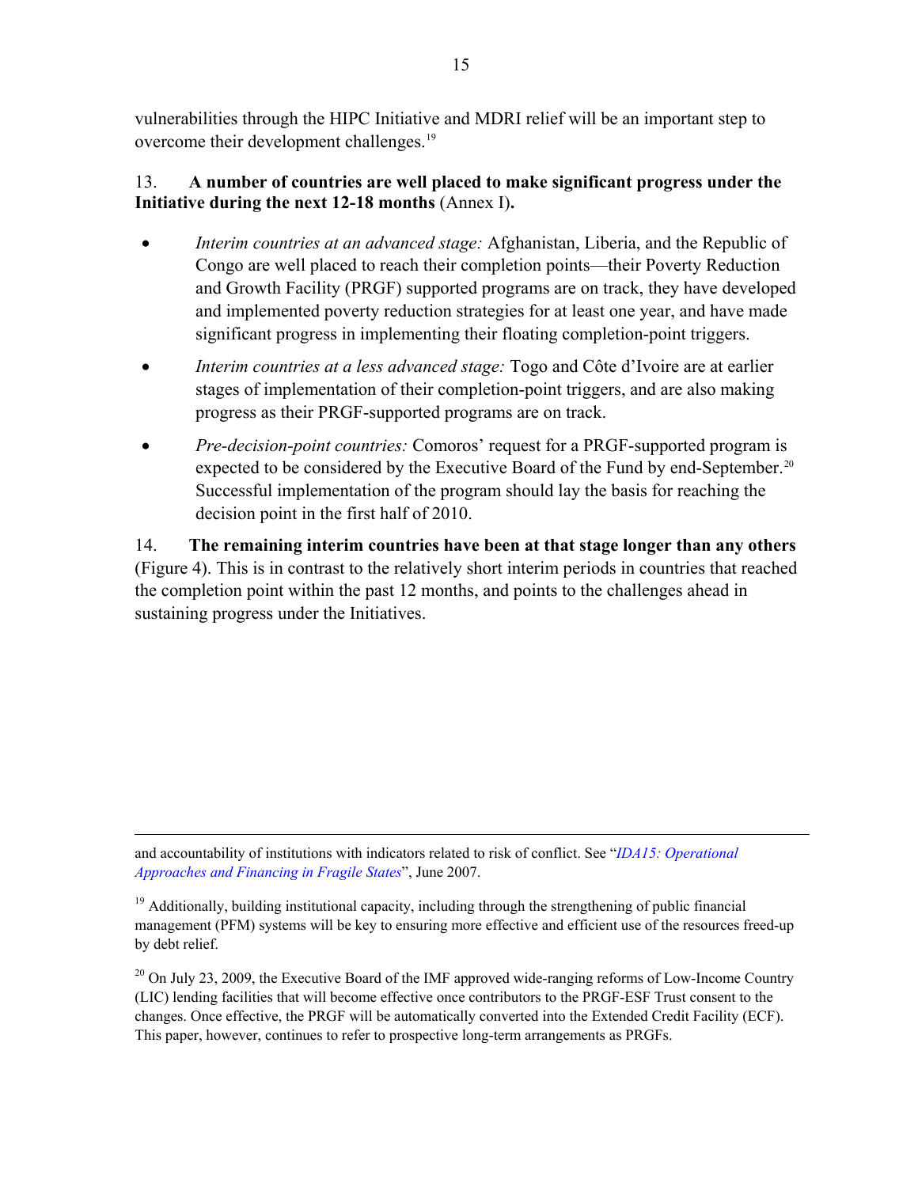vulnerabilities through the HIPC Initiative and MDRI relief will be an important step to overcome their development challenges.[19]

13. **A number of countries are well placed to make significant progress under the Initiative during the next 12-18 months** (Annex I)**.**

- *Interim countries at an advanced stage:* Afghanistan, Liberia, and the Republic of Congo are well placed to reach their completion points—their Poverty Reduction and Growth Facility (PRGF) supported programs are on track, they have developed and implemented poverty reduction strategies for at least one year, and have made significant progress in implementing their floating completion-point triggers.
- *Interim countries at a less advanced stage:* Togo and Côte d'Ivoire are at earlier stages of implementation of their completion-point triggers, and are also making progress as their PRGF-supported programs are on track.
- *Pre-decision-point countries:* Comoros' request for a PRGF-supported program is expected to be considered by the Executive Board of the Fund by end-September.[20] Successful implementation of the program should lay the basis for reaching the decision point in the first half of 2010.

14. **The remaining interim countries have been at that stage longer than any others** (Figure 4). This is in contrast to the relatively short interim periods in countries that reached the completion point within the past 12 months, and points to the challenges ahead in sustaining progress under the Initiatives.

---

and accountability of institutions with indicators related to risk of conflict. See "*IDA15: Operational Approaches and Financing in Fragile States*", June 2007.

[19] Additionally, building institutional capacity, including through the strengthening of public financial management (PFM) systems will be key to ensuring more effective and efficient use of the resources freed-up by debt relief.

[20] On July 23, 2009, the Executive Board of the IMF approved wide-ranging reforms of Low-Income Country (LIC) lending facilities that will become effective once contributors to the PRGF-ESF Trust consent to the changes. Once effective, the PRGF will be automatically converted into the Extended Credit Facility (ECF). This paper, however, continues to refer to prospective long-term arrangements as PRGFs.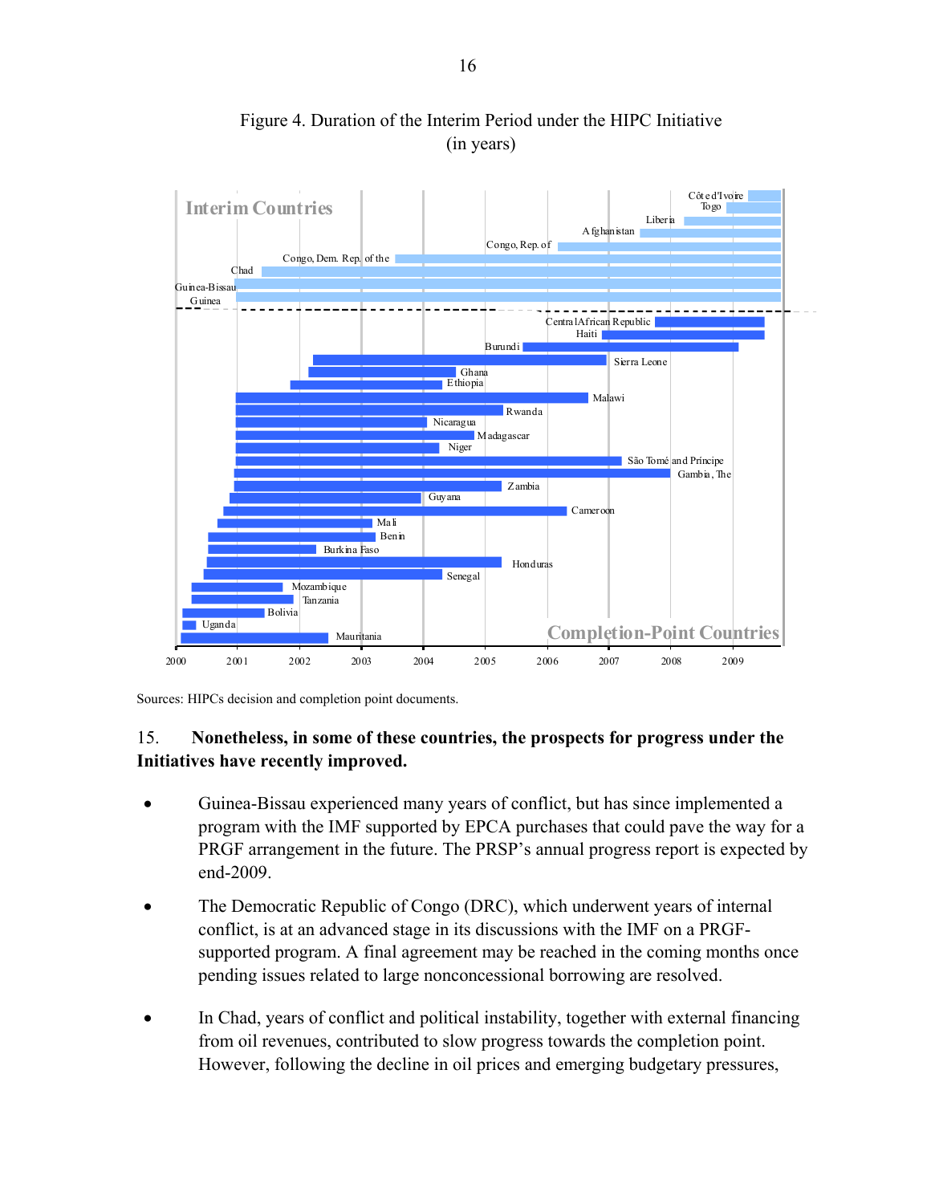Figure 4. Duration of the Interim Period under the HIPC Initiative
(in years)

Sources: HIPCs decision and completion point documents.

15. **Nonetheless, in some of these countries, the prospects for progress under the Initiatives have recently improved.**

- Guinea-Bissau experienced many years of conflict, but has since implemented a program with the IMF supported by EPCA purchases that could pave the way for a PRGF arrangement in the future. The PRSP's annual progress report is expected by end-2009.

- The Democratic Republic of Congo (DRC), which underwent years of internal conflict, is at an advanced stage in its discussions with the IMF on a PRGF-supported program. A final agreement may be reached in the coming months once pending issues related to large nonconcessional borrowing are resolved.

- In Chad, years of conflict and political instability, together with external financing from oil revenues, contributed to slow progress towards the completion point. However, following the decline in oil prices and emerging budgetary pressures,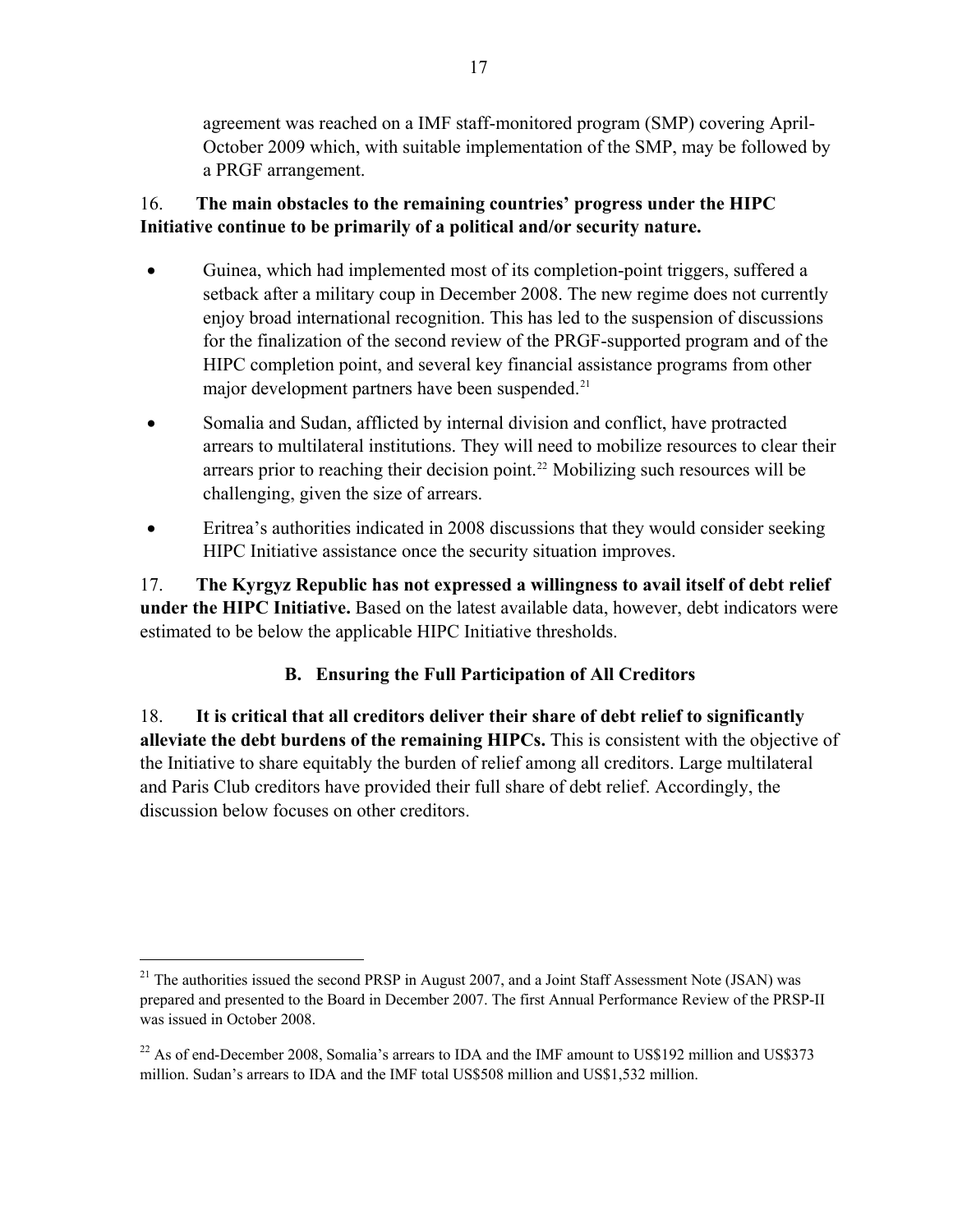agreement was reached on a IMF staff-monitored program (SMP) covering April-October 2009 which, with suitable implementation of the SMP, may be followed by a PRGF arrangement.

16. **The main obstacles to the remaining countries' progress under the HIPC Initiative continue to be primarily of a political and/or security nature.**

- Guinea, which had implemented most of its completion-point triggers, suffered a setback after a military coup in December 2008. The new regime does not currently enjoy broad international recognition. This has led to the suspension of discussions for the finalization of the second review of the PRGF-supported program and of the HIPC completion point, and several key financial assistance programs from other major development partners have been suspended.[21]
- Somalia and Sudan, afflicted by internal division and conflict, have protracted arrears to multilateral institutions. They will need to mobilize resources to clear their arrears prior to reaching their decision point.[22] Mobilizing such resources will be challenging, given the size of arrears.
- Eritrea's authorities indicated in 2008 discussions that they would consider seeking HIPC Initiative assistance once the security situation improves.

17. **The Kyrgyz Republic has not expressed a willingness to avail itself of debt relief under the HIPC Initiative.** Based on the latest available data, however, debt indicators were estimated to be below the applicable HIPC Initiative thresholds.

## B. Ensuring the Full Participation of All Creditors

18. **It is critical that all creditors deliver their share of debt relief to significantly alleviate the debt burdens of the remaining HIPCs.** This is consistent with the objective of the Initiative to share equitably the burden of relief among all creditors. Large multilateral and Paris Club creditors have provided their full share of debt relief. Accordingly, the discussion below focuses on other creditors.

---

[21] The authorities issued the second PRSP in August 2007, and a Joint Staff Assessment Note (JSAN) was prepared and presented to the Board in December 2007. The first Annual Performance Review of the PRSP-II was issued in October 2008.

[22] As of end-December 2008, Somalia's arrears to IDA and the IMF amount to US$192 million and US$373 million. Sudan's arrears to IDA and the IMF total US$508 million and US$1,532 million.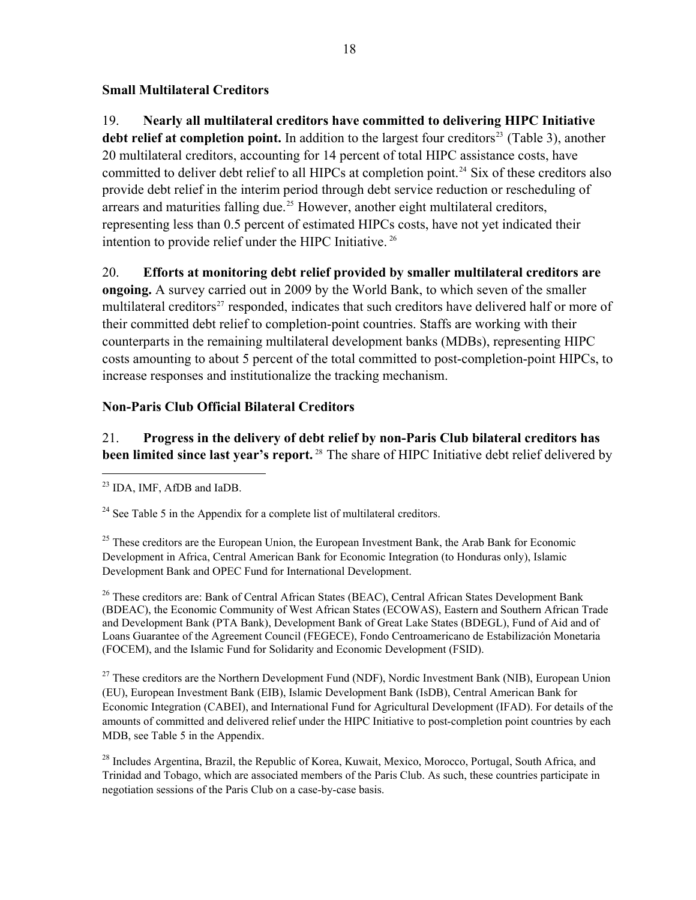### Small Multilateral Creditors

19. **Nearly all multilateral creditors have committed to delivering HIPC Initiative debt relief at completion point.** In addition to the largest four creditors[23] (Table 3), another 20 multilateral creditors, accounting for 14 percent of total HIPC assistance costs, have committed to deliver debt relief to all HIPCs at completion point.[24] Six of these creditors also provide debt relief in the interim period through debt service reduction or rescheduling of arrears and maturities falling due.[25] However, another eight multilateral creditors, representing less than 0.5 percent of estimated HIPCs costs, have not yet indicated their intention to provide relief under the HIPC Initiative.[26]

20. **Efforts at monitoring debt relief provided by smaller multilateral creditors are ongoing.** A survey carried out in 2009 by the World Bank, to which seven of the smaller multilateral creditors[27] responded, indicates that such creditors have delivered half or more of their committed debt relief to completion-point countries. Staffs are working with their counterparts in the remaining multilateral development banks (MDBs), representing HIPC costs amounting to about 5 percent of the total committed to post-completion-point HIPCs, to increase responses and institutionalize the tracking mechanism.

### Non-Paris Club Official Bilateral Creditors

21. **Progress in the delivery of debt relief by non-Paris Club bilateral creditors has been limited since last year's report.**[28] The share of HIPC Initiative debt relief delivered by

---

[23] IDA, IMF, AfDB and IaDB.

[24] See Table 5 in the Appendix for a complete list of multilateral creditors.

[25] These creditors are the European Union, the European Investment Bank, the Arab Bank for Economic Development in Africa, Central American Bank for Economic Integration (to Honduras only), Islamic Development Bank and OPEC Fund for International Development.

[26] These creditors are: Bank of Central African States (BEAC), Central African States Development Bank (BDEAC), the Economic Community of West African States (ECOWAS), Eastern and Southern African Trade and Development Bank (PTA Bank), Development Bank of Great Lake States (BDEGL), Fund of Aid and of Loans Guarantee of the Agreement Council (FEGECE), Fondo Centroamericano de Estabilización Monetaria (FOCEM), and the Islamic Fund for Solidarity and Economic Development (FSID).

[27] These creditors are the Northern Development Fund (NDF), Nordic Investment Bank (NIB), European Union (EU), European Investment Bank (EIB), Islamic Development Bank (IsDB), Central American Bank for Economic Integration (CABEI), and International Fund for Agricultural Development (IFAD). For details of the amounts of committed and delivered relief under the HIPC Initiative to post-completion point countries by each MDB, see Table 5 in the Appendix.

[28] Includes Argentina, Brazil, the Republic of Korea, Kuwait, Mexico, Morocco, Portugal, South Africa, and Trinidad and Tobago, which are associated members of the Paris Club. As such, these countries participate in negotiation sessions of the Paris Club on a case-by-case basis.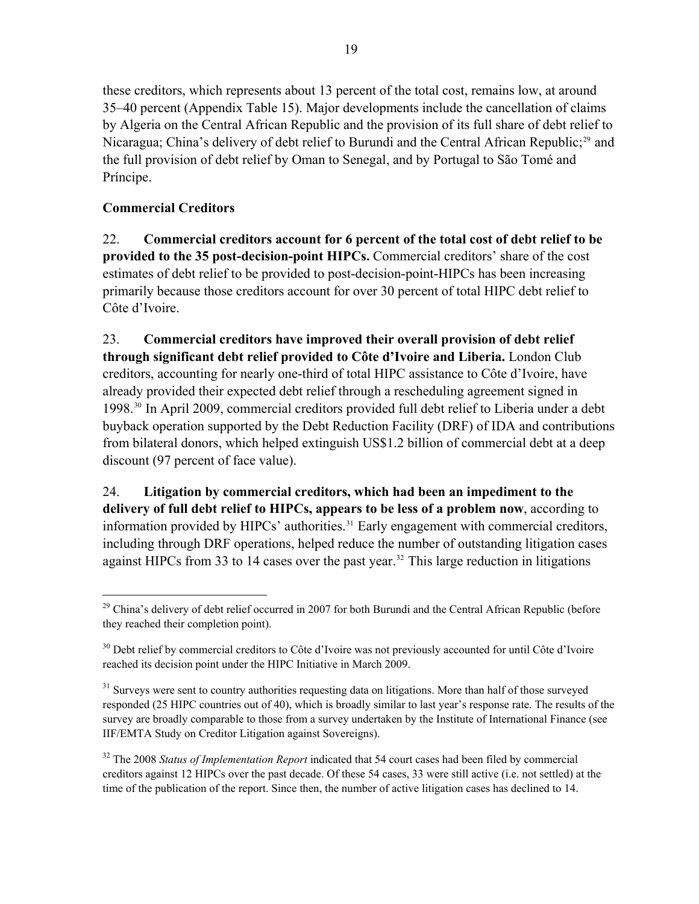these creditors, which represents about 13 percent of the total cost, remains low, at around 35–40 percent (Appendix Table 15). Major developments include the cancellation of claims by Algeria on the Central African Republic and the provision of its full share of debt relief to Nicaragua; China's delivery of debt relief to Burundi and the Central African Republic;[29] and the full provision of debt relief by Oman to Senegal, and by Portugal to São Tomé and Príncipe.

### Commercial Creditors

22. **Commercial creditors account for 6 percent of the total cost of debt relief to be provided to the 35 post-decision-point HIPCs.** Commercial creditors' share of the cost estimates of debt relief to be provided to post-decision-point-HIPCs has been increasing primarily because those creditors account for over 30 percent of total HIPC debt relief to Côte d'Ivoire.

23. **Commercial creditors have improved their overall provision of debt relief through significant debt relief provided to Côte d'Ivoire and Liberia.** London Club creditors, accounting for nearly one-third of total HIPC assistance to Côte d'Ivoire, have already provided their expected debt relief through a rescheduling agreement signed in 1998.[30] In April 2009, commercial creditors provided full debt relief to Liberia under a debt buyback operation supported by the Debt Reduction Facility (DRF) of IDA and contributions from bilateral donors, which helped extinguish US$1.2 billion of commercial debt at a deep discount (97 percent of face value).

24. **Litigation by commercial creditors, which had been an impediment to the delivery of full debt relief to HIPCs, appears to be less of a problem now**, according to information provided by HIPCs' authorities.[31] Early engagement with commercial creditors, including through DRF operations, helped reduce the number of outstanding litigation cases against HIPCs from 33 to 14 cases over the past year.[32] This large reduction in litigations

---

[29] China's delivery of debt relief occurred in 2007 for both Burundi and the Central African Republic (before they reached their completion point).

[30] Debt relief by commercial creditors to Côte d'Ivoire was not previously accounted for until Côte d'Ivoire reached its decision point under the HIPC Initiative in March 2009.

[31] Surveys were sent to country authorities requesting data on litigations. More than half of those surveyed responded (25 HIPC countries out of 40), which is broadly similar to last year's response rate. The results of the survey are broadly comparable to those from a survey undertaken by the Institute of International Finance (see IIF/EMTA Study on Creditor Litigation against Sovereigns).

[32] The 2008 *Status of Implementation Report* indicated that 54 court cases had been filed by commercial creditors against 12 HIPCs over the past decade. Of these 54 cases, 33 were still active (i.e. not settled) at the time of the publication of the report. Since then, the number of active litigation cases has declined to 14.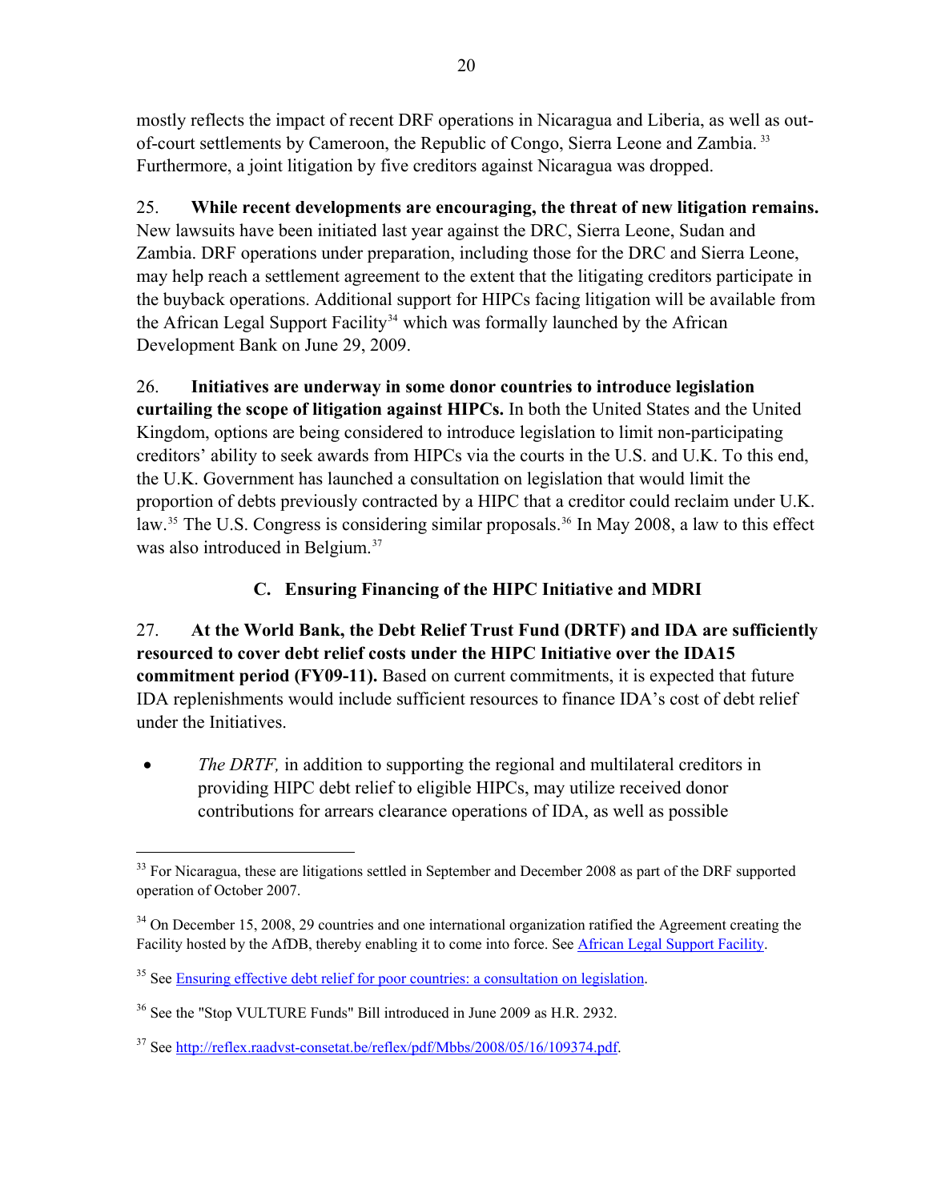mostly reflects the impact of recent DRF operations in Nicaragua and Liberia, as well as out-of-court settlements by Cameroon, the Republic of Congo, Sierra Leone and Zambia.[33] Furthermore, a joint litigation by five creditors against Nicaragua was dropped.

25. **While recent developments are encouraging, the threat of new litigation remains.** New lawsuits have been initiated last year against the DRC, Sierra Leone, Sudan and Zambia. DRF operations under preparation, including those for the DRC and Sierra Leone, may help reach a settlement agreement to the extent that the litigating creditors participate in the buyback operations. Additional support for HIPCs facing litigation will be available from the African Legal Support Facility[34] which was formally launched by the African Development Bank on June 29, 2009.

26. **Initiatives are underway in some donor countries to introduce legislation curtailing the scope of litigation against HIPCs.** In both the United States and the United Kingdom, options are being considered to introduce legislation to limit non-participating creditors' ability to seek awards from HIPCs via the courts in the U.S. and U.K. To this end, the U.K. Government has launched a consultation on legislation that would limit the proportion of debts previously contracted by a HIPC that a creditor could reclaim under U.K. law.[35] The U.S. Congress is considering similar proposals.[36] In May 2008, a law to this effect was also introduced in Belgium.[37]

### C. Ensuring Financing of the HIPC Initiative and MDRI

27. **At the World Bank, the Debt Relief Trust Fund (DRTF) and IDA are sufficiently resourced to cover debt relief costs under the HIPC Initiative over the IDA15 commitment period (FY09-11).** Based on current commitments, it is expected that future IDA replenishments would include sufficient resources to finance IDA's cost of debt relief under the Initiatives.

- *The DRTF,* in addition to supporting the regional and multilateral creditors in providing HIPC debt relief to eligible HIPCs, may utilize received donor contributions for arrears clearance operations of IDA, as well as possible

---

[33] For Nicaragua, these are litigations settled in September and December 2008 as part of the DRF supported operation of October 2007.

[34] On December 15, 2008, 29 countries and one international organization ratified the Agreement creating the Facility hosted by the AfDB, thereby enabling it to come into force. See African Legal Support Facility.

[35] See Ensuring effective debt relief for poor countries: a consultation on legislation.

[36] See the "Stop VULTURE Funds" Bill introduced in June 2009 as H.R. 2932.

[37] See http://reflex.raadvst-consetat.be/reflex/pdf/Mbbs/2008/05/16/109374.pdf.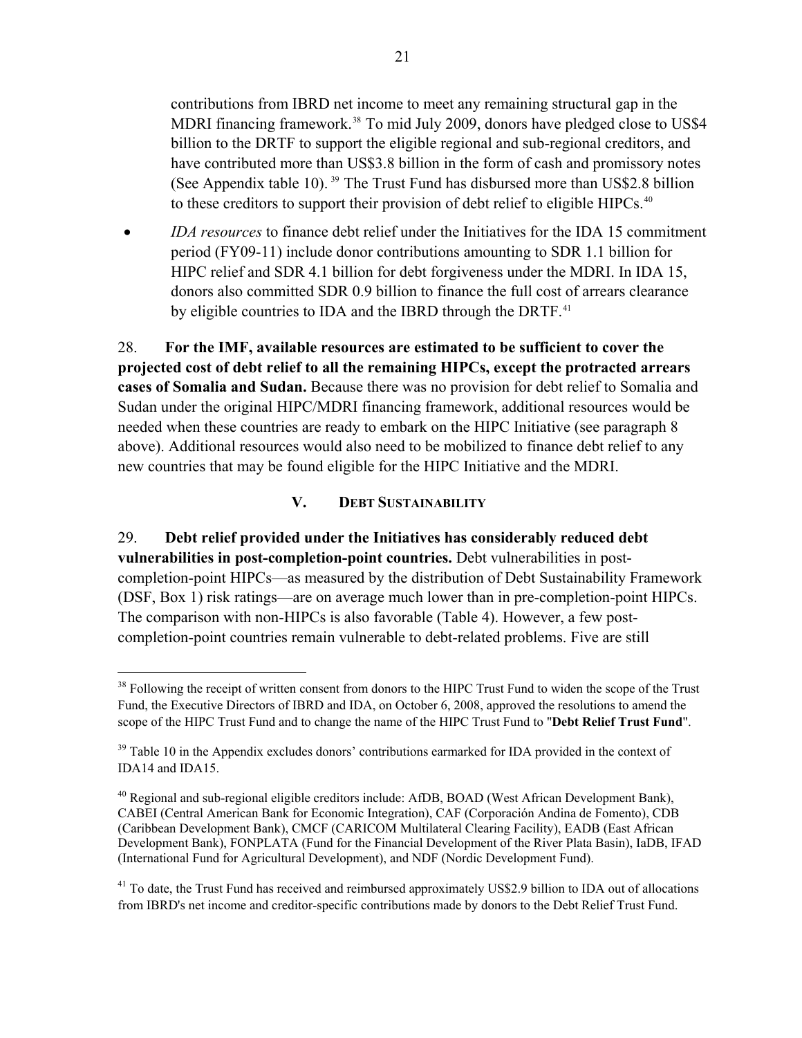contributions from IBRD net income to meet any remaining structural gap in the MDRI financing framework.[38] To mid July 2009, donors have pledged close to US$4 billion to the DRTF to support the eligible regional and sub-regional creditors, and have contributed more than US$3.8 billion in the form of cash and promissory notes (See Appendix table 10).[39] The Trust Fund has disbursed more than US$2.8 billion to these creditors to support their provision of debt relief to eligible HIPCs.[40]

- *IDA resources* to finance debt relief under the Initiatives for the IDA 15 commitment period (FY09-11) include donor contributions amounting to SDR 1.1 billion for HIPC relief and SDR 4.1 billion for debt forgiveness under the MDRI. In IDA 15, donors also committed SDR 0.9 billion to finance the full cost of arrears clearance by eligible countries to IDA and the IBRD through the DRTF.[41]

28. **For the IMF, available resources are estimated to be sufficient to cover the projected cost of debt relief to all the remaining HIPCs, except the protracted arrears cases of Somalia and Sudan.** Because there was no provision for debt relief to Somalia and Sudan under the original HIPC/MDRI financing framework, additional resources would be needed when these countries are ready to embark on the HIPC Initiative (see paragraph 8 above). Additional resources would also need to be mobilized to finance debt relief to any new countries that may be found eligible for the HIPC Initiative and the MDRI.

## V. Debt Sustainability

29. **Debt relief provided under the Initiatives has considerably reduced debt vulnerabilities in post-completion-point countries.** Debt vulnerabilities in post-completion-point HIPCs—as measured by the distribution of Debt Sustainability Framework (DSF, Box 1) risk ratings—are on average much lower than in pre-completion-point HIPCs. The comparison with non-HIPCs is also favorable (Table 4). However, a few post-completion-point countries remain vulnerable to debt-related problems. Five are still

---

[38] Following the receipt of written consent from donors to the HIPC Trust Fund to widen the scope of the Trust Fund, the Executive Directors of IBRD and IDA, on October 6, 2008, approved the resolutions to amend the scope of the HIPC Trust Fund and to change the name of the HIPC Trust Fund to "**Debt Relief Trust Fund**".

[39] Table 10 in the Appendix excludes donors' contributions earmarked for IDA provided in the context of IDA14 and IDA15.

[40] Regional and sub-regional eligible creditors include: AfDB, BOAD (West African Development Bank), CABEI (Central American Bank for Economic Integration), CAF (Corporación Andina de Fomento), CDB (Caribbean Development Bank), CMCF (CARICOM Multilateral Clearing Facility), EADB (East African Development Bank), FONPLATA (Fund for the Financial Development of the River Plata Basin), IaDB, IFAD (International Fund for Agricultural Development), and NDF (Nordic Development Fund).

[41] To date, the Trust Fund has received and reimbursed approximately US$2.9 billion to IDA out of allocations from IBRD's net income and creditor-specific contributions made by donors to the Debt Relief Trust Fund.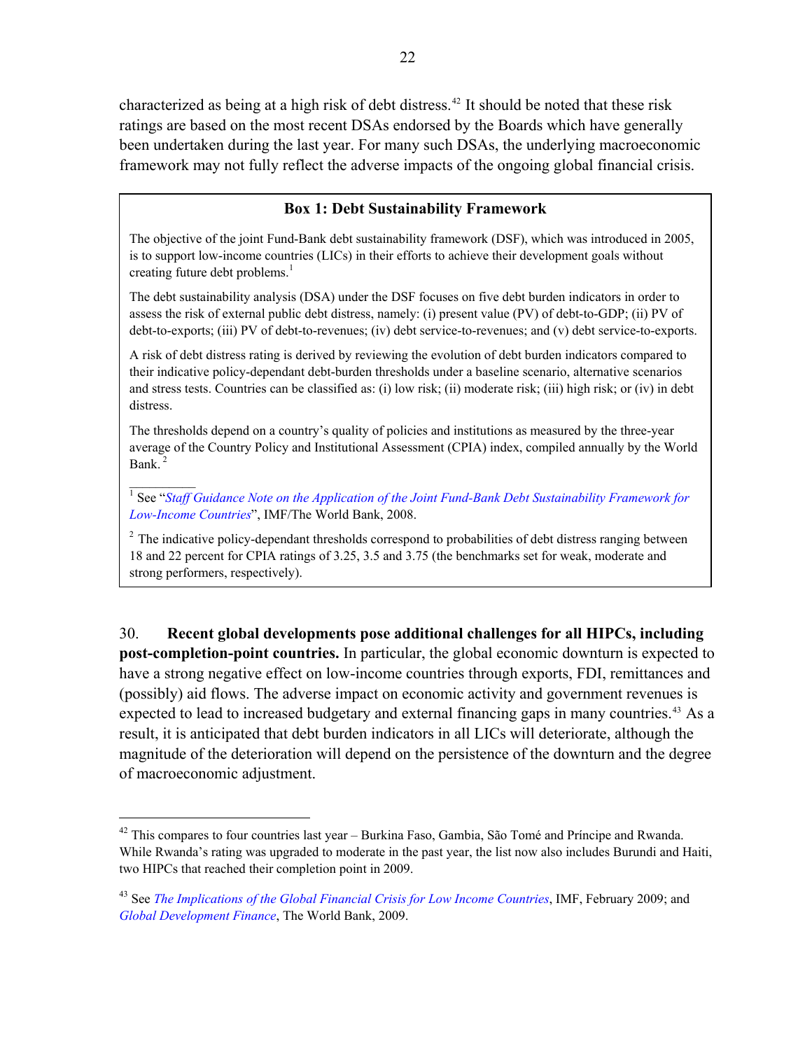characterized as being at a high risk of debt distress.[42] It should be noted that these risk ratings are based on the most recent DSAs endorsed by the Boards which have generally been undertaken during the last year. For many such DSAs, the underlying macroeconomic framework may not fully reflect the adverse impacts of the ongoing global financial crisis.

### Box 1: Debt Sustainability Framework

The objective of the joint Fund-Bank debt sustainability framework (DSF), which was introduced in 2005, is to support low-income countries (LICs) in their efforts to achieve their development goals without creating future debt problems.[1]

The debt sustainability analysis (DSA) under the DSF focuses on five debt burden indicators in order to assess the risk of external public debt distress, namely: (i) present value (PV) of debt-to-GDP; (ii) PV of debt-to-exports; (iii) PV of debt-to-revenues; (iv) debt service-to-revenues; and (v) debt service-to-exports.

A risk of debt distress rating is derived by reviewing the evolution of debt burden indicators compared to their indicative policy-dependant debt-burden thresholds under a baseline scenario, alternative scenarios and stress tests. Countries can be classified as: (i) low risk; (ii) moderate risk; (iii) high risk; or (iv) in debt distress.

The thresholds depend on a country's quality of policies and institutions as measured by the three-year average of the Country Policy and Institutional Assessment (CPIA) index, compiled annually by the World Bank.[2]

[1] See "*Staff Guidance Note on the Application of the Joint Fund-Bank Debt Sustainability Framework for Low-Income Countries*", IMF/The World Bank, 2008.

[2] The indicative policy-dependant thresholds correspond to probabilities of debt distress ranging between 18 and 22 percent for CPIA ratings of 3.25, 3.5 and 3.75 (the benchmarks set for weak, moderate and strong performers, respectively).

30. **Recent global developments pose additional challenges for all HIPCs, including post-completion-point countries.** In particular, the global economic downturn is expected to have a strong negative effect on low-income countries through exports, FDI, remittances and (possibly) aid flows. The adverse impact on economic activity and government revenues is expected to lead to increased budgetary and external financing gaps in many countries.[43] As a result, it is anticipated that debt burden indicators in all LICs will deteriorate, although the magnitude of the deterioration will depend on the persistence of the downturn and the degree of macroeconomic adjustment.

[42] This compares to four countries last year – Burkina Faso, Gambia, São Tomé and Príncipe and Rwanda. While Rwanda's rating was upgraded to moderate in the past year, the list now also includes Burundi and Haiti, two HIPCs that reached their completion point in 2009.

[43] See *The Implications of the Global Financial Crisis for Low Income Countries*, IMF, February 2009; and *Global Development Finance*, The World Bank, 2009.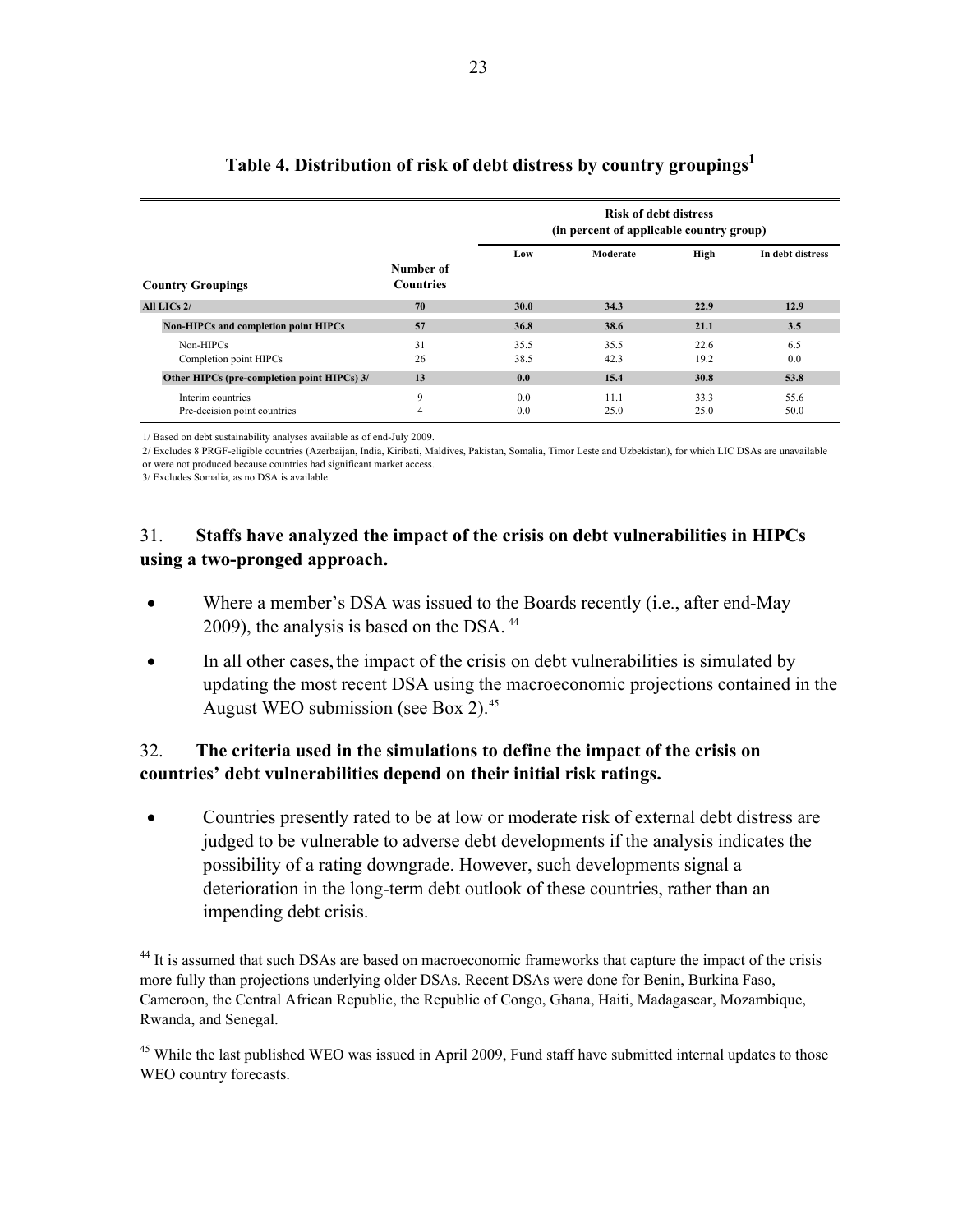## Table 4. Distribution of risk of debt distress by country groupings[1]

| Country Groupings | Number of Countries | Risk of debt distress (in percent of applicable country group) | | | |
|---|---|---|---|---|---|
| | | Low | Moderate | High | In debt distress |
| **All LICs 2/** | **70** | **30.0** | **34.3** | **22.9** | **12.9** |
| **Non-HIPCs and completion point HIPCs** | **57** | **36.8** | **38.6** | **21.1** | **3.5** |
| Non-HIPCs | 31 | 35.5 | 35.5 | 22.6 | 6.5 |
| Completion point HIPCs | 26 | 38.5 | 42.3 | 19.2 | 0.0 |
| **Other HIPCs (pre-completion point HIPCs) 3/** | **13** | **0.0** | **15.4** | **30.8** | **53.8** |
| Interim countries | 9 | 0.0 | 11.1 | 33.3 | 55.6 |
| Pre-decision point countries | 4 | 0.0 | 25.0 | 25.0 | 50.0 |

1/ Based on debt sustainability analyses available as of end-July 2009.

2/ Excludes 8 PRGF-eligible countries (Azerbaijan, India, Kiribati, Maldives, Pakistan, Somalia, Timor Leste and Uzbekistan), for which LIC DSAs are unavailable or were not produced because countries had significant market access.

3/ Excludes Somalia, as no DSA is available.

31. **Staffs have analyzed the impact of the crisis on debt vulnerabilities in HIPCs using a two-pronged approach.**

- Where a member's DSA was issued to the Boards recently (i.e., after end-May 2009), the analysis is based on the DSA.[44]
- In all other cases, the impact of the crisis on debt vulnerabilities is simulated by updating the most recent DSA using the macroeconomic projections contained in the August WEO submission (see Box 2).[45]

32. **The criteria used in the simulations to define the impact of the crisis on countries' debt vulnerabilities depend on their initial risk ratings.**

- Countries presently rated to be at low or moderate risk of external debt distress are judged to be vulnerable to adverse debt developments if the analysis indicates the possibility of a rating downgrade. However, such developments signal a deterioration in the long-term debt outlook of these countries, rather than an impending debt crisis.

[44] It is assumed that such DSAs are based on macroeconomic frameworks that capture the impact of the crisis more fully than projections underlying older DSAs. Recent DSAs were done for Benin, Burkina Faso, Cameroon, the Central African Republic, the Republic of Congo, Ghana, Haiti, Madagascar, Mozambique, Rwanda, and Senegal.

[45] While the last published WEO was issued in April 2009, Fund staff have submitted internal updates to those WEO country forecasts.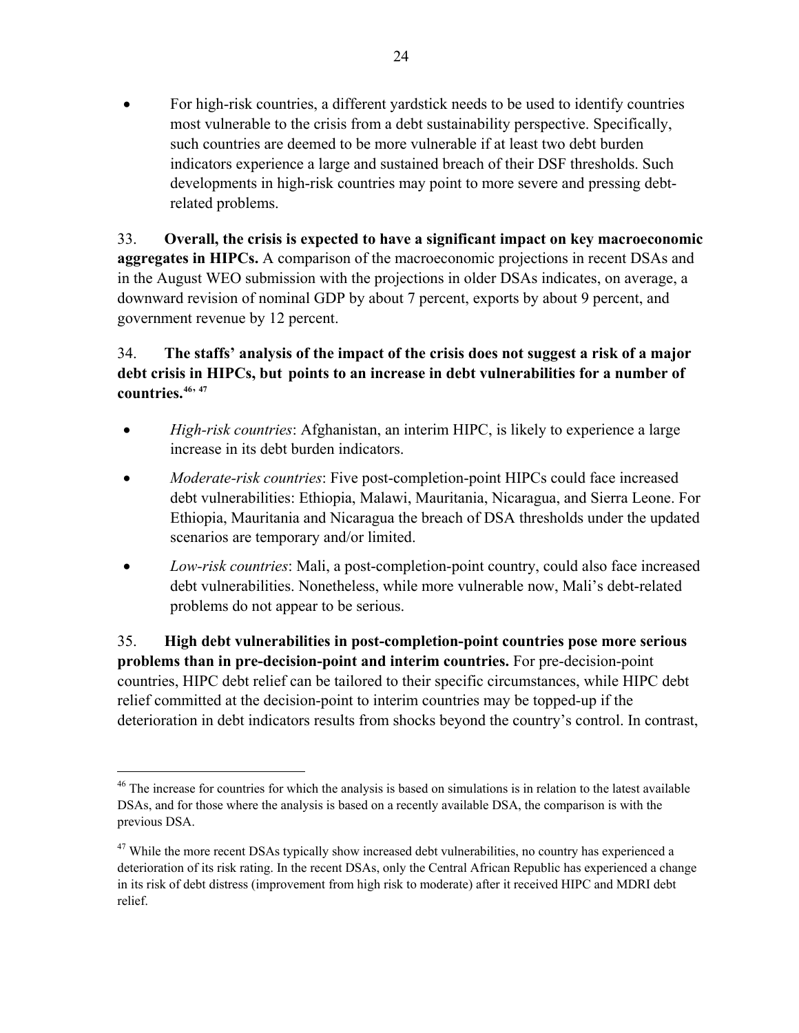- For high-risk countries, a different yardstick needs to be used to identify countries most vulnerable to the crisis from a debt sustainability perspective. Specifically, such countries are deemed to be more vulnerable if at least two debt burden indicators experience a large and sustained breach of their DSF thresholds. Such developments in high-risk countries may point to more severe and pressing debt-related problems.

33. **Overall, the crisis is expected to have a significant impact on key macroeconomic aggregates in HIPCs.** A comparison of the macroeconomic projections in recent DSAs and in the August WEO submission with the projections in older DSAs indicates, on average, a downward revision of nominal GDP by about 7 percent, exports by about 9 percent, and government revenue by 12 percent.

34. **The staffs' analysis of the impact of the crisis does not suggest a risk of a major debt crisis in HIPCs, but points to an increase in debt vulnerabilities for a number of countries.**[46, 47]

- *High-risk countries*: Afghanistan, an interim HIPC, is likely to experience a large increase in its debt burden indicators.
- *Moderate-risk countries*: Five post-completion-point HIPCs could face increased debt vulnerabilities: Ethiopia, Malawi, Mauritania, Nicaragua, and Sierra Leone. For Ethiopia, Mauritania and Nicaragua the breach of DSA thresholds under the updated scenarios are temporary and/or limited.
- *Low-risk countries*: Mali, a post-completion-point country, could also face increased debt vulnerabilities. Nonetheless, while more vulnerable now, Mali's debt-related problems do not appear to be serious.

35. **High debt vulnerabilities in post-completion-point countries pose more serious problems than in pre-decision-point and interim countries.** For pre-decision-point countries, HIPC debt relief can be tailored to their specific circumstances, while HIPC debt relief committed at the decision-point to interim countries may be topped-up if the deterioration in debt indicators results from shocks beyond the country's control. In contrast,

---

[46] The increase for countries for which the analysis is based on simulations is in relation to the latest available DSAs, and for those where the analysis is based on a recently available DSA, the comparison is with the previous DSA.

[47] While the more recent DSAs typically show increased debt vulnerabilities, no country has experienced a deterioration of its risk rating. In the recent DSAs, only the Central African Republic has experienced a change in its risk of debt distress (improvement from high risk to moderate) after it received HIPC and MDRI debt relief.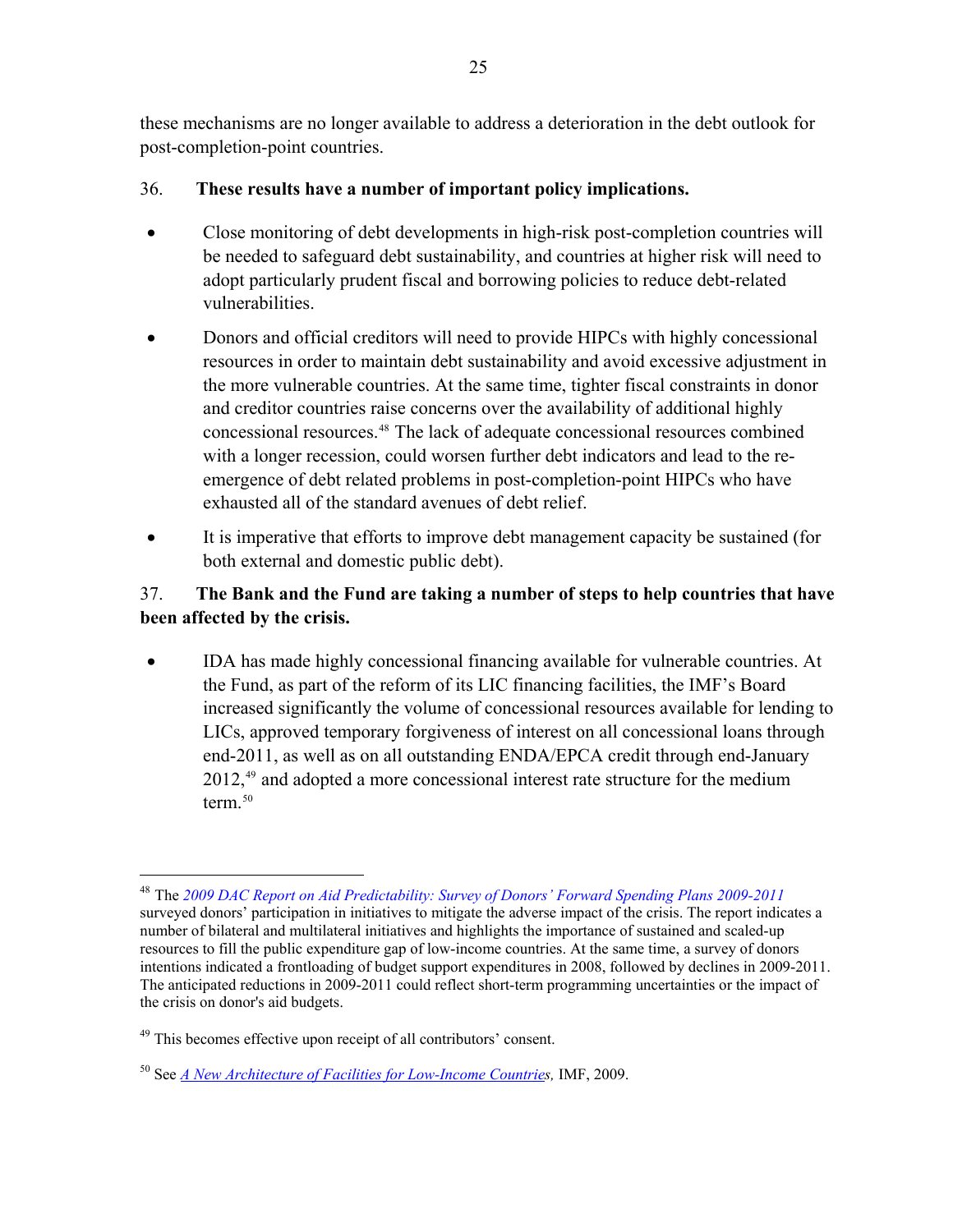these mechanisms are no longer available to address a deterioration in the debt outlook for post-completion-point countries.

36. **These results have a number of important policy implications.**

- Close monitoring of debt developments in high-risk post-completion countries will be needed to safeguard debt sustainability, and countries at higher risk will need to adopt particularly prudent fiscal and borrowing policies to reduce debt-related vulnerabilities.
- Donors and official creditors will need to provide HIPCs with highly concessional resources in order to maintain debt sustainability and avoid excessive adjustment in the more vulnerable countries. At the same time, tighter fiscal constraints in donor and creditor countries raise concerns over the availability of additional highly concessional resources.[48] The lack of adequate concessional resources combined with a longer recession, could worsen further debt indicators and lead to the re-emergence of debt related problems in post-completion-point HIPCs who have exhausted all of the standard avenues of debt relief.
- It is imperative that efforts to improve debt management capacity be sustained (for both external and domestic public debt).

37. **The Bank and the Fund are taking a number of steps to help countries that have been affected by the crisis.**

- IDA has made highly concessional financing available for vulnerable countries. At the Fund, as part of the reform of its LIC financing facilities, the IMF's Board increased significantly the volume of concessional resources available for lending to LICs, approved temporary forgiveness of interest on all concessional loans through end-2011, as well as on all outstanding ENDA/EPCA credit through end-January 2012,[49] and adopted a more concessional interest rate structure for the medium term.[50]

---

[48] The *2009 DAC Report on Aid Predictability: Survey of Donors' Forward Spending Plans 2009-2011* surveyed donors' participation in initiatives to mitigate the adverse impact of the crisis. The report indicates a number of bilateral and multilateral initiatives and highlights the importance of sustained and scaled-up resources to fill the public expenditure gap of low-income countries. At the same time, a survey of donors intentions indicated a frontloading of budget support expenditures in 2008, followed by declines in 2009-2011. The anticipated reductions in 2009-2011 could reflect short-term programming uncertainties or the impact of the crisis on donor's aid budgets.

[49] This becomes effective upon receipt of all contributors' consent.

[50] See *A New Architecture of Facilities for Low-Income Countries,* IMF, 2009.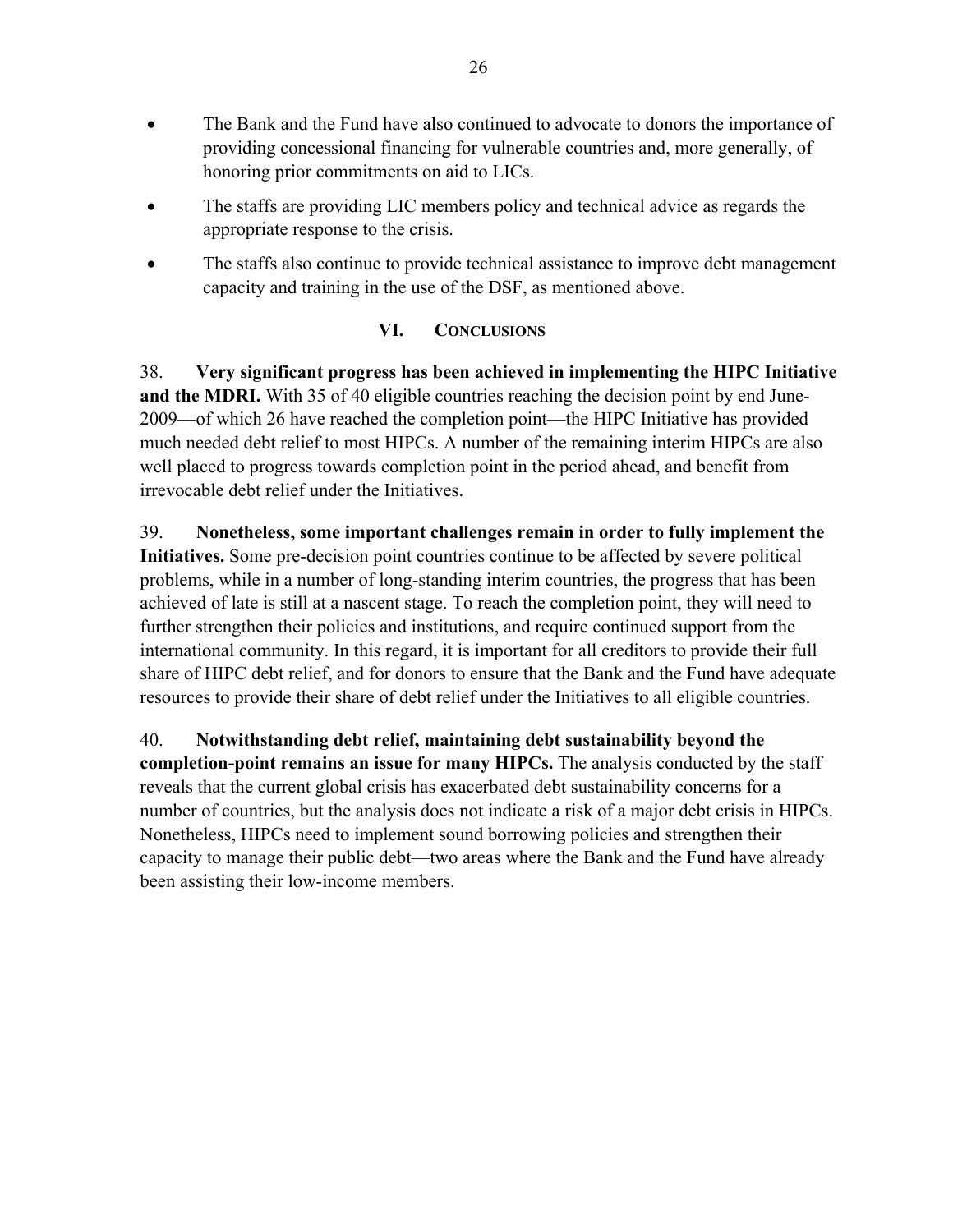- The Bank and the Fund have also continued to advocate to donors the importance of providing concessional financing for vulnerable countries and, more generally, of honoring prior commitments on aid to LICs.
- The staffs are providing LIC members policy and technical advice as regards the appropriate response to the crisis.
- The staffs also continue to provide technical assistance to improve debt management capacity and training in the use of the DSF, as mentioned above.

## VI. Conclusions

38. **Very significant progress has been achieved in implementing the HIPC Initiative and the MDRI.** With 35 of 40 eligible countries reaching the decision point by end June-2009—of which 26 have reached the completion point—the HIPC Initiative has provided much needed debt relief to most HIPCs. A number of the remaining interim HIPCs are also well placed to progress towards completion point in the period ahead, and benefit from irrevocable debt relief under the Initiatives.

39. **Nonetheless, some important challenges remain in order to fully implement the Initiatives.** Some pre-decision point countries continue to be affected by severe political problems, while in a number of long-standing interim countries, the progress that has been achieved of late is still at a nascent stage. To reach the completion point, they will need to further strengthen their policies and institutions, and require continued support from the international community. In this regard, it is important for all creditors to provide their full share of HIPC debt relief, and for donors to ensure that the Bank and the Fund have adequate resources to provide their share of debt relief under the Initiatives to all eligible countries.

40. **Notwithstanding debt relief, maintaining debt sustainability beyond the completion-point remains an issue for many HIPCs.** The analysis conducted by the staff reveals that the current global crisis has exacerbated debt sustainability concerns for a number of countries, but the analysis does not indicate a risk of a major debt crisis in HIPCs. Nonetheless, HIPCs need to implement sound borrowing policies and strengthen their capacity to manage their public debt—two areas where the Bank and the Fund have already been assisting their low-income members.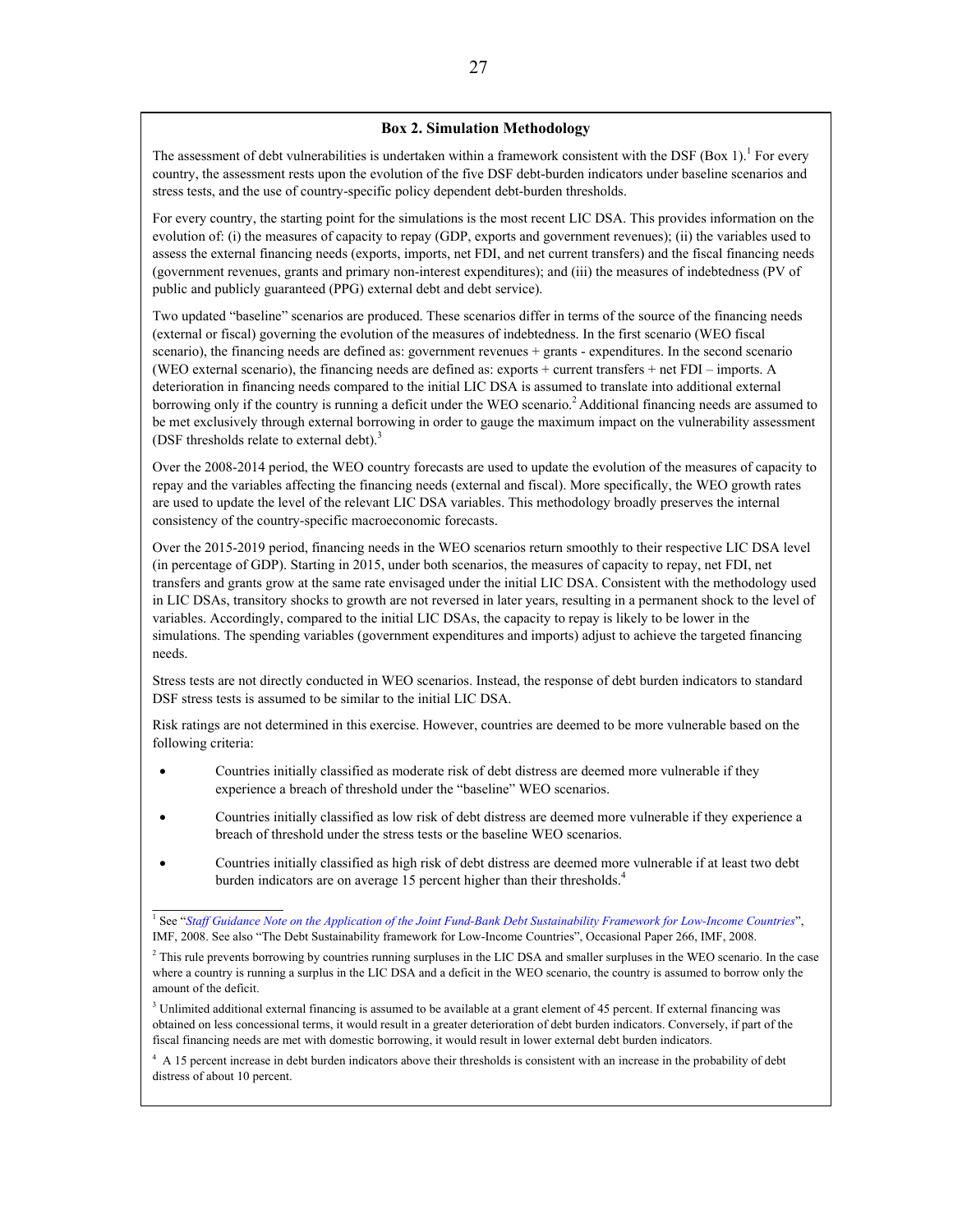### Box 2. Simulation Methodology

The assessment of debt vulnerabilities is undertaken within a framework consistent with the DSF (Box 1).[1] For every country, the assessment rests upon the evolution of the five DSF debt-burden indicators under baseline scenarios and stress tests, and the use of country-specific policy dependent debt-burden thresholds.

For every country, the starting point for the simulations is the most recent LIC DSA. This provides information on the evolution of: (i) the measures of capacity to repay (GDP, exports and government revenues); (ii) the variables used to assess the external financing needs (exports, imports, net FDI, and net current transfers) and the fiscal financing needs (government revenues, grants and primary non-interest expenditures); and (iii) the measures of indebtedness (PV of public and publicly guaranteed (PPG) external debt and debt service).

Two updated "baseline" scenarios are produced. These scenarios differ in terms of the source of the financing needs (external or fiscal) governing the evolution of the measures of indebtedness. In the first scenario (WEO fiscal scenario), the financing needs are defined as: government revenues + grants - expenditures. In the second scenario (WEO external scenario), the financing needs are defined as: exports + current transfers + net FDI – imports. A deterioration in financing needs compared to the initial LIC DSA is assumed to translate into additional external borrowing only if the country is running a deficit under the WEO scenario.[2] Additional financing needs are assumed to be met exclusively through external borrowing in order to gauge the maximum impact on the vulnerability assessment (DSF thresholds relate to external debt).[3]

Over the 2008-2014 period, the WEO country forecasts are used to update the evolution of the measures of capacity to repay and the variables affecting the financing needs (external and fiscal). More specifically, the WEO growth rates are used to update the level of the relevant LIC DSA variables. This methodology broadly preserves the internal consistency of the country-specific macroeconomic forecasts.

Over the 2015-2019 period, financing needs in the WEO scenarios return smoothly to their respective LIC DSA level (in percentage of GDP). Starting in 2015, under both scenarios, the measures of capacity to repay, net FDI, net transfers and grants grow at the same rate envisaged under the initial LIC DSA. Consistent with the methodology used in LIC DSAs, transitory shocks to growth are not reversed in later years, resulting in a permanent shock to the level of variables. Accordingly, compared to the initial LIC DSAs, the capacity to repay is likely to be lower in the simulations. The spending variables (government expenditures and imports) adjust to achieve the targeted financing needs.

Stress tests are not directly conducted in WEO scenarios. Instead, the response of debt burden indicators to standard DSF stress tests is assumed to be similar to the initial LIC DSA.

Risk ratings are not determined in this exercise. However, countries are deemed to be more vulnerable based on the following criteria:

- Countries initially classified as moderate risk of debt distress are deemed more vulnerable if they experience a breach of threshold under the "baseline" WEO scenarios.
- Countries initially classified as low risk of debt distress are deemed more vulnerable if they experience a breach of threshold under the stress tests or the baseline WEO scenarios.
- Countries initially classified as high risk of debt distress are deemed more vulnerable if at least two debt burden indicators are on average 15 percent higher than their thresholds.[4]

---

[1] See "*Staff Guidance Note on the Application of the Joint Fund-Bank Debt Sustainability Framework for Low-Income Countries*", IMF, 2008. See also "The Debt Sustainability framework for Low-Income Countries", Occasional Paper 266, IMF, 2008.

[2] This rule prevents borrowing by countries running surpluses in the LIC DSA and smaller surpluses in the WEO scenario. In the case where a country is running a surplus in the LIC DSA and a deficit in the WEO scenario, the country is assumed to borrow only the amount of the deficit.

[3] Unlimited additional external financing is assumed to be available at a grant element of 45 percent. If external financing was obtained on less concessional terms, it would result in a greater deterioration of debt burden indicators. Conversely, if part of the fiscal financing needs are met with domestic borrowing, it would result in lower external debt burden indicators.

[4] A 15 percent increase in debt burden indicators above their thresholds is consistent with an increase in the probability of debt distress of about 10 percent.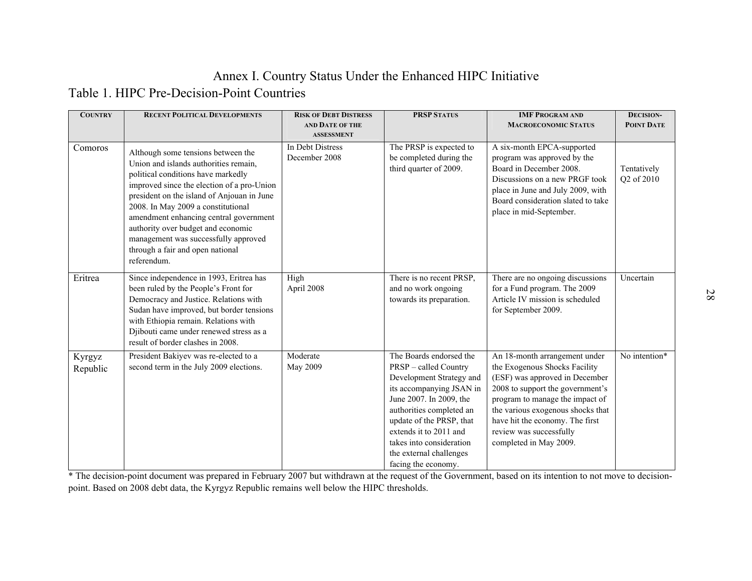# Annex I. Country Status Under the Enhanced HIPC Initiative

## Table 1. HIPC Pre-Decision-Point Countries

| Country | Recent Political Developments | Risk of Debt Distress and Date of the Assessment | PRSP Status | IMF Program and Macroeconomic Status | Decision-Point Date |
|---|---|---|---|---|---|
| Comoros | Although some tensions between the Union and islands authorities remain, political conditions have markedly improved since the election of a pro-Union president on the island of Anjouan in June 2008. In May 2009 a constitutional amendment enhancing central government authority over budget and economic management was successfully approved through a fair and open national referendum. | In Debt Distress December 2008 | The PRSP is expected to be completed during the third quarter of 2009. | A six-month EPCA-supported program was approved by the Board in December 2008. Discussions on a new PRGF took place in June and July 2009, with Board consideration slated to take place in mid-September. | Tentatively Q2 of 2010 |
| Eritrea | Since independence in 1993, Eritrea has been ruled by the People's Front for Democracy and Justice. Relations with Sudan have improved, but border tensions with Ethiopia remain. Relations with Djibouti came under renewed stress as a result of border clashes in 2008. | High April 2008 | There is no recent PRSP, and no work ongoing towards its preparation. | There are no ongoing discussions for a Fund program. The 2009 Article IV mission is scheduled for September 2009. | Uncertain |
| Kyrgyz Republic | President Bakiyev was re-elected to a second term in the July 2009 elections. | Moderate May 2009 | The Boards endorsed the PRSP – called Country Development Strategy and its accompanying JSAN in June 2007. In 2009, the authorities completed an update of the PRSP, that extends it to 2011 and takes into consideration the external challenges facing the economy. | An 18-month arrangement under the Exogenous Shocks Facility (ESF) was approved in December 2008 to support the government's program to manage the impact of the various exogenous shocks that have hit the economy. The first review was successfully completed in May 2009. | No intention* |

* The decision-point document was prepared in February 2007 but withdrawn at the request of the Government, based on its intention to not move to decision-point. Based on 2008 debt data, the Kyrgyz Republic remains well below the HIPC thresholds.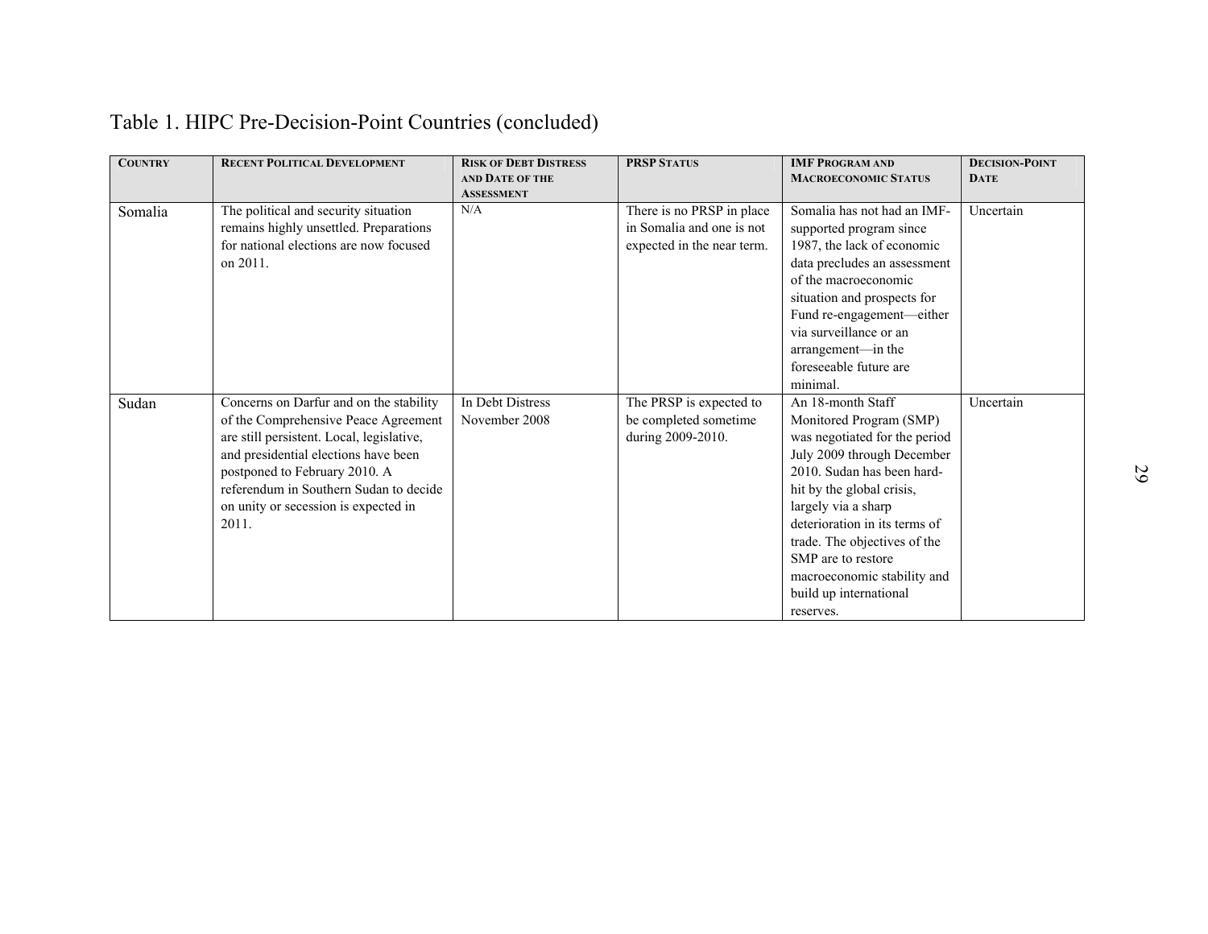## Table 1. HIPC Pre-Decision-Point Countries (concluded)

| COUNTRY | RECENT POLITICAL DEVELOPMENT | RISK OF DEBT DISTRESS AND DATE OF THE ASSESSMENT | PRSP STATUS | IMF PROGRAM AND MACROECONOMIC STATUS | DECISION-POINT DATE |
|---|---|---|---|---|---|
| Somalia | The political and security situation remains highly unsettled. Preparations for national elections are now focused on 2011. | N/A | There is no PRSP in place in Somalia and one is not expected in the near term. | Somalia has not had an IMF-supported program since 1987, the lack of economic data precludes an assessment of the macroeconomic situation and prospects for Fund re-engagement—either via surveillance or an arrangement—in the foreseeable future are minimal. | Uncertain |
| Sudan | Concerns on Darfur and on the stability of the Comprehensive Peace Agreement are still persistent. Local, legislative, and presidential elections have been postponed to February 2010. A referendum in Southern Sudan to decide on unity or secession is expected in 2011. | In Debt Distress November 2008 | The PRSP is expected to be completed sometime during 2009-2010. | An 18-month Staff Monitored Program (SMP) was negotiated for the period July 2009 through December 2010. Sudan has been hard-hit by the global crisis, largely via a sharp deterioration in its terms of trade. The objectives of the SMP are to restore macroeconomic stability and build up international reserves. | Uncertain |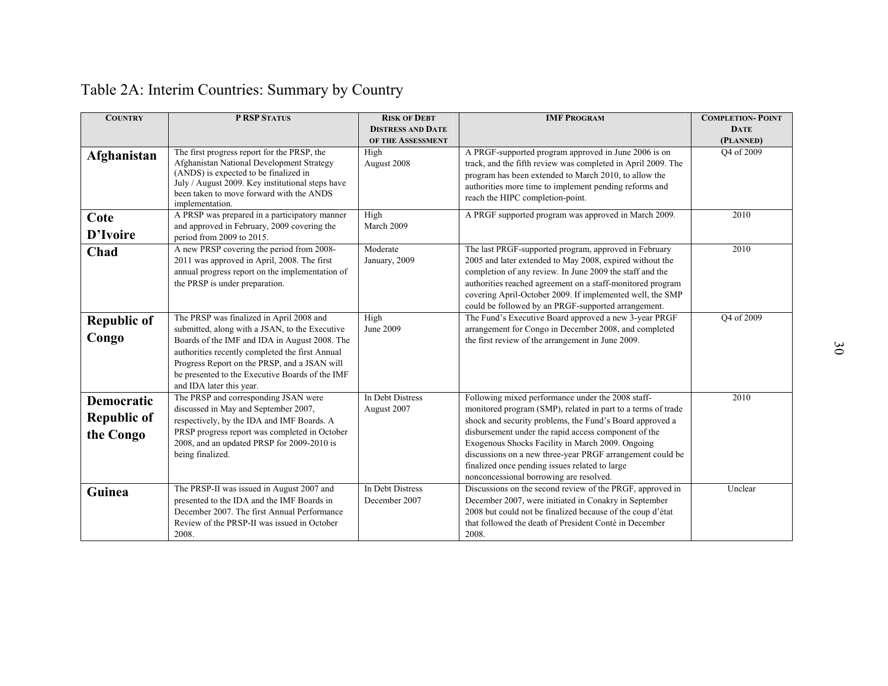# Table 2A: Interim Countries: Summary by Country

| Country | PRSP Status | Risk of Debt Distress and Date of the Assessment | IMF Program | Completion-Point Date (Planned) |
|---|---|---|---|---|
| **Afghanistan** | The first progress report for the PRSP, the Afghanistan National Development Strategy (ANDS) is expected to be finalized in July / August 2009. Key institutional steps have been taken to move forward with the ANDS implementation. | High August 2008 | A PRGF-supported program approved in June 2006 is on track, and the fifth review was completed in April 2009. The program has been extended to March 2010, to allow the authorities more time to implement pending reforms and reach the HIPC completion-point. | Q4 of 2009 |
| **Cote D'Ivoire** | A PRSP was prepared in a participatory manner and approved in February, 2009 covering the period from 2009 to 2015. | High March 2009 | A PRGF supported program was approved in March 2009. | 2010 |
| **Chad** | A new PRSP covering the period from 2008-2011 was approved in April, 2008. The first annual progress report on the implementation of the PRSP is under preparation. | Moderate January, 2009 | The last PRGF-supported program, approved in February 2005 and later extended to May 2008, expired without the completion of any review. In June 2009 the staff and the authorities reached agreement on a staff-monitored program covering April-October 2009. If implemented well, the SMP could be followed by an PRGF-supported arrangement. | 2010 |
| **Republic of Congo** | The PRSP was finalized in April 2008 and submitted, along with a JSAN, to the Executive Boards of the IMF and IDA in August 2008. The authorities recently completed the first Annual Progress Report on the PRSP, and a JSAN will be presented to the Executive Boards of the IMF and IDA later this year. | High June 2009 | The Fund's Executive Board approved a new 3-year PRGF arrangement for Congo in December 2008, and completed the first review of the arrangement in June 2009. | Q4 of 2009 |
| **Democratic Republic of the Congo** | The PRSP and corresponding JSAN were discussed in May and September 2007, respectively, by the IDA and IMF Boards. A PRSP progress report was completed in October 2008, and an updated PRSP for 2009-2010 is being finalized. | In Debt Distress August 2007 | Following mixed performance under the 2008 staff-monitored program (SMP), related in part to a terms of trade shock and security problems, the Fund's Board approved a disbursement under the rapid access component of the Exogenous Shocks Facility in March 2009. Ongoing discussions on a new three-year PRGF arrangement could be finalized once pending issues related to large nonconcessional borrowing are resolved. | 2010 |
| **Guinea** | The PRSP-II was issued in August 2007 and presented to the IDA and the IMF Boards in December 2007. The first Annual Performance Review of the PRSP-II was issued in October 2008. | In Debt Distress December 2007 | Discussions on the second review of the PRGF, approved in December 2007, were initiated in Conakry in September 2008 but could not be finalized because of the coup d'état that followed the death of President Conté in December 2008. | Unclear |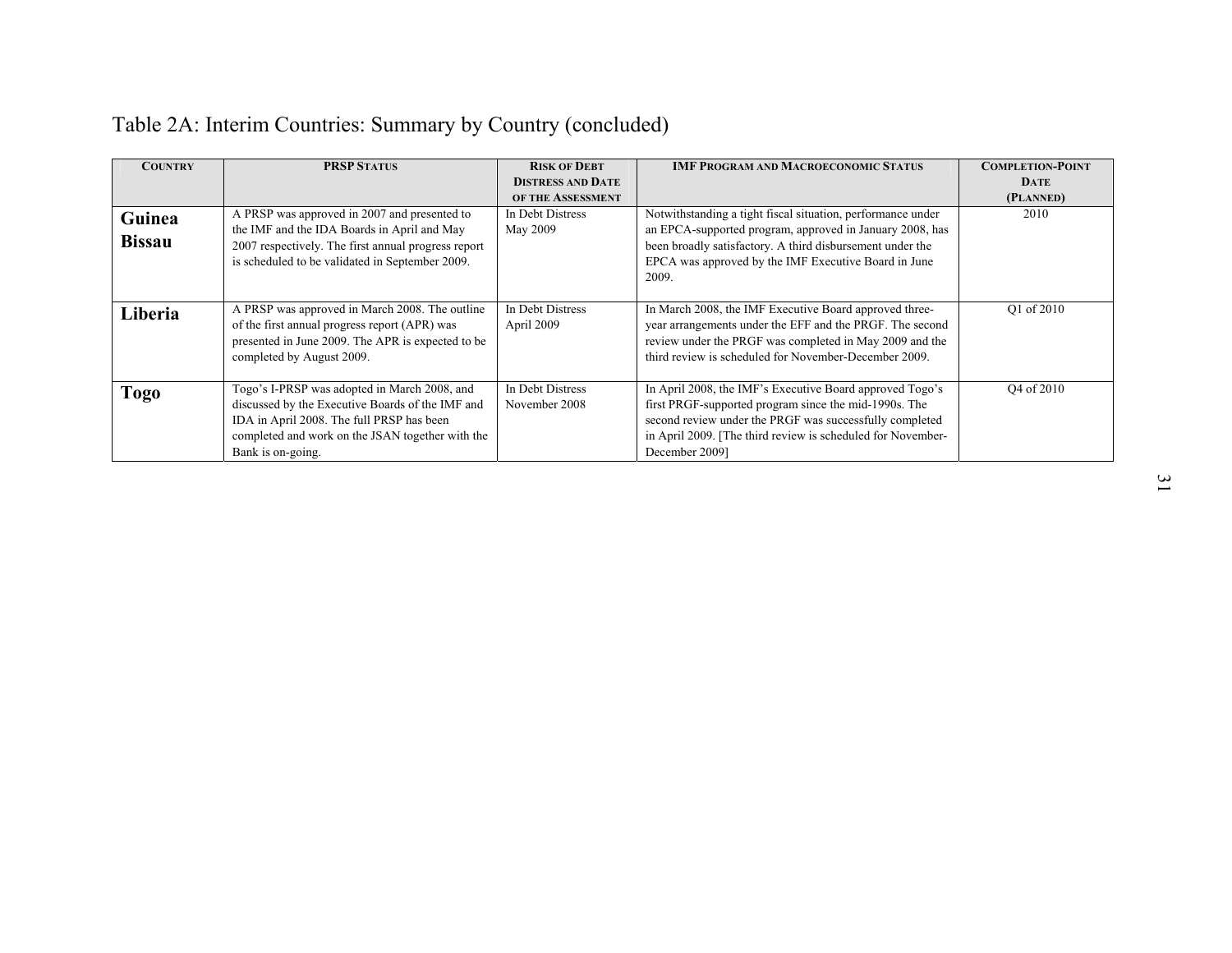# Table 2A: Interim Countries: Summary by Country (concluded)

| Country | PRSP Status | Risk of Debt Distress and Date of the Assessment | IMF Program and Macroeconomic Status | Completion-Point Date (Planned) |
| --- | --- | --- | --- | --- |
| **Guinea Bissau** | A PRSP was approved in 2007 and presented to the IMF and the IDA Boards in April and May 2007 respectively. The first annual progress report is scheduled to be validated in September 2009. | In Debt Distress May 2009 | Notwithstanding a tight fiscal situation, performance under an EPCA-supported program, approved in January 2008, has been broadly satisfactory. A third disbursement under the EPCA was approved by the IMF Executive Board in June 2009. | 2010 |
| **Liberia** | A PRSP was approved in March 2008. The outline of the first annual progress report (APR) was presented in June 2009. The APR is expected to be completed by August 2009. | In Debt Distress April 2009 | In March 2008, the IMF Executive Board approved three-year arrangements under the EFF and the PRGF. The second review under the PRGF was completed in May 2009 and the third review is scheduled for November-December 2009. | Q1 of 2010 |
| **Togo** | Togo's I-PRSP was adopted in March 2008, and discussed by the Executive Boards of the IMF and IDA in April 2008. The full PRSP has been completed and work on the JSAN together with the Bank is on-going. | In Debt Distress November 2008 | In April 2008, the IMF's Executive Board approved Togo's first PRGF-supported program since the mid-1990s. The second review under the PRGF was successfully completed in April 2009. [The third review is scheduled for November-December 2009] | Q4 of 2010 |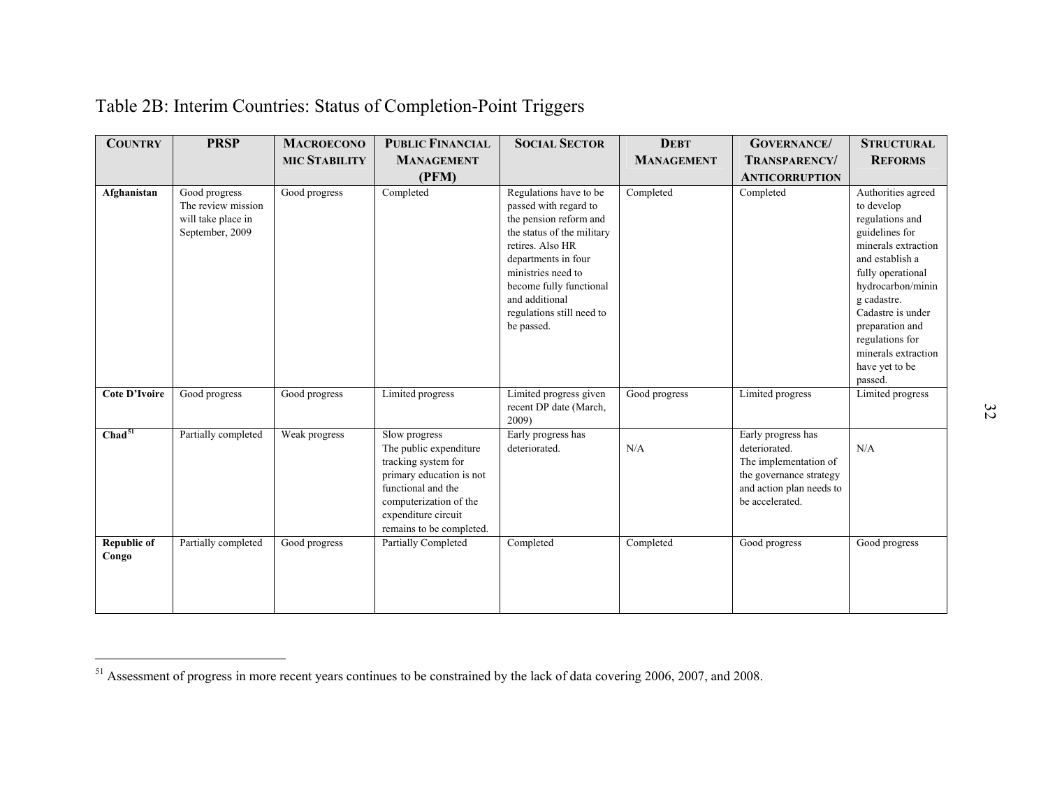# Table 2B: Interim Countries: Status of Completion-Point Triggers

| COUNTRY | PRSP | MACROECONOMIC STABILITY | PUBLIC FINANCIAL MANAGEMENT (PFM) | SOCIAL SECTOR | DEBT MANAGEMENT | GOVERNANCE/ TRANSPARENCY/ ANTICORRUPTION | STRUCTURAL REFORMS |
|---|---|---|---|---|---|---|---|
| **Afghanistan** | Good progress The review mission will take place in September, 2009 | Good progress | Completed | Regulations have to be passed with regard to the pension reform and the status of the military retires. Also HR departments in four ministries need to become fully functional and additional regulations still need to be passed. | Completed | Completed | Authorities agreed to develop regulations and guidelines for minerals extraction and establish a fully operational hydrocarbon/mining cadastre. Cadastre is under preparation and regulations for minerals extraction have yet to be passed. |
| **Cote D'Ivoire** | Good progress | Good progress | Limited progress | Limited progress given recent DP date (March, 2009) | Good progress | Limited progress | Limited progress |
| **Chad**[51] | Partially completed | Weak progress | Slow progress The public expenditure tracking system for primary education is not functional and the computerization of the expenditure circuit remains to be completed. | Early progress has deteriorated. | N/A | Early progress has deteriorated. The implementation of the governance strategy and action plan needs to be accelerated. | N/A |
| **Republic of Congo** | Partially completed | Good progress | Partially Completed | Completed | Completed | Good progress | Good progress |

[51] Assessment of progress in more recent years continues to be constrained by the lack of data covering 2006, 2007, and 2008.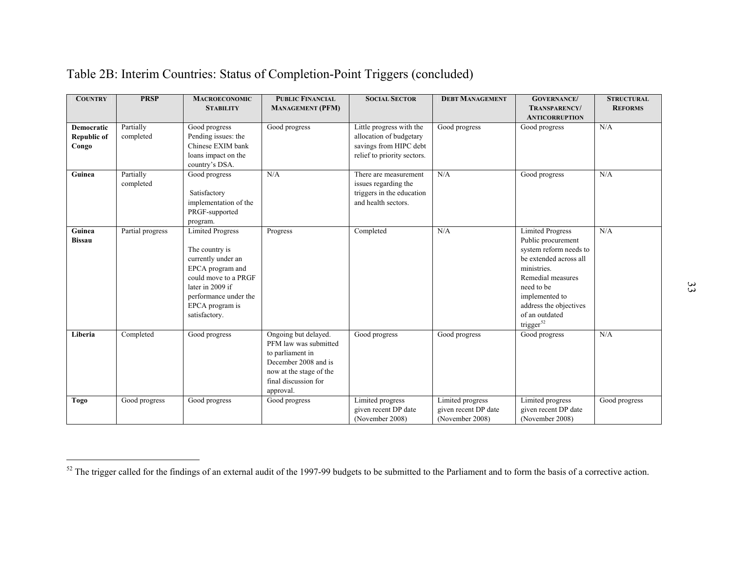# Table 2B: Interim Countries: Status of Completion-Point Triggers (concluded)

| COUNTRY | PRSP | MACROECONOMIC STABILITY | PUBLIC FINANCIAL MANAGEMENT (PFM) | SOCIAL SECTOR | DEBT MANAGEMENT | GOVERNANCE/ TRANSPARENCY/ ANTICORRUPTION | STRUCTURAL REFORMS |
| --- | --- | --- | --- | --- | --- | --- | --- |
| **Democratic Republic of Congo** | Partially completed | Good progress Pending issues: the Chinese EXIM bank loans impact on the country's DSA. | Good progress | Little progress with the allocation of budgetary savings from HIPC debt relief to priority sectors. | Good progress | Good progress | N/A |
| **Guinea** | Partially completed | Good progress<br><br>Satisfactory implementation of the PRGF-supported program. | N/A | There are measurement issues regarding the triggers in the education and health sectors. | N/A | Good progress | N/A |
| **Guinea Bissau** | Partial progress | Limited Progress<br><br>The country is currently under an EPCA program and could move to a PRGF later in 2009 if performance under the EPCA program is satisfactory. | Progress | Completed | N/A | Limited Progress Public procurement system reform needs to be extended across all ministries. Remedial measures need to be implemented to address the objectives of an outdated trigger[52] | N/A |
| **Liberia** | Completed | Good progress | Ongoing but delayed. PFM law was submitted to parliament in December 2008 and is now at the stage of the final discussion for approval. | Good progress | Good progress | Good progress | N/A |
| **Togo** | Good progress | Good progress | Good progress | Limited progress given recent DP date (November 2008) | Limited progress given recent DP date (November 2008) | Limited progress given recent DP date (November 2008) | Good progress |

[52] The trigger called for the findings of an external audit of the 1997-99 budgets to be submitted to the Parliament and to form the basis of a corrective action.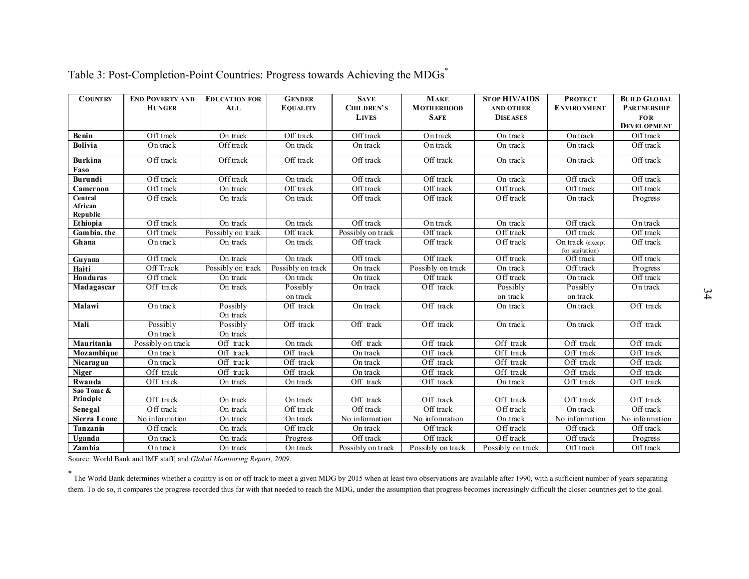Table 3: Post-Completion-Point Countries: Progress towards Achieving the MDGs*

| COUNTRY | END POVERTY AND HUNGER | EDUCATION FOR ALL | GENDER EQUALITY | SAVE CHILDREN'S LIVES | MAKE MOTHERHOOD SAFE | STOP HIV/AIDS AND OTHER DISEASES | PROTECT ENVIRONMENT | BUILD GLOBAL PARTNERSHIP FOR DEVELOPMENT |
|---|---|---|---|---|---|---|---|---|
| **Benin** | Off track | On track | Off track | Off track | On track | On track | On track | Off track |
| **Bolivia** | On track | Off track | On track | On track | On track | On track | On track | Off track |
| **Burkina Faso** | Off track | Off track | Off track | Off track | Off track | On track | On track | Off track |
| **Burundi** | Off track | Off track | On track | Off track | Off track | On track | Off track | Off track |
| **Cameroon** | Off track | On track | Off track | Off track | Off track | Off track | Off track | Off track |
| **Central African Republic** | Off track | On track | On track | Off track | Off track | Off track | On track | Progress |
| **Ethiopia** | Off track | On track | On track | Off track | On track | On track | Off track | On track |
| **Gambia, the** | Off track | Possibly on track | Off track | Possibly on track | Off track | Off track | Off track | Off track |
| **Ghana** | On track | On track | On track | Off track | Off track | Off track | On track (except for sanitation) | Off track |
| **Guyana** | Off track | On track | On track | Off track | Off track | Off track | Off track | Off track |
| **Haiti** | Off Track | Possibly on track | Possibly on track | On track | Possibly on track | On track | Off track | Progress |
| **Honduras** | Off track | On track | On track | On track | Off track | Off track | On track | Off track |
| **Madagascar** | Off track | On track | Possibly on track | On track | Off track | Possibly on track | Possibly on track | On track |
| **Malawi** | On track | Possibly On track | Off track | On track | Off track | On track | On track | Off track |
| **Mali** | Possibly On track | Possibly On track | Off track | Off track | Off track | On track | On track | Off track |
| **Mauritania** | Possibly on track | Off track | On track | Off track | Off track | Off track | Off track | Off track |
| **Mozambique** | On track | Off track | Off track | On track | Off track | Off track | Off track | Off track |
| **Nicaragua** | On track | Off track | Off track | On track | Off track | Off track | Off track | Off track |
| **Niger** | Off track | Off track | Off track | On track | Off track | Off track | Off track | Off track |
| **Rwanda** | Off track | On track | On track | Off track | Off track | On track | Off track | Off track |
| **Sao Tome & Principe** | Off track | On track | On track | Off track | Off track | Off track | Off track | Off track |
| **Senegal** | Off track | On track | Off track | Off track | Off track | Off track | On track | Off track |
| **Sierra Leone** | No information | On track | On track | No information | No information | On track | No information | No information |
| **Tanzania** | Off track | On track | Off track | On track | Off track | Off track | Off track | Off track |
| **Uganda** | On track | On track | Progress | Off track | Off track | Off track | Off track | Progress |
| **Zambia** | On track | On track | On track | Possibly on track | Possibly on track | Possibly on track | Off track | Off track |

Source: World Bank and IMF staff; and *Global Monitoring Report, 2009*.

* The World Bank determines whether a country is on or off track to meet a given MDG by 2015 when at least two observations are available after 1990, with a sufficient number of years separating them. To do so, it compares the progress recorded thus far with that needed to reach the MDG, under the assumption that progress becomes increasingly difficult the closer countries get to the goal.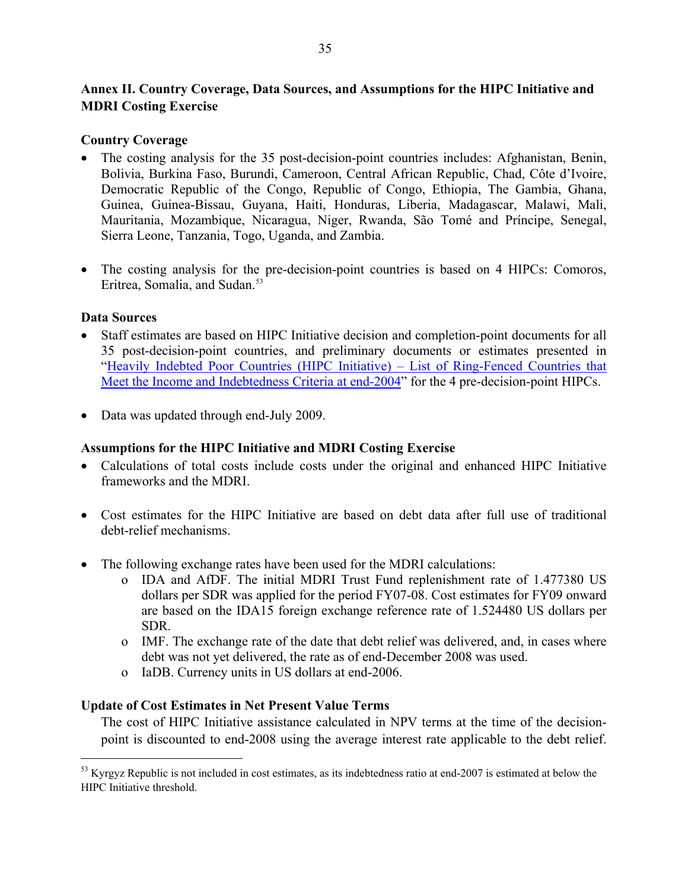## Annex II. Country Coverage, Data Sources, and Assumptions for the HIPC Initiative and MDRI Costing Exercise

### Country Coverage

- The costing analysis for the 35 post-decision-point countries includes: Afghanistan, Benin, Bolivia, Burkina Faso, Burundi, Cameroon, Central African Republic, Chad, Côte d'Ivoire, Democratic Republic of the Congo, Republic of Congo, Ethiopia, The Gambia, Ghana, Guinea, Guinea-Bissau, Guyana, Haiti, Honduras, Liberia, Madagascar, Malawi, Mali, Mauritania, Mozambique, Nicaragua, Niger, Rwanda, São Tomé and Príncipe, Senegal, Sierra Leone, Tanzania, Togo, Uganda, and Zambia.

- The costing analysis for the pre-decision-point countries is based on 4 HIPCs: Comoros, Eritrea, Somalia, and Sudan.[53]

### Data Sources

- Staff estimates are based on HIPC Initiative decision and completion-point documents for all 35 post-decision-point countries, and preliminary documents or estimates presented in "Heavily Indebted Poor Countries (HIPC Initiative) – List of Ring-Fenced Countries that Meet the Income and Indebtedness Criteria at end-2004" for the 4 pre-decision-point HIPCs.

- Data was updated through end-July 2009.

### Assumptions for the HIPC Initiative and MDRI Costing Exercise

- Calculations of total costs include costs under the original and enhanced HIPC Initiative frameworks and the MDRI.

- Cost estimates for the HIPC Initiative are based on debt data after full use of traditional debt-relief mechanisms.

- The following exchange rates have been used for the MDRI calculations:
  - IDA and AfDF. The initial MDRI Trust Fund replenishment rate of 1.477380 US dollars per SDR was applied for the period FY07-08. Cost estimates for FY09 onward are based on the IDA15 foreign exchange reference rate of 1.524480 US dollars per SDR.
  - IMF. The exchange rate of the date that debt relief was delivered, and, in cases where debt was not yet delivered, the rate as of end-December 2008 was used.
  - IaDB. Currency units in US dollars at end-2006.

### Update of Cost Estimates in Net Present Value Terms

The cost of HIPC Initiative assistance calculated in NPV terms at the time of the decision-point is discounted to end-2008 using the average interest rate applicable to the debt relief.

[53] Kyrgyz Republic is not included in cost estimates, as its indebtedness ratio at end-2007 is estimated at below the HIPC Initiative threshold.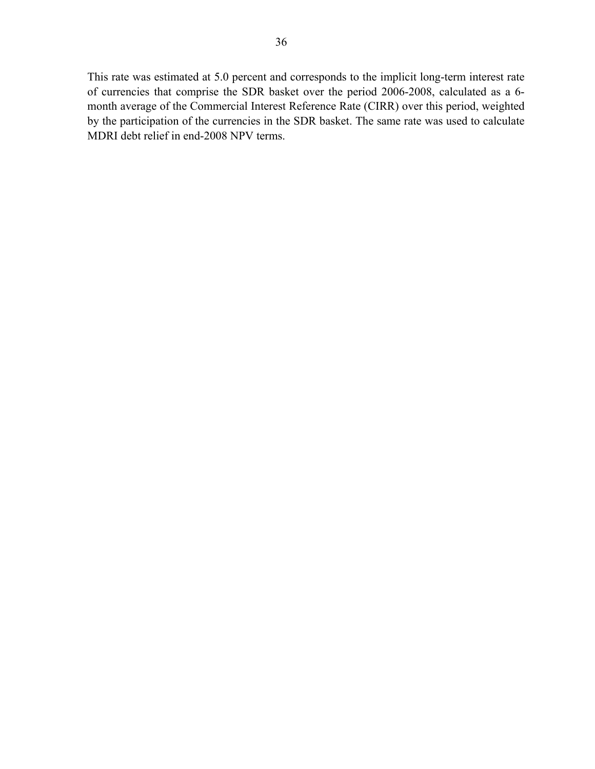This rate was estimated at 5.0 percent and corresponds to the implicit long-term interest rate of currencies that comprise the SDR basket over the period 2006-2008, calculated as a 6-month average of the Commercial Interest Reference Rate (CIRR) over this period, weighted by the participation of the currencies in the SDR basket. The same rate was used to calculate MDRI debt relief in end-2008 NPV terms.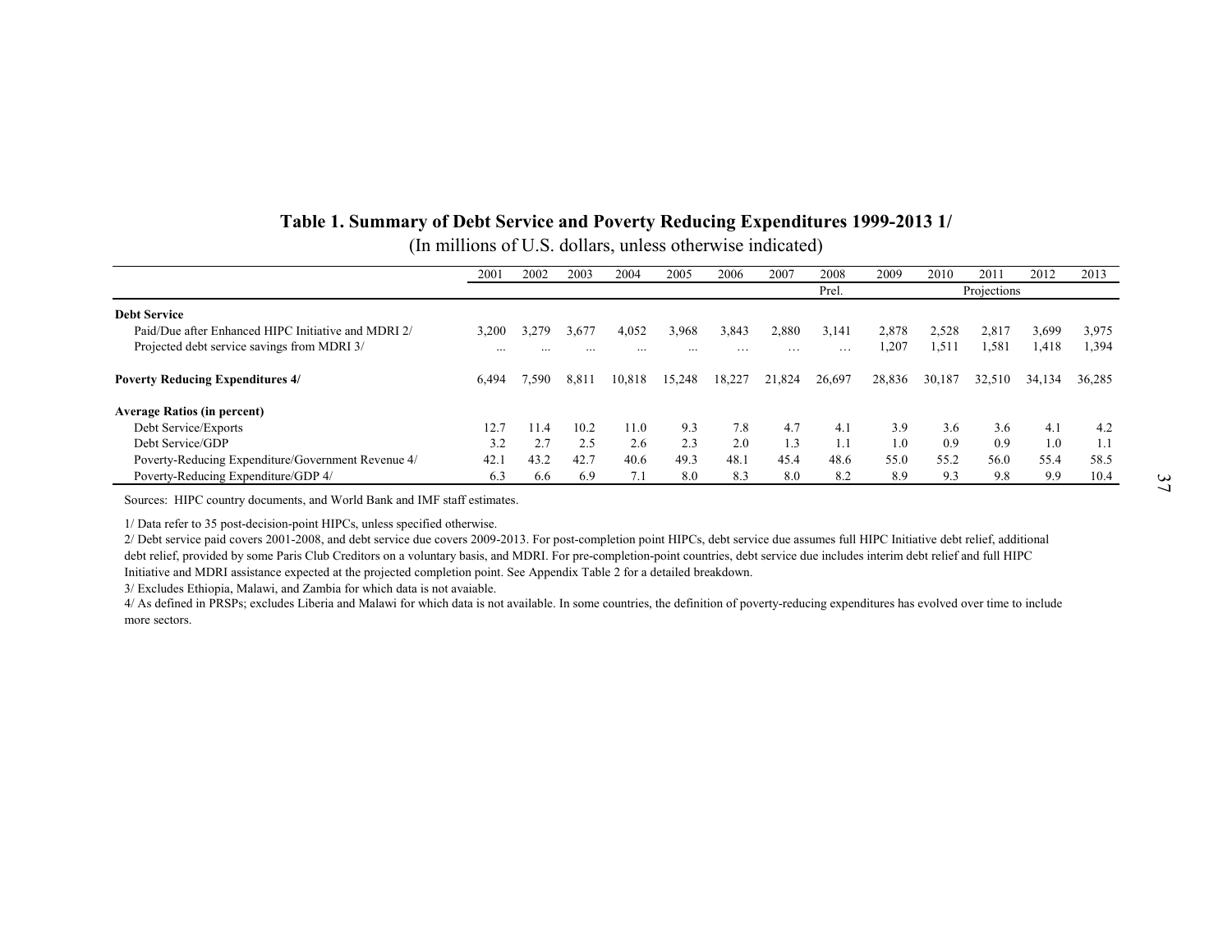## Table 1. Summary of Debt Service and Poverty Reducing Expenditures 1999-2013 1/

(In millions of U.S. dollars, unless otherwise indicated)

| | 2001 | 2002 | 2003 | 2004 | 2005 | 2006 | 2007 | 2008 | 2009 | 2010 | 2011 | 2012 | 2013 |
|---|---|---|---|---|---|---|---|---|---|---|---|---|---|
| | | | | | | | | Prel. | | | Projections | | |
| **Debt Service** | | | | | | | | | | | | | |
| Paid/Due after Enhanced HIPC Initiative and MDRI 2/ | 3,200 | 3,279 | 3,677 | 4,052 | 3,968 | 3,843 | 2,880 | 3,141 | 2,878 | 2,528 | 2,817 | 3,699 | 3,975 |
| Projected debt service savings from MDRI 3/ | ... | ... | ... | ... | ... | … | … | … | 1,207 | 1,511 | 1,581 | 1,418 | 1,394 |
| **Poverty Reducing Expenditures 4/** | 6,494 | 7,590 | 8,811 | 10,818 | 15,248 | 18,227 | 21,824 | 26,697 | 28,836 | 30,187 | 32,510 | 34,134 | 36,285 |
| **Average Ratios (in percent)** | | | | | | | | | | | | | |
| Debt Service/Exports | 12.7 | 11.4 | 10.2 | 11.0 | 9.3 | 7.8 | 4.7 | 4.1 | 3.9 | 3.6 | 3.6 | 4.1 | 4.2 |
| Debt Service/GDP | 3.2 | 2.7 | 2.5 | 2.6 | 2.3 | 2.0 | 1.3 | 1.1 | 1.0 | 0.9 | 0.9 | 1.0 | 1.1 |
| Poverty-Reducing Expenditure/Government Revenue 4/ | 42.1 | 43.2 | 42.7 | 40.6 | 49.3 | 48.1 | 45.4 | 48.6 | 55.0 | 55.2 | 56.0 | 55.4 | 58.5 |
| Poverty-Reducing Expenditure/GDP 4/ | 6.3 | 6.6 | 6.9 | 7.1 | 8.0 | 8.3 | 8.0 | 8.2 | 8.9 | 9.3 | 9.8 | 9.9 | 10.4 |

Sources: HIPC country documents, and World Bank and IMF staff estimates.

1/ Data refer to 35 post-decision-point HIPCs, unless specified otherwise.

2/ Debt service paid covers 2001-2008, and debt service due covers 2009-2013. For post-completion point HIPCs, debt service due assumes full HIPC Initiative debt relief, additional debt relief, provided by some Paris Club Creditors on a voluntary basis, and MDRI. For pre-completion-point countries, debt service due includes interim debt relief and full HIPC Initiative and MDRI assistance expected at the projected completion point. See Appendix Table 2 for a detailed breakdown.

3/ Excludes Ethiopia, Malawi, and Zambia for which data is not avaiable.

4/ As defined in PRSPs; excludes Liberia and Malawi for which data is not available. In some countries, the definition of poverty-reducing expenditures has evolved over time to include more sectors.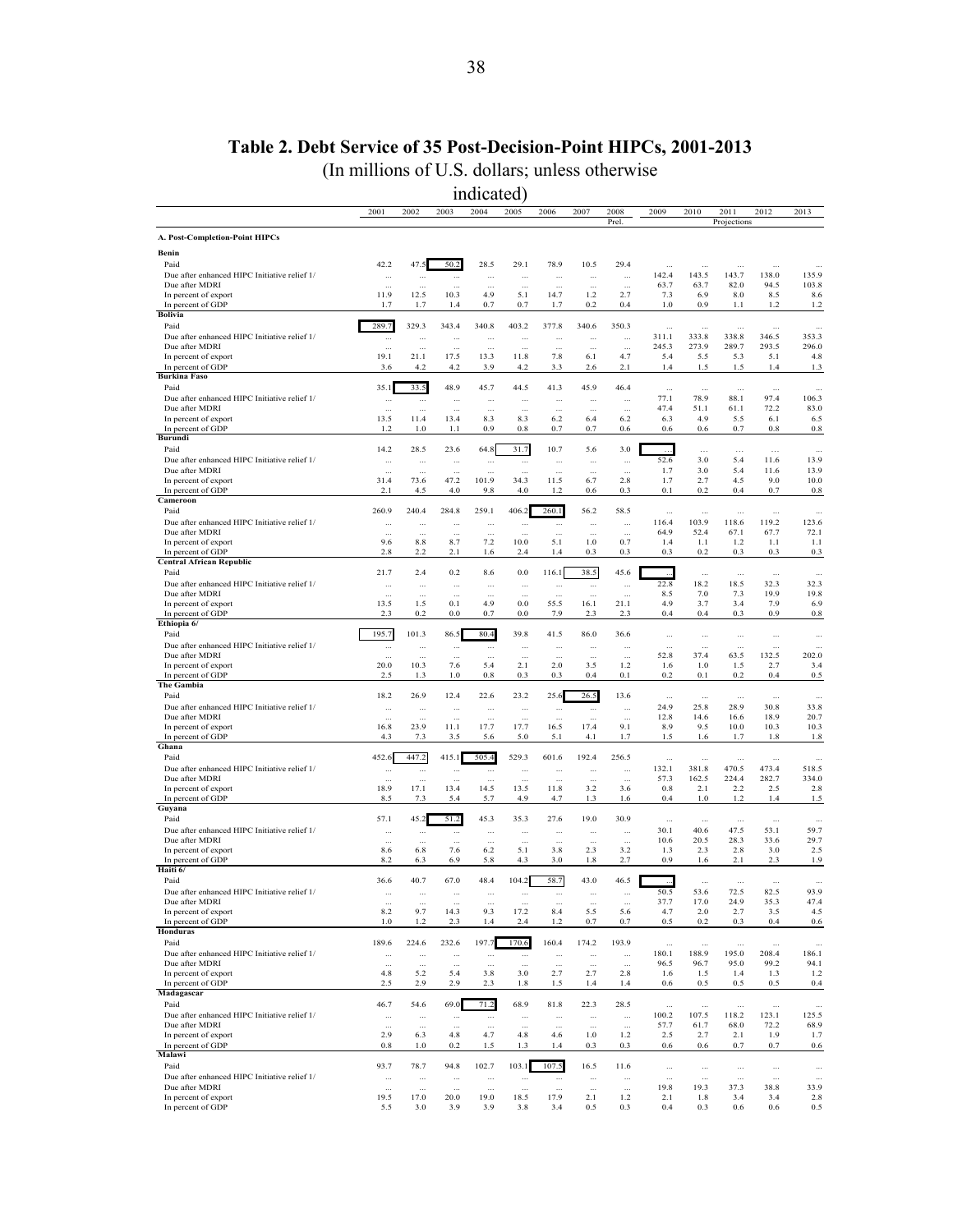# Table 2. Debt Service of 35 Post-Decision-Point HIPCs, 2001-2013

(In millions of U.S. dollars; unless otherwise indicated)

| | 2001 | 2002 | 2003 | 2004 | 2005 | 2006 | 2007 | 2008 Prel. | 2009 | 2010 | 2011 Projections | 2012 | 2013 |
|---|---|---|---|---|---|---|---|---|---|---|---|---|---|
| **A. Post-Completion-Point HIPCs** | | | | | | | | | | | | | |
| **Benin** | | | | | | | | | | | | | |
| Paid | 42.2 | 47.5 | 50.2 | 28.5 | 29.1 | 78.9 | 10.5 | 29.4 | ... | ... | ... | ... | ... |
| Due after enhanced HIPC Initiative relief 1/ | ... | ... | ... | ... | ... | ... | ... | ... | 142.4 | 143.5 | 143.7 | 138.0 | 135.9 |
| Due after MDRI | ... | ... | ... | ... | ... | ... | ... | ... | 63.7 | 63.7 | 82.0 | 94.5 | 103.8 |
| In percent of export | 11.9 | 12.5 | 10.3 | 4.9 | 5.1 | 14.7 | 1.2 | 2.7 | 7.3 | 6.9 | 8.0 | 8.5 | 8.6 |
| In percent of GDP | 1.7 | 1.7 | 1.4 | 0.7 | 0.7 | 1.7 | 0.2 | 0.4 | 1.0 | 0.9 | 1.1 | 1.2 | 1.2 |
| **Bolivia** | | | | | | | | | | | | | |
| Paid | 289.7 | 329.3 | 343.4 | 340.8 | 403.2 | 377.8 | 340.6 | 350.3 | ... | ... | ... | ... | ... |
| Due after enhanced HIPC Initiative relief 1/ | ... | ... | ... | ... | ... | ... | ... | ... | 311.1 | 333.8 | 338.8 | 346.5 | 353.3 |
| Due after MDRI | ... | ... | ... | ... | ... | ... | ... | ... | 245.3 | 273.9 | 289.7 | 293.5 | 296.0 |
| In percent of export | 19.1 | 21.1 | 17.5 | 13.3 | 11.8 | 7.8 | 6.1 | 4.7 | 5.4 | 5.5 | 5.3 | 5.1 | 4.8 |
| In percent of GDP | 3.6 | 4.2 | 4.2 | 3.9 | 4.2 | 3.3 | 2.6 | 2.1 | 1.4 | 1.5 | 1.5 | 1.4 | 1.3 |
| **Burkina Faso** | | | | | | | | | | | | | |
| Paid | 35.1 | 33.5 | 48.9 | 45.7 | 44.5 | 41.3 | 45.9 | 46.4 | ... | ... | ... | ... | ... |
| Due after enhanced HIPC Initiative relief 1/ | ... | ... | ... | ... | ... | ... | ... | ... | 77.1 | 78.9 | 88.1 | 97.4 | 106.3 |
| Due after MDRI | ... | ... | ... | ... | ... | ... | ... | ... | 47.4 | 51.1 | 61.1 | 72.2 | 83.0 |
| In percent of export | 13.5 | 11.4 | 13.4 | 8.3 | 8.3 | 6.2 | 6.4 | 6.2 | 6.3 | 4.9 | 5.5 | 6.1 | 6.5 |
| In percent of GDP | 1.2 | 1.0 | 1.1 | 0.9 | 0.8 | 0.7 | 0.7 | 0.6 | 0.6 | 0.6 | 0.7 | 0.8 | 0.8 |
| **Burundi** | | | | | | | | | | | | | |
| Paid | 14.2 | 28.5 | 23.6 | 64.8 | 31.7 | 10.7 | 5.6 | 3.0 | ... | ... | ... | ... | ... |
| Due after enhanced HIPC Initiative relief 1/ | ... | ... | ... | ... | ... | ... | ... | ... | 52.6 | 3.0 | 5.4 | 11.6 | 13.9 |
| Due after MDRI | ... | ... | ... | ... | ... | ... | ... | ... | 1.7 | 3.0 | 5.4 | 11.6 | 13.9 |
| In percent of export | 31.4 | 73.6 | 47.2 | 101.9 | 34.3 | 11.5 | 6.7 | 2.8 | 1.7 | 2.7 | 4.5 | 9.0 | 10.0 |
| In percent of GDP | 2.1 | 4.5 | 4.0 | 9.8 | 4.0 | 1.2 | 0.6 | 0.3 | 0.1 | 0.2 | 0.4 | 0.7 | 0.8 |
| **Cameroon** | | | | | | | | | | | | | |
| Paid | 260.9 | 240.4 | 284.8 | 259.1 | 406.2 | 260.1 | 56.2 | 58.5 | ... | ... | ... | ... | ... |
| Due after enhanced HIPC Initiative relief 1/ | ... | ... | ... | ... | ... | ... | ... | ... | 116.4 | 103.9 | 118.6 | 119.2 | 123.6 |
| Due after MDRI | ... | ... | ... | ... | ... | ... | ... | ... | 64.9 | 52.4 | 67.1 | 67.7 | 72.1 |
| In percent of export | 9.6 | 8.8 | 8.7 | 7.2 | 10.0 | 5.1 | 1.0 | 0.7 | 1.4 | 1.1 | 1.2 | 1.1 | 1.1 |
| In percent of GDP | 2.8 | 2.2 | 2.1 | 1.6 | 2.4 | 1.4 | 0.3 | 0.3 | 0.3 | 0.2 | 0.3 | 0.3 | 0.3 |
| **Central African Republic** | | | | | | | | | | | | | |
| Paid | 21.7 | 2.4 | 0.2 | 8.6 | 0.0 | 116.1 | 38.5 | 45.6 | ... | ... | ... | ... | ... |
| Due after enhanced HIPC Initiative relief 1/ | ... | ... | ... | ... | ... | ... | ... | ... | 22.8 | 18.2 | 18.5 | 32.3 | 32.3 |
| Due after MDRI | ... | ... | ... | ... | ... | ... | ... | ... | 8.5 | 7.0 | 7.3 | 19.9 | 19.8 |
| In percent of export | 13.5 | 1.5 | 0.1 | 4.9 | 0.0 | 55.5 | 16.1 | 21.1 | 4.9 | 3.7 | 3.4 | 7.9 | 6.9 |
| In percent of GDP | 2.3 | 0.2 | 0.0 | 0.7 | 0.0 | 7.9 | 2.3 | 2.3 | 0.4 | 0.4 | 0.3 | 0.9 | 0.8 |
| **Ethiopia 6/** | | | | | | | | | | | | | |
| Paid | 195.7 | 101.3 | 86.5 | 80.4 | 39.8 | 41.5 | 86.0 | 36.6 | ... | ... | ... | ... | ... |
| Due after enhanced HIPC Initiative relief 1/ | ... | ... | ... | ... | ... | ... | ... | ... | ... | ... | ... | ... | ... |
| Due after MDRI | ... | ... | ... | ... | ... | ... | ... | ... | 52.8 | 37.4 | 63.5 | 132.5 | 202.0 |
| In percent of export | 20.0 | 10.3 | 7.6 | 5.4 | 2.1 | 2.0 | 3.5 | 1.2 | 1.6 | 1.0 | 1.5 | 2.7 | 3.4 |
| In percent of GDP | 2.5 | 1.3 | 1.0 | 0.8 | 0.3 | 0.3 | 0.4 | 0.1 | 0.2 | 0.1 | 0.2 | 0.4 | 0.5 |
| **The Gambia** | | | | | | | | | | | | | |
| Paid | 18.2 | 26.9 | 12.4 | 22.6 | 23.2 | 25.6 | 26.5 | 13.6 | ... | ... | ... | ... | ... |
| Due after enhanced HIPC Initiative relief 1/ | ... | ... | ... | ... | ... | ... | ... | ... | 24.9 | 25.8 | 28.9 | 30.8 | 33.8 |
| Due after MDRI | ... | ... | ... | ... | ... | ... | ... | ... | 12.8 | 14.6 | 16.6 | 18.9 | 20.7 |
| In percent of export | 16.8 | 23.9 | 11.1 | 17.7 | 17.7 | 16.5 | 17.4 | 9.1 | 8.9 | 9.5 | 10.0 | 10.3 | 10.3 |
| In percent of GDP | 4.3 | 7.3 | 3.5 | 5.6 | 5.0 | 5.1 | 4.1 | 1.7 | 1.5 | 1.6 | 1.7 | 1.8 | 1.8 |
| **Ghana** | | | | | | | | | | | | | |
| Paid | 452.6 | 447.2 | 415.1 | 505.4 | 529.3 | 601.6 | 192.4 | 256.5 | ... | ... | ... | ... | ... |
| Due after enhanced HIPC Initiative relief 1/ | ... | ... | ... | ... | ... | ... | ... | ... | 132.1 | 381.8 | 470.5 | 473.4 | 518.5 |
| Due after MDRI | ... | ... | ... | ... | ... | ... | ... | ... | 57.3 | 162.5 | 224.4 | 282.7 | 334.0 |
| In percent of export | 18.9 | 17.1 | 13.4 | 14.5 | 13.5 | 11.8 | 3.2 | 3.6 | 0.8 | 2.1 | 2.2 | 2.5 | 2.8 |
| In percent of GDP | 8.5 | 7.3 | 5.4 | 5.7 | 4.9 | 4.7 | 1.3 | 1.6 | 0.4 | 1.0 | 1.2 | 1.4 | 1.5 |
| **Guyana** | | | | | | | | | | | | | |
| Paid | 57.1 | 45.2 | 51.2 | 45.3 | 35.3 | 27.6 | 19.0 | 30.9 | ... | ... | ... | ... | ... |
| Due after enhanced HIPC Initiative relief 1/ | ... | ... | ... | ... | ... | ... | ... | ... | 30.1 | 40.6 | 47.5 | 53.1 | 59.7 |
| Due after MDRI | ... | ... | ... | ... | ... | ... | ... | ... | 10.6 | 20.5 | 28.3 | 33.6 | 29.7 |
| In percent of export | 8.6 | 6.8 | 7.6 | 6.2 | 5.1 | 3.8 | 2.3 | 3.2 | 1.3 | 2.3 | 2.8 | 3.0 | 2.5 |
| In percent of GDP | 8.2 | 6.3 | 6.9 | 5.8 | 4.3 | 3.0 | 1.8 | 2.7 | 0.9 | 1.6 | 2.1 | 2.3 | 1.9 |
| **Haiti 6/** | | | | | | | | | | | | | |
| Paid | 36.6 | 40.7 | 67.0 | 48.4 | 104.2 | 58.7 | 43.0 | 46.5 | ... | ... | ... | ... | ... |
| Due after enhanced HIPC Initiative relief 1/ | ... | ... | ... | ... | ... | ... | ... | ... | 50.5 | 53.6 | 72.5 | 82.5 | 93.9 |
| Due after MDRI | ... | ... | ... | ... | ... | ... | ... | ... | 37.7 | 17.0 | 24.9 | 35.3 | 47.4 |
| In percent of export | 8.2 | 9.7 | 14.3 | 9.3 | 17.2 | 8.4 | 5.5 | 5.6 | 4.7 | 2.0 | 2.7 | 3.5 | 4.5 |
| In percent of GDP | 1.0 | 1.2 | 2.3 | 1.4 | 2.4 | 1.2 | 0.7 | 0.7 | 0.5 | 0.2 | 0.3 | 0.4 | 0.6 |
| **Honduras** | | | | | | | | | | | | | |
| Paid | 189.6 | 224.6 | 232.6 | 197.7 | 170.6 | 160.4 | 174.2 | 193.9 | ... | ... | ... | ... | ... |
| Due after enhanced HIPC Initiative relief 1/ | ... | ... | ... | ... | ... | ... | ... | ... | 180.1 | 188.9 | 195.0 | 208.4 | 186.1 |
| Due after MDRI | ... | ... | ... | ... | ... | ... | ... | ... | 96.5 | 96.7 | 95.0 | 99.2 | 94.1 |
| In percent of export | 4.8 | 5.2 | 5.4 | 3.8 | 3.0 | 2.7 | 2.7 | 2.8 | 1.6 | 1.5 | 1.4 | 1.3 | 1.2 |
| In percent of GDP | 2.5 | 2.9 | 2.9 | 2.3 | 1.8 | 1.5 | 1.4 | 1.4 | 0.6 | 0.5 | 0.5 | 0.5 | 0.4 |
| **Madagascar** | | | | | | | | | | | | | |
| Paid | 46.7 | 54.6 | 69.0 | 71.2 | 68.9 | 81.8 | 22.3 | 28.5 | ... | ... | ... | ... | ... |
| Due after enhanced HIPC Initiative relief 1/ | ... | ... | ... | ... | ... | ... | ... | ... | 100.2 | 107.5 | 118.2 | 123.1 | 125.5 |
| Due after MDRI | ... | ... | ... | ... | ... | ... | ... | ... | 57.7 | 61.7 | 68.0 | 72.2 | 68.9 |
| In percent of export | 2.9 | 6.3 | 4.8 | 4.7 | 4.8 | 4.6 | 1.0 | 1.2 | 2.5 | 2.7 | 2.1 | 1.9 | 1.7 |
| In percent of GDP | 0.8 | 1.0 | 0.2 | 1.5 | 1.3 | 1.4 | 0.3 | 0.3 | 0.6 | 0.6 | 0.7 | 0.7 | 0.6 |
| **Malawi** | | | | | | | | | | | | | |
| Paid | 93.7 | 78.7 | 94.8 | 102.7 | 103.1 | 107.5 | 16.5 | 11.6 | ... | ... | ... | ... | ... |
| Due after enhanced HIPC Initiative relief 1/ | ... | ... | ... | ... | ... | ... | ... | ... | ... | ... | ... | ... | ... |
| Due after MDRI | ... | ... | ... | ... | ... | ... | ... | ... | 19.8 | 19.3 | 37.3 | 38.8 | 33.9 |
| In percent of export | 19.5 | 17.0 | 20.0 | 19.0 | 18.5 | 17.9 | 2.1 | 1.2 | 2.1 | 1.8 | 3.4 | 3.4 | 2.8 |
| In percent of GDP | 5.5 | 3.0 | 3.9 | 3.9 | 3.8 | 3.4 | 0.5 | 0.3 | 0.4 | 0.3 | 0.6 | 0.6 | 0.5 |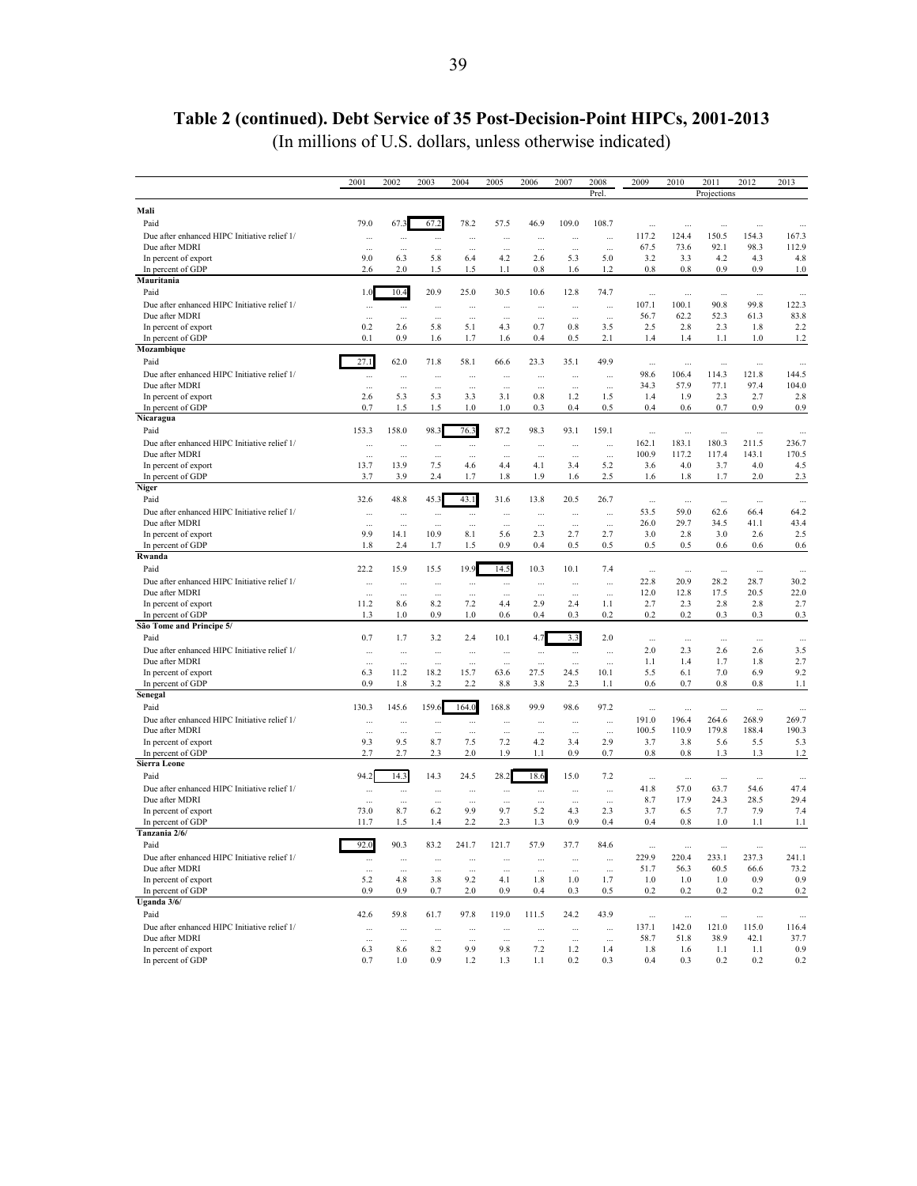# Table 2 (continued). Debt Service of 35 Post-Decision-Point HIPCs, 2001-2013

(In millions of U.S. dollars, unless otherwise indicated)

| | 2001 | 2002 | 2003 | 2004 | 2005 | 2006 | 2007 | 2008 | 2009 | 2010 | 2011 | 2012 | 2013 |
|---|---|---|---|---|---|---|---|---|---|---|---|---|---|
| | | | | | | | | Prel. | | | Projections | | |
| **Mali** | | | | | | | | | | | | | |
| Paid | 79.0 | 67.3 | 67.2 | 78.2 | 57.5 | 46.9 | 109.0 | 108.7 | ... | ... | ... | ... | ... |
| Due after enhanced HIPC Initiative relief 1/ | ... | ... | ... | ... | ... | ... | ... | ... | 117.2 | 124.4 | 150.5 | 154.3 | 167.3 |
| Due after MDRI | ... | ... | ... | ... | ... | ... | ... | ... | 67.5 | 73.6 | 92.1 | 98.3 | 112.9 |
| In percent of export | 9.0 | 6.3 | 5.8 | 6.4 | 4.2 | 2.6 | 5.3 | 5.0 | 3.2 | 3.3 | 4.2 | 4.3 | 4.8 |
| In percent of GDP | 2.6 | 2.0 | 1.5 | 1.5 | 1.1 | 0.8 | 1.6 | 1.2 | 0.8 | 0.8 | 0.9 | 0.9 | 1.0 |
| **Mauritania** | | | | | | | | | | | | | |
| Paid | 1.0 | 10.4 | 20.9 | 25.0 | 30.5 | 10.6 | 12.8 | 74.7 | ... | ... | ... | ... | ... |
| Due after enhanced HIPC Initiative relief 1/ | ... | ... | ... | ... | ... | ... | ... | ... | 107.1 | 100.1 | 90.8 | 99.8 | 122.3 |
| Due after MDRI | ... | ... | ... | ... | ... | ... | ... | ... | 56.7 | 62.2 | 52.3 | 61.3 | 83.8 |
| In percent of export | 0.2 | 2.6 | 5.8 | 5.1 | 4.3 | 0.7 | 0.8 | 3.5 | 2.5 | 2.8 | 2.3 | 1.8 | 2.2 |
| In percent of GDP | 0.1 | 0.9 | 1.6 | 1.7 | 1.6 | 0.4 | 0.5 | 2.1 | 1.4 | 1.4 | 1.1 | 1.0 | 1.2 |
| **Mozambique** | | | | | | | | | | | | | |
| Paid | 27.1 | 62.0 | 71.8 | 58.1 | 66.6 | 23.3 | 35.1 | 49.9 | ... | ... | ... | ... | ... |
| Due after enhanced HIPC Initiative relief 1/ | ... | ... | ... | ... | ... | ... | ... | ... | 98.6 | 106.4 | 114.3 | 121.8 | 144.5 |
| Due after MDRI | ... | ... | ... | ... | ... | ... | ... | ... | 34.3 | 57.9 | 77.1 | 97.4 | 104.0 |
| In percent of export | 2.6 | 5.3 | 5.3 | 3.3 | 3.1 | 0.8 | 1.2 | 1.5 | 1.4 | 1.9 | 2.3 | 2.7 | 2.8 |
| In percent of GDP | 0.7 | 1.5 | 1.5 | 1.0 | 1.0 | 0.3 | 0.4 | 0.5 | 0.4 | 0.6 | 0.7 | 0.9 | 0.9 |
| **Nicaragua** | | | | | | | | | | | | | |
| Paid | 153.3 | 158.0 | 98.3 | 76.3 | 87.2 | 98.3 | 93.1 | 159.1 | ... | ... | ... | ... | ... |
| Due after enhanced HIPC Initiative relief 1/ | ... | ... | ... | ... | ... | ... | ... | ... | 162.1 | 183.1 | 180.3 | 211.5 | 236.7 |
| Due after MDRI | ... | ... | ... | ... | ... | ... | ... | ... | 100.9 | 117.2 | 117.4 | 143.1 | 170.5 |
| In percent of export | 13.7 | 13.9 | 7.5 | 4.6 | 4.4 | 4.1 | 3.4 | 5.2 | 3.6 | 4.0 | 3.7 | 4.0 | 4.5 |
| In percent of GDP | 3.7 | 3.9 | 2.4 | 1.7 | 1.8 | 1.9 | 1.6 | 2.5 | 1.6 | 1.8 | 1.7 | 2.0 | 2.3 |
| **Niger** | | | | | | | | | | | | | |
| Paid | 32.6 | 48.8 | 45.3 | 43.1 | 31.6 | 13.8 | 20.5 | 26.7 | ... | ... | ... | ... | ... |
| Due after enhanced HIPC Initiative relief 1/ | ... | ... | ... | ... | ... | ... | ... | ... | 53.5 | 59.0 | 62.6 | 66.4 | 64.2 |
| Due after MDRI | ... | ... | ... | ... | ... | ... | ... | ... | 26.0 | 29.7 | 34.5 | 41.1 | 43.4 |
| In percent of export | 9.9 | 14.1 | 10.9 | 8.1 | 5.6 | 2.3 | 2.7 | 2.7 | 3.0 | 2.8 | 3.0 | 2.6 | 2.5 |
| In percent of GDP | 1.8 | 2.4 | 1.7 | 1.5 | 0.9 | 0.4 | 0.5 | 0.5 | 0.5 | 0.5 | 0.6 | 0.6 | 0.6 |
| **Rwanda** | | | | | | | | | | | | | |
| Paid | 22.2 | 15.9 | 15.5 | 19.9 | 14.5 | 10.3 | 10.1 | 7.4 | ... | ... | ... | ... | ... |
| Due after enhanced HIPC Initiative relief 1/ | ... | ... | ... | ... | ... | ... | ... | ... | 22.8 | 20.9 | 28.2 | 28.7 | 30.2 |
| Due after MDRI | ... | ... | ... | ... | ... | ... | ... | ... | 12.0 | 12.8 | 17.5 | 20.5 | 22.0 |
| In percent of export | 11.2 | 8.6 | 8.2 | 7.2 | 4.4 | 2.9 | 2.4 | 1.1 | 2.7 | 2.3 | 2.8 | 2.8 | 2.7 |
| In percent of GDP | 1.3 | 1.0 | 0.9 | 1.0 | 0.6 | 0.4 | 0.3 | 0.2 | 0.2 | 0.2 | 0.3 | 0.3 | 0.3 |
| **São Tome and Principe 5/** | | | | | | | | | | | | | |
| Paid | 0.7 | 1.7 | 3.2 | 2.4 | 10.1 | 4.7 | 3.3 | 2.0 | ... | ... | ... | ... | ... |
| Due after enhanced HIPC Initiative relief 1/ | ... | ... | ... | ... | ... | ... | ... | ... | 2.0 | 2.3 | 2.6 | 2.6 | 3.5 |
| Due after MDRI | ... | ... | ... | ... | ... | ... | ... | ... | 1.1 | 1.4 | 1.7 | 1.8 | 2.7 |
| In percent of export | 6.3 | 11.2 | 18.2 | 15.7 | 63.6 | 27.5 | 24.5 | 10.1 | 5.5 | 6.1 | 7.0 | 6.9 | 9.2 |
| In percent of GDP | 0.9 | 1.8 | 3.2 | 2.2 | 8.8 | 3.8 | 2.3 | 1.1 | 0.6 | 0.7 | 0.8 | 0.8 | 1.1 |
| **Senegal** | | | | | | | | | | | | | |
| Paid | 130.3 | 145.6 | 159.6 | 164.0 | 168.8 | 99.9 | 98.6 | 97.2 | ... | ... | ... | ... | ... |
| Due after enhanced HIPC Initiative relief 1/ | ... | ... | ... | ... | ... | ... | ... | ... | 191.0 | 196.4 | 264.6 | 268.9 | 269.7 |
| Due after MDRI | ... | ... | ... | ... | ... | ... | ... | ... | 100.5 | 110.9 | 179.8 | 188.4 | 190.3 |
| In percent of export | 9.3 | 9.5 | 8.7 | 7.5 | 7.2 | 4.2 | 3.4 | 2.9 | 3.7 | 3.8 | 5.6 | 5.5 | 5.3 |
| In percent of GDP | 2.7 | 2.7 | 2.3 | 2.0 | 1.9 | 1.1 | 0.9 | 0.7 | 0.8 | 0.8 | 1.3 | 1.3 | 1.2 |
| **Sierra Leone** | | | | | | | | | | | | | |
| Paid | 94.2 | 14.3 | 14.3 | 24.5 | 28.2 | 18.6 | 15.0 | 7.2 | ... | ... | ... | ... | ... |
| Due after enhanced HIPC Initiative relief 1/ | ... | ... | ... | ... | ... | ... | ... | ... | 41.8 | 57.0 | 63.7 | 54.6 | 47.4 |
| Due after MDRI | ... | ... | ... | ... | ... | ... | ... | ... | 8.7 | 17.9 | 24.3 | 28.5 | 29.4 |
| In percent of export | 73.0 | 8.7 | 6.2 | 9.9 | 9.7 | 5.2 | 4.3 | 2.3 | 3.7 | 6.5 | 7.7 | 7.9 | 7.4 |
| In percent of GDP | 11.7 | 1.5 | 1.4 | 2.2 | 2.3 | 1.3 | 0.9 | 0.4 | 0.4 | 0.8 | 1.0 | 1.1 | 1.1 |
| **Tanzania 2/6/** | | | | | | | | | | | | | |
| Paid | 92.0 | 90.3 | 83.2 | 241.7 | 121.7 | 57.9 | 37.7 | 84.6 | ... | ... | ... | ... | ... |
| Due after enhanced HIPC Initiative relief 1/ | ... | ... | ... | ... | ... | ... | ... | ... | 229.9 | 220.4 | 233.1 | 237.3 | 241.1 |
| Due after MDRI | ... | ... | ... | ... | ... | ... | ... | ... | 51.7 | 56.3 | 60.5 | 66.6 | 73.2 |
| In percent of export | 5.2 | 4.8 | 3.8 | 9.2 | 4.1 | 1.8 | 1.0 | 1.7 | 1.0 | 1.0 | 1.0 | 0.9 | 0.9 |
| In percent of GDP | 0.9 | 0.9 | 0.7 | 2.0 | 0.9 | 0.4 | 0.3 | 0.5 | 0.2 | 0.2 | 0.2 | 0.2 | 0.2 |
| **Uganda 3/6/** | | | | | | | | | | | | | |
| Paid | 42.6 | 59.8 | 61.7 | 97.8 | 119.0 | 111.5 | 24.2 | 43.9 | ... | ... | ... | ... | ... |
| Due after enhanced HIPC Initiative relief 1/ | ... | ... | ... | ... | ... | ... | ... | ... | 137.1 | 142.0 | 121.0 | 115.0 | 116.4 |
| Due after MDRI | ... | ... | ... | ... | ... | ... | ... | ... | 58.7 | 51.8 | 38.9 | 42.1 | 37.7 |
| In percent of export | 6.3 | 8.6 | 8.2 | 9.9 | 9.8 | 7.2 | 1.2 | 1.4 | 1.8 | 1.6 | 1.1 | 1.1 | 0.9 |
| In percent of GDP | 0.7 | 1.0 | 0.9 | 1.2 | 1.3 | 1.1 | 0.2 | 0.3 | 0.4 | 0.3 | 0.2 | 0.2 | 0.2 |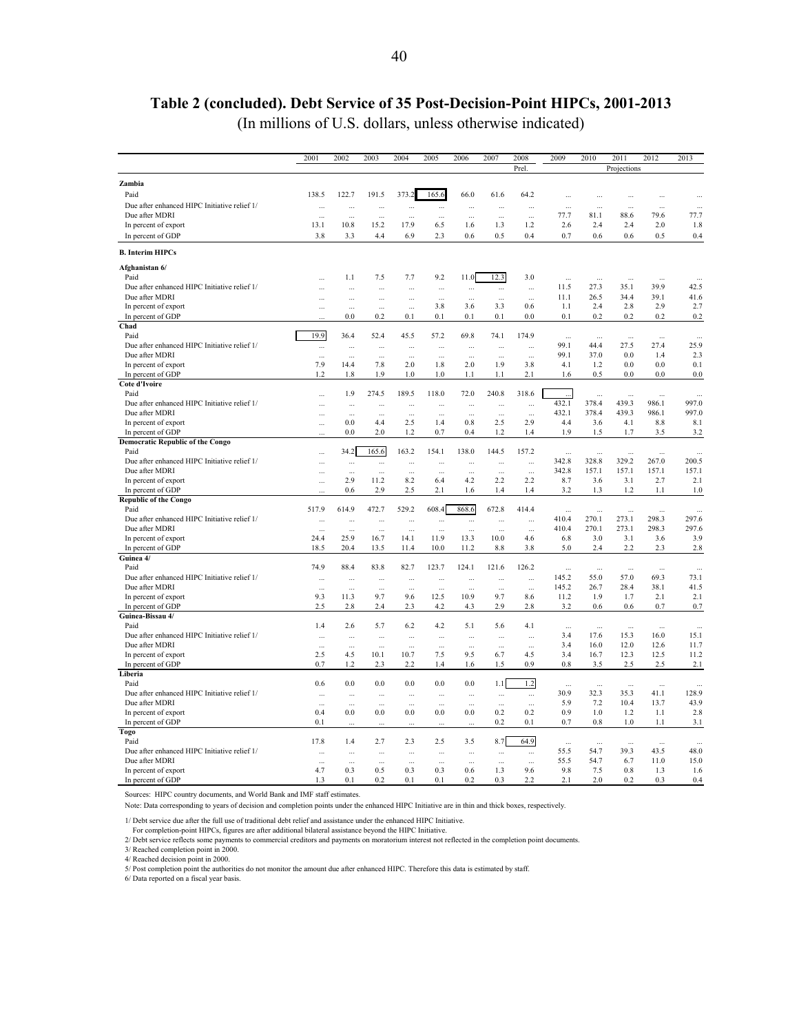# Table 2 (concluded). Debt Service of 35 Post-Decision-Point HIPCs, 2001-2013

(In millions of U.S. dollars, unless otherwise indicated)

| | 2001 | 2002 | 2003 | 2004 | 2005 | 2006 | 2007 | 2008 | 2009 | 2010 | 2011 | 2012 | 2013 |
|---|---|---|---|---|---|---|---|---|---|---|---|---|---|
| | | | | | | | | Prel. | | | Projections | | |
| **Zambia** | | | | | | | | | | | | | |
| Paid | 138.5 | 122.7 | 191.5 | 373.2 | 165.6 | 66.0 | 61.6 | 64.2 | ... | ... | ... | ... | ... |
| Due after enhanced HIPC Initiative relief 1/ | ... | ... | ... | ... | ... | ... | ... | ... | ... | ... | ... | ... | ... |
| Due after MDRI | ... | ... | ... | ... | ... | ... | ... | ... | 77.7 | 81.1 | 88.6 | 79.6 | 77.7 |
| In percent of export | 13.1 | 10.8 | 15.2 | 17.9 | 6.5 | 1.6 | 1.3 | 1.2 | 2.6 | 2.4 | 2.4 | 2.0 | 1.8 |
| In percent of GDP | 3.8 | 3.3 | 4.4 | 6.9 | 2.3 | 0.6 | 0.5 | 0.4 | 0.7 | 0.6 | 0.6 | 0.5 | 0.4 |
| **B. Interim HIPCs** | | | | | | | | | | | | | |
| **Afghanistan 6/** | | | | | | | | | | | | | |
| Paid | ... | 1.1 | 7.5 | 7.7 | 9.2 | 11.0 | 12.3 | 3.0 | ... | ... | ... | ... | ... |
| Due after enhanced HIPC Initiative relief 1/ | ... | ... | ... | ... | ... | ... | ... | ... | 11.5 | 27.3 | 35.1 | 39.9 | 42.5 |
| Due after MDRI | ... | ... | ... | ... | ... | ... | ... | ... | 11.1 | 26.5 | 34.4 | 39.1 | 41.6 |
| In percent of export | ... | ... | ... | ... | 3.8 | 3.6 | 3.3 | 0.6 | 1.1 | 2.4 | 2.8 | 2.9 | 2.7 |
| In percent of GDP | ... | 0.0 | 0.2 | 0.1 | 0.1 | 0.1 | 0.1 | 0.0 | 0.1 | 0.2 | 0.2 | 0.2 | 0.2 |
| **Chad** | | | | | | | | | | | | | |
| Paid | 19.9 | 36.4 | 52.4 | 45.5 | 57.2 | 69.8 | 74.1 | 174.9 | ... | ... | ... | ... | ... |
| Due after enhanced HIPC Initiative relief 1/ | ... | ... | ... | ... | ... | ... | ... | ... | 99.1 | 44.4 | 27.5 | 27.4 | 25.9 |
| Due after MDRI | ... | ... | ... | ... | ... | ... | ... | ... | 99.1 | 37.0 | 0.0 | 1.4 | 2.3 |
| In percent of export | 7.9 | 14.4 | 7.8 | 2.0 | 1.8 | 2.0 | 1.9 | 3.8 | 4.1 | 1.2 | 0.0 | 0.0 | 0.1 |
| In percent of GDP | 1.2 | 1.8 | 1.9 | 1.0 | 1.0 | 1.1 | 1.1 | 2.1 | 1.6 | 0.5 | 0.0 | 0.0 | 0.0 |
| **Cote d'Ivoire** | | | | | | | | | | | | | |
| Paid | ... | 1.9 | 274.5 | 189.5 | 118.0 | 72.0 | 240.8 | 318.6 | ... | ... | ... | ... | ... |
| Due after enhanced HIPC Initiative relief 1/ | ... | ... | ... | ... | ... | ... | ... | ... | 432.1 | 378.4 | 439.3 | 986.1 | 997.0 |
| Due after MDRI | ... | ... | ... | ... | ... | ... | ... | ... | 432.1 | 378.4 | 439.3 | 986.1 | 997.0 |
| In percent of export | ... | 0.0 | 4.4 | 2.5 | 1.4 | 0.8 | 2.5 | 2.9 | 4.4 | 3.6 | 4.1 | 8.8 | 8.1 |
| In percent of GDP | ... | 0.0 | 2.0 | 1.2 | 0.7 | 0.4 | 1.2 | 1.4 | 1.9 | 1.5 | 1.7 | 3.5 | 3.2 |
| **Democratic Republic of the Congo** | | | | | | | | | | | | | |
| Paid | ... | 34.2 | 165.6 | 163.2 | 154.1 | 138.0 | 144.5 | 157.2 | ... | ... | ... | ... | ... |
| Due after enhanced HIPC Initiative relief 1/ | ... | ... | ... | ... | ... | ... | ... | ... | 342.8 | 328.8 | 329.2 | 267.0 | 200.5 |
| Due after MDRI | ... | ... | ... | ... | ... | ... | ... | ... | 342.8 | 157.1 | 157.1 | 157.1 | 157.1 |
| In percent of export | ... | 2.9 | 11.2 | 8.2 | 6.4 | 4.2 | 2.2 | 2.2 | 8.7 | 3.6 | 3.1 | 2.7 | 2.1 |
| In percent of GDP | ... | 0.6 | 2.9 | 2.5 | 2.1 | 1.6 | 1.4 | 1.4 | 3.2 | 1.3 | 1.2 | 1.1 | 1.0 |
| **Republic of the Congo** | | | | | | | | | | | | | |
| Paid | 517.9 | 614.9 | 472.7 | 529.2 | 608.4 | 868.6 | 672.8 | 414.4 | ... | ... | ... | ... | ... |
| Due after enhanced HIPC Initiative relief 1/ | ... | ... | ... | ... | ... | ... | ... | ... | 410.4 | 270.1 | 273.1 | 298.3 | 297.6 |
| Due after MDRI | ... | ... | ... | ... | ... | ... | ... | ... | 410.4 | 270.1 | 273.1 | 298.3 | 297.6 |
| In percent of export | 24.4 | 25.9 | 16.7 | 14.1 | 11.9 | 13.3 | 10.0 | 4.6 | 6.8 | 3.0 | 3.1 | 3.6 | 3.9 |
| In percent of GDP | 18.5 | 20.4 | 13.5 | 11.4 | 10.0 | 11.2 | 8.8 | 3.8 | 5.0 | 2.4 | 2.2 | 2.3 | 2.8 |
| **Guinea 4/** | | | | | | | | | | | | | |
| Paid | 74.9 | 88.4 | 83.8 | 82.7 | 123.7 | 124.1 | 121.6 | 126.2 | ... | ... | ... | ... | ... |
| Due after enhanced HIPC Initiative relief 1/ | ... | ... | ... | ... | ... | ... | ... | ... | 145.2 | 55.0 | 57.0 | 69.3 | 73.1 |
| Due after MDRI | ... | ... | ... | ... | ... | ... | ... | ... | 145.2 | 26.7 | 28.4 | 38.1 | 41.5 |
| In percent of export | 9.3 | 11.3 | 9.7 | 9.6 | 12.5 | 10.9 | 9.7 | 8.6 | 11.2 | 1.9 | 1.7 | 2.1 | 2.1 |
| In percent of GDP | 2.5 | 2.8 | 2.4 | 2.3 | 4.2 | 4.3 | 2.9 | 2.8 | 3.2 | 0.6 | 0.6 | 0.7 | 0.7 |
| **Guinea-Bissau 4/** | | | | | | | | | | | | | |
| Paid | 1.4 | 2.6 | 5.7 | 6.2 | 4.2 | 5.1 | 5.6 | 4.1 | ... | ... | ... | ... | ... |
| Due after enhanced HIPC Initiative relief 1/ | ... | ... | ... | ... | ... | ... | ... | ... | 3.4 | 17.6 | 15.3 | 16.0 | 15.1 |
| Due after MDRI | ... | ... | ... | ... | ... | ... | ... | ... | 3.4 | 16.0 | 12.0 | 12.6 | 11.7 |
| In percent of export | 2.5 | 4.5 | 10.1 | 10.7 | 7.5 | 9.5 | 6.7 | 4.5 | 3.4 | 16.7 | 12.3 | 12.5 | 11.2 |
| In percent of GDP | 0.7 | 1.2 | 2.3 | 2.2 | 1.4 | 1.6 | 1.5 | 0.9 | 0.8 | 3.5 | 2.5 | 2.5 | 2.1 |
| **Liberia** | | | | | | | | | | | | | |
| Paid | 0.6 | 0.0 | 0.0 | 0.0 | 0.0 | 0.0 | 1.1 | 1.2 | ... | ... | ... | ... | ... |
| Due after enhanced HIPC Initiative relief 1/ | ... | ... | ... | ... | ... | ... | ... | ... | 30.9 | 32.3 | 35.3 | 41.1 | 128.9 |
| Due after MDRI | ... | ... | ... | ... | ... | ... | ... | ... | 5.9 | 7.2 | 10.4 | 13.7 | 43.9 |
| In percent of export | 0.4 | 0.0 | 0.0 | 0.0 | 0.0 | 0.0 | 0.2 | 0.2 | 0.9 | 1.0 | 1.2 | 1.1 | 2.8 |
| In percent of GDP | 0.1 | ... | ... | ... | ... | ... | 0.2 | 0.1 | 0.7 | 0.8 | 1.0 | 1.1 | 3.1 |
| **Togo** | | | | | | | | | | | | | |
| Paid | 17.8 | 1.4 | 2.7 | 2.3 | 2.5 | 3.5 | 8.7 | 64.9 | ... | ... | ... | ... | ... |
| Due after enhanced HIPC Initiative relief 1/ | ... | ... | ... | ... | ... | ... | ... | ... | 55.5 | 54.7 | 39.3 | 43.5 | 48.0 |
| Due after MDRI | ... | ... | ... | ... | ... | ... | ... | ... | 55.5 | 54.7 | 6.7 | 11.0 | 15.0 |
| In percent of export | 4.7 | 0.3 | 0.5 | 0.3 | 0.3 | 0.6 | 1.3 | 9.6 | 9.8 | 7.5 | 0.8 | 1.3 | 1.6 |
| In percent of GDP | 1.3 | 0.1 | 0.2 | 0.1 | 0.1 | 0.2 | 0.3 | 2.2 | 2.1 | 2.0 | 0.2 | 0.3 | 0.4 |

Sources: HIPC country documents, and World Bank and IMF staff estimates.

Note: Data corresponding to years of decision and completion points under the enhanced HIPC Initiative are in thin and thick boxes, respectively.

1/ Debt service due after the full use of traditional debt relief and assistance under the enhanced HIPC Initiative.
For completion-point HIPCs, figures are after additional bilateral assistance beyond the HIPC Initiative.

2/ Debt service reflects some payments to commercial creditors and payments on moratorium interest not reflected in the completion point documents.

3/ Reached completion point in 2000.

4/ Reached decision point in 2000.

5/ Post completion point the authorities do not monitor the amount due after enhanced HIPC. Therefore this data is estimated by staff.

6/ Data reported on a fiscal year basis.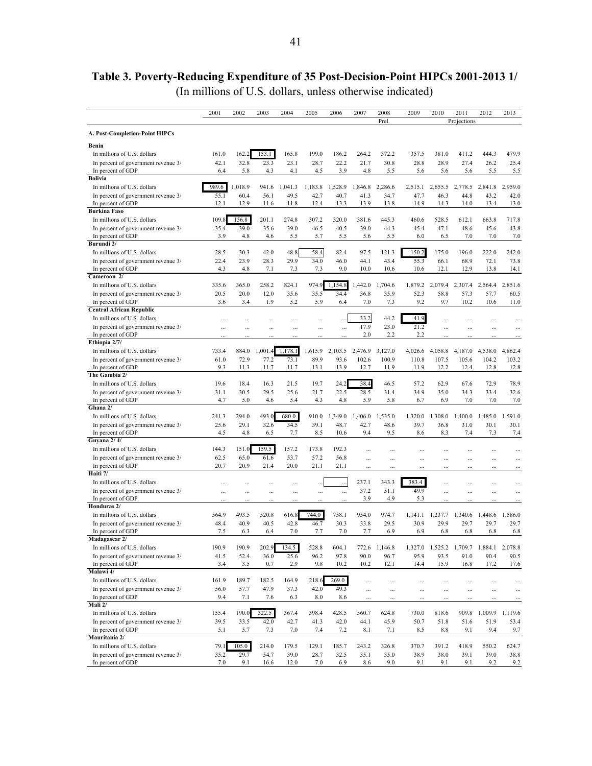# Table 3. Poverty-Reducing Expenditure of 35 Post-Decision-Point HIPCs 2001-2013 1/

(In millions of U.S. dollars, unless otherwise indicated)

| | 2001 | 2002 | 2003 | 2004 | 2005 | 2006 | 2007 | 2008 | 2009 | 2010 | 2011 | 2012 | 2013 |
|---|---|---|---|---|---|---|---|---|---|---|---|---|---|
| | | | | | | | | Prel. | | | Projections | | |
| **A. Post-Completion-Point HIPCs** | | | | | | | | | | | | | |
| **Benin** | | | | | | | | | | | | | |
| In millions of U.S. dollars | 161.0 | 162.2 | 153.1 | 165.8 | 199.0 | 186.2 | 264.2 | 372.2 | 357.5 | 381.0 | 411.2 | 444.3 | 479.9 |
| In percent of government revenue 3/ | 42.1 | 32.8 | 23.3 | 23.1 | 28.7 | 22.2 | 21.7 | 30.8 | 28.8 | 28.9 | 27.4 | 26.2 | 25.4 |
| In percent of GDP | 6.4 | 5.8 | 4.3 | 4.1 | 4.5 | 3.9 | 4.8 | 5.5 | 5.6 | 5.6 | 5.6 | 5.5 | 5.5 |
| **Bolivia** | | | | | | | | | | | | | |
| In millions of U.S. dollars | 989.6 | 1,018.9 | 941.6 | 1,041.3 | 1,183.8 | 1,528.9 | 1,846.8 | 2,286.6 | 2,515.1 | 2,655.5 | 2,778.5 | 2,841.8 | 2,959.0 |
| In percent of government revenue 3/ | 55.1 | 60.4 | 56.1 | 49.5 | 42.7 | 40.7 | 41.3 | 34.7 | 47.7 | 46.3 | 44.8 | 43.2 | 42.0 |
| In percent of GDP | 12.1 | 12.9 | 11.6 | 11.8 | 12.4 | 13.3 | 13.9 | 13.8 | 14.9 | 14.3 | 14.0 | 13.4 | 13.0 |
| **Burkina Faso** | | | | | | | | | | | | | |
| In millions of U.S. dollars | 109.8 | 156.8 | 201.1 | 274.8 | 307.2 | 320.0 | 381.6 | 445.3 | 460.6 | 528.5 | 612.1 | 663.8 | 717.8 |
| In percent of government revenue 3/ | 35.4 | 39.0 | 35.6 | 39.0 | 46.5 | 40.5 | 39.0 | 44.3 | 45.4 | 47.1 | 48.6 | 45.6 | 43.8 |
| In percent of GDP | 3.9 | 4.8 | 4.6 | 5.5 | 5.7 | 5.5 | 5.6 | 5.5 | 6.0 | 6.5 | 7.0 | 7.0 | 7.0 |
| **Burundi 2/** | | | | | | | | | | | | | |
| In millions of U.S. dollars | 28.5 | 30.3 | 42.0 | 48.8 | 58.4 | 82.4 | 97.5 | 121.3 | 150.2 | 175.0 | 196.0 | 222.0 | 242.0 |
| In percent of government revenue 3/ | 22.4 | 23.9 | 28.3 | 29.9 | 34.0 | 46.0 | 44.1 | 43.4 | 55.3 | 66.1 | 68.9 | 72.1 | 73.8 |
| In percent of GDP | 4.3 | 4.8 | 7.1 | 7.3 | 7.3 | 9.0 | 10.0 | 10.6 | 10.6 | 12.1 | 12.9 | 13.8 | 14.1 |
| **Cameroon 2/** | | | | | | | | | | | | | |
| In millions of U.S. dollars | 335.6 | 365.0 | 258.2 | 824.1 | 974.9 | 1,154.8 | 1,442.0 | 1,704.6 | 1,879.2 | 2,079.4 | 2,307.4 | 2,564.4 | 2,851.6 |
| In percent of government revenue 3/ | 20.5 | 20.0 | 12.0 | 35.6 | 35.5 | 34.4 | 36.8 | 35.9 | 52.3 | 58.8 | 57.3 | 57.7 | 60.5 |
| In percent of GDP | 3.6 | 3.4 | 1.9 | 5.2 | 5.9 | 6.4 | 7.0 | 7.3 | 9.2 | 9.7 | 10.2 | 10.6 | 11.0 |
| **Central African Republic** | | | | | | | | | | | | | |
| In millions of U.S. dollars | ... | ... | ... | ... | ... | ... | 33.2 | 44.2 | 41.9 | ... | ... | ... | ... |
| In percent of government revenue 3/ | ... | ... | ... | ... | ... | ... | 17.9 | 23.0 | 21.2 | ... | ... | ... | ... |
| In percent of GDP | ... | ... | ... | ... | ... | ... | 2.0 | 2.2 | 2.2 | ... | ... | ... | ... |
| **Ethiopia 2/7/** | | | | | | | | | | | | | |
| In millions of U.S. dollars | 733.4 | 884.0 | 1,001.4 | 1,178.1 | 1,615.9 | 2,103.5 | 2,476.9 | 3,127.0 | 4,026.6 | 4,058.8 | 4,187.0 | 4,538.0 | 4,862.4 |
| In percent of government revenue 3/ | 61.0 | 72.9 | 77.2 | 73.1 | 89.9 | 93.6 | 102.6 | 100.9 | 110.8 | 107.5 | 105.6 | 104.2 | 103.2 |
| In percent of GDP | 9.3 | 11.3 | 11.7 | 11.7 | 13.1 | 13.9 | 12.7 | 11.9 | 11.9 | 12.2 | 12.4 | 12.8 | 12.8 |
| **The Gambia 2/** | | | | | | | | | | | | | |
| In millions of U.S. dollars | 19.6 | 18.4 | 16.3 | 21.5 | 19.7 | 24.2 | 38.4 | 46.5 | 57.2 | 62.9 | 67.6 | 72.9 | 78.9 |
| In percent of government revenue 3/ | 31.1 | 30.5 | 29.5 | 25.6 | 21.7 | 22.5 | 28.5 | 31.4 | 34.9 | 35.0 | 34.3 | 33.4 | 32.6 |
| In percent of GDP | 4.7 | 5.0 | 4.6 | 5.4 | 4.3 | 4.8 | 5.9 | 5.8 | 6.7 | 6.9 | 7.0 | 7.0 | 7.0 |
| **Ghana 2/** | | | | | | | | | | | | | |
| In millions of U.S. dollars | 241.3 | 294.0 | 493.0 | 680.0 | 910.0 | 1,349.0 | 1,406.0 | 1,535.0 | 1,320.0 | 1,308.0 | 1,400.0 | 1,485.0 | 1,591.0 |
| In percent of government revenue 3/ | 25.6 | 29.1 | 32.6 | 34.5 | 39.1 | 48.7 | 42.7 | 48.6 | 39.7 | 36.8 | 31.0 | 30.1 | 30.1 |
| In percent of GDP | 4.5 | 4.8 | 6.5 | 7.7 | 8.5 | 10.6 | 9.4 | 9.5 | 8.6 | 8.3 | 7.4 | 7.3 | 7.4 |
| **Guyana 2/ 4/** | | | | | | | | | | | | | |
| In millions of U.S. dollars | 144.3 | 151.0 | 159.5 | 157.2 | 173.8 | 192.3 | ... | ... | ... | ... | ... | ... | ... |
| In percent of government revenue 3/ | 62.5 | 65.0 | 61.6 | 53.7 | 57.2 | 56.8 | ... | ... | ... | ... | ... | ... | ... |
| In percent of GDP | 20.7 | 20.9 | 21.4 | 20.0 | 21.1 | 21.1 | ... | ... | ... | ... | ... | ... | ... |
| **Haiti 7/** | | | | | | | | | | | | | |
| In millions of U.S. dollars | ... | ... | ... | ... | ... | ... | 237.1 | 343.3 | 383.4 | ... | ... | ... | ... |
| In percent of government revenue 3/ | ... | ... | ... | ... | ... | ... | 37.2 | 51.1 | 49.9 | ... | ... | ... | ... |
| In percent of GDP | ... | ... | ... | ... | ... | ... | 3.9 | 4.9 | 5.3 | ... | ... | ... | ... |
| **Honduras 2/** | | | | | | | | | | | | | |
| In millions of U.S. dollars | 564.9 | 493.5 | 520.8 | 616.8 | 744.0 | 758.1 | 954.0 | 974.7 | 1,141.1 | 1,237.7 | 1,340.6 | 1,448.6 | 1,586.0 |
| In percent of government revenue 3/ | 48.4 | 40.9 | 40.5 | 42.8 | 46.7 | 30.3 | 33.8 | 29.5 | 30.9 | 29.9 | 29.7 | 29.7 | 29.7 |
| In percent of GDP | 7.5 | 6.3 | 6.4 | 7.0 | 7.7 | 7.0 | 7.7 | 6.9 | 6.9 | 6.8 | 6.8 | 6.8 | 6.8 |
| **Madagascar 2/** | | | | | | | | | | | | | |
| In millions of U.S. dollars | 190.9 | 190.9 | 202.9 | 134.5 | 528.8 | 604.1 | 772.6 | 1,146.8 | 1,327.0 | 1,525.2 | 1,709.7 | 1,884.1 | 2,078.8 |
| In percent of government revenue 3/ | 41.5 | 52.4 | 36.0 | 25.6 | 96.2 | 97.8 | 90.0 | 96.7 | 95.9 | 93.5 | 91.0 | 90.4 | 90.5 |
| In percent of GDP | 3.4 | 3.5 | 0.7 | 2.9 | 9.8 | 10.2 | 10.2 | 12.1 | 14.4 | 15.9 | 16.8 | 17.2 | 17.6 |
| **Malawi 4/** | | | | | | | | | | | | | |
| In millions of U.S. dollars | 161.9 | 189.7 | 182.5 | 164.9 | 218.6 | 269.0 | ... | ... | ... | ... | ... | ... | ... |
| In percent of government revenue 3/ | 56.0 | 57.7 | 47.9 | 37.3 | 42.0 | 49.3 | ... | ... | ... | ... | ... | ... | ... |
| In percent of GDP | 9.4 | 7.1 | 7.6 | 6.3 | 8.0 | 8.6 | ... | ... | ... | ... | ... | ... | ... |
| **Mali 2/** | | | | | | | | | | | | | |
| In millions of U.S. dollars | 155.4 | 190.0 | 322.5 | 367.4 | 398.4 | 428.5 | 560.7 | 624.8 | 730.0 | 818.6 | 909.8 | 1,009.9 | 1,119.6 |
| In percent of government revenue 3/ | 39.5 | 33.5 | 42.0 | 42.7 | 41.3 | 42.0 | 44.1 | 45.9 | 50.7 | 51.8 | 51.6 | 51.9 | 53.4 |
| In percent of GDP | 5.1 | 5.7 | 7.3 | 7.0 | 7.4 | 7.2 | 8.1 | 7.1 | 8.5 | 8.8 | 9.1 | 9.4 | 9.7 |
| **Mauritania 2/** | | | | | | | | | | | | | |
| In millions of U.S. dollars | 79.1 | 105.0 | 214.0 | 179.5 | 129.1 | 185.7 | 243.2 | 326.8 | 370.7 | 391.2 | 418.9 | 550.2 | 624.7 |
| In percent of government revenue 3/ | 35.2 | 29.7 | 54.7 | 39.0 | 28.7 | 32.5 | 35.1 | 35.0 | 38.9 | 38.0 | 39.1 | 39.0 | 38.8 |
| In percent of GDP | 7.0 | 9.1 | 16.6 | 12.0 | 7.0 | 6.9 | 8.6 | 9.0 | 9.1 | 9.1 | 9.1 | 9.2 | 9.2 |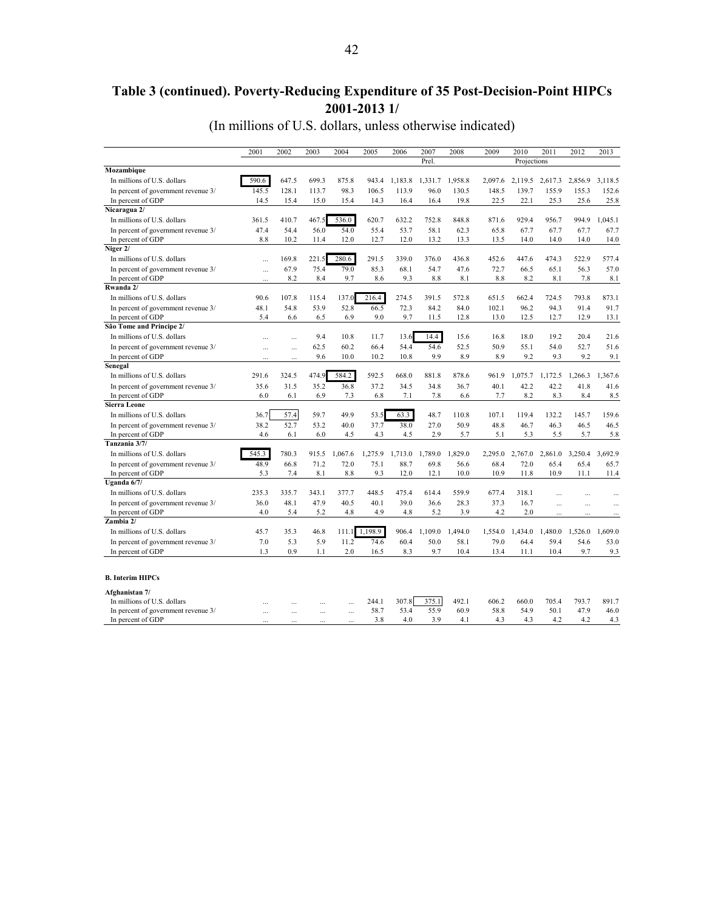# Table 3 (continued). Poverty-Reducing Expenditure of 35 Post-Decision-Point HIPCs 2001-2013 1/

(In millions of U.S. dollars, unless otherwise indicated)

| | 2001 | 2002 | 2003 | 2004 | 2005 | 2006 | 2007 | 2008 | 2009 | 2010 | 2011 | 2012 | 2013 |
|---|---|---|---|---|---|---|---|---|---|---|---|---|---|
| | | | | | | | Prel. | | | Projections | | | |
| **Mozambique** | | | | | | | | | | | | | |
| In millions of U.S. dollars | 590.6 | 647.5 | 699.3 | 875.8 | 943.4 | 1,183.8 | 1,331.7 | 1,958.8 | 2,097.6 | 2,119.5 | 2,617.3 | 2,856.9 | 3,118.5 |
| In percent of government revenue 3/ | 145.5 | 128.1 | 113.7 | 98.3 | 106.5 | 113.9 | 96.0 | 130.5 | 148.5 | 139.7 | 155.9 | 155.3 | 152.6 |
| In percent of GDP | 14.5 | 15.4 | 15.0 | 15.4 | 14.3 | 16.4 | 16.4 | 19.8 | 22.5 | 22.1 | 25.3 | 25.6 | 25.8 |
| **Nicaragua 2/** | | | | | | | | | | | | | |
| In millions of U.S. dollars | 361.5 | 410.7 | 467.5 | 536.0 | 620.7 | 632.2 | 752.8 | 848.8 | 871.6 | 929.4 | 956.7 | 994.9 | 1,045.1 |
| In percent of government revenue 3/ | 47.4 | 54.4 | 56.0 | 54.0 | 55.4 | 53.7 | 58.1 | 62.3 | 65.8 | 67.7 | 67.7 | 67.7 | 67.7 |
| In percent of GDP | 8.8 | 10.2 | 11.4 | 12.0 | 12.7 | 12.0 | 13.2 | 13.3 | 13.5 | 14.0 | 14.0 | 14.0 | 14.0 |
| **Niger 2/** | | | | | | | | | | | | | |
| In millions of U.S. dollars | ... | 169.8 | 221.5 | 280.6 | 291.5 | 339.0 | 376.0 | 436.8 | 452.6 | 447.6 | 474.3 | 522.9 | 577.4 |
| In percent of government revenue 3/ | ... | 67.9 | 75.4 | 79.0 | 85.3 | 68.1 | 54.7 | 47.6 | 72.7 | 66.5 | 65.1 | 56.3 | 57.0 |
| In percent of GDP | ... | 8.2 | 8.4 | 9.7 | 8.6 | 9.3 | 8.8 | 8.1 | 8.8 | 8.2 | 8.1 | 7.8 | 8.1 |
| **Rwanda 2/** | | | | | | | | | | | | | |
| In millions of U.S. dollars | 90.6 | 107.8 | 115.4 | 137.0 | 216.4 | 274.5 | 391.5 | 572.8 | 651.5 | 662.4 | 724.5 | 793.8 | 873.1 |
| In percent of government revenue 3/ | 48.1 | 54.8 | 53.9 | 52.8 | 66.5 | 72.3 | 84.2 | 84.0 | 102.1 | 96.2 | 94.3 | 91.4 | 91.7 |
| In percent of GDP | 5.4 | 6.6 | 6.5 | 6.9 | 9.0 | 9.7 | 11.5 | 12.8 | 13.0 | 12.5 | 12.7 | 12.9 | 13.1 |
| **São Tome and Principe 2/** | | | | | | | | | | | | | |
| In millions of U.S. dollars | ... | ... | 9.4 | 10.8 | 11.7 | 13.6 | 14.4 | 15.6 | 16.8 | 18.0 | 19.2 | 20.4 | 21.6 |
| In percent of government revenue 3/ | ... | ... | 62.5 | 60.2 | 66.4 | 54.4 | 54.6 | 52.5 | 50.9 | 55.1 | 54.0 | 52.7 | 51.6 |
| In percent of GDP | ... | ... | 9.6 | 10.0 | 10.2 | 10.8 | 9.9 | 8.9 | 8.9 | 9.2 | 9.3 | 9.2 | 9.1 |
| **Senegal** | | | | | | | | | | | | | |
| In millions of U.S. dollars | 291.6 | 324.5 | 474.9 | 584.2 | 592.5 | 668.0 | 881.8 | 878.6 | 961.9 | 1,075.7 | 1,172.5 | 1,266.3 | 1,367.6 |
| In percent of government revenue 3/ | 35.6 | 31.5 | 35.2 | 36.8 | 37.2 | 34.5 | 34.8 | 36.7 | 40.1 | 42.2 | 42.2 | 41.8 | 41.6 |
| In percent of GDP | 6.0 | 6.1 | 6.9 | 7.3 | 6.8 | 7.1 | 7.8 | 6.6 | 7.7 | 8.2 | 8.3 | 8.4 | 8.5 |
| **Sierra Leone** | | | | | | | | | | | | | |
| In millions of U.S. dollars | 36.7 | 57.4 | 59.7 | 49.9 | 53.5 | 63.3 | 48.7 | 110.8 | 107.1 | 119.4 | 132.2 | 145.7 | 159.6 |
| In percent of government revenue 3/ | 38.2 | 52.7 | 53.2 | 40.0 | 37.7 | 38.0 | 27.0 | 50.9 | 48.8 | 46.7 | 46.3 | 46.5 | 46.5 |
| In percent of GDP | 4.6 | 6.1 | 6.0 | 4.5 | 4.3 | 4.5 | 2.9 | 5.7 | 5.1 | 5.3 | 5.5 | 5.7 | 5.8 |
| **Tanzania 3/7/** | | | | | | | | | | | | | |
| In millions of U.S. dollars | 545.3 | 780.3 | 915.5 | 1,067.6 | 1,275.9 | 1,713.0 | 1,789.0 | 1,829.0 | 2,295.0 | 2,767.0 | 2,861.0 | 3,250.4 | 3,692.9 |
| In percent of government revenue 3/ | 48.9 | 66.8 | 71.2 | 72.0 | 75.1 | 88.7 | 69.8 | 56.6 | 68.4 | 72.0 | 65.4 | 65.4 | 65.7 |
| In percent of GDP | 5.3 | 7.4 | 8.1 | 8.8 | 9.3 | 12.0 | 12.1 | 10.0 | 10.9 | 11.8 | 10.9 | 11.1 | 11.4 |
| **Uganda 6/7/** | | | | | | | | | | | | | |
| In millions of U.S. dollars | 235.3 | 335.7 | 343.1 | 377.7 | 448.5 | 475.4 | 614.4 | 559.9 | 677.4 | 318.1 | ... | ... | ... |
| In percent of government revenue 3/ | 36.0 | 48.1 | 47.9 | 40.5 | 40.1 | 39.0 | 36.6 | 28.3 | 37.3 | 16.7 | ... | ... | ... |
| In percent of GDP | 4.0 | 5.4 | 5.2 | 4.8 | 4.9 | 4.8 | 5.2 | 3.9 | 4.2 | 2.0 | ... | ... | ... |
| **Zambia 2/** | | | | | | | | | | | | | |
| In millions of U.S. dollars | 45.7 | 35.3 | 46.8 | 111.1 | 1,198.9 | 906.4 | 1,109.0 | 1,494.0 | 1,554.0 | 1,434.0 | 1,480.0 | 1,526.0 | 1,609.0 |
| In percent of government revenue 3/ | 7.0 | 5.3 | 5.9 | 11.2 | 74.6 | 60.4 | 50.0 | 58.1 | 79.0 | 64.4 | 59.4 | 54.6 | 53.0 |
| In percent of GDP | 1.3 | 0.9 | 1.1 | 2.0 | 16.5 | 8.3 | 9.7 | 10.4 | 13.4 | 11.1 | 10.4 | 9.7 | 9.3 |
| | | | | | | | | | | | | | |
| **B. Interim HIPCs** | | | | | | | | | | | | | |
| **Afghanistan 7/** | | | | | | | | | | | | | |
| In millions of U.S. dollars | ... | ... | ... | ... | 244.1 | 307.8 | 375.1 | 492.1 | 606.2 | 660.0 | 705.4 | 793.7 | 891.7 |
| In percent of government revenue 3/ | ... | ... | ... | ... | 58.7 | 53.4 | 55.9 | 60.9 | 58.8 | 54.9 | 50.1 | 47.9 | 46.0 |
| In percent of GDP | ... | ... | ... | ... | 3.8 | 4.0 | 3.9 | 4.1 | 4.3 | 4.3 | 4.2 | 4.2 | 4.3 |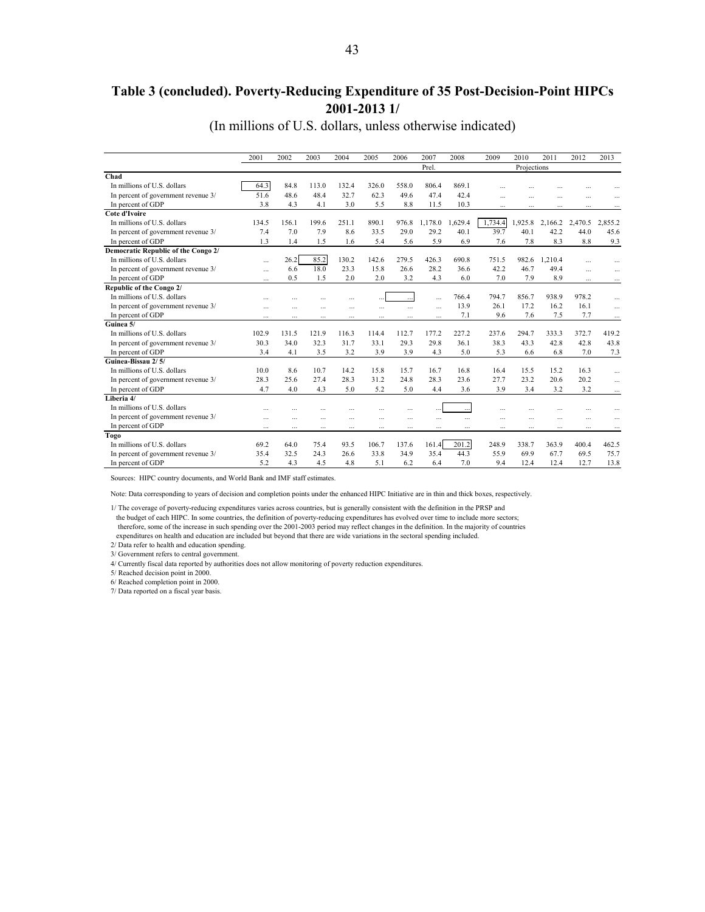## Table 3 (concluded). Poverty-Reducing Expenditure of 35 Post-Decision-Point HIPCs 2001-2013 1/

(In millions of U.S. dollars, unless otherwise indicated)

| | 2001 | 2002 | 2003 | 2004 | 2005 | 2006 | 2007 | 2008 | 2009 | 2010 | 2011 | 2012 | 2013 |
|---|---|---|---|---|---|---|---|---|---|---|---|---|---|
| | | | | | | | Prel. | | | Projections | | | |
| **Chad** | | | | | | | | | | | | | |
| In millions of U.S. dollars | 64.3 | 84.8 | 113.0 | 132.4 | 326.0 | 558.0 | 806.4 | 869.1 | ... | ... | ... | ... | ... |
| In percent of government revenue 3/ | 51.6 | 48.6 | 48.4 | 32.7 | 62.3 | 49.6 | 47.4 | 42.4 | ... | ... | ... | ... | ... |
| In percent of GDP | 3.8 | 4.3 | 4.1 | 3.0 | 5.5 | 8.8 | 11.5 | 10.3 | ... | ... | ... | ... | ... |
| **Cote d'Ivoire** | | | | | | | | | | | | | |
| In millions of U.S. dollars | 134.5 | 156.1 | 199.6 | 251.1 | 890.1 | 976.8 | 1,178.0 | 1,629.4 | 1,734.4 | 1,925.8 | 2,166.2 | 2,470.5 | 2,855.2 |
| In percent of government revenue 3/ | 7.4 | 7.0 | 7.9 | 8.6 | 33.5 | 29.0 | 29.2 | 40.1 | 39.7 | 40.1 | 42.2 | 44.0 | 45.6 |
| In percent of GDP | 1.3 | 1.4 | 1.5 | 1.6 | 5.4 | 5.6 | 5.9 | 6.9 | 7.6 | 7.8 | 8.3 | 8.8 | 9.3 |
| **Democratic Republic of the Congo 2/** | | | | | | | | | | | | | |
| In millions of U.S. dollars | ... | 26.2 | 85.2 | 130.2 | 142.6 | 279.5 | 426.3 | 690.8 | 751.5 | 982.6 | 1,210.4 | ... | ... |
| In percent of government revenue 3/ | ... | 6.6 | 18.0 | 23.3 | 15.8 | 26.6 | 28.2 | 36.6 | 42.2 | 46.7 | 49.4 | ... | ... |
| In percent of GDP | ... | 0.5 | 1.5 | 2.0 | 2.0 | 3.2 | 4.3 | 6.0 | 7.0 | 7.9 | 8.9 | ... | ... |
| **Republic of the Congo 2/** | | | | | | | | | | | | | |
| In millions of U.S. dollars | ... | ... | ... | ... | ... | ... | ... | 766.4 | 794.7 | 856.7 | 938.9 | 978.2 | ... |
| In percent of government revenue 3/ | ... | ... | ... | ... | ... | ... | ... | 13.9 | 26.1 | 17.2 | 16.2 | 16.1 | ... |
| In percent of GDP | ... | ... | ... | ... | ... | ... | ... | 7.1 | 9.6 | 7.6 | 7.5 | 7.7 | ... |
| **Guinea 5/** | | | | | | | | | | | | | |
| In millions of U.S. dollars | 102.9 | 131.5 | 121.9 | 116.3 | 114.4 | 112.7 | 177.2 | 227.2 | 237.6 | 294.7 | 333.3 | 372.7 | 419.2 |
| In percent of government revenue 3/ | 30.3 | 34.0 | 32.3 | 31.7 | 33.1 | 29.3 | 29.8 | 36.1 | 38.3 | 43.3 | 42.8 | 42.8 | 43.8 |
| In percent of GDP | 3.4 | 4.1 | 3.5 | 3.2 | 3.9 | 3.9 | 4.3 | 5.0 | 5.3 | 6.6 | 6.8 | 7.0 | 7.3 |
| **Guinea-Bissau 2/ 5/** | | | | | | | | | | | | | |
| In millions of U.S. dollars | 10.0 | 8.6 | 10.7 | 14.2 | 15.8 | 15.7 | 16.7 | 16.8 | 16.4 | 15.5 | 15.2 | 16.3 | ... |
| In percent of government revenue 3/ | 28.3 | 25.6 | 27.4 | 28.3 | 31.2 | 24.8 | 28.3 | 23.6 | 27.7 | 23.2 | 20.6 | 20.2 | ... |
| In percent of GDP | 4.7 | 4.0 | 4.3 | 5.0 | 5.2 | 5.0 | 4.4 | 3.6 | 3.9 | 3.4 | 3.2 | 3.2 | ... |
| **Liberia 4/** | | | | | | | | | | | | | |
| In millions of U.S. dollars | ... | ... | ... | ... | ... | ... | ... | ... | ... | ... | ... | ... | ... |
| In percent of government revenue 3/ | ... | ... | ... | ... | ... | ... | ... | ... | ... | ... | ... | ... | ... |
| In percent of GDP | ... | ... | ... | ... | ... | ... | ... | ... | ... | ... | ... | ... | ... |
| **Togo** | | | | | | | | | | | | | |
| In millions of U.S. dollars | 69.2 | 64.0 | 75.4 | 93.5 | 106.7 | 137.6 | 161.4 | 201.2 | 248.9 | 338.7 | 363.9 | 400.4 | 462.5 |
| In percent of government revenue 3/ | 35.4 | 32.5 | 24.3 | 26.6 | 33.8 | 34.9 | 35.4 | 44.3 | 55.9 | 69.9 | 67.7 | 69.5 | 75.7 |
| In percent of GDP | 5.2 | 4.3 | 4.5 | 4.8 | 5.1 | 6.2 | 6.4 | 7.0 | 9.4 | 12.4 | 12.4 | 12.7 | 13.8 |

Sources: HIPC country documents, and World Bank and IMF staff estimates.

Note: Data corresponding to years of decision and completion points under the enhanced HIPC Initiative are in thin and thick boxes, respectively.

1/ The coverage of poverty-reducing expenditures varies across countries, but is generally consistent with the definition in the PRSP and the budget of each HIPC. In some countries, the definition of poverty-reducing expenditures has evolved over time to include more sectors; therefore, some of the increase in such spending over the 2001-2003 period may reflect changes in the definition. In the majority of countries expenditures on health and education are included but beyond that there are wide variations in the sectoral spending included.

2/ Data refer to health and education spending.

3/ Government refers to central government.

4/ Currently fiscal data reported by authorities does not allow monitoring of poverty reduction expenditures.

5/ Reached decision point in 2000.

6/ Reached completion point in 2000.

7/ Data reported on a fiscal year basis.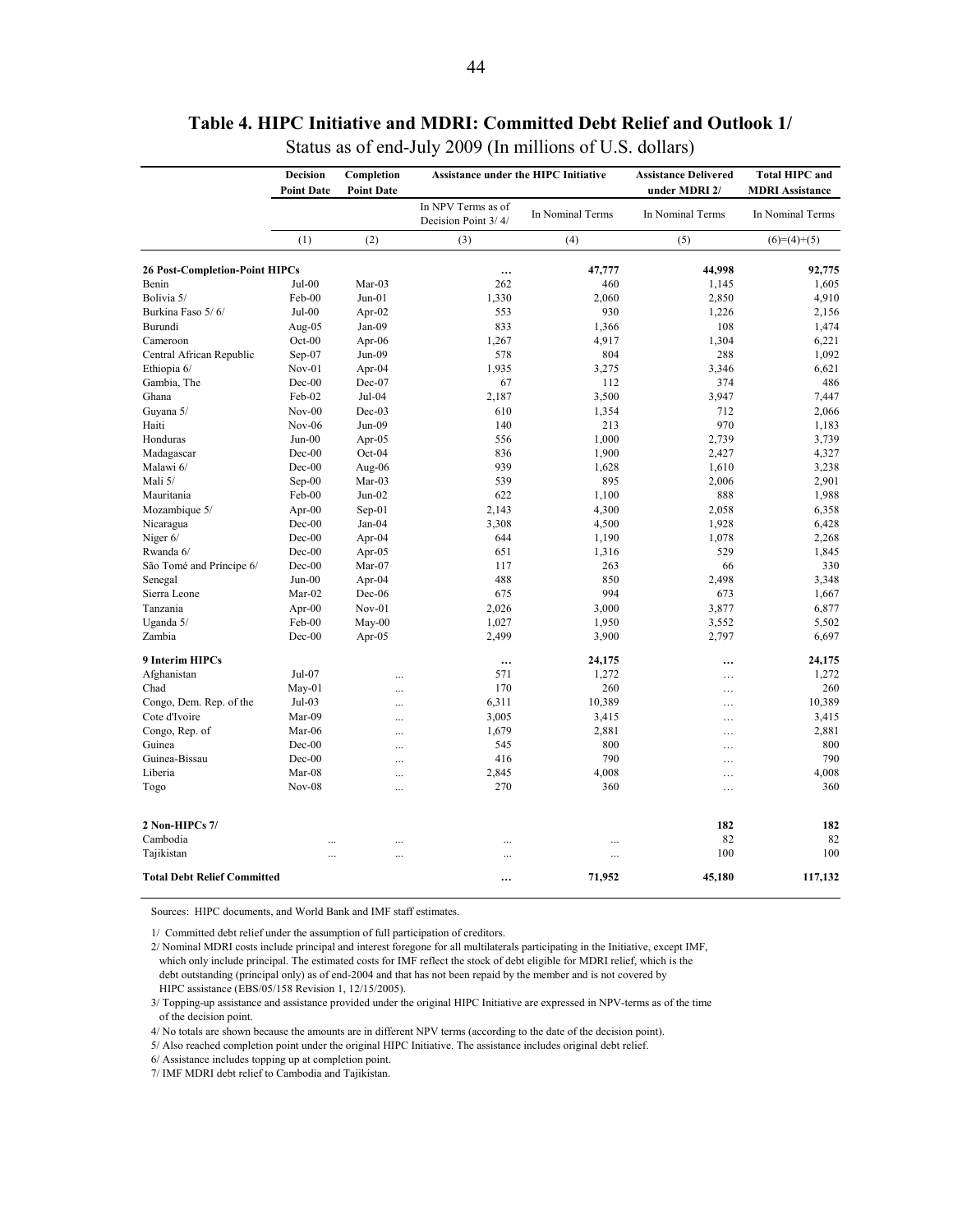## Table 4. HIPC Initiative and MDRI: Committed Debt Relief and Outlook 1/

Status as of end-July 2009 (In millions of U.S. dollars)

| | Decision Point Date | Completion Point Date | Assistance under the HIPC Initiative | | Assistance Delivered under MDRI 2/ | Total HIPC and MDRI Assistance |
|---|---|---|---|---|---|---|
| | | | In NPV Terms as of Decision Point 3/ 4/ | In Nominal Terms | In Nominal Terms | In Nominal Terms |
| | (1) | (2) | (3) | (4) | (5) | (6)=(4)+(5) |
| **26 Post-Completion-Point HIPCs** | | | **…** | **47,777** | **44,998** | **92,775** |
| Benin | Jul-00 | Mar-03 | 262 | 460 | 1,145 | 1,605 |
| Bolivia 5/ | Feb-00 | Jun-01 | 1,330 | 2,060 | 2,850 | 4,910 |
| Burkina Faso 5/ 6/ | Jul-00 | Apr-02 | 553 | 930 | 1,226 | 2,156 |
| Burundi | Aug-05 | Jan-09 | 833 | 1,366 | 108 | 1,474 |
| Cameroon | Oct-00 | Apr-06 | 1,267 | 4,917 | 1,304 | 6,221 |
| Central African Republic | Sep-07 | Jun-09 | 578 | 804 | 288 | 1,092 |
| Ethiopia 6/ | Nov-01 | Apr-04 | 1,935 | 3,275 | 3,346 | 6,621 |
| Gambia, The | Dec-00 | Dec-07 | 67 | 112 | 374 | 486 |
| Ghana | Feb-02 | Jul-04 | 2,187 | 3,500 | 3,947 | 7,447 |
| Guyana 5/ | Nov-00 | Dec-03 | 610 | 1,354 | 712 | 2,066 |
| Haiti | Nov-06 | Jun-09 | 140 | 213 | 970 | 1,183 |
| Honduras | Jun-00 | Apr-05 | 556 | 1,000 | 2,739 | 3,739 |
| Madagascar | Dec-00 | Oct-04 | 836 | 1,900 | 2,427 | 4,327 |
| Malawi 6/ | Dec-00 | Aug-06 | 939 | 1,628 | 1,610 | 3,238 |
| Mali 5/ | Sep-00 | Mar-03 | 539 | 895 | 2,006 | 2,901 |
| Mauritania | Feb-00 | Jun-02 | 622 | 1,100 | 888 | 1,988 |
| Mozambique 5/ | Apr-00 | Sep-01 | 2,143 | 4,300 | 2,058 | 6,358 |
| Nicaragua | Dec-00 | Jan-04 | 3,308 | 4,500 | 1,928 | 6,428 |
| Niger 6/ | Dec-00 | Apr-04 | 644 | 1,190 | 1,078 | 2,268 |
| Rwanda 6/ | Dec-00 | Apr-05 | 651 | 1,316 | 529 | 1,845 |
| São Tomé and Príncipe 6/ | Dec-00 | Mar-07 | 117 | 263 | 66 | 330 |
| Senegal | Jun-00 | Apr-04 | 488 | 850 | 2,498 | 3,348 |
| Sierra Leone | Mar-02 | Dec-06 | 675 | 994 | 673 | 1,667 |
| Tanzania | Apr-00 | Nov-01 | 2,026 | 3,000 | 3,877 | 6,877 |
| Uganda 5/ | Feb-00 | May-00 | 1,027 | 1,950 | 3,552 | 5,502 |
| Zambia | Dec-00 | Apr-05 | 2,499 | 3,900 | 2,797 | 6,697 |
| **9 Interim HIPCs** | | | **…** | **24,175** | **…** | **24,175** |
| Afghanistan | Jul-07 | ... | 571 | 1,272 | … | 1,272 |
| Chad | May-01 | ... | 170 | 260 | … | 260 |
| Congo, Dem. Rep. of the | Jul-03 | ... | 6,311 | 10,389 | … | 10,389 |
| Cote d'Ivoire | Mar-09 | ... | 3,005 | 3,415 | … | 3,415 |
| Congo, Rep. of | Mar-06 | ... | 1,679 | 2,881 | … | 2,881 |
| Guinea | Dec-00 | ... | 545 | 800 | … | 800 |
| Guinea-Bissau | Dec-00 | ... | 416 | 790 | … | 790 |
| Liberia | Mar-08 | ... | 2,845 | 4,008 | … | 4,008 |
| Togo | Nov-08 | ... | 270 | 360 | … | 360 |
| **2 Non-HIPCs 7/** | | | | | **182** | **182** |
| Cambodia | ... | ... | ... | ... | 82 | 82 |
| Tajikistan | ... | ... | ... | ... | 100 | 100 |
| **Total Debt Relief Committed** | | | **…** | **71,952** | **45,180** | **117,132** |

Sources: HIPC documents, and World Bank and IMF staff estimates.

1/ Committed debt relief under the assumption of full participation of creditors.

2/ Nominal MDRI costs include principal and interest foregone for all multilaterals participating in the Initiative, except IMF, which only include principal. The estimated costs for IMF reflect the stock of debt eligible for MDRI relief, which is the debt outstanding (principal only) as of end-2004 and that has not been repaid by the member and is not covered by HIPC assistance (EBS/05/158 Revision 1, 12/15/2005).

3/ Topping-up assistance and assistance provided under the original HIPC Initiative are expressed in NPV-terms as of the time of the decision point.

4/ No totals are shown because the amounts are in different NPV terms (according to the date of the decision point).

5/ Also reached completion point under the original HIPC Initiative. The assistance includes original debt relief.

6/ Assistance includes topping up at completion point.

7/ IMF MDRI debt relief to Cambodia and Tajikistan.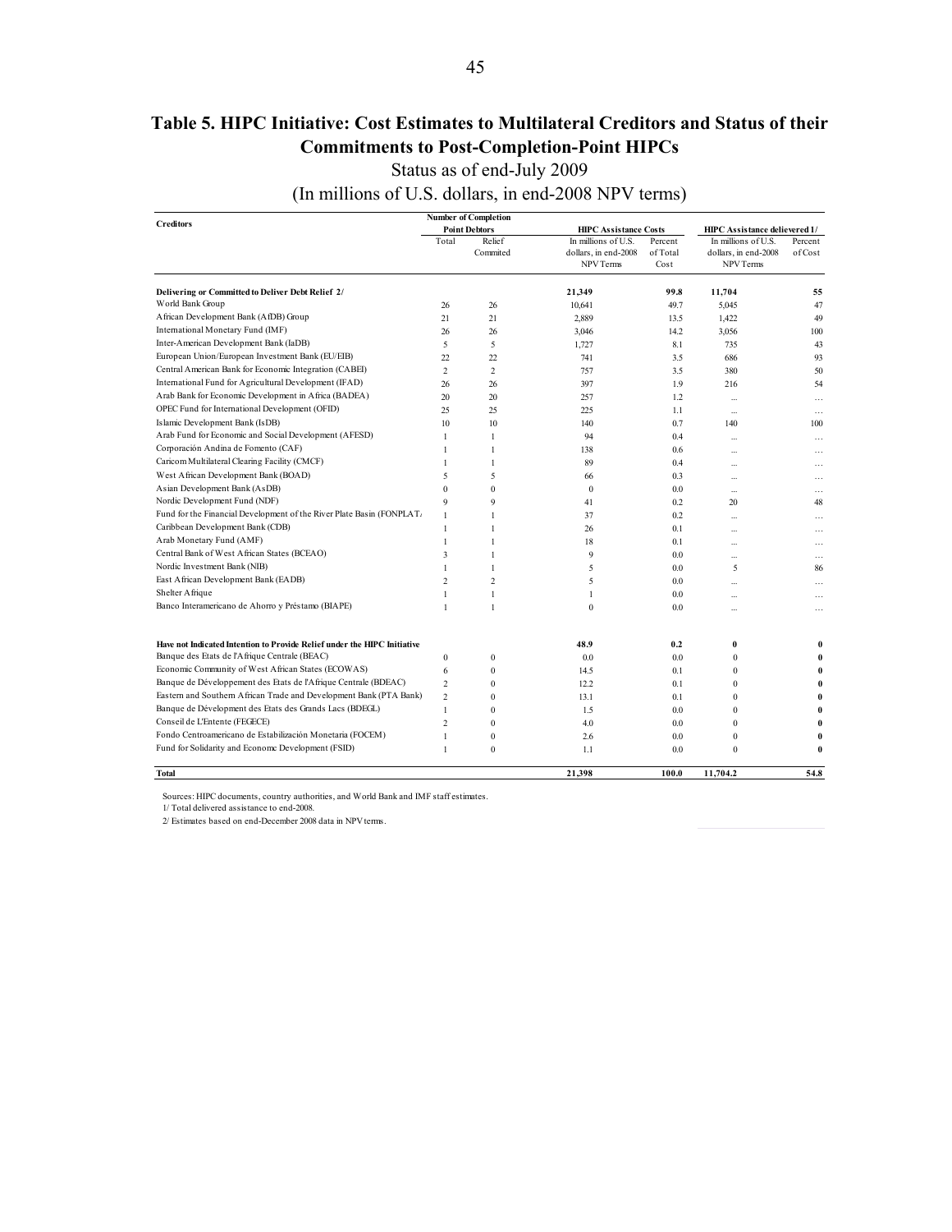## Table 5. HIPC Initiative: Cost Estimates to Multilateral Creditors and Status of their Commitments to Post-Completion-Point HIPCs

Status as of end-July 2009

(In millions of U.S. dollars, in end-2008 NPV terms)

| Creditors | Number of Completion Point Debtors | | HIPC Assistance Costs | | HIPC Assistance delievered 1/ | |
|---|---|---|---|---|---|---|
| | Total | Relief Commited | In millions of U.S. dollars, in end-2008 NPV Terms | Percent of Total Cost | In millions of U.S. dollars, in end-2008 NPV Terms | Percent of Cost |
| **Delivering or Committed to Deliver Debt Relief 2/** | | | **21,349** | **99.8** | **11,704** | **55** |
| World Bank Group | 26 | 26 | 10,641 | 49.7 | 5,045 | 47 |
| African Development Bank (AfDB) Group | 21 | 21 | 2,889 | 13.5 | 1,422 | 49 |
| International Monetary Fund (IMF) | 26 | 26 | 3,046 | 14.2 | 3,056 | 100 |
| Inter-American Development Bank (IaDB) | 5 | 5 | 1,727 | 8.1 | 735 | 43 |
| European Union/European Investment Bank (EU/EIB) | 22 | 22 | 741 | 3.5 | 686 | 93 |
| Central American Bank for Economic Integration (CABEI) | 2 | 2 | 757 | 3.5 | 380 | 50 |
| International Fund for Agricultural Development (IFAD) | 26 | 26 | 397 | 1.9 | 216 | 54 |
| Arab Bank for Economic Development in Africa (BADEA) | 20 | 20 | 257 | 1.2 | ... | … |
| OPEC Fund for International Development (OFID) | 25 | 25 | 225 | 1.1 | ... | … |
| Islamic Development Bank (IsDB) | 10 | 10 | 140 | 0.7 | 140 | 100 |
| Arab Fund for Economic and Social Development (AFESD) | 1 | 1 | 94 | 0.4 | ... | … |
| Corporación Andina de Fomento (CAF) | 1 | 1 | 138 | 0.6 | ... | … |
| Caricom Multilateral Clearing Facility (CMCF) | 1 | 1 | 89 | 0.4 | ... | … |
| West African Development Bank (BOAD) | 5 | 5 | 66 | 0.3 | ... | … |
| Asian Development Bank (AsDB) | 0 | 0 | 0 | 0.0 | ... | … |
| Nordic Development Fund (NDF) | 9 | 9 | 41 | 0.2 | 20 | 48 |
| Fund for the Financial Development of the River Plate Basin (FONPLATA) | 1 | 1 | 37 | 0.2 | ... | … |
| Caribbean Development Bank (CDB) | 1 | 1 | 26 | 0.1 | ... | … |
| Arab Monetary Fund (AMF) | 1 | 1 | 18 | 0.1 | ... | … |
| Central Bank of West African States (BCEAO) | 3 | 1 | 9 | 0.0 | ... | … |
| Nordic Investment Bank (NIB) | 1 | 1 | 5 | 0.0 | 5 | 86 |
| East African Development Bank (EADB) | 2 | 2 | 5 | 0.0 | ... | … |
| Shelter Afrique | 1 | 1 | 1 | 0.0 | ... | … |
| Banco Interamericano de Ahorro y Préstamo (BIAPE) | 1 | 1 | 0 | 0.0 | ... | … |
| **Have not Indicated Intention to Provide Relief under the HIPC Initiative** | | | **48.9** | **0.2** | **0** | **0** |
| Banque des Etats de l'Afrique Centrale (BEAC) | 0 | 0 | 0.0 | 0.0 | 0 | **0** |
| Economic Community of West African States (ECOWAS) | 6 | 0 | 14.5 | 0.1 | 0 | **0** |
| Banque de Développement des Etats de l'Afrique Centrale (BDEAC) | 2 | 0 | 12.2 | 0.1 | 0 | **0** |
| Eastern and Southern African Trade and Development Bank (PTA Bank) | 2 | 0 | 13.1 | 0.1 | 0 | **0** |
| Banque de Dévelopment des Etats des Grands Lacs (BDEGL) | 1 | 0 | 1.5 | 0.0 | 0 | **0** |
| Conseil de L'Entente (FEGECE) | 2 | 0 | 4.0 | 0.0 | 0 | **0** |
| Fondo Centroamericano de Estabilización Monetaria (FOCEM) | 1 | 0 | 2.6 | 0.0 | 0 | **0** |
| Fund for Solidarity and Economc Development (FSID) | 1 | 0 | 1.1 | 0.0 | 0 | **0** |
| **Total** | | | **21,398** | **100.0** | **11,704.2** | **54.8** |

Sources: HIPC documents, country authorities, and World Bank and IMF staff estimates.

1/ Total delivered assistance to end-2008.

2/ Estimates based on end-December 2008 data in NPV terms.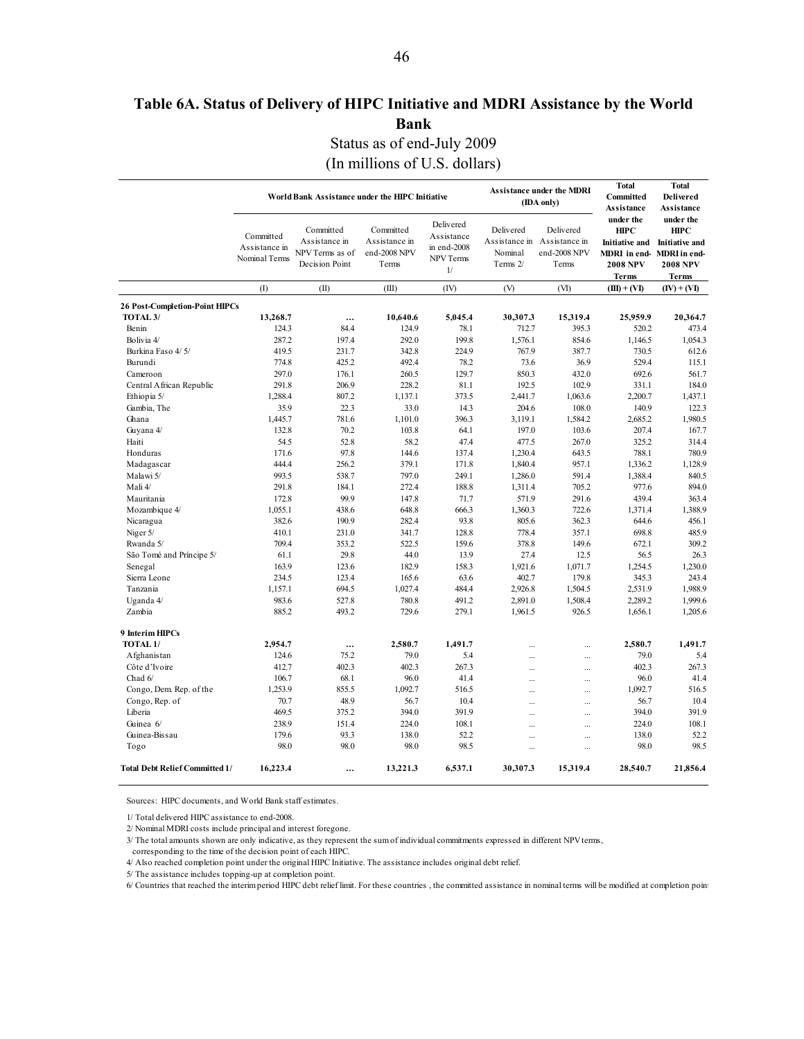# Table 6A. Status of Delivery of HIPC Initiative and MDRI Assistance by the World Bank

Status as of end-July 2009

(In millions of U.S. dollars)

| | World Bank Assistance under the HIPC Initiative | | | | Assistance under the MDRI (IDA only) | | Total Committed Assistance under the HIPC Initiative and MDRI in end-2008 NPV Terms | Total Delivered Assistance under the HIPC Initiative and MDRI in end-2008 NPV Terms |
|---|---|---|---|---|---|---|---|---|
| | Committed Assistance in Nominal Terms | Committed Assistance in NPV Terms as of Decision Point | Committed Assistance in end-2008 NPV Terms | Delivered Assistance in end-2008 NPV Terms 1/ | Delivered Assistance in Nominal Terms 2/ | Delivered Assistance in end-2008 NPV Terms | | |
| | (I) | (II) | (III) | (IV) | (V) | (VI) | (III) + (VI) | (IV) + (VI) |
| **26 Post-Completion-Point HIPCs** | | | | | | | | |
| **TOTAL 3/** | **13,268.7** | **…** | **10,640.6** | **5,045.4** | **30,307.3** | **15,319.4** | **25,959.9** | **20,364.7** |
| Benin | 124.3 | 84.4 | 124.9 | 78.1 | 712.7 | 395.3 | 520.2 | 473.4 |
| Bolivia 4/ | 287.2 | 197.4 | 292.0 | 199.8 | 1,576.1 | 854.6 | 1,146.5 | 1,054.3 |
| Burkina Faso 4/ 5/ | 419.5 | 231.7 | 342.8 | 224.9 | 767.9 | 387.7 | 730.5 | 612.6 |
| Burundi | 774.8 | 425.2 | 492.4 | 78.2 | 73.6 | 36.9 | 529.4 | 115.1 |
| Cameroon | 297.0 | 176.1 | 260.5 | 129.7 | 850.3 | 432.0 | 692.6 | 561.7 |
| Central African Republic | 291.8 | 206.9 | 228.2 | 81.1 | 192.5 | 102.9 | 331.1 | 184.0 |
| Ethiopia 5/ | 1,288.4 | 807.2 | 1,137.1 | 373.5 | 2,441.7 | 1,063.6 | 2,200.7 | 1,437.1 |
| Gambia, The | 35.9 | 22.3 | 33.0 | 14.3 | 204.6 | 108.0 | 140.9 | 122.3 |
| Ghana | 1,445.7 | 781.6 | 1,101.0 | 396.3 | 3,119.1 | 1,584.2 | 2,685.2 | 1,980.5 |
| Guyana 4/ | 132.8 | 70.2 | 103.8 | 64.1 | 197.0 | 103.6 | 207.4 | 167.7 |
| Haiti | 54.5 | 52.8 | 58.2 | 47.4 | 477.5 | 267.0 | 325.2 | 314.4 |
| Honduras | 171.6 | 97.8 | 144.6 | 137.4 | 1,230.4 | 643.5 | 788.1 | 780.9 |
| Madagascar | 444.4 | 256.2 | 379.1 | 171.8 | 1,840.4 | 957.1 | 1,336.2 | 1,128.9 |
| Malawi 5/ | 993.5 | 538.7 | 797.0 | 249.1 | 1,286.0 | 591.4 | 1,388.4 | 840.5 |
| Mali 4/ | 291.8 | 184.1 | 272.4 | 188.8 | 1,311.4 | 705.2 | 977.6 | 894.0 |
| Mauritania | 172.8 | 99.9 | 147.8 | 71.7 | 571.9 | 291.6 | 439.4 | 363.4 |
| Mozambique 4/ | 1,055.1 | 438.6 | 648.8 | 666.3 | 1,360.3 | 722.6 | 1,371.4 | 1,388.9 |
| Nicaragua | 382.6 | 190.9 | 282.4 | 93.8 | 805.6 | 362.3 | 644.6 | 456.1 |
| Niger 5/ | 410.1 | 231.0 | 341.7 | 128.8 | 778.4 | 357.1 | 698.8 | 485.9 |
| Rwanda 5/ | 709.4 | 353.2 | 522.5 | 159.6 | 378.8 | 149.6 | 672.1 | 309.2 |
| São Tomé and Príncipe 5/ | 61.1 | 29.8 | 44.0 | 13.9 | 27.4 | 12.5 | 56.5 | 26.3 |
| Senegal | 163.9 | 123.6 | 182.9 | 158.3 | 1,921.6 | 1,071.7 | 1,254.5 | 1,230.0 |
| Sierra Leone | 234.5 | 123.4 | 165.6 | 63.6 | 402.7 | 179.8 | 345.3 | 243.4 |
| Tanzania | 1,157.1 | 694.5 | 1,027.4 | 484.4 | 2,926.8 | 1,504.5 | 2,531.9 | 1,988.9 |
| Uganda 4/ | 983.6 | 527.8 | 780.8 | 491.2 | 2,891.0 | 1,508.4 | 2,289.2 | 1,999.6 |
| Zambia | 885.2 | 493.2 | 729.6 | 279.1 | 1,961.5 | 926.5 | 1,656.1 | 1,205.6 |
| **9 Interim HIPCs** | | | | | | | | |
| **TOTAL 1/** | **2,954.7** | **…** | **2,580.7** | **1,491.7** | … | … | **2,580.7** | **1,491.7** |
| Afghanistan | 124.6 | 75.2 | 79.0 | 5.4 | … | … | 79.0 | 5.4 |
| Côte d'Ivoire | 412.7 | 402.3 | 402.3 | 267.3 | … | … | 402.3 | 267.3 |
| Chad 6/ | 106.7 | 68.1 | 96.0 | 41.4 | … | … | 96.0 | 41.4 |
| Congo, Dem. Rep. of the | 1,253.9 | 855.5 | 1,092.7 | 516.5 | … | … | 1,092.7 | 516.5 |
| Congo, Rep. of | 70.7 | 48.9 | 56.7 | 10.4 | … | … | 56.7 | 10.4 |
| Liberia | 469.5 | 375.2 | 394.0 | 391.9 | … | … | 394.0 | 391.9 |
| Guinea 6/ | 238.9 | 151.4 | 224.0 | 108.1 | … | … | 224.0 | 108.1 |
| Guinea-Bissau | 179.6 | 93.3 | 138.0 | 52.2 | … | … | 138.0 | 52.2 |
| Togo | 98.0 | 98.0 | 98.0 | 98.5 | … | … | 98.0 | 98.5 |
| **Total Debt Relief Committed 1/** | **16,223.4** | **…** | **13,221.3** | **6,537.1** | **30,307.3** | **15,319.4** | **28,540.7** | **21,856.4** |

Sources: HIPC documents, and World Bank staff estimates.

1/ Total delivered HIPC assistance to end-2008.

2/ Nominal MDRI costs include principal and interest foregone.

3/ The total amounts shown are only indicative, as they represent the sum of individual commitments expressed in different NPV terms, corresponding to the time of the decision point of each HIPC.

4/ Also reached completion point under the original HIPC Initiative. The assistance includes original debt relief.

5/ The assistance includes topping-up at completion point.

6/ Countries that reached the interim period HIPC debt relief limit. For these countries , the committed assistance in nominal terms will be modified at completion point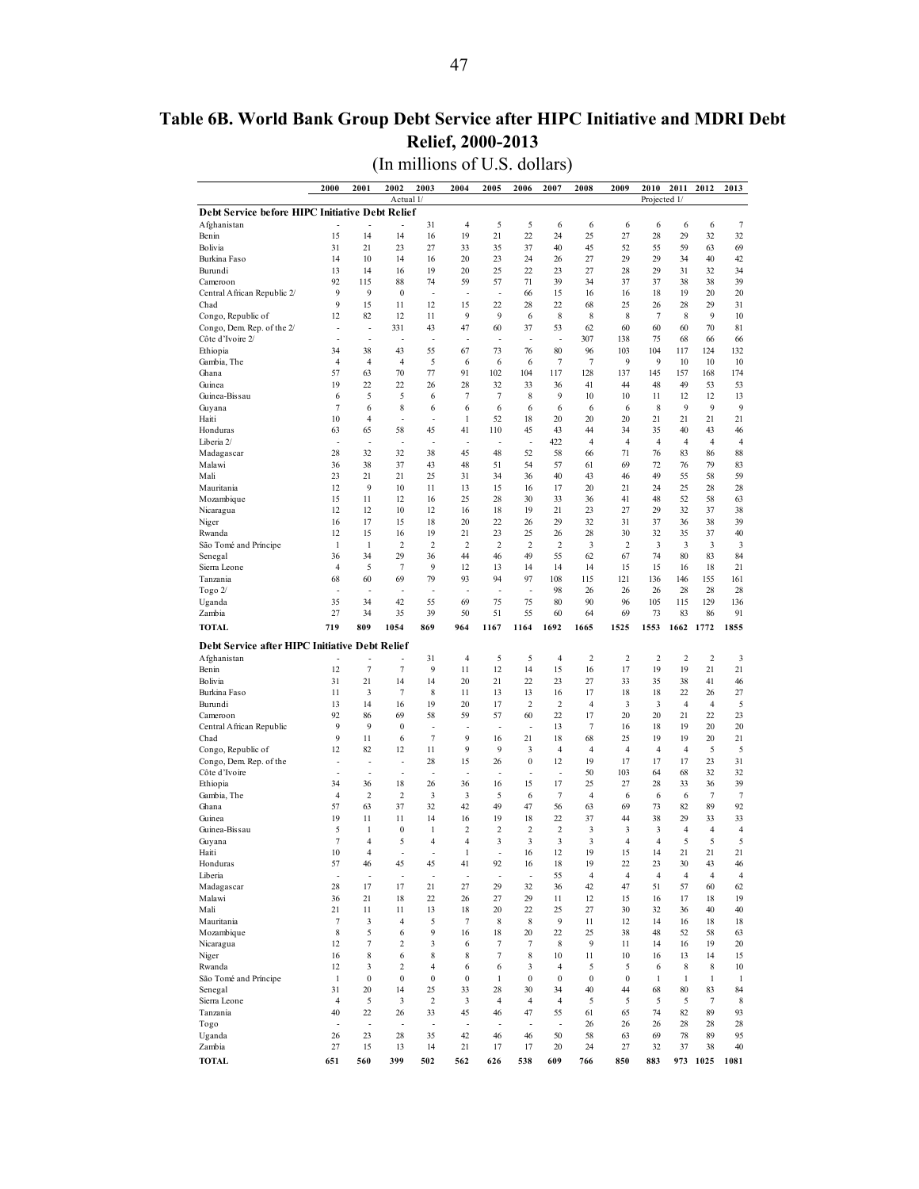# Table 6B. World Bank Group Debt Service after HIPC Initiative and MDRI Debt Relief, 2000-2013

(In millions of U.S. dollars)

| | 2000 | 2001 | 2002 | 2003 | 2004 | 2005 | 2006 | 2007 | 2008 | 2009 | 2010 | 2011 | 2012 | 2013 |
|---|---|---|---|---|---|---|---|---|---|---|---|---|---|---|
| | | | Actual 1/ | | | | | | | | Projected 1/ | | | |
| **Debt Service before HIPC Initiative Debt Relief** | | | | | | | | | | | | | | |
| Afghanistan | - | - | - | 31 | 4 | 5 | 5 | 6 | 6 | 6 | 6 | 6 | 6 | 7 |
| Benin | 15 | 14 | 14 | 16 | 19 | 21 | 22 | 24 | 25 | 27 | 28 | 29 | 32 | 32 |
| Bolivia | 31 | 21 | 23 | 27 | 33 | 35 | 37 | 40 | 45 | 52 | 55 | 59 | 63 | 69 |
| Burkina Faso | 14 | 10 | 14 | 16 | 20 | 23 | 24 | 26 | 27 | 29 | 29 | 34 | 40 | 42 |
| Burundi | 13 | 14 | 16 | 19 | 20 | 25 | 22 | 23 | 27 | 28 | 29 | 31 | 32 | 34 |
| Cameroon | 92 | 115 | 88 | 74 | 59 | 57 | 71 | 39 | 34 | 37 | 37 | 38 | 38 | 39 |
| Central African Republic 2/ | 9 | 9 | 0 | - | - | - | 66 | 15 | 16 | 16 | 18 | 19 | 20 | 20 |
| Chad | 9 | 15 | 11 | 12 | 15 | 22 | 28 | 22 | 68 | 25 | 26 | 28 | 29 | 31 |
| Congo, Republic of | 12 | 82 | 12 | 11 | 9 | 9 | 6 | 8 | 8 | 8 | 7 | 8 | 9 | 10 |
| Congo, Dem. Rep. of the 2/ | - | - | 331 | 43 | 47 | 60 | 37 | 53 | 62 | 60 | 60 | 60 | 70 | 81 |
| Côte d'Ivoire 2/ | - | - | - | - | - | - | - | - | 307 | 138 | 75 | 68 | 66 | 66 |
| Ethiopia | 34 | 38 | 43 | 55 | 67 | 73 | 76 | 80 | 96 | 103 | 104 | 117 | 124 | 132 |
| Gambia, The | 4 | 4 | 4 | 5 | 6 | 6 | 6 | 7 | 7 | 9 | 9 | 10 | 10 | 10 |
| Ghana | 57 | 63 | 70 | 77 | 91 | 102 | 104 | 117 | 128 | 137 | 145 | 157 | 168 | 174 |
| Guinea | 19 | 22 | 22 | 26 | 28 | 32 | 33 | 36 | 41 | 44 | 48 | 49 | 53 | 53 |
| Guinea-Bissau | 6 | 5 | 5 | 6 | 7 | 7 | 8 | 9 | 10 | 10 | 11 | 12 | 12 | 13 |
| Guyana | 7 | 6 | 8 | 6 | 6 | 6 | 6 | 6 | 6 | 6 | 8 | 9 | 9 | 9 |
| Haiti | 10 | 4 | - | - | 1 | 52 | 18 | 20 | 20 | 20 | 21 | 21 | 21 | 21 |
| Honduras | 63 | 65 | 58 | 45 | 41 | 110 | 45 | 43 | 44 | 34 | 35 | 40 | 43 | 46 |
| Liberia 2/ | - | - | - | - | - | - | - | 422 | 4 | 4 | 4 | 4 | 4 | 4 |
| Madagascar | 28 | 32 | 32 | 38 | 45 | 48 | 52 | 58 | 66 | 71 | 76 | 83 | 86 | 88 |
| Malawi | 36 | 38 | 37 | 43 | 48 | 51 | 54 | 57 | 61 | 69 | 72 | 76 | 79 | 83 |
| Mali | 23 | 21 | 21 | 25 | 31 | 34 | 36 | 40 | 43 | 46 | 49 | 55 | 58 | 59 |
| Mauritania | 12 | 9 | 10 | 11 | 13 | 15 | 16 | 17 | 20 | 21 | 24 | 25 | 28 | 28 |
| Mozambique | 15 | 11 | 12 | 16 | 25 | 28 | 30 | 33 | 36 | 41 | 48 | 52 | 58 | 63 |
| Nicaragua | 12 | 12 | 10 | 12 | 16 | 18 | 19 | 21 | 23 | 27 | 29 | 32 | 37 | 38 |
| Niger | 16 | 17 | 15 | 18 | 20 | 22 | 26 | 29 | 32 | 31 | 37 | 36 | 38 | 39 |
| Rwanda | 12 | 15 | 16 | 19 | 21 | 23 | 25 | 26 | 28 | 30 | 32 | 35 | 37 | 40 |
| São Tomé and Príncipe | 1 | 1 | 2 | 2 | 2 | 2 | 2 | 2 | 3 | 2 | 3 | 3 | 3 | 3 |
| Senegal | 36 | 34 | 29 | 36 | 44 | 46 | 49 | 55 | 62 | 67 | 74 | 80 | 83 | 84 |
| Sierra Leone | 4 | 5 | 7 | 9 | 12 | 13 | 14 | 14 | 14 | 15 | 15 | 16 | 18 | 21 |
| Tanzania | 68 | 60 | 69 | 79 | 93 | 94 | 97 | 108 | 115 | 121 | 136 | 146 | 155 | 161 |
| Togo 2/ | - | - | - | - | - | - | - | 98 | 26 | 26 | 26 | 28 | 28 | 28 |
| Uganda | 35 | 34 | 42 | 55 | 69 | 75 | 75 | 80 | 90 | 96 | 105 | 115 | 129 | 136 |
| Zambia | 27 | 34 | 35 | 39 | 50 | 51 | 55 | 60 | 64 | 69 | 73 | 83 | 86 | 91 |
| **TOTAL** | **719** | **809** | **1054** | **869** | **964** | **1167** | **1164** | **1692** | **1665** | **1525** | **1553** | **1662** | **1772** | **1855** |
| **Debt Service after HIPC Initiative Debt Relief** | | | | | | | | | | | | | | |
| Afghanistan | - | - | - | 31 | 4 | 5 | 5 | 4 | 2 | 2 | 2 | 2 | 2 | 3 |
| Benin | 12 | 7 | 7 | 9 | 11 | 12 | 14 | 15 | 16 | 17 | 19 | 19 | 21 | 21 |
| Bolivia | 31 | 21 | 14 | 14 | 20 | 21 | 22 | 23 | 27 | 33 | 35 | 38 | 41 | 46 |
| Burkina Faso | 11 | 3 | 7 | 8 | 11 | 13 | 13 | 16 | 17 | 18 | 18 | 22 | 26 | 27 |
| Burundi | 13 | 14 | 16 | 19 | 20 | 17 | 2 | 2 | 4 | 3 | 3 | 4 | 4 | 5 |
| Cameroon | 92 | 86 | 69 | 58 | 59 | 57 | 60 | 22 | 17 | 20 | 20 | 21 | 22 | 23 |
| Central African Republic | 9 | 9 | 0 | - | - | - | - | 13 | 7 | 16 | 18 | 19 | 20 | 20 |
| Chad | 9 | 11 | 6 | 7 | 9 | 16 | 21 | 18 | 68 | 25 | 19 | 19 | 20 | 21 |
| Congo, Republic of | 12 | 82 | 12 | 11 | 9 | 9 | 3 | 4 | 4 | 4 | 4 | 4 | 5 | 5 |
| Congo, Dem. Rep. of the | - | - | - | 28 | 15 | 26 | 0 | 12 | 19 | 17 | 17 | 17 | 23 | 31 |
| Côte d'Ivoire | - | - | - | - | - | - | - | - | 50 | 103 | 64 | 68 | 32 | 32 |
| Ethiopia | 34 | 36 | 18 | 26 | 36 | 16 | 15 | 17 | 25 | 27 | 28 | 33 | 36 | 39 |
| Gambia, The | 4 | 2 | 2 | 3 | 3 | 5 | 6 | 7 | 4 | 6 | 6 | 6 | 7 | 7 |
| Ghana | 57 | 63 | 37 | 32 | 42 | 49 | 47 | 56 | 63 | 69 | 73 | 82 | 89 | 92 |
| Guinea | 19 | 11 | 11 | 14 | 16 | 19 | 18 | 22 | 37 | 44 | 38 | 29 | 33 | 33 |
| Guinea-Bissau | 5 | 1 | 0 | 1 | 2 | 2 | 2 | 2 | 3 | 3 | 3 | 4 | 4 | 4 |
| Guyana | 7 | 4 | 5 | 4 | 4 | 3 | 3 | 3 | 3 | 4 | 4 | 5 | 5 | 5 |
| Haiti | 10 | 4 | - | - | 1 | - | 16 | 12 | 19 | 15 | 14 | 21 | 21 | 21 |
| Honduras | 57 | 46 | 45 | 45 | 41 | 92 | 16 | 18 | 19 | 22 | 23 | 30 | 43 | 46 |
| Liberia | - | - | - | - | - | - | - | 55 | 4 | 4 | 4 | 4 | 4 | 4 |
| Madagascar | 28 | 17 | 17 | 21 | 27 | 29 | 32 | 36 | 42 | 47 | 51 | 57 | 60 | 62 |
| Malawi | 36 | 21 | 18 | 22 | 26 | 27 | 29 | 11 | 12 | 15 | 16 | 17 | 18 | 19 |
| Mali | 21 | 11 | 11 | 13 | 18 | 20 | 22 | 25 | 27 | 30 | 32 | 36 | 40 | 40 |
| Mauritania | 7 | 3 | 4 | 5 | 7 | 8 | 8 | 9 | 11 | 12 | 14 | 16 | 18 | 18 |
| Mozambique | 8 | 5 | 6 | 9 | 16 | 18 | 20 | 22 | 25 | 38 | 48 | 52 | 58 | 63 |
| Nicaragua | 12 | 7 | 2 | 3 | 6 | 7 | 7 | 8 | 9 | 11 | 14 | 16 | 19 | 20 |
| Niger | 16 | 8 | 6 | 8 | 8 | 7 | 8 | 10 | 11 | 10 | 16 | 13 | 14 | 15 |
| Rwanda | 12 | 3 | 2 | 4 | 6 | 6 | 3 | 4 | 5 | 5 | 6 | 8 | 8 | 10 |
| São Tomé and Príncipe | 1 | 0 | 0 | 0 | 0 | 1 | 0 | 0 | 0 | 0 | 1 | 1 | 1 | 1 |
| Senegal | 31 | 20 | 14 | 25 | 33 | 28 | 30 | 34 | 40 | 44 | 68 | 80 | 83 | 84 |
| Sierra Leone | 4 | 5 | 3 | 2 | 3 | 4 | 4 | 4 | 5 | 5 | 5 | 5 | 7 | 8 |
| Tanzania | 40 | 22 | 26 | 33 | 45 | 46 | 47 | 55 | 61 | 65 | 74 | 82 | 89 | 93 |
| Togo | - | - | - | - | - | - | - | - | 26 | 26 | 26 | 28 | 28 | 28 |
| Uganda | 26 | 23 | 28 | 35 | 42 | 46 | 46 | 50 | 58 | 63 | 69 | 78 | 89 | 95 |
| Zambia | 27 | 15 | 13 | 14 | 21 | 17 | 17 | 20 | 24 | 27 | 32 | 37 | 38 | 40 |
| **TOTAL** | **651** | **560** | **399** | **502** | **562** | **626** | **538** | **609** | **766** | **850** | **883** | **973** | **1025** | **1081** |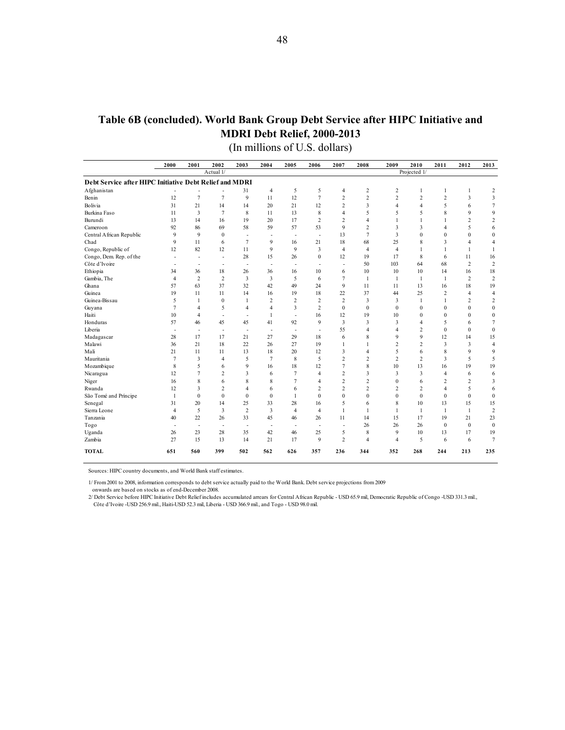## Table 6B (concluded). World Bank Group Debt Service after HIPC Initiative and MDRI Debt Relief, 2000-2013

(In millions of U.S. dollars)

| | 2000 | 2001 | 2002 | 2003 | 2004 | 2005 | 2006 | 2007 | 2008 | 2009 | 2010 | 2011 | 2012 | 2013 |
|---|---|---|---|---|---|---|---|---|---|---|---|---|---|---|
| | | | Actual 1/ | | | | | | | | Projected 1/ | | | |
| **Debt Service after HIPC Initiative Debt Relief and MDRI** | | | | | | | | | | | | | | |
| Afghanistan | - | - | - | 31 | 4 | 5 | 5 | 4 | 2 | 2 | 1 | 1 | 1 | 2 |
| Benin | 12 | 7 | 7 | 9 | 11 | 12 | 7 | 2 | 2 | 2 | 2 | 2 | 3 | 3 |
| Bolivia | 31 | 21 | 14 | 14 | 20 | 21 | 12 | 2 | 3 | 4 | 4 | 5 | 6 | 7 |
| Burkina Faso | 11 | 3 | 7 | 8 | 11 | 13 | 8 | 4 | 5 | 5 | 5 | 8 | 9 | 9 |
| Burundi | 13 | 14 | 16 | 19 | 20 | 17 | 2 | 2 | 4 | 1 | 1 | 1 | 2 | 2 |
| Cameroon | 92 | 86 | 69 | 58 | 59 | 57 | 53 | 9 | 2 | 3 | 3 | 4 | 5 | 6 |
| Central African Republic | 9 | 9 | 0 | - | - | - | - | 13 | 7 | 3 | 0 | 0 | 0 | 0 |
| Chad | 9 | 11 | 6 | 7 | 9 | 16 | 21 | 18 | 68 | 25 | 8 | 3 | 4 | 4 |
| Congo, Republic of | 12 | 82 | 12 | 11 | 9 | 9 | 3 | 4 | 4 | 4 | 1 | 1 | 1 | 1 |
| Congo, Dem. Rep. of the | - | - | - | 28 | 15 | 26 | 0 | 12 | 19 | 17 | 8 | 6 | 11 | 16 |
| Côte d'Ivoire | - | - | - | - | - | - | - | - | 50 | 103 | 64 | 68 | 2 | 2 |
| Ethiopia | 34 | 36 | 18 | 26 | 36 | 16 | 10 | 6 | 10 | 10 | 10 | 14 | 16 | 18 |
| Gambia, The | 4 | 2 | 2 | 3 | 3 | 5 | 6 | 7 | 1 | 1 | 1 | 1 | 2 | 2 |
| Ghana | 57 | 63 | 37 | 32 | 42 | 49 | 24 | 9 | 11 | 11 | 13 | 16 | 18 | 19 |
| Guinea | 19 | 11 | 11 | 14 | 16 | 19 | 18 | 22 | 37 | 44 | 25 | 2 | 4 | 4 |
| Guinea-Bissau | 5 | 1 | 0 | 1 | 2 | 2 | 2 | 2 | 3 | 3 | 1 | 1 | 2 | 2 |
| Guyana | 7 | 4 | 5 | 4 | 4 | 3 | 2 | 0 | 0 | 0 | 0 | 0 | 0 | 0 |
| Haiti | 10 | 4 | - | - | 1 | - | 16 | 12 | 19 | 10 | 0 | 0 | 0 | 0 |
| Honduras | 57 | 46 | 45 | 45 | 41 | 92 | 9 | 3 | 3 | 3 | 4 | 5 | 6 | 7 |
| Liberia | - | - | - | - | - | - | - | 55 | 4 | 4 | 2 | 0 | 0 | 0 |
| Madagascar | 28 | 17 | 17 | 21 | 27 | 29 | 18 | 6 | 8 | 9 | 9 | 12 | 14 | 15 |
| Malawi | 36 | 21 | 18 | 22 | 26 | 27 | 19 | 1 | 1 | 2 | 2 | 3 | 3 | 4 |
| Mali | 21 | 11 | 11 | 13 | 18 | 20 | 12 | 3 | 4 | 5 | 6 | 8 | 9 | 9 |
| Mauritania | 7 | 3 | 4 | 5 | 7 | 8 | 5 | 2 | 2 | 2 | 2 | 3 | 5 | 5 |
| Mozambique | 8 | 5 | 6 | 9 | 16 | 18 | 12 | 7 | 8 | 10 | 13 | 16 | 19 | 19 |
| Nicaragua | 12 | 7 | 2 | 3 | 6 | 7 | 4 | 2 | 3 | 3 | 3 | 4 | 6 | 6 |
| Niger | 16 | 8 | 6 | 8 | 8 | 7 | 4 | 2 | 2 | 0 | 6 | 2 | 2 | 3 |
| Rwanda | 12 | 3 | 2 | 4 | 6 | 6 | 2 | 2 | 2 | 2 | 2 | 4 | 5 | 6 |
| São Tomé and Príncipe | 1 | 0 | 0 | 0 | 0 | 1 | 0 | 0 | 0 | 0 | 0 | 0 | 0 | 0 |
| Senegal | 31 | 20 | 14 | 25 | 33 | 28 | 16 | 5 | 6 | 8 | 10 | 13 | 15 | 15 |
| Sierra Leone | 4 | 5 | 3 | 2 | 3 | 4 | 4 | 1 | 1 | 1 | 1 | 1 | 1 | 2 |
| Tanzania | 40 | 22 | 26 | 33 | 45 | 46 | 26 | 11 | 14 | 15 | 17 | 19 | 21 | 23 |
| Togo | - | - | - | - | - | - | - | - | 26 | 26 | 26 | 0 | 0 | 0 |
| Uganda | 26 | 23 | 28 | 35 | 42 | 46 | 25 | 5 | 8 | 9 | 10 | 13 | 17 | 19 |
| Zambia | 27 | 15 | 13 | 14 | 21 | 17 | 9 | 2 | 4 | 4 | 5 | 6 | 6 | 7 |
| **TOTAL** | **651** | **560** | **399** | **502** | **562** | **626** | **357** | **236** | **344** | **352** | **268** | **244** | **213** | **235** |

Sources: HIPC country documents, and World Bank staff estimates.

1/ From 2001 to 2008, information corresponds to debt service actually paid to the World Bank. Debt service projections from 2009 onwards are based on stocks as of end-December 2008.

2/ Debt Service before HIPC Initiative Debt Relief includes accumulated arrears for Central African Republic - USD 65.9 mil, Democratic Republic of Congo -USD 331.3 mil., Côte d'Ivoire -USD 256.9 mil., Haiti-USD 52.3 mil, Liberia - USD 366.9 mil., and Togo - USD 98.0 mil.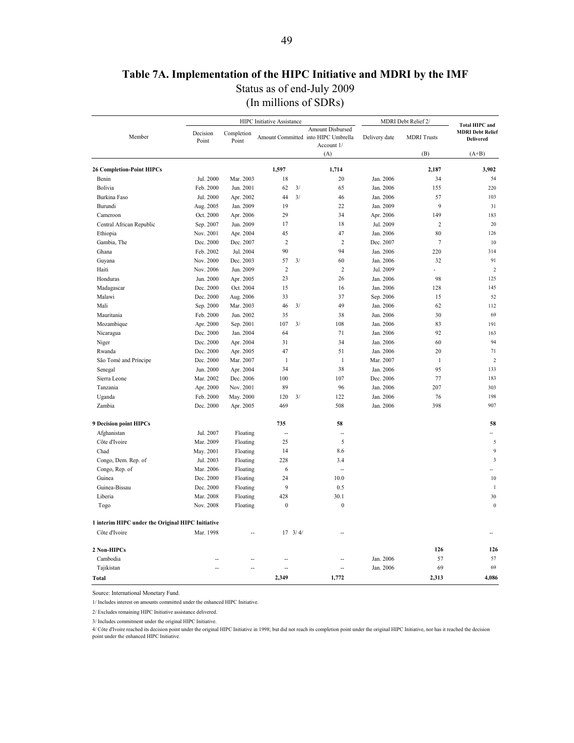# Table 7A. Implementation of the HIPC Initiative and MDRI by the IMF

Status as of end-July 2009

(In millions of SDRs)

| Member | HIPC Initiative Assistance | | | | MDRI Debt Relief 2/ | | Total HIPC and MDRI Debt Relief Delivered |
|---|---|---|---|---|---|---|---|
| | Decision Point | Completion Point | Amount Committed | Amount Disbursed into HIPC Umbrella Account 1/ | Delivery date | MDRI Trusts | |
| | | | | (A) | | (B) | (A+B) |
| **26 Completion-Point HIPCs** | | | **1,597** | **1,714** | | **2,187** | **3,902** |
| Benin | Jul. 2000 | Mar. 2003 | 18 | 20 | Jan. 2006 | 34 | 54 |
| Bolivia | Feb. 2000 | Jun. 2001 | 62 3/ | 65 | Jan. 2006 | 155 | 220 |
| Burkina Faso | Jul. 2000 | Apr. 2002 | 44 3/ | 46 | Jan. 2006 | 57 | 103 |
| Burundi | Aug. 2005 | Jan. 2009 | 19 | 22 | Jan. 2009 | 9 | 31 |
| Cameroon | Oct. 2000 | Apr. 2006 | 29 | 34 | Apr. 2006 | 149 | 183 |
| Central African Republic | Sep. 2007 | Jun. 2009 | 17 | 18 | Jul. 2009 | 2 | 20 |
| Ethiopia | Nov. 2001 | Apr. 2004 | 45 | 47 | Jan. 2006 | 80 | 126 |
| Gambia, The | Dec. 2000 | Dec. 2007 | 2 | 2 | Dec. 2007 | 7 | 10 |
| Ghana | Feb. 2002 | Jul. 2004 | 90 | 94 | Jan. 2006 | 220 | 314 |
| Guyana | Nov. 2000 | Dec. 2003 | 57 3/ | 60 | Jan. 2006 | 32 | 91 |
| Haiti | Nov. 2006 | Jun. 2009 | 2 | 2 | Jul. 2009 | - | 2 |
| Honduras | Jun. 2000 | Apr. 2005 | 23 | 26 | Jan. 2006 | 98 | 125 |
| Madagascar | Dec. 2000 | Oct. 2004 | 15 | 16 | Jan. 2006 | 128 | 145 |
| Malawi | Dec. 2000 | Aug. 2006 | 33 | 37 | Sep. 2006 | 15 | 52 |
| Mali | Sep. 2000 | Mar. 2003 | 46 3/ | 49 | Jan. 2006 | 62 | 112 |
| Mauritania | Feb. 2000 | Jun. 2002 | 35 | 38 | Jun. 2006 | 30 | 69 |
| Mozambique | Apr. 2000 | Sep. 2001 | 107 3/ | 108 | Jan. 2006 | 83 | 191 |
| Nicaragua | Dec. 2000 | Jan. 2004 | 64 | 71 | Jan. 2006 | 92 | 163 |
| Niger | Dec. 2000 | Apr. 2004 | 31 | 34 | Jan. 2006 | 60 | 94 |
| Rwanda | Dec. 2000 | Apr. 2005 | 47 | 51 | Jan. 2006 | 20 | 71 |
| São Tomé and Príncipe | Dec. 2000 | Mar. 2007 | 1 | 1 | Mar. 2007 | 1 | 2 |
| Senegal | Jun. 2000 | Apr. 2004 | 34 | 38 | Jan. 2006 | 95 | 133 |
| Sierra Leone | Mar. 2002 | Dec. 2006 | 100 | 107 | Dec. 2006 | 77 | 183 |
| Tanzania | Apr. 2000 | Nov. 2001 | 89 | 96 | Jan. 2006 | 207 | 303 |
| Uganda | Feb. 2000 | May. 2000 | 120 3/ | 122 | Jan. 2006 | 76 | 198 |
| Zambia | Dec. 2000 | Apr. 2005 | 469 | 508 | Jan. 2006 | 398 | 907 |
| **9 Decision point HIPCs** | | | **735** | **58** | | | **58** |
| Afghanistan | Jul. 2007 | Floating | -- | -- | | | -- |
| Côte d'Ivoire | Mar. 2009 | Floating | 25 | 5 | | | 5 |
| Chad | May. 2001 | Floating | 14 | 8.6 | | | 9 |
| Congo, Dem. Rep. of | Jul. 2003 | Floating | 228 | 3.4 | | | 3 |
| Congo, Rep. of | Mar. 2006 | Floating | 6 | -- | | | -- |
| Guinea | Dec. 2000 | Floating | 24 | 10.0 | | | 10 |
| Guinea-Bissau | Dec. 2000 | Floating | 9 | 0.5 | | | 1 |
| Liberia | Mar. 2008 | Floating | 428 | 30.1 | | | 30 |
| Togo | Nov. 2008 | Floating | 0 | 0 | | | 0 |
| **1 interim HIPC under the Original HIPC Initiative** | | | | | | | |
| Côte d'Ivoire | Mar. 1998 | -- | 17 3/ 4/ | -- | | | -- |
| **2 Non-HIPCs** | | | | | | **126** | **126** |
| Cambodia | -- | -- | -- | -- | Jan. 2006 | 57 | 57 |
| Tajikistan | -- | -- | -- | -- | Jan. 2006 | 69 | 69 |
| **Total** | | | **2,349** | **1,772** | | **2,313** | **4,086** |

Source: International Monetary Fund.

1/ Includes interest on amounts committed under the enhanced HIPC Initiative.

2/ Excludes remaining HIPC Initiative assistance delivered.

3/ Includes commitment under the original HIPC Initiative.

4/ Côte d'Ivoire reached its decision point under the original HIPC Initiative in 1998; but did not reach its completion point under the original HIPC Initiative, nor has it reached the decision point under the enhanced HIPC Initiative.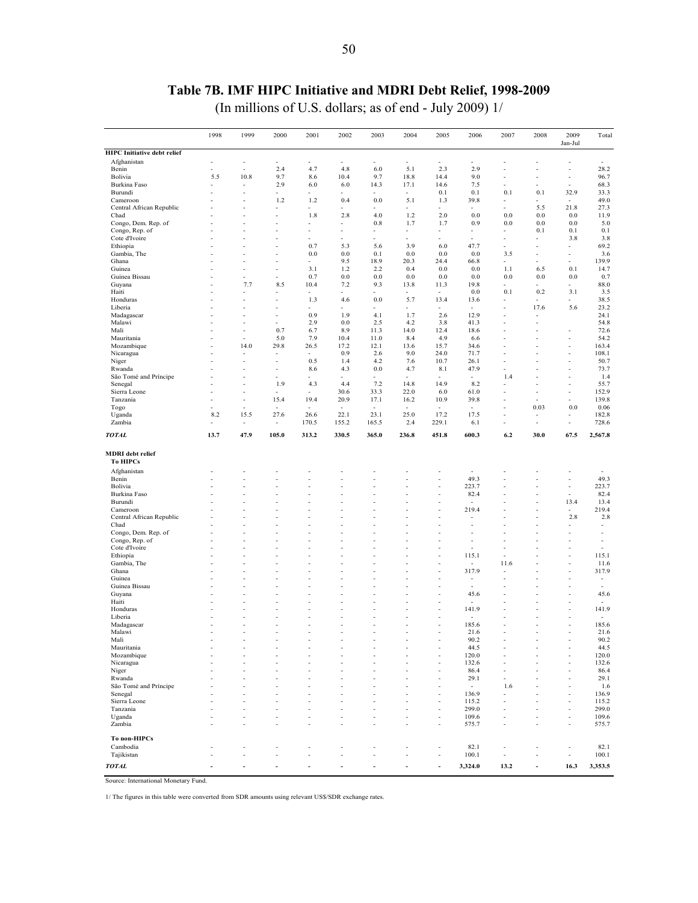# Table 7B. IMF HIPC Initiative and MDRI Debt Relief, 1998-2009

(In millions of U.S. dollars; as of end - July 2009) 1/

| | 1998 | 1999 | 2000 | 2001 | 2002 | 2003 | 2004 | 2005 | 2006 | 2007 | 2008 | 2009 Jan-Jul | Total |
|---|---|---|---|---|---|---|---|---|---|---|---|---|---|
| **HIPC Initiative debt relief** | | | | | | | | | | | | | |
| Afghanistan | - | - | - | - | - | - | - | - | - | - | - | - | - |
| Benin | - | - | 2.4 | 4.7 | 4.8 | 6.0 | 5.1 | 2.3 | 2.9 | - | - | - | 28.2 |
| Bolivia | 5.5 | 10.8 | 9.7 | 8.6 | 10.4 | 9.7 | 18.8 | 14.4 | 9.0 | - | - | - | 96.7 |
| Burkina Faso | - | - | 2.9 | 6.0 | 6.0 | 14.3 | 17.1 | 14.6 | 7.5 | - | - | - | 68.3 |
| Burundi | - | - | - | - | - | - | - | 0.1 | 0.1 | 0.1 | 0.1 | 32.9 | 33.3 |
| Cameroon | - | - | 1.2 | 1.2 | 0.4 | 0.0 | 5.1 | 1.3 | 39.8 | - | - | - | 49.0 |
| Central African Republic | - | - | - | - | - | - | - | - | - | - | 5.5 | 21.8 | 27.3 |
| Chad | - | - | - | 1.8 | 2.8 | 4.0 | 1.2 | 2.0 | 0.0 | 0.0 | 0.0 | 0.0 | 11.9 |
| Congo, Dem. Rep. of | - | - | - | - | - | 0.8 | 1.7 | 1.7 | 0.9 | 0.0 | 0.0 | 0.0 | 5.0 |
| Congo, Rep. of | - | - | - | - | - | - | - | - | - | - | 0.1 | 0.1 | 0.1 |
| Cote d'Ivoire | - | - | - | - | - | - | - | - | - | - | - | 3.8 | 3.8 |
| Ethiopia | - | - | - | 0.7 | 5.3 | 5.6 | 3.9 | 6.0 | 47.7 | - | - | - | 69.2 |
| Gambia, The | - | - | - | 0.0 | 0.0 | 0.1 | 0.0 | 0.0 | 0.0 | 3.5 | - | - | 3.6 |
| Ghana | - | - | - | - | 9.5 | 18.9 | 20.3 | 24.4 | 66.8 | - | - | - | 139.9 |
| Guinea | - | - | - | 3.1 | 1.2 | 2.2 | 0.4 | 0.0 | 0.0 | 1.1 | 6.5 | 0.1 | 14.7 |
| Guinea Bissau | - | - | - | 0.7 | 0.0 | 0.0 | 0.0 | 0.0 | 0.0 | 0.0 | 0.0 | 0.0 | 0.7 |
| Guyana | - | 7.7 | 8.5 | 10.4 | 7.2 | 9.3 | 13.8 | 11.3 | 19.8 | - | - | - | 88.0 |
| Haiti | - | - | - | - | - | - | - | - | 0.0 | 0.1 | 0.2 | 3.1 | 3.5 |
| Honduras | - | - | - | 1.3 | 4.6 | 0.0 | 5.7 | 13.4 | 13.6 | - | - | - | 38.5 |
| Liberia | - | - | - | - | - | - | - | - | - | - | 17.6 | 5.6 | 23.2 |
| Madagascar | - | - | - | 0.9 | 1.9 | 4.1 | 1.7 | 2.6 | 12.9 | - | - | - | 24.1 |
| Malawi | - | - | - | 2.9 | 0.0 | 2.5 | 4.2 | 3.8 | 41.3 | - | - | | 54.8 |
| Mali | - | - | 0.7 | 6.7 | 8.9 | 11.3 | 14.0 | 12.4 | 18.6 | - | - | - | 72.6 |
| Mauritania | - | - | 5.0 | 7.9 | 10.4 | 11.0 | 8.4 | 4.9 | 6.6 | - | - | - | 54.2 |
| Mozambique | - | 14.0 | 29.8 | 26.5 | 17.2 | 12.1 | 13.6 | 15.7 | 34.6 | - | - | - | 163.4 |
| Nicaragua | - | - | - | - | 0.9 | 2.6 | 9.0 | 24.0 | 71.7 | - | - | - | 108.1 |
| Niger | - | - | 0.5 | 1.4 | 4.2 | 7.6 | 10.7 | 26.1 | - | - | - | - | 50.7 |
| Rwanda | - | - | - | 8.6 | 4.3 | 0.0 | 4.7 | 8.1 | 47.9 | - | - | - | 73.7 |
| São Tomé and Principe | - | - | - | - | - | - | - | - | - | 1.4 | - | - | 1.4 |
| Senegal | - | - | 1.9 | 4.3 | 4.4 | 7.2 | 14.8 | 14.9 | 8.2 | - | - | - | 55.7 |
| Sierra Leone | - | - | - | - | 30.6 | 33.3 | 22.0 | 6.0 | 61.0 | - | - | - | 152.9 |
| Tanzania | - | - | 15.4 | 19.4 | 20.9 | 17.1 | 16.2 | 10.9 | 39.8 | - | - | - | 139.8 |
| Togo | - | - | - | - | - | - | - | - | - | - | 0.03 | 0.0 | 0.06 |
| Uganda | 8.2 | 15.5 | 27.6 | 26.6 | 22.1 | 23.1 | 25.0 | 17.2 | 17.5 | - | - | - | 182.8 |
| Zambia | - | - | - | 170.5 | 155.2 | 165.5 | 2.4 | 229.1 | 6.1 | - | - | - | 728.6 |
| ***TOTAL*** | **13.7** | **47.9** | **105.0** | **313.2** | **330.5** | **365.0** | **236.8** | **451.8** | **600.3** | **6.2** | **30.0** | **67.5** | **2,567.8** |
| **MDRI debt relief** | | | | | | | | | | | | | |
| **To HIPCs** | | | | | | | | | | | | | |
| Afghanistan | - | - | - | - | - | - | - | - | - | - | - | - | - |
| Benin | - | - | - | - | - | - | - | - | 49.3 | - | - | - | 49.3 |
| Bolivia | - | - | - | - | - | - | - | - | 223.7 | - | - | - | 223.7 |
| Burkina Faso | - | - | - | - | - | - | - | - | 82.4 | - | - | - | 82.4 |
| Burundi | - | - | - | - | - | - | - | - | - | - | - | 13.4 | 13.4 |
| Cameroon | - | - | - | - | - | - | - | - | 219.4 | - | - | - | 219.4 |
| Central African Republic | - | - | - | - | - | - | - | - | - | - | - | 2.8 | 2.8 |
| Chad | - | - | - | - | - | - | - | - | - | - | - | - | - |
| Congo, Dem. Rep. of | - | - | - | - | - | - | - | - | - | - | - | - | - |
| Congo, Rep. of | - | - | - | - | - | - | - | - | - | - | - | - | - |
| Cote d'Ivoire | - | - | - | - | - | - | - | - | - | - | - | - | - |
| Ethiopia | - | - | - | - | - | - | - | - | 115.1 | - | - | - | 115.1 |
| Gambia, The | - | - | - | - | - | - | - | - | - | 11.6 | - | - | 11.6 |
| Ghana | - | - | - | - | - | - | - | - | 317.9 | - | - | - | 317.9 |
| Guinea | - | - | - | - | - | - | - | - | - | - | - | - | - |
| Guinea Bissau | - | - | - | - | - | - | - | - | - | - | - | - | - |
| Guyana | - | - | - | - | - | - | - | - | 45.6 | - | - | - | 45.6 |
| Haiti | - | - | - | - | - | - | - | - | - | - | - | - | - |
| Honduras | - | - | - | - | - | - | - | - | 141.9 | - | - | - | 141.9 |
| Liberia | - | - | - | - | - | - | - | - | - | - | - | - | - |
| Madagascar | - | - | - | - | - | - | - | - | 185.6 | - | - | - | 185.6 |
| Malawi | - | - | - | - | - | - | - | - | 21.6 | - | - | - | 21.6 |
| Mali | - | - | - | - | - | - | - | - | 90.2 | - | - | - | 90.2 |
| Mauritania | - | - | - | - | - | - | - | - | 44.5 | - | - | - | 44.5 |
| Mozambique | - | - | - | - | - | - | - | - | 120.0 | - | - | - | 120.0 |
| Nicaragua | - | - | - | - | - | - | - | - | 132.6 | - | - | - | 132.6 |
| Niger | - | - | - | - | - | - | - | - | 86.4 | - | - | - | 86.4 |
| Rwanda | - | - | - | - | - | - | - | - | 29.1 | - | - | - | 29.1 |
| São Tomé and Principe | - | - | - | - | - | - | - | - | - | 1.6 | - | - | 1.6 |
| Senegal | - | - | - | - | - | - | - | - | 136.9 | - | - | - | 136.9 |
| Sierra Leone | - | - | - | - | - | - | - | - | 115.2 | - | - | - | 115.2 |
| Tanzania | - | - | - | - | - | - | - | - | 299.0 | - | - | - | 299.0 |
| Uganda | - | - | - | - | - | - | - | - | 109.6 | - | - | - | 109.6 |
| Zambia | - | - | - | - | - | - | - | - | 575.7 | - | - | - | 575.7 |
| **To non-HIPCs** | | | | | | | | | | | | | |
| Cambodia | - | - | - | - | - | - | - | - | 82.1 | - | - | - | 82.1 |
| Tajikistan | - | - | - | - | - | - | - | - | 100.1 | - | - | - | 100.1 |
| ***TOTAL*** | **-** | **-** | **-** | **-** | **-** | **-** | **-** | **-** | **3,324.0** | **13.2** | **-** | **16.3** | **3,353.5** |

Source: International Monetary Fund.

1/ The figures in this table were converted from SDR amounts using relevant US$/SDR exchange rates.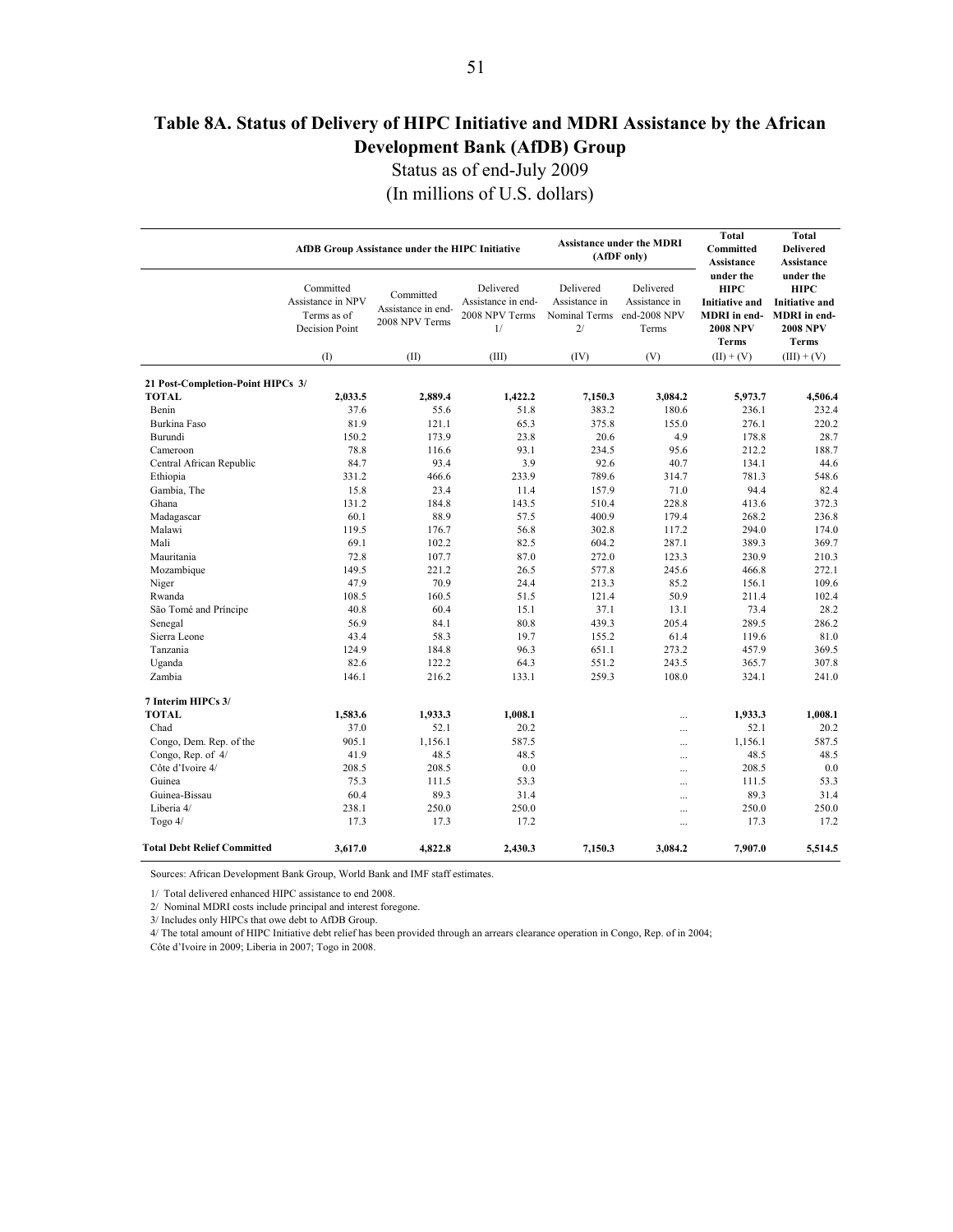# Table 8A. Status of Delivery of HIPC Initiative and MDRI Assistance by the African Development Bank (AfDB) Group

Status as of end-July 2009

(In millions of U.S. dollars)

| | AfDB Group Assistance under the HIPC Initiative | | | Assistance under the MDRI (AfDF only) | | Total Committed Assistance under the HIPC Initiative and MDRI in end-2008 NPV Terms | Total Delivered Assistance under the HIPC Initiative and MDRI in end-2008 NPV Terms |
|---|---|---|---|---|---|---|---|
| | Committed Assistance in NPV Terms as of Decision Point | Committed Assistance in end-2008 NPV Terms | Delivered Assistance in end-2008 NPV Terms 1/ | Delivered Assistance in Nominal Terms 2/ | Delivered Assistance in end-2008 NPV Terms | | |
| | (I) | (II) | (III) | (IV) | (V) | (II) + (V) | (III) + (V) |
| **21 Post-Completion-Point HIPCs 3/** | | | | | | | |
| **TOTAL** | **2,033.5** | **2,889.4** | **1,422.2** | **7,150.3** | **3,084.2** | **5,973.7** | **4,506.4** |
| Benin | 37.6 | 55.6 | 51.8 | 383.2 | 180.6 | 236.1 | 232.4 |
| Burkina Faso | 81.9 | 121.1 | 65.3 | 375.8 | 155.0 | 276.1 | 220.2 |
| Burundi | 150.2 | 173.9 | 23.8 | 20.6 | 4.9 | 178.8 | 28.7 |
| Cameroon | 78.8 | 116.6 | 93.1 | 234.5 | 95.6 | 212.2 | 188.7 |
| Central African Republic | 84.7 | 93.4 | 3.9 | 92.6 | 40.7 | 134.1 | 44.6 |
| Ethiopia | 331.2 | 466.6 | 233.9 | 789.6 | 314.7 | 781.3 | 548.6 |
| Gambia, The | 15.8 | 23.4 | 11.4 | 157.9 | 71.0 | 94.4 | 82.4 |
| Ghana | 131.2 | 184.8 | 143.5 | 510.4 | 228.8 | 413.6 | 372.3 |
| Madagascar | 60.1 | 88.9 | 57.5 | 400.9 | 179.4 | 268.2 | 236.8 |
| Malawi | 119.5 | 176.7 | 56.8 | 302.8 | 117.2 | 294.0 | 174.0 |
| Mali | 69.1 | 102.2 | 82.5 | 604.2 | 287.1 | 389.3 | 369.7 |
| Mauritania | 72.8 | 107.7 | 87.0 | 272.0 | 123.3 | 230.9 | 210.3 |
| Mozambique | 149.5 | 221.2 | 26.5 | 577.8 | 245.6 | 466.8 | 272.1 |
| Niger | 47.9 | 70.9 | 24.4 | 213.3 | 85.2 | 156.1 | 109.6 |
| Rwanda | 108.5 | 160.5 | 51.5 | 121.4 | 50.9 | 211.4 | 102.4 |
| São Tomé and Príncipe | 40.8 | 60.4 | 15.1 | 37.1 | 13.1 | 73.4 | 28.2 |
| Senegal | 56.9 | 84.1 | 80.8 | 439.3 | 205.4 | 289.5 | 286.2 |
| Sierra Leone | 43.4 | 58.3 | 19.7 | 155.2 | 61.4 | 119.6 | 81.0 |
| Tanzania | 124.9 | 184.8 | 96.3 | 651.1 | 273.2 | 457.9 | 369.5 |
| Uganda | 82.6 | 122.2 | 64.3 | 551.2 | 243.5 | 365.7 | 307.8 |
| Zambia | 146.1 | 216.2 | 133.1 | 259.3 | 108.0 | 324.1 | 241.0 |
| **7 Interim HIPCs 3/** | | | | | | | |
| **TOTAL** | **1,583.6** | **1,933.3** | **1,008.1** | | ... | **1,933.3** | **1,008.1** |
| Chad | 37.0 | 52.1 | 20.2 | | ... | 52.1 | 20.2 |
| Congo, Dem. Rep. of the | 905.1 | 1,156.1 | 587.5 | | ... | 1,156.1 | 587.5 |
| Congo, Rep. of 4/ | 41.9 | 48.5 | 48.5 | | ... | 48.5 | 48.5 |
| Côte d'Ivoire 4/ | 208.5 | 208.5 | 0.0 | | ... | 208.5 | 0.0 |
| Guinea | 75.3 | 111.5 | 53.3 | | ... | 111.5 | 53.3 |
| Guinea-Bissau | 60.4 | 89.3 | 31.4 | | ... | 89.3 | 31.4 |
| Liberia 4/ | 238.1 | 250.0 | 250.0 | | ... | 250.0 | 250.0 |
| Togo 4/ | 17.3 | 17.3 | 17.2 | | ... | 17.3 | 17.2 |
| **Total Debt Relief Committed** | **3,617.0** | **4,822.8** | **2,430.3** | **7,150.3** | **3,084.2** | **7,907.0** | **5,514.5** |

Sources: African Development Bank Group, World Bank and IMF staff estimates.

1/ Total delivered enhanced HIPC assistance to end 2008.

2/ Nominal MDRI costs include principal and interest foregone.

3/ Includes only HIPCs that owe debt to AfDB Group.

4/ The total amount of HIPC Initiative debt relief has been provided through an arrears clearance operation in Congo, Rep. of in 2004; Côte d'Ivoire in 2009; Liberia in 2007; Togo in 2008.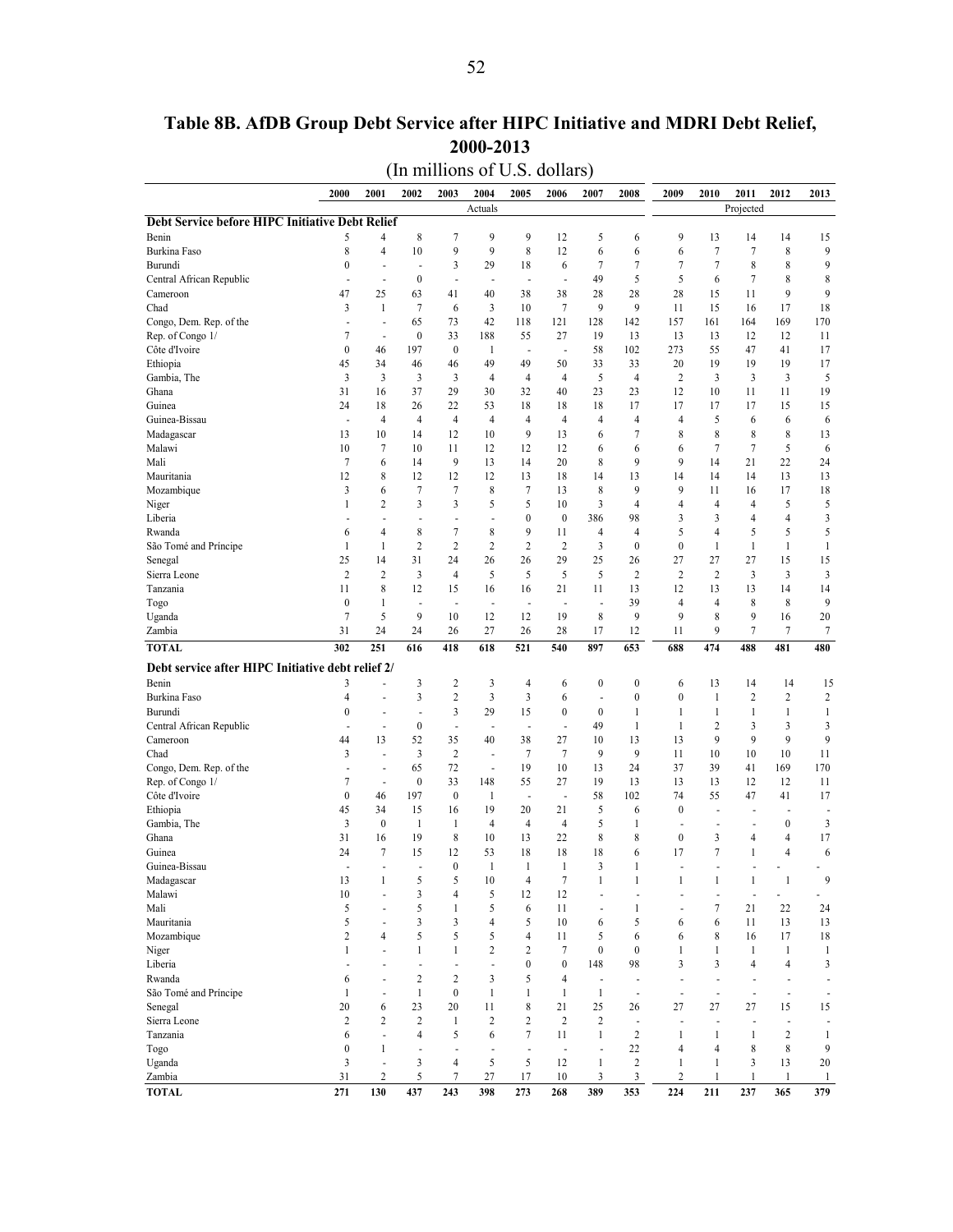# Table 8B. AfDB Group Debt Service after HIPC Initiative and MDRI Debt Relief, 2000-2013

(In millions of U.S. dollars)

| | 2000 | 2001 | 2002 | 2003 | 2004 | 2005 | 2006 | 2007 | 2008 | 2009 | 2010 | 2011 | 2012 | 2013 |
|---|---|---|---|---|---|---|---|---|---|---|---|---|---|---|
| | | | | | Actuals | | | | | | | Projected | | |
| **Debt Service before HIPC Initiative Debt Relief** | | | | | | | | | | | | | | |
| Benin | 5 | 4 | 8 | 7 | 9 | 9 | 12 | 5 | 6 | 9 | 13 | 14 | 14 | 15 |
| Burkina Faso | 8 | 4 | 10 | 9 | 9 | 8 | 12 | 6 | 6 | 6 | 7 | 7 | 8 | 9 |
| Burundi | 0 | - | - | 3 | 29 | 18 | 6 | 7 | 7 | 7 | 7 | 8 | 8 | 9 |
| Central African Republic | - | - | 0 | - | - | - | - | 49 | 5 | 5 | 6 | 7 | 8 | 8 |
| Cameroon | 47 | 25 | 63 | 41 | 40 | 38 | 38 | 28 | 28 | 28 | 15 | 11 | 9 | 9 |
| Chad | 3 | 1 | 7 | 6 | 3 | 10 | 7 | 9 | 9 | 11 | 15 | 16 | 17 | 18 |
| Congo, Dem. Rep. of the | - | - | 65 | 73 | 42 | 118 | 121 | 128 | 142 | 157 | 161 | 164 | 169 | 170 |
| Rep. of Congo 1/ | 7 | - | 0 | 33 | 188 | 55 | 27 | 19 | 13 | 13 | 13 | 12 | 12 | 11 |
| Côte d'Ivoire | 0 | 46 | 197 | 0 | 1 | - | - | 58 | 102 | 273 | 55 | 47 | 41 | 17 |
| Ethiopia | 45 | 34 | 46 | 46 | 49 | 49 | 50 | 33 | 33 | 20 | 19 | 19 | 19 | 17 |
| Gambia, The | 3 | 3 | 3 | 3 | 4 | 4 | 4 | 5 | 4 | 2 | 3 | 3 | 3 | 5 |
| Ghana | 31 | 16 | 37 | 29 | 30 | 32 | 40 | 23 | 23 | 12 | 10 | 11 | 11 | 19 |
| Guinea | 24 | 18 | 26 | 22 | 53 | 18 | 18 | 18 | 17 | 17 | 17 | 17 | 15 | 15 |
| Guinea-Bissau | - | 4 | 4 | 4 | 4 | 4 | 4 | 4 | 4 | 4 | 5 | 6 | 6 | 6 |
| Madagascar | 13 | 10 | 14 | 12 | 10 | 9 | 13 | 6 | 7 | 8 | 8 | 8 | 8 | 13 |
| Malawi | 10 | 7 | 10 | 11 | 12 | 12 | 12 | 6 | 6 | 6 | 7 | 7 | 5 | 6 |
| Mali | 7 | 6 | 14 | 9 | 13 | 14 | 20 | 8 | 9 | 9 | 14 | 21 | 22 | 24 |
| Mauritania | 12 | 8 | 12 | 12 | 12 | 13 | 18 | 14 | 13 | 14 | 14 | 14 | 13 | 13 |
| Mozambique | 3 | 6 | 7 | 7 | 8 | 7 | 13 | 8 | 9 | 9 | 11 | 16 | 17 | 18 |
| Niger | 1 | 2 | 3 | 3 | 5 | 5 | 10 | 3 | 4 | 4 | 4 | 4 | 5 | 5 |
| Liberia | - | - | - | - | - | 0 | 0 | 386 | 98 | 3 | 3 | 4 | 4 | 3 |
| Rwanda | 6 | 4 | 8 | 7 | 8 | 9 | 11 | 4 | 4 | 5 | 4 | 5 | 5 | 5 |
| São Tomé and Príncipe | 1 | 1 | 2 | 2 | 2 | 2 | 2 | 3 | 0 | 0 | 1 | 1 | 1 | 1 |
| Senegal | 25 | 14 | 31 | 24 | 26 | 26 | 29 | 25 | 26 | 27 | 27 | 27 | 15 | 15 |
| Sierra Leone | 2 | 2 | 3 | 4 | 5 | 5 | 5 | 5 | 2 | 2 | 2 | 3 | 3 | 3 |
| Tanzania | 11 | 8 | 12 | 15 | 16 | 16 | 21 | 11 | 13 | 12 | 13 | 13 | 14 | 14 |
| Togo | 0 | 1 | - | - | - | - | - | - | 39 | 4 | 4 | 8 | 8 | 9 |
| Uganda | 7 | 5 | 9 | 10 | 12 | 12 | 19 | 8 | 9 | 9 | 8 | 9 | 16 | 20 |
| Zambia | 31 | 24 | 24 | 26 | 27 | 26 | 28 | 17 | 12 | 11 | 9 | 7 | 7 | 7 |
| **TOTAL** | **302** | **251** | **616** | **418** | **618** | **521** | **540** | **897** | **653** | **688** | **474** | **488** | **481** | **480** |
| **Debt service after HIPC Initiative debt relief 2/** | | | | | | | | | | | | | | |
| Benin | 3 | - | 3 | 2 | 3 | 4 | 6 | 0 | 0 | 6 | 13 | 14 | 14 | 15 |
| Burkina Faso | 4 | - | 3 | 2 | 3 | 3 | 6 | - | 0 | 0 | 1 | 2 | 2 | 2 |
| Burundi | 0 | - | - | 3 | 29 | 15 | 0 | 0 | 1 | 1 | 1 | 1 | 1 | 1 |
| Central African Republic | - | - | 0 | - | - | - | - | 49 | 1 | 1 | 2 | 3 | 3 | 3 |
| Cameroon | 44 | 13 | 52 | 35 | 40 | 38 | 27 | 10 | 13 | 13 | 9 | 9 | 9 | 9 |
| Chad | 3 | - | 3 | 2 | - | 7 | 7 | 9 | 9 | 11 | 10 | 10 | 10 | 11 |
| Congo, Dem. Rep. of the | - | - | 65 | 72 | - | 19 | 10 | 13 | 24 | 37 | 39 | 41 | 169 | 170 |
| Rep. of Congo 1/ | 7 | - | 0 | 33 | 148 | 55 | 27 | 19 | 13 | 13 | 13 | 12 | 12 | 11 |
| Côte d'Ivoire | 0 | 46 | 197 | 0 | 1 | - | - | 58 | 102 | 74 | 55 | 47 | 41 | 17 |
| Ethiopia | 45 | 34 | 15 | 16 | 19 | 20 | 21 | 5 | 6 | 0 | - | - | - | - |
| Gambia, The | 3 | 0 | 1 | 1 | 4 | 4 | 4 | 5 | 1 | - | - | - | 0 | 3 |
| Ghana | 31 | 16 | 19 | 8 | 10 | 13 | 22 | 8 | 8 | 0 | 3 | 4 | 4 | 17 |
| Guinea | 24 | 7 | 15 | 12 | 53 | 18 | 18 | 18 | 6 | 17 | 7 | 1 | 4 | 6 |
| Guinea-Bissau | - | - | - | 0 | 1 | 1 | 1 | 3 | 1 | - | - | - | - | - |
| Madagascar | 13 | 1 | 5 | 5 | 10 | 4 | 7 | 1 | 1 | 1 | 1 | 1 | 1 | 9 |
| Malawi | 10 | - | 3 | 4 | 5 | 12 | 12 | - | - | - | - | - | - | - |
| Mali | 5 | - | 5 | 1 | 5 | 6 | 11 | - | 1 | - | 7 | 21 | 22 | 24 |
| Mauritania | 5 | - | 3 | 3 | 4 | 5 | 10 | 6 | 5 | 6 | 6 | 11 | 13 | 13 |
| Mozambique | 2 | 4 | 5 | 5 | 5 | 4 | 11 | 5 | 6 | 6 | 8 | 16 | 17 | 18 |
| Niger | 1 | - | 1 | 1 | 2 | 2 | 7 | 0 | 0 | 1 | 1 | 1 | 1 | 1 |
| Liberia | - | - | - | - | - | 0 | 0 | 148 | 98 | 3 | 3 | 4 | 4 | 3 |
| Rwanda | 6 | - | 2 | 2 | 3 | 5 | 4 | - | - | - | - | - | - | - |
| São Tomé and Príncipe | 1 | - | 1 | 0 | 1 | 1 | 1 | 1 | - | - | - | - | - | - |
| Senegal | 20 | 6 | 23 | 20 | 11 | 8 | 21 | 25 | 26 | 27 | 27 | 27 | 15 | 15 |
| Sierra Leone | 2 | 2 | 2 | 1 | 2 | 2 | 2 | 2 | - | - | - | - | - | - |
| Tanzania | 6 | - | 4 | 5 | 6 | 7 | 11 | 1 | 2 | 1 | 1 | 1 | 2 | 1 |
| Togo | 0 | 1 | - | - | - | - | - | - | 22 | 4 | 4 | 8 | 8 | 9 |
| Uganda | 3 | - | 3 | 4 | 5 | 5 | 12 | 1 | 2 | 1 | 1 | 3 | 13 | 20 |
| Zambia | 31 | 2 | 5 | 7 | 27 | 17 | 10 | 3 | 3 | 2 | 1 | 1 | 1 | 1 |
| **TOTAL** | **271** | **130** | **437** | **243** | **398** | **273** | **268** | **389** | **353** | **224** | **211** | **237** | **365** | **379** |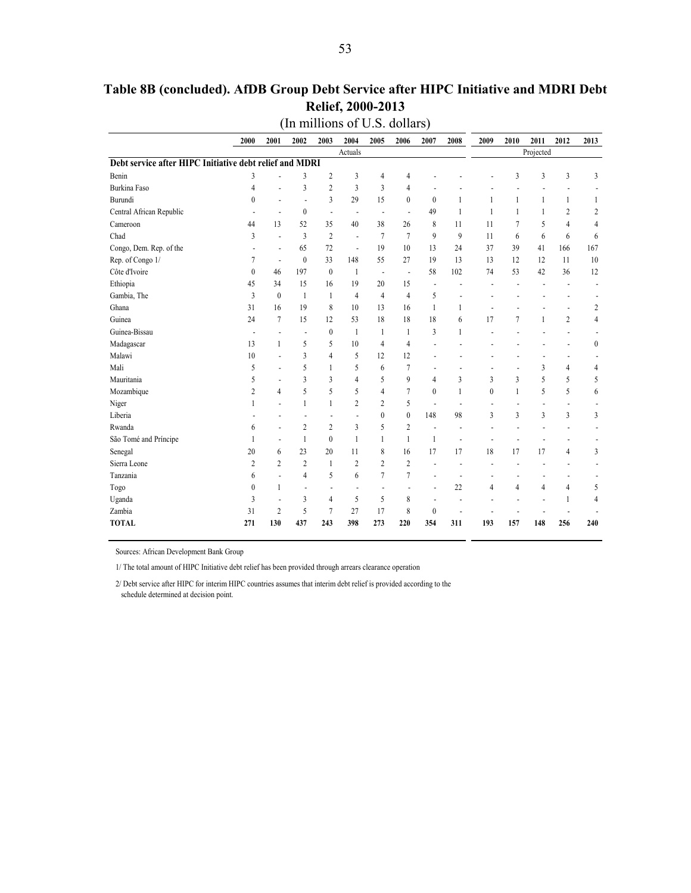# Table 8B (concluded). AfDB Group Debt Service after HIPC Initiative and MDRI Debt Relief, 2000-2013

(In millions of U.S. dollars)

| | 2000 | 2001 | 2002 | 2003 | 2004 | 2005 | 2006 | 2007 | 2008 | 2009 | 2010 | 2011 | 2012 | 2013 |
|---|---|---|---|---|---|---|---|---|---|---|---|---|---|---|
| | Actuals | | | | | | | | | Projected | | | | |
| **Debt service after HIPC Initiative debt relief and MDRI** | | | | | | | | | | | | | | |
| Benin | 3 | - | 3 | 2 | 3 | 4 | 4 | - | - | - | 3 | 3 | 3 | 3 |
| Burkina Faso | 4 | - | 3 | 2 | 3 | 3 | 4 | - | - | - | - | - | - | - |
| Burundi | 0 | - | - | 3 | 29 | 15 | 0 | 0 | 1 | 1 | 1 | 1 | 1 | 1 |
| Central African Republic | - | - | 0 | - | - | - | - | 49 | 1 | 1 | 1 | 1 | 2 | 2 |
| Cameroon | 44 | 13 | 52 | 35 | 40 | 38 | 26 | 8 | 11 | 11 | 7 | 5 | 4 | 4 |
| Chad | 3 | - | 3 | 2 | - | 7 | 7 | 9 | 9 | 11 | 6 | 6 | 6 | 6 |
| Congo, Dem. Rep. of the | - | - | 65 | 72 | - | 19 | 10 | 13 | 24 | 37 | 39 | 41 | 166 | 167 |
| Rep. of Congo 1/ | 7 | - | 0 | 33 | 148 | 55 | 27 | 19 | 13 | 13 | 12 | 12 | 11 | 10 |
| Côte d'Ivoire | 0 | 46 | 197 | 0 | 1 | - | - | 58 | 102 | 74 | 53 | 42 | 36 | 12 |
| Ethiopia | 45 | 34 | 15 | 16 | 19 | 20 | 15 | - | - | - | - | - | - | - |
| Gambia, The | 3 | 0 | 1 | 1 | 4 | 4 | 4 | 5 | - | - | - | - | - | - |
| Ghana | 31 | 16 | 19 | 8 | 10 | 13 | 16 | 1 | 1 | - | - | - | - | 2 |
| Guinea | 24 | 7 | 15 | 12 | 53 | 18 | 18 | 18 | 6 | 17 | 7 | 1 | 2 | 4 |
| Guinea-Bissau | - | - | - | 0 | 1 | 1 | 1 | 3 | 1 | - | - | - | - | - |
| Madagascar | 13 | 1 | 5 | 5 | 10 | 4 | 4 | - | - | - | - | - | - | 0 |
| Malawi | 10 | - | 3 | 4 | 5 | 12 | 12 | - | - | - | - | - | - | - |
| Mali | 5 | - | 5 | 1 | 5 | 6 | 7 | - | - | - | - | 3 | 4 | 4 |
| Mauritania | 5 | - | 3 | 3 | 4 | 5 | 9 | 4 | 3 | 3 | 3 | 5 | 5 | 5 |
| Mozambique | 2 | 4 | 5 | 5 | 5 | 4 | 7 | 0 | 1 | 0 | 1 | 5 | 5 | 6 |
| Niger | 1 | - | 1 | 1 | 2 | 2 | 5 | - | - | - | - | - | - | - |
| Liberia | - | - | - | - | - | 0 | 0 | 148 | 98 | 3 | 3 | 3 | 3 | 3 |
| Rwanda | 6 | - | 2 | 2 | 3 | 5 | 2 | - | - | - | - | - | - | - |
| São Tomé and Príncipe | 1 | - | 1 | 0 | 1 | 1 | 1 | 1 | - | - | - | - | - | - |
| Senegal | 20 | 6 | 23 | 20 | 11 | 8 | 16 | 17 | 17 | 18 | 17 | 17 | 4 | 3 |
| Sierra Leone | 2 | 2 | 2 | 1 | 2 | 2 | 2 | - | - | - | - | - | - | - |
| Tanzania | 6 | - | 4 | 5 | 6 | 7 | 7 | - | - | - | - | - | - | - |
| Togo | 0 | 1 | - | - | - | - | - | - | 22 | 4 | 4 | 4 | 4 | 5 |
| Uganda | 3 | - | 3 | 4 | 5 | 5 | 8 | - | - | - | - | - | 1 | 4 |
| Zambia | 31 | 2 | 5 | 7 | 27 | 17 | 8 | 0 | - | - | - | - | - | - |
| **TOTAL** | **271** | **130** | **437** | **243** | **398** | **273** | **220** | **354** | **311** | **193** | **157** | **148** | **256** | **240** |

Sources: African Development Bank Group

1/ The total amount of HIPC Initiative debt relief has been provided through arrears clearance operation

2/ Debt service after HIPC for interim HIPC countries assumes that interim debt relief is provided according to the schedule determined at decision point.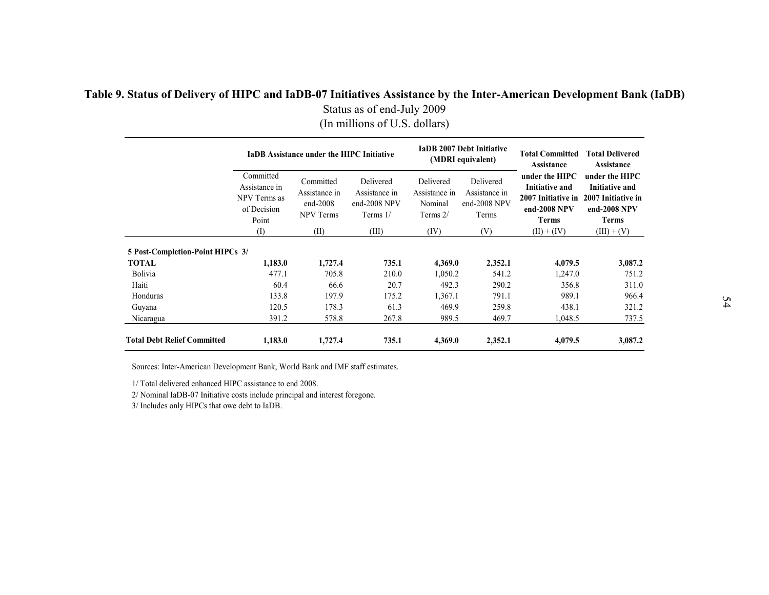# Table 9. Status of Delivery of HIPC and IaDB-07 Initiatives Assistance by the Inter-American Development Bank (IaDB)

Status as of end-July 2009

(In millions of U.S. dollars)

| | **IaDB Assistance under the HIPC Initiative** | | | **IaDB 2007 Debt Initiative (MDRI equivalent)** | | **Total Committed Assistance under the HIPC Initiative and 2007 Initiative in end-2008 NPV Terms** | **Total Delivered Assistance under the HIPC Initiative and 2007 Initiative in end-2008 NPV Terms** |
|---|---|---|---|---|---|---|---|
| | Committed Assistance in NPV Terms as of Decision Point | Committed Assistance in end-2008 NPV Terms | Delivered Assistance in end-2008 NPV Terms 1/ | Delivered Assistance in Nominal Terms 2/ | Delivered Assistance in end-2008 NPV Terms | | |
| | (I) | (II) | (III) | (IV) | (V) | (II) + (IV) | (III) + (V) |
| **5 Post-Completion-Point HIPCs 3/** | | | | | | | |
| **TOTAL** | **1,183.0** | **1,727.4** | **735.1** | **4,369.0** | **2,352.1** | **4,079.5** | **3,087.2** |
| Bolivia | 477.1 | 705.8 | 210.0 | 1,050.2 | 541.2 | 1,247.0 | 751.2 |
| Haiti | 60.4 | 66.6 | 20.7 | 492.3 | 290.2 | 356.8 | 311.0 |
| Honduras | 133.8 | 197.9 | 175.2 | 1,367.1 | 791.1 | 989.1 | 966.4 |
| Guyana | 120.5 | 178.3 | 61.3 | 469.9 | 259.8 | 438.1 | 321.2 |
| Nicaragua | 391.2 | 578.8 | 267.8 | 989.5 | 469.7 | 1,048.5 | 737.5 |
| **Total Debt Relief Committed** | **1,183.0** | **1,727.4** | **735.1** | **4,369.0** | **2,352.1** | **4,079.5** | **3,087.2** |

Sources: Inter-American Development Bank, World Bank and IMF staff estimates.

1/ Total delivered enhanced HIPC assistance to end 2008.

2/ Nominal IaDB-07 Initiative costs include principal and interest foregone.

3/ Includes only HIPCs that owe debt to IaDB.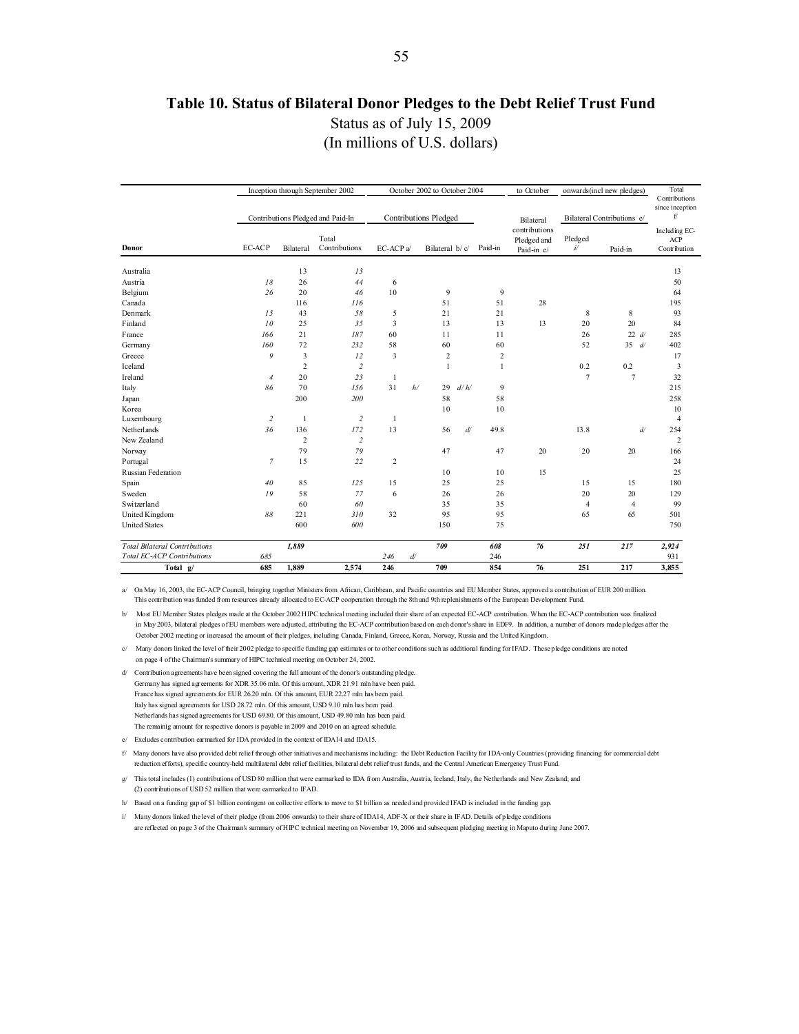# Table 10. Status of Bilateral Donor Pledges to the Debt Relief Trust Fund

Status as of July 15, 2009

(In millions of U.S. dollars)

| | Inception through September 2002 | | | October 2002 to October 2004 | | | to October | onwards(incl new pledges) | | Total Contributions since inception f/ |
|---|---|---|---|---|---|---|---|---|---|---|
| | Contributions Pledged and Paid-In | | | Contributions Pledged | | | Bilateral contributions Pledged and Paid-in e/ | Bilateral Contributions e/ | | Including EC-ACP Contribution |
| **Donor** | EC-ACP | Bilateral | Total Contributions | EC-ACP a/ | Bilateral b/ c/ | Paid-in | | Pledged i/ | Paid-in | |
| Australia | | 13 | *13* | | | | | | | 13 |
| Austria | *18* | 26 | *44* | 6 | | | | | | 50 |
| Belgium | *26* | 20 | *46* | 10 | 9 | 9 | | | | 64 |
| Canada | | 116 | *116* | | 51 | 51 | 28 | | | 195 |
| Denmark | *15* | 43 | *58* | 5 | 21 | 21 | | 8 | 8 | 93 |
| Finland | *10* | 25 | *35* | 3 | 13 | 13 | 13 | 20 | 20 | 84 |
| France | *166* | 21 | *187* | 60 | 11 | 11 | | 26 | 22 d/ | 285 |
| Germany | *160* | 72 | *232* | 58 | 60 | 60 | | 52 | 35 d/ | 402 |
| Greece | *9* | 3 | *12* | 3 | 2 | 2 | | | | 17 |
| Iceland | | 2 | *2* | | 1 | 1 | | 0.2 | 0.2 | 3 |
| Ireland | *4* | 20 | *23* | 1 | | | | 7 | 7 | 32 |
| Italy | *86* | 70 | *156* | 31 h/ | 29 d/ h/ | 9 | | | | 215 |
| Japan | | 200 | *200* | | 58 | 58 | | | | 258 |
| Korea | | | | | 10 | 10 | | | | 10 |
| Luxembourg | *2* | 1 | *2* | 1 | | | | | | 4 |
| Netherlands | *36* | 136 | *172* | 13 | 56 d/ | 49.8 | | 13.8 | d/ | 254 |
| New Zealand | | 2 | *2* | | | | | | | 2 |
| Norway | | 79 | *79* | | 47 | 47 | 20 | 20 | 20 | 166 |
| Portugal | *7* | 15 | *22* | 2 | | | | | | 24 |
| Russian Federation | | | | | 10 | 10 | 15 | | | 25 |
| Spain | *40* | 85 | *125* | 15 | 25 | 25 | | 15 | 15 | 180 |
| Sweden | *19* | 58 | *77* | 6 | 26 | 26 | | 20 | 20 | 129 |
| Switzerland | | 60 | *60* | | 35 | 35 | | 4 | 4 | 99 |
| United Kingdom | *88* | 221 | *310* | 32 | 95 | 95 | | 65 | 65 | 501 |
| United States | | 600 | *600* | | 150 | 75 | | | | 750 |
| *Total Bilateral Contributions* | | ***1,889*** | | | ***709*** | ***608*** | ***76*** | ***251*** | ***217*** | ***2,924*** |
| *Total EC-ACP Contributions* | *685* | | | *246* d/ | | 246 | | | | 931 |
| **Total g/** | **685** | **1,889** | **2,574** | **246** | **709** | **854** | **76** | **251** | **217** | **3,855** |

a/ On May 16, 2003, the EC-ACP Council, bringing together Ministers from African, Caribbean, and Pacific countries and EU Member States, approved a contribution of EUR 200 million. This contribution was funded from resources already allocated to EC-ACP cooperation through the 8th and 9th replenishments of the European Development Fund.

b/ Most EU Member States pledges made at the October 2002 HIPC technical meeting included their share of an expected EC-ACP contribution. When the EC-ACP contribution was finalized in May 2003, bilateral pledges of EU members were adjusted, attributing the EC-ACP contribution based on each donor's share in EDF9. In addition, a number of donors made pledges after the October 2002 meeting or increased the amount of their pledges, including Canada, Finland, Greece, Korea, Norway, Russia and the United Kingdom.

c/ Many donors linked the level of their 2002 pledge to specific funding gap estimates or to other conditions such as additional funding for IFAD. These pledge conditions are noted on page 4 of the Chairman's summary of HIPC technical meeting on October 24, 2002.

d/ Contribution agreements have been signed covering the full amount of the donor's outstanding pledge.
Germany has signed agreements for XDR 35.06 mln. Of this amount, XDR 21.91 mln have been paid.
France has signed agreements for EUR 26.20 mln. Of this amount, EUR 22.27 mln has been paid.
Italy has signed agreements for USD 28.72 mln. Of this amount, USD 9.10 mln has been paid.
Netherlands has signed agreements for USD 69.80. Of this amount, USD 49.80 mln has been paid.
The remainig amount for respective donors is payable in 2009 and 2010 on an agreed schedule.

e/ Excludes contribution earmarked for IDA provided in the context of IDA14 and IDA15.

f/ Many donors have also provided debt relief through other initiatives and mechanisms including: the Debt Reduction Facility for IDA-only Countries (providing financing for commercial debt reduction efforts), specific country-held multilateral debt relief facilities, bilateral debt relief trust funds, and the Central American Emergency Trust Fund.

g/ This total includes (1) contributions of USD 80 million that were earmarked to IDA from Australia, Austria, Iceland, Italy, the Netherlands and New Zealand; and (2) contributions of USD 52 million that were earmarked to IFAD.

h/ Based on a funding gap of $1 billion contingent on collective efforts to move to $1 billion as needed and provided IFAD is included in the funding gap.

i/ Many donors linked the level of their pledge (from 2006 onwards) to their share of IDA14, ADF-X or their share in IFAD. Details of pledge conditions are reflected on page 3 of the Chairman's summary of HIPC technical meeting on November 19, 2006 and subsequent pledging meeting in Maputo during June 2007.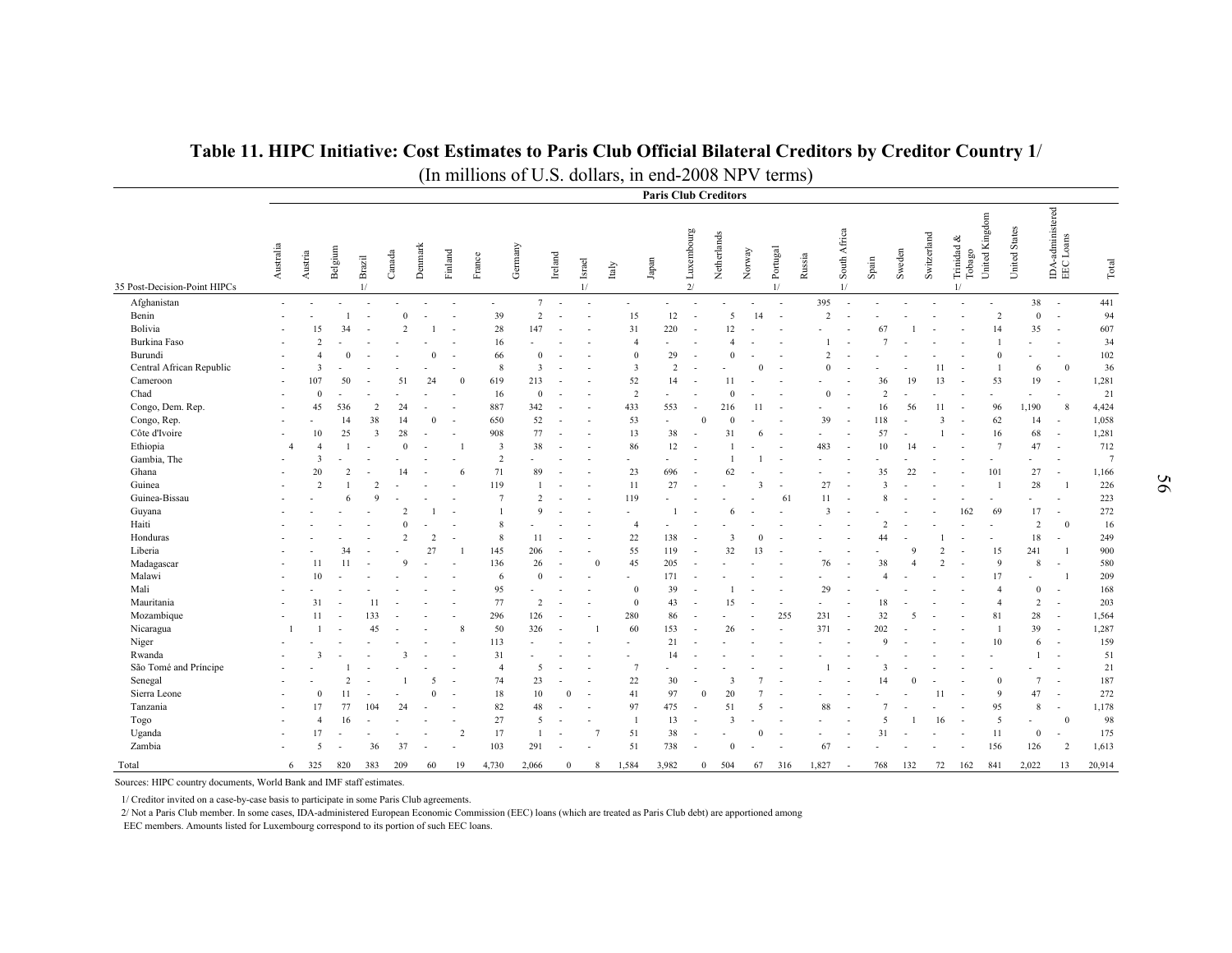# Table 11. HIPC Initiative: Cost Estimates to Paris Club Official Bilateral Creditors by Creditor Country 1/

(In millions of U.S. dollars, in end-2008 NPV terms)

| | Paris Club Creditors | | | | | | | | | | | | | | | | | | | | | | | | | | |
|---|---|---|---|---|---|---|---|---|---|---|---|---|---|---|---|---|---|---|---|---|---|---|---|---|---|---|---|
| 35 Post-Decision-Point HIPCs | Australia | Austria | Belgium | Brazil 1/ | Canada | Denmark | Finland | France | Germany | Ireland | Israel 1/ | Italy | Japan | Luxembourg 2/ | Netherlands | Norway | Portugal 1/ | Russia | South Africa 1/ | Spain | Sweden | Switzerland | Trinidad & Tobago 1/ | United Kingdom | United States | IDA-administered EEC Loans | Total |
| Afghanistan | - | - | - | - | - | - | - | - | 7 | - | - | - | - | - | - | - | - | 395 | - | - | - | - | - | - | 38 | - | 441 |
| Benin | - | - | 1 | - | 0 | - | - | 39 | 2 | - | - | 15 | 12 | - | 5 | 14 | - | 2 | - | - | - | - | - | 2 | 0 | - | 94 |
| Bolivia | - | 15 | 34 | - | 2 | 1 | - | 28 | 147 | - | - | 31 | 220 | - | 12 | - | - | - | - | 67 | 1 | - | - | 14 | 35 | - | 607 |
| Burkina Faso | - | 2 | - | - | - | - | - | 16 | - | - | - | 4 | - | - | 4 | - | - | 1 | - | 7 | - | - | - | 1 | - | - | 34 |
| Burundi | - | 4 | 0 | - | - | 0 | - | 66 | 0 | - | - | 0 | 29 | - | 0 | - | - | 2 | - | - | - | - | - | 0 | - | - | 102 |
| Central African Republic | - | 3 | - | - | - | - | - | 8 | 3 | - | - | 3 | 2 | - | - | 0 | - | 0 | - | - | - | 11 | - | 1 | 6 | 0 | 36 |
| Cameroon | - | 107 | 50 | - | 51 | 24 | 0 | 619 | 213 | - | - | 52 | 14 | - | 11 | - | - | - | - | 36 | 19 | 13 | - | 53 | 19 | - | 1,281 |
| Chad | - | 0 | - | - | - | - | - | 16 | 0 | - | - | 2 | - | - | 0 | - | - | 0 | - | 2 | - | - | - | - | - | - | 21 |
| Congo, Dem. Rep. | - | 45 | 536 | 2 | 24 | - | - | 887 | 342 | - | - | 433 | 553 | - | 216 | 11 | - | - | - | 16 | 56 | 11 | - | 96 | 1,190 | 8 | 4,424 |
| Congo, Rep. | - | - | 14 | 38 | 14 | 0 | - | 650 | 52 | - | - | 53 | - | 0 | 0 | - | - | 39 | - | 118 | - | 3 | - | 62 | 14 | - | 1,058 |
| Côte d'Ivoire | - | 10 | 25 | 3 | 28 | - | - | 908 | 77 | - | - | 13 | 38 | - | 31 | 6 | - | - | - | 57 | - | 1 | - | 16 | 68 | - | 1,281 |
| Ethiopia | 4 | 4 | 1 | - | 0 | - | 1 | 3 | 38 | - | - | 86 | 12 | - | 1 | - | - | 483 | - | 10 | 14 | - | - | 7 | 47 | - | 712 |
| Gambia, The | - | 3 | - | - | - | - | - | 2 | - | - | - | - | - | - | 1 | 1 | - | - | - | - | - | - | - | - | - | - | 7 |
| Ghana | - | 20 | 2 | - | 14 | - | 6 | 71 | 89 | - | - | 23 | 696 | - | 62 | - | - | - | - | 35 | 22 | - | - | 101 | 27 | - | 1,166 |
| Guinea | - | 2 | 1 | 2 | - | - | - | 119 | 1 | - | - | 11 | 27 | - | - | 3 | - | 27 | - | 3 | - | - | - | 1 | 28 | 1 | 226 |
| Guinea-Bissau | - | - | 6 | 9 | - | - | - | 7 | 2 | - | - | 119 | - | - | - | - | 61 | 11 | - | 8 | - | - | - | - | - | - | 223 |
| Guyana | - | - | - | - | 2 | 1 | - | 1 | 9 | - | - | - | 1 | - | 6 | - | - | 3 | - | - | - | - | 162 | 69 | 17 | - | 272 |
| Haiti | - | - | - | - | 0 | - | - | 8 | - | - | - | 4 | - | - | - | - | - | - | - | 2 | - | - | - | - | 2 | 0 | 16 |
| Honduras | - | - | - | - | 2 | 2 | - | 8 | 11 | - | - | 22 | 138 | - | 3 | 0 | - | - | - | 44 | - | 1 | - | - | 18 | - | 249 |
| Liberia | - | - | 34 | - | - | 27 | 1 | 145 | 206 | - | - | 55 | 119 | - | 32 | 13 | - | - | - | - | 9 | 2 | - | 15 | 241 | 1 | 900 |
| Madagascar | - | 11 | 11 | - | 9 | - | - | 136 | 26 | - | 0 | 45 | 205 | - | - | - | - | 76 | - | 38 | 4 | 2 | - | 9 | 8 | - | 580 |
| Malawi | - | 10 | - | - | - | - | - | 6 | 0 | - | - | - | 171 | - | - | - | - | - | - | 4 | - | - | - | 17 | - | 1 | 209 |
| Mali | - | - | - | - | - | - | - | 95 | - | - | - | 0 | 39 | - | 1 | - | - | 29 | - | - | - | - | - | 4 | 0 | - | 168 |
| Mauritania | - | 31 | - | 11 | - | - | - | 77 | 2 | - | - | 0 | 43 | - | 15 | - | - | - | - | 18 | - | - | - | 4 | 2 | - | 203 |
| Mozambique | - | 11 | - | 133 | - | - | - | 296 | 126 | - | - | 280 | 86 | - | - | - | 255 | 231 | - | 32 | 5 | - | - | 81 | 28 | - | 1,564 |
| Nicaragua | 1 | 1 | - | 45 | - | - | 8 | 50 | 326 | - | 1 | 60 | 153 | - | 26 | - | - | 371 | - | 202 | - | - | - | 1 | 39 | - | 1,287 |
| Niger | - | - | - | - | - | - | - | 113 | - | - | - | - | 21 | - | - | - | - | - | - | 9 | - | - | - | 10 | 6 | - | 159 |
| Rwanda | - | 3 | - | - | 3 | - | - | 31 | - | - | - | - | 14 | - | - | - | - | - | - | - | - | - | - | - | 1 | - | 51 |
| São Tomé and Príncipe | - | - | 1 | - | - | - | - | 4 | 5 | - | - | 7 | - | - | - | - | - | 1 | - | 3 | - | - | - | - | - | - | 21 |
| Senegal | - | - | 2 | - | 1 | 5 | - | 74 | 23 | - | - | 22 | 30 | - | 3 | 7 | - | - | - | 14 | 0 | - | - | 0 | 7 | - | 187 |
| Sierra Leone | - | 0 | 11 | - | - | 0 | - | 18 | 10 | 0 | - | 41 | 97 | 0 | 20 | 7 | - | - | - | - | - | 11 | - | 9 | 47 | - | 272 |
| Tanzania | - | 17 | 77 | 104 | 24 | - | - | 82 | 48 | - | - | 97 | 475 | - | 51 | 5 | - | 88 | - | 7 | - | - | - | 95 | 8 | - | 1,178 |
| Togo | - | 4 | 16 | - | - | - | - | 27 | 5 | - | - | 1 | 13 | - | 3 | - | - | - | - | 5 | 1 | 16 | - | 5 | - | 0 | 98 |
| Uganda | - | 17 | - | - | - | - | 2 | 17 | 1 | - | 7 | 51 | 38 | - | - | 0 | - | - | - | 31 | - | - | - | 11 | 0 | - | 175 |
| Zambia | - | 5 | - | 36 | 37 | - | - | 103 | 291 | - | - | 51 | 738 | - | 0 | - | - | 67 | - | - | - | - | - | 156 | 126 | 2 | 1,613 |
| Total | 6 | 325 | 820 | 383 | 209 | 60 | 19 | 4,730 | 2,066 | 0 | 8 | 1,584 | 3,982 | 0 | 504 | 67 | 316 | 1,827 | - | 768 | 132 | 72 | 162 | 841 | 2,022 | 13 | 20,914 |

Sources: HIPC country documents, World Bank and IMF staff estimates.

1/ Creditor invited on a case-by-case basis to participate in some Paris Club agreements.

2/ Not a Paris Club member. In some cases, IDA-administered European Economic Commission (EEC) loans (which are treated as Paris Club debt) are apportioned among EEC members. Amounts listed for Luxembourg correspond to its portion of such EEC loans.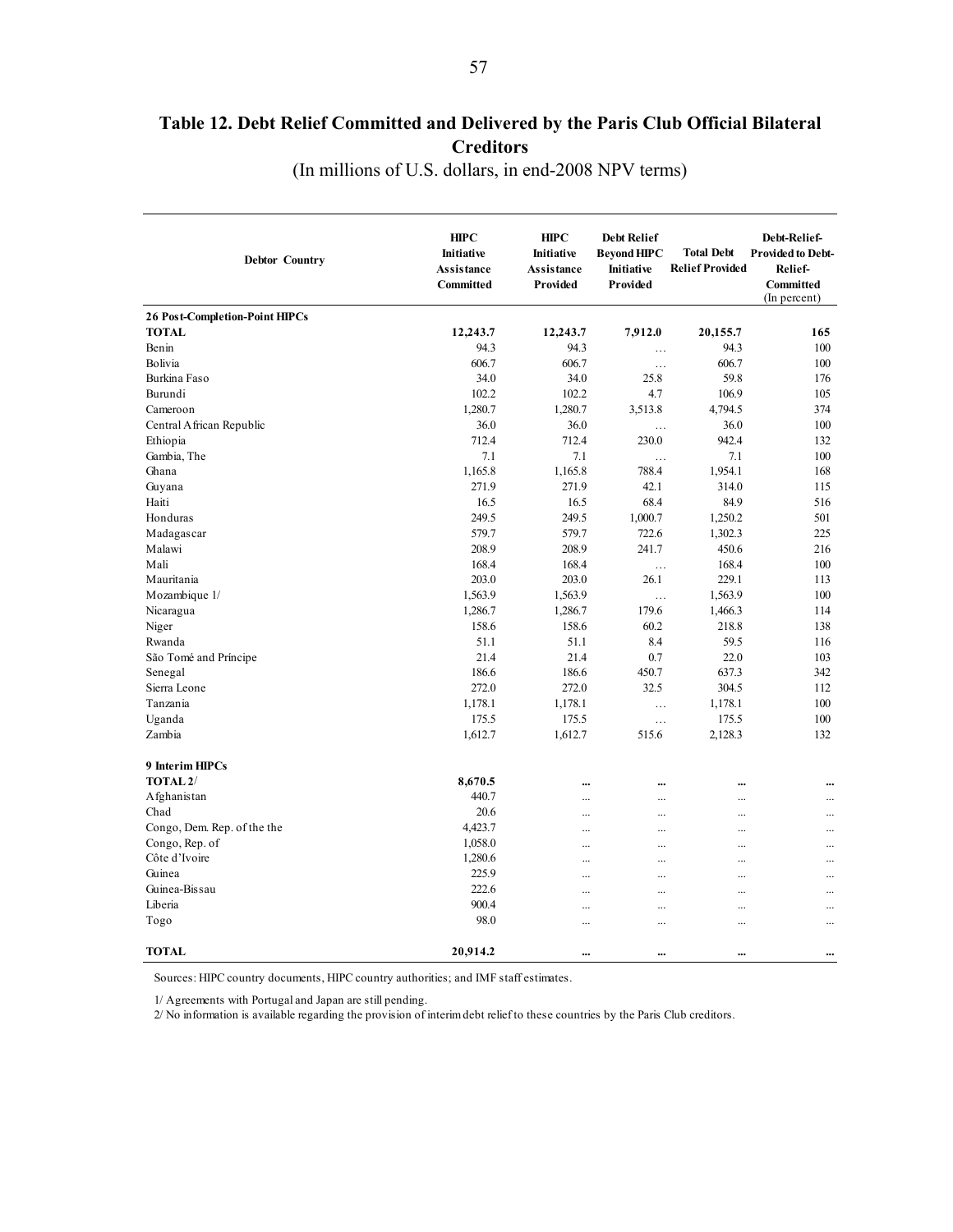# Table 12. Debt Relief Committed and Delivered by the Paris Club Official Bilateral Creditors

(In millions of U.S. dollars, in end-2008 NPV terms)

| Debtor Country | HIPC Initiative Assistance Committed | HIPC Initiative Assistance Provided | Debt Relief Beyond HIPC Initiative Provided | Total Debt Relief Provided | Debt-Relief-Provided to Debt-Relief-Committed (In percent) |
|---|---|---|---|---|---|
| **26 Post-Completion-Point HIPCs** | | | | | |
| **TOTAL** | **12,243.7** | **12,243.7** | **7,912.0** | **20,155.7** | **165** |
| Benin | 94.3 | 94.3 | … | 94.3 | 100 |
| Bolivia | 606.7 | 606.7 | … | 606.7 | 100 |
| Burkina Faso | 34.0 | 34.0 | 25.8 | 59.8 | 176 |
| Burundi | 102.2 | 102.2 | 4.7 | 106.9 | 105 |
| Cameroon | 1,280.7 | 1,280.7 | 3,513.8 | 4,794.5 | 374 |
| Central African Republic | 36.0 | 36.0 | … | 36.0 | 100 |
| Ethiopia | 712.4 | 712.4 | 230.0 | 942.4 | 132 |
| Gambia, The | 7.1 | 7.1 | … | 7.1 | 100 |
| Ghana | 1,165.8 | 1,165.8 | 788.4 | 1,954.1 | 168 |
| Guyana | 271.9 | 271.9 | 42.1 | 314.0 | 115 |
| Haiti | 16.5 | 16.5 | 68.4 | 84.9 | 516 |
| Honduras | 249.5 | 249.5 | 1,000.7 | 1,250.2 | 501 |
| Madagascar | 579.7 | 579.7 | 722.6 | 1,302.3 | 225 |
| Malawi | 208.9 | 208.9 | 241.7 | 450.6 | 216 |
| Mali | 168.4 | 168.4 | … | 168.4 | 100 |
| Mauritania | 203.0 | 203.0 | 26.1 | 229.1 | 113 |
| Mozambique 1/ | 1,563.9 | 1,563.9 | … | 1,563.9 | 100 |
| Nicaragua | 1,286.7 | 1,286.7 | 179.6 | 1,466.3 | 114 |
| Niger | 158.6 | 158.6 | 60.2 | 218.8 | 138 |
| Rwanda | 51.1 | 51.1 | 8.4 | 59.5 | 116 |
| São Tomé and Príncipe | 21.4 | 21.4 | 0.7 | 22.0 | 103 |
| Senegal | 186.6 | 186.6 | 450.7 | 637.3 | 342 |
| Sierra Leone | 272.0 | 272.0 | 32.5 | 304.5 | 112 |
| Tanzania | 1,178.1 | 1,178.1 | … | 1,178.1 | 100 |
| Uganda | 175.5 | 175.5 | … | 175.5 | 100 |
| Zambia | 1,612.7 | 1,612.7 | 515.6 | 2,128.3 | 132 |
| **9 Interim HIPCs** | | | | | |
| **TOTAL 2/** | **8,670.5** | **...** | **...** | **...** | **...** |
| Afghanistan | 440.7 | ... | ... | ... | ... |
| Chad | 20.6 | ... | ... | ... | ... |
| Congo, Dem. Rep. of the the | 4,423.7 | ... | ... | ... | ... |
| Congo, Rep. of | 1,058.0 | ... | ... | ... | ... |
| Côte d'Ivoire | 1,280.6 | ... | ... | ... | ... |
| Guinea | 225.9 | ... | ... | ... | ... |
| Guinea-Bissau | 222.6 | ... | ... | ... | ... |
| Liberia | 900.4 | ... | ... | ... | ... |
| Togo | 98.0 | ... | ... | ... | ... |
| **TOTAL** | **20,914.2** | **...** | **...** | **...** | **...** |

Sources: HIPC country documents, HIPC country authorities; and IMF staff estimates.

1/ Agreements with Portugal and Japan are still pending.

2/ No information is available regarding the provision of interim debt relief to these countries by the Paris Club creditors.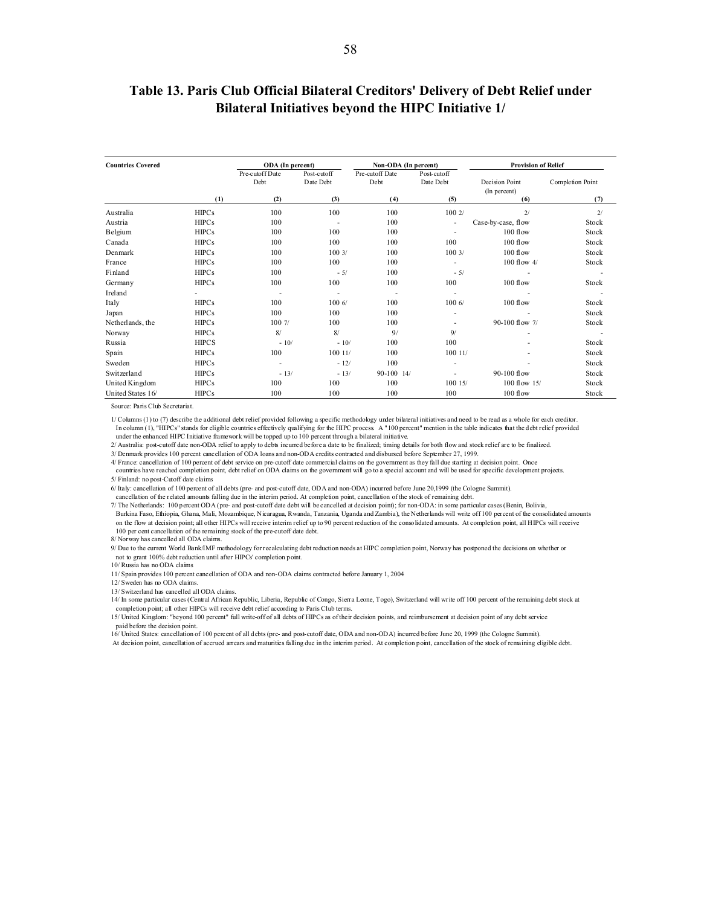## Table 13. Paris Club Official Bilateral Creditors' Delivery of Debt Relief under Bilateral Initiatives beyond the HIPC Initiative 1/

| Countries Covered | | ODA (In percent) | | Non-ODA (In percent) | | Provision of Relief | |
|---|---|---|---|---|---|---|---|
| | | Pre-cutoff Date Debt | Post-cutoff Date Debt | Pre-cutoff Date Debt | Post-cutoff Date Debt | Decision Point (In percent) | Completion Point |
| | (1) | (2) | (3) | (4) | (5) | (6) | (7) |
| Australia | HIPCs | 100 | 100 | 100 | 100 2/ | 2/ | 2/ |
| Austria | HIPCs | 100 | - | 100 | - | Case-by-case, flow | Stock |
| Belgium | HIPCs | 100 | 100 | 100 | - | 100 flow | Stock |
| Canada | HIPCs | 100 | 100 | 100 | 100 | 100 flow | Stock |
| Denmark | HIPCs | 100 | 100 3/ | 100 | 100 3/ | 100 flow | Stock |
| France | HIPCs | 100 | 100 | 100 | - | 100 flow 4/ | Stock |
| Finland | HIPCs | 100 | - 5/ | 100 | - 5/ | - | - |
| Germany | HIPCs | 100 | 100 | 100 | 100 | 100 flow | Stock |
| Ireland | - | - | - | - | - | - | - |
| Italy | HIPCs | 100 | 100 6/ | 100 | 100 6/ | 100 flow | Stock |
| Japan | HIPCs | 100 | 100 | 100 | - | - | Stock |
| Netherlands, the | HIPCs | 100 7/ | 100 | 100 | - | 90-100 flow 7/ | Stock |
| Norway | HIPCs | 8/ | 8/ | 9/ | 9/ | - | - |
| Russia | HIPCS | - 10/ | - 10/ | 100 | 100 | - | Stock |
| Spain | HIPCs | 100 | 100 11/ | 100 | 100 11/ | - | Stock |
| Sweden | HIPCs | - | - 12/ | 100 | - | - | Stock |
| Switzerland | HIPCs | - 13/ | - 13/ | 90-100 14/ | - | 90-100 flow | Stock |
| United Kingdom | HIPCs | 100 | 100 | 100 | 100 15/ | 100 flow 15/ | Stock |
| United States 16/ | HIPCs | 100 | 100 | 100 | 100 | 100 flow | Stock |

Source: Paris Club Secretariat.

1/ Columns (1) to (7) describe the additional debt relief provided following a specific methodology under bilateral initiatives and need to be read as a whole for each creditor. In column (1), "HIPCs" stands for eligible countries effectively qualifying for the HIPC process. A "100 percent" mention in the table indicates that the debt relief provided under the enhanced HIPC Initiative framework will be topped up to 100 percent through a bilateral initiative.

2/ Australia: post-cutoff date non-ODA relief to apply to debts incurred before a date to be finalized; timing details for both flow and stock relief are to be finalized.

3/ Denmark provides 100 percent cancellation of ODA loans and non-ODA credits contracted and disbursed before September 27, 1999.

4/ France: cancellation of 100 percent of debt service on pre-cutoff date commercial claims on the government as they fall due starting at decision point. Once countries have reached completion point, debt relief on ODA claims on the government will go to a special account and will be used for specific development projects.

5/ Finland: no post-Cutoff date claims

6/ Italy: cancellation of 100 percent of all debts (pre- and post-cutoff date, ODA and non-ODA) incurred before June 20,1999 (the Cologne Summit). cancellation of the related amounts falling due in the interim period. At completion point, cancellation of the stock of remaining debt.

7/ The Netherlands: 100 percent ODA (pre- and post-cutoff date debt will be cancelled at decision point); for non-ODA: in some particular cases (Benin, Bolivia, Burkina Faso, Ethiopia, Ghana, Mali, Mozambique, Nicaragua, Rwanda, Tanzania, Uganda and Zambia), the Netherlands will write off 100 percent of the consolidated amounts on the flow at decision point; all other HIPCs will receive interim relief up to 90 percent reduction of the consolidated amounts. At completion point, all HIPCs will receive 100 per cent cancellation of the remaining stock of the pre-cutoff date debt.

8/ Norway has cancelled all ODA claims.

9/ Due to the current World Bank/IMF methodology for recalculating debt reduction needs at HIPC completion point, Norway has postponed the decisions on whether or not to grant 100% debt reduction until after HIPCs' completion point.

10/ Russia has no ODA claims

11/ Spain provides 100 percent cancellation of ODA and non-ODA claims contracted before January 1, 2004

12/ Sweden has no ODA claims.

13/ Switzerland has cancelled all ODA claims.

14/ In some particular cases (Central African Republic, Liberia, Republic of Congo, Sierra Leone, Togo), Switzerland will write off 100 percent of the remaining debt stock at completion point; all other HIPCs will receive debt relief according to Paris Club terms.

15/ United Kingdom: "beyond 100 percent" full write-off of all debts of HIPCs as of their decision points, and reimbursement at decision point of any debt service paid before the decision point.

16/ United States: cancellation of 100 percent of all debts (pre- and post-cutoff date, ODA and non-ODA) incurred before June 20, 1999 (the Cologne Summit). At decision point, cancellation of accrued arrears and maturities falling due in the interim period. At completion point, cancellation of the stock of remaining eligible debt.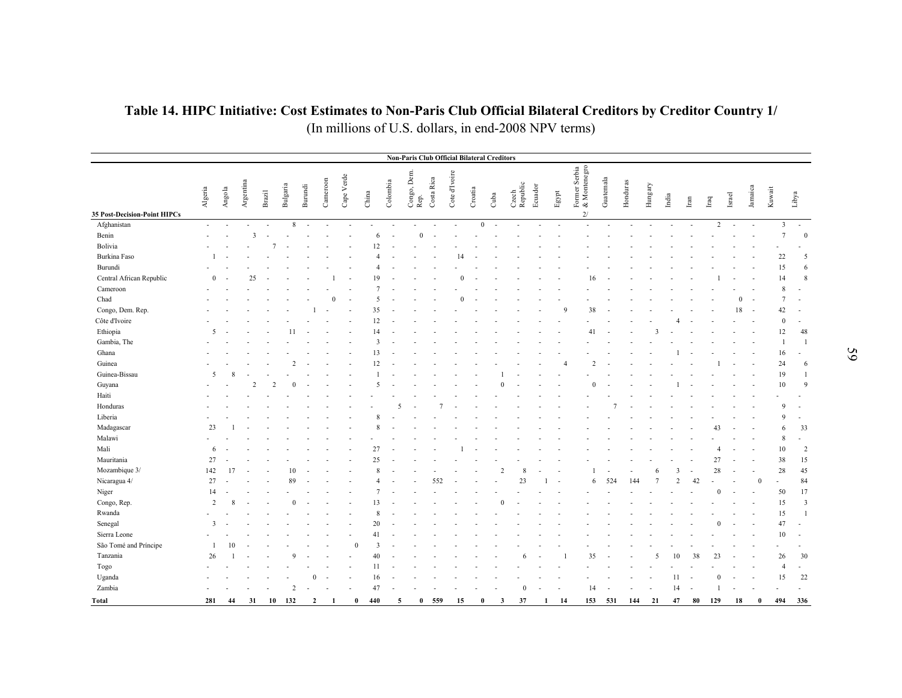## Table 14. HIPC Initiative: Cost Estimates to Non-Paris Club Official Bilateral Creditors by Creditor Country 1/

(In millions of U.S. dollars, in end-2008 NPV terms)

| | Non-Paris Club Official Bilateral Creditors | | | | | | | | | | | | | | | | | | | | | | | | | | | | |
|---|---|---|---|---|---|---|---|---|---|---|---|---|---|---|---|---|---|---|---|---|---|---|---|---|---|---|---|---|---|
| 35 Post-Decision-Point HIPCs | Algeria | Angola | Argentina | Brazil | Bulgaria | Burundi | Cameroon | Cape Verde | China | Colombia | Congo, Dem. Rep. | Costa Rica | Cote d'Ivoire | Croatia | Cuba | Czech Republic | Ecuador | Egypt | Former Serbia & Montenegro 2/ | Guatemala | Honduras | Hungary | India | Iran | Iraq | Israel | Jamaica | Kuwait | Libya |
| Afghanistan | - | - | - | - | 8 | - | - | - | - | - | - | - | - | 0 | - | - | - | - | - | - | - | - | - | - | 2 | - | - | 3 | - |
| Benin | - | - | 3 | - | - | - | - | - | 6 | - | 0 | - | - | - | - | - | - | - | - | - | - | - | - | - | - | - | - | 7 | 0 |
| Bolivia | - | - | - | 7 | - | - | - | - | 12 | - | - | - | - | - | - | - | - | - | - | - | - | - | - | - | - | - | - | - | - |
| Burkina Faso | 1 | - | - | - | - | - | - | - | 4 | - | - | - | 14 | - | - | - | - | - | - | - | - | - | - | - | - | - | - | 22 | 5 |
| Burundi | - | - | - | - | - | - | - | - | 4 | - | - | - | - | - | - | - | - | - | - | - | - | - | - | - | - | - | - | 15 | 6 |
| Central African Republic | 0 | - | 25 | - | - | - | 1 | - | 19 | - | - | - | 0 | - | - | - | - | - | 16 | - | - | - | - | - | 1 | - | - | 14 | 8 |
| Cameroon | - | - | - | - | - | - | - | - | 7 | - | - | - | - | - | - | - | - | - | - | - | - | - | - | - | - | - | - | 8 | - |
| Chad | - | - | - | - | - | - | 0 | - | 5 | - | - | - | 0 | - | - | - | - | - | - | - | - | - | - | - | - | 0 | - | 7 | - |
| Congo, Dem. Rep. | - | - | - | - | - | 1 | - | - | 35 | - | - | - | - | - | - | - | - | 9 | 38 | - | - | - | - | - | - | 18 | - | 42 | - |
| Côte d'Ivoire | - | - | - | - | - | - | - | - | 12 | - | - | - | - | - | - | - | - | - | - | - | - | - | 4 | - | - | - | - | 0 | - |
| Ethiopia | 5 | - | - | - | 11 | - | - | - | 14 | - | - | - | - | - | - | - | - | - | 41 | - | - | 3 | - | - | - | - | - | 12 | 48 |
| Gambia, The | - | - | - | - | - | - | - | - | 3 | - | - | - | - | - | - | - | - | - | - | - | - | - | - | - | - | - | - | 1 | 1 |
| Ghana | - | - | - | - | - | - | - | - | 13 | - | - | - | - | - | - | - | - | - | - | - | - | - | 1 | - | - | - | - | 16 | - |
| Guinea | - | - | - | - | 2 | - | - | - | 12 | - | - | - | - | - | - | - | - | 4 | 2 | - | - | - | - | - | 1 | - | - | 24 | 6 |
| Guinea-Bissau | 5 | 8 | - | - | - | - | - | - | 1 | - | - | - | - | - | 1 | - | - | - | - | - | - | - | - | - | - | - | - | 19 | 1 |
| Guyana | - | - | 2 | 2 | 0 | - | - | - | 5 | - | - | - | - | - | 0 | - | - | - | 0 | - | - | - | 1 | - | - | - | - | 10 | 9 |
| Haiti | - | - | - | - | - | - | - | - | - | - | - | - | - | - | - | - | - | - | - | - | - | - | - | - | - | - | - | - | - |
| Honduras | - | - | - | - | - | - | - | - | - | 5 | - | 7 | - | - | - | - | - | - | - | 7 | - | - | - | - | - | - | - | 9 | - |
| Liberia | - | - | - | - | - | - | - | - | 8 | - | - | - | - | - | - | - | - | - | - | - | - | - | - | - | - | - | - | 9 | - |
| Madagascar | 23 | 1 | - | - | - | - | - | - | 8 | - | - | - | - | - | - | - | - | - | - | - | - | - | - | - | 43 | - | - | 6 | 33 |
| Malawi | - | - | - | - | - | - | - | - | - | - | - | - | - | - | - | - | - | - | - | - | - | - | - | - | - | - | - | 8 | - |
| Mali | 6 | - | - | - | - | - | - | - | 27 | - | - | - | 1 | - | - | - | - | - | - | - | - | - | - | - | 4 | - | - | 10 | 2 |
| Mauritania | 27 | - | - | - | - | - | - | - | 25 | - | - | - | - | - | - | - | - | - | - | - | - | - | - | - | 27 | - | - | 38 | 15 |
| Mozambique 3/ | 142 | 17 | - | - | 10 | - | - | - | 8 | - | - | - | - | - | 2 | 8 | - | - | 1 | - | - | 6 | 3 | - | 28 | - | - | 28 | 45 |
| Nicaragua 4/ | 27 | - | - | - | 89 | - | - | - | 4 | - | - | 552 | - | - | - | 23 | 1 | - | 6 | 524 | 144 | 7 | 2 | 42 | - | - | 0 | - | 84 |
| Niger | 14 | - | - | - | - | - | - | - | 7 | - | - | - | - | - | - | - | - | - | - | - | - | - | - | - | 0 | - | - | 50 | 17 |
| Congo, Rep. | 2 | 8 | - | - | 0 | - | - | - | 13 | - | - | - | - | - | 0 | - | - | - | - | - | - | - | - | - | - | - | - | 15 | 3 |
| Rwanda | - | - | - | - | - | - | - | - | 8 | - | - | - | - | - | - | - | - | - | - | - | - | - | - | - | - | - | - | 15 | 1 |
| Senegal | 3 | - | - | - | - | - | - | - | 20 | - | - | - | - | - | - | - | - | - | - | - | - | - | - | - | 0 | - | - | 47 | - |
| Sierra Leone | - | - | - | - | - | - | - | - | 41 | - | - | - | - | - | - | - | - | - | - | - | - | - | - | - | - | - | - | 10 | - |
| São Tomé and Príncipe | 1 | 10 | - | - | - | - | - | 0 | 3 | - | - | - | - | - | - | - | - | - | - | - | - | - | - | - | - | - | - | - | - |
| Tanzania | 26 | 1 | - | - | 9 | - | - | - | 40 | - | - | - | - | - | - | 6 | - | 1 | 35 | - | - | 5 | 10 | 38 | 23 | - | - | 26 | 30 |
| Togo | - | - | - | - | - | - | - | - | 11 | - | - | - | - | - | - | - | - | - | - | - | - | - | - | - | - | - | - | 4 | - |
| Uganda | - | - | - | - | - | 0 | - | - | 16 | - | - | - | - | - | - | - | - | - | - | - | - | - | 11 | - | 0 | - | - | 15 | 22 |
| Zambia | - | - | - | - | 2 | - | - | - | 47 | - | - | - | - | - | - | 0 | - | - | 14 | - | - | - | 14 | - | 1 | - | - | - | - |
| **Total** | **281** | **44** | **31** | **10** | **132** | **2** | **1** | **0** | **440** | **5** | **0** | **559** | **15** | **0** | **3** | **37** | **1** | **14** | **153** | **531** | **144** | **21** | **47** | **80** | **129** | **18** | **0** | **494** | **336** |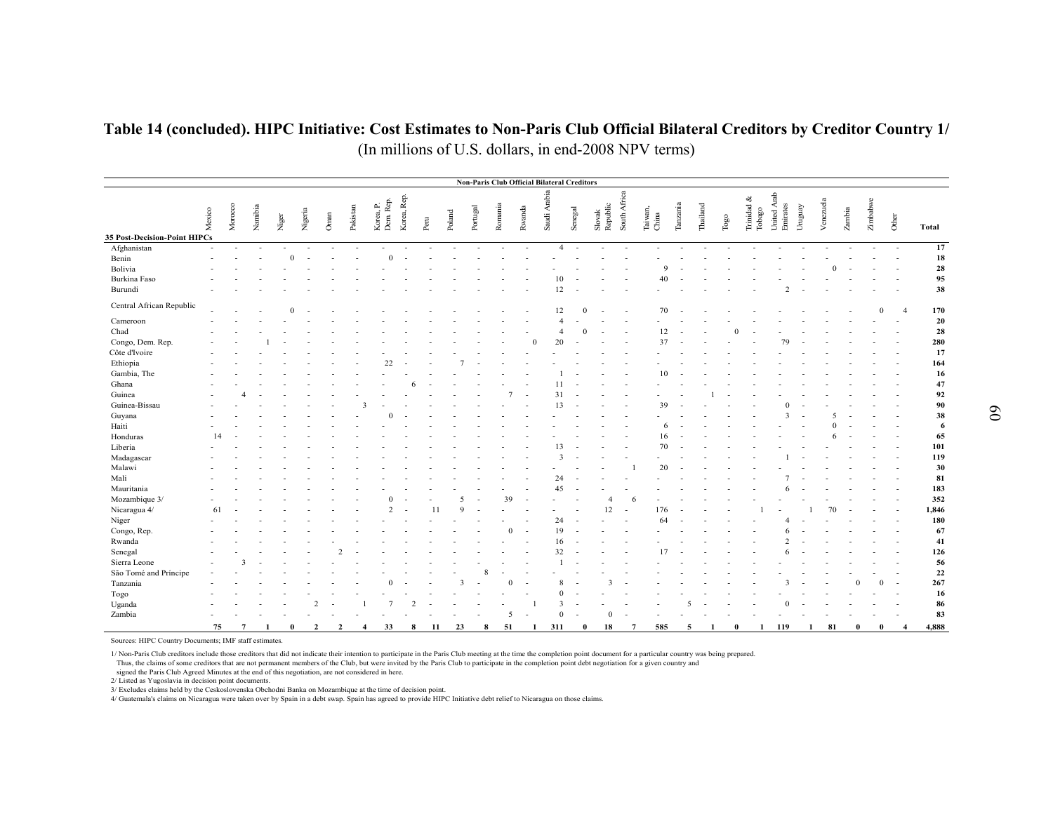## Table 14 (concluded). HIPC Initiative: Cost Estimates to Non-Paris Club Official Bilateral Creditors by Creditor Country 1/

(In millions of U.S. dollars, in end-2008 NPV terms)

| | Non-Paris Club Official Bilateral Creditors | | | | | | | | | | | | | | | | | | | | | | | | | | | | | |
|---|---|---|---|---|---|---|---|---|---|---|---|---|---|---|---|---|---|---|---|---|---|---|---|---|---|---|---|---|---|---|
| **35 Post-Decision-Point HIPCs** | Mexico | Morocco | Namibia | Niger | Nigeria | Oman | Pakistan | Korea, P. Dem. Rep. | Korea, Rep. | Peru | Poland | Portugal | Romania | Rwanda | Saudi Arabia | Senegal | Slovak Republic | South Africa | Taiwan, China | Tanzania | Thailand | Togo | Trinidad & Tobago | United Arab Emirates | Uruguay | Venezuela | Zambia | Zimbabwe | Other | **Total** |
| Afghanistan | - | - | - | - | - | - | - | - | - | - | - | - | - | - | 4 | - | - | - | - | - | - | - | - | - | - | - | - | - | - | **17** |
| Benin | - | - | - | 0 | - | - | - | 0 | - | - | - | - | - | - | - | - | - | - | - | - | - | - | - | - | - | - | - | - | - | **18** |
| Bolivia | - | - | - | - | - | - | - | - | - | - | - | - | - | - | - | - | - | - | 9 | - | - | - | - | - | - | 0 | - | - | - | **28** |
| Burkina Faso | - | - | - | - | - | - | - | - | - | - | - | - | - | - | 10 | - | - | - | 40 | - | - | - | - | - | - | - | - | - | - | **95** |
| Burundi | - | - | - | - | - | - | - | - | - | - | - | - | - | - | 12 | - | - | - | - | - | - | - | - | 2 | - | - | - | - | - | **38** |
| Central African Republic | - | - | - | 0 | - | - | - | - | - | - | - | - | - | - | 12 | 0 | - | - | 70 | - | - | - | - | - | - | - | - | 0 | 4 | **170** |
| Cameroon | - | - | - | - | - | - | - | - | - | - | - | - | - | - | 4 | - | - | - | - | - | - | - | - | - | - | - | - | - | - | **20** |
| Chad | - | - | - | - | - | - | - | - | - | - | - | - | - | - | 4 | 0 | - | - | 12 | - | - | 0 | - | - | - | - | - | - | - | **28** |
| Congo, Dem. Rep. | - | - | 1 | - | - | - | - | - | - | - | - | - | - | 0 | 20 | - | - | - | 37 | - | - | - | - | 79 | - | - | - | - | - | **280** |
| Côte d'Ivoire | - | - | - | - | - | - | - | - | - | - | - | - | - | - | - | - | - | - | - | - | - | - | - | - | - | - | - | - | - | **17** |
| Ethiopia | - | - | - | - | - | - | - | 22 | - | - | 7 | - | - | - | - | - | - | - | - | - | - | - | - | - | - | - | - | - | - | **164** |
| Gambia, The | - | - | - | - | - | - | - | - | - | - | - | - | - | - | 1 | - | - | - | 10 | - | - | - | - | - | - | - | - | - | - | **16** |
| Ghana | - | - | - | - | - | - | - | - | 6 | - | - | - | - | - | 11 | - | - | - | - | - | - | - | - | - | - | - | - | - | - | **47** |
| Guinea | - | 4 | - | - | - | - | - | - | - | - | - | - | 7 | - | 31 | - | - | - | - | - | 1 | - | - | - | - | - | - | - | - | **92** |
| Guinea-Bissau | - | - | - | - | - | - | 3 | - | - | - | - | - | - | - | 13 | - | - | - | 39 | - | - | - | - | 0 | - | - | - | - | - | **90** |
| Guyana | - | - | - | - | - | - | - | 0 | - | - | - | - | - | - | - | - | - | - | - | - | - | - | - | 3 | - | 5 | - | - | - | **38** |
| Haiti | - | - | - | - | - | - | - | - | - | - | - | - | - | - | - | - | - | - | 6 | - | - | - | - | - | - | 0 | - | - | - | **6** |
| Honduras | 14 | - | - | - | - | - | - | - | - | - | - | - | - | - | - | - | - | - | 16 | - | - | - | - | - | - | 6 | - | - | - | **65** |
| Liberia | - | - | - | - | - | - | - | - | - | - | - | - | - | - | 13 | - | - | - | 70 | - | - | - | - | - | - | - | - | - | - | **101** |
| Madagascar | - | - | - | - | - | - | - | - | - | - | - | - | - | - | 3 | - | - | - | - | - | - | - | - | 1 | - | - | - | - | - | **119** |
| Malawi | - | - | - | - | - | - | - | - | - | - | - | - | - | - | - | - | - | 1 | 20 | - | - | - | - | - | - | - | - | - | - | **30** |
| Mali | - | - | - | - | - | - | - | - | - | - | - | - | - | - | 24 | - | - | - | - | - | - | - | - | 7 | - | - | - | - | - | **81** |
| Mauritania | - | - | - | - | - | - | - | - | - | - | - | - | - | - | 45 | - | - | - | - | - | - | - | - | 6 | - | - | - | - | - | **183** |
| Mozambique 3/ | - | - | - | - | - | - | - | 0 | - | - | 5 | - | 39 | - | - | - | 4 | 6 | - | - | - | - | - | - | - | - | - | - | - | **352** |
| Nicaragua 4/ | 61 | - | - | - | - | - | - | 2 | - | 11 | 9 | - | - | - | - | - | 12 | - | 176 | - | - | - | 1 | - | 1 | 70 | - | - | - | **1,846** |
| Niger | - | - | - | - | - | - | - | - | - | - | - | - | - | - | 24 | - | - | - | 64 | - | - | - | - | 4 | - | - | - | - | - | **180** |
| Congo, Rep. | - | - | - | - | - | - | - | - | - | - | - | - | 0 | - | 19 | - | - | - | - | - | - | - | - | 6 | - | - | - | - | - | **67** |
| Rwanda | - | - | - | - | - | - | - | - | - | - | - | - | - | - | 16 | - | - | - | - | - | - | - | - | 2 | - | - | - | - | - | **41** |
| Senegal | - | - | - | - | - | 2 | - | - | - | - | - | - | - | - | 32 | - | - | - | 17 | - | - | - | - | 6 | - | - | - | - | - | **126** |
| Sierra Leone | - | 3 | - | - | - | - | - | - | - | - | - | - | - | - | 1 | - | - | - | - | - | - | - | - | - | - | - | - | - | - | **56** |
| São Tomé and Príncipe | - | - | - | - | - | - | - | - | - | - | - | 8 | - | - | - | - | - | - | - | - | - | - | - | - | - | - | - | - | - | **22** |
| Tanzania | - | - | - | - | - | - | - | 0 | - | - | 3 | - | 0 | - | 8 | - | 3 | - | - | - | - | - | - | 3 | - | - | 0 | 0 | - | **267** |
| Togo | - | - | - | - | - | - | - | - | - | - | - | - | - | - | 0 | - | - | - | - | - | - | - | - | - | - | - | - | - | - | **16** |
| Uganda | - | - | - | - | 2 | - | 1 | 7 | 2 | - | - | - | - | 1 | 3 | - | - | - | - | 5 | - | - | - | 0 | - | - | - | - | - | **86** |
| Zambia | - | - | - | - | - | - | - | - | - | - | - | - | 5 | - | 0 | - | 0 | - | - | - | - | - | - | - | - | - | - | - | - | **83** |
| | **75** | **7** | **1** | **0** | **2** | **2** | **4** | **33** | **8** | **11** | **23** | **8** | **51** | **1** | **311** | **0** | **18** | **7** | **585** | **5** | **1** | **0** | **1** | **119** | **1** | **81** | **0** | **0** | **4** | **4,888** |

Sources: HIPC Country Documents; IMF staff estimates.

1/ Non-Paris Club creditors include those creditors that did not indicate their intention to participate in the Paris Club meeting at the time the completion point document for a particular country was being prepared. Thus, the claims of some creditors that are not permanent members of the Club, but were invited by the Paris Club to participate in the completion point debt negotiation for a given country and signed the Paris Club Agreed Minutes at the end of this negotiation, are not considered in here.

2/ Listed as Yugoslavia in decision point documents.

3/ Excludes claims held by the Ceskoslovenska Obchodni Banka on Mozambique at the time of decision point.

4/ Guatemala's claims on Nicaragua were taken over by Spain in a debt swap. Spain has agreed to provide HIPC Initiative debt relief to Nicaragua on those claims.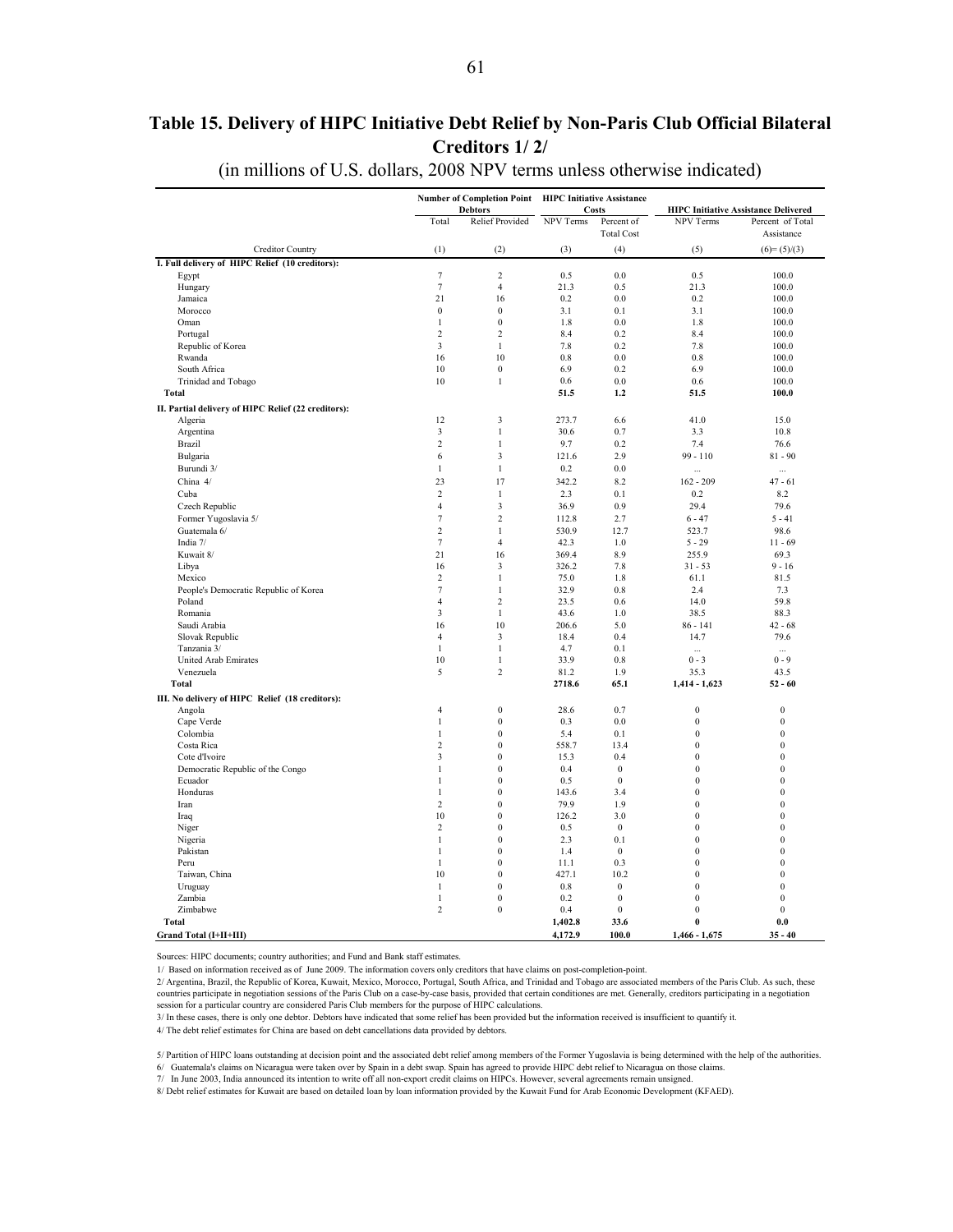## Table 15. Delivery of HIPC Initiative Debt Relief by Non-Paris Club Official Bilateral Creditors 1/ 2/

(in millions of U.S. dollars, 2008 NPV terms unless otherwise indicated)

| | Number of Completion Point Debtors | | HIPC Initiative Assistance Costs | | HIPC Initiative Assistance Delivered | |
|---|---|---|---|---|---|---|
| | Total | Relief Provided | NPV Terms | Percent of Total Cost | NPV Terms | Percent of Total Assistance |
| Creditor Country | (1) | (2) | (3) | (4) | (5) | (6)= (5)/(3) |
| **I. Full delivery of HIPC Relief (10 creditors):** | | | | | | |
| Egypt | 7 | 2 | 0.5 | 0.0 | 0.5 | 100.0 |
| Hungary | 7 | 4 | 21.3 | 0.5 | 21.3 | 100.0 |
| Jamaica | 21 | 16 | 0.2 | 0.0 | 0.2 | 100.0 |
| Morocco | 0 | 0 | 3.1 | 0.1 | 3.1 | 100.0 |
| Oman | 1 | 0 | 1.8 | 0.0 | 1.8 | 100.0 |
| Portugal | 2 | 2 | 8.4 | 0.2 | 8.4 | 100.0 |
| Republic of Korea | 3 | 1 | 7.8 | 0.2 | 7.8 | 100.0 |
| Rwanda | 16 | 10 | 0.8 | 0.0 | 0.8 | 100.0 |
| South Africa | 10 | 0 | 6.9 | 0.2 | 6.9 | 100.0 |
| Trinidad and Tobago | 10 | 1 | 0.6 | 0.0 | 0.6 | 100.0 |
| **Total** | | | **51.5** | **1.2** | **51.5** | **100.0** |
| **II. Partial delivery of HIPC Relief (22 creditors):** | | | | | | |
| Algeria | 12 | 3 | 273.7 | 6.6 | 41.0 | 15.0 |
| Argentina | 3 | 1 | 30.6 | 0.7 | 3.3 | 10.8 |
| Brazil | 2 | 1 | 9.7 | 0.2 | 7.4 | 76.6 |
| Bulgaria | 6 | 3 | 121.6 | 2.9 | 99 - 110 | 81 - 90 |
| Burundi 3/ | 1 | 1 | 0.2 | 0.0 | ... | ... |
| China 4/ | 23 | 17 | 342.2 | 8.2 | 162 - 209 | 47 - 61 |
| Cuba | 2 | 1 | 2.3 | 0.1 | 0.2 | 8.2 |
| Czech Republic | 4 | 3 | 36.9 | 0.9 | 29.4 | 79.6 |
| Former Yugoslavia 5/ | 7 | 2 | 112.8 | 2.7 | 6 - 47 | 5 - 41 |
| Guatemala 6/ | 2 | 1 | 530.9 | 12.7 | 523.7 | 98.6 |
| India 7/ | 7 | 4 | 42.3 | 1.0 | 5 - 29 | 11 - 69 |
| Kuwait 8/ | 21 | 16 | 369.4 | 8.9 | 255.9 | 69.3 |
| Libya | 16 | 3 | 326.2 | 7.8 | 31 - 53 | 9 - 16 |
| Mexico | 2 | 1 | 75.0 | 1.8 | 61.1 | 81.5 |
| People's Democratic Republic of Korea | 7 | 1 | 32.9 | 0.8 | 2.4 | 7.3 |
| Poland | 4 | 2 | 23.5 | 0.6 | 14.0 | 59.8 |
| Romania | 3 | 1 | 43.6 | 1.0 | 38.5 | 88.3 |
| Saudi Arabia | 16 | 10 | 206.6 | 5.0 | 86 - 141 | 42 - 68 |
| Slovak Republic | 4 | 3 | 18.4 | 0.4 | 14.7 | 79.6 |
| Tanzania 3/ | 1 | 1 | 4.7 | 0.1 | ... | ... |
| United Arab Emirates | 10 | 1 | 33.9 | 0.8 | 0 - 3 | 0 - 9 |
| Venezuela | 5 | 2 | 81.2 | 1.9 | 35.3 | 43.5 |
| **Total** | | | **2718.6** | **65.1** | **1,414 - 1,623** | **52 - 60** |
| **III. No delivery of HIPC Relief (18 creditors):** | | | | | | |
| Angola | 4 | 0 | 28.6 | 0.7 | 0 | 0 |
| Cape Verde | 1 | 0 | 0.3 | 0.0 | 0 | 0 |
| Colombia | 1 | 0 | 5.4 | 0.1 | 0 | 0 |
| Costa Rica | 2 | 0 | 558.7 | 13.4 | 0 | 0 |
| Cote d'Ivoire | 3 | 0 | 15.3 | 0.4 | 0 | 0 |
| Democratic Republic of the Congo | 1 | 0 | 0.4 | 0 | 0 | 0 |
| Ecuador | 1 | 0 | 0.5 | 0 | 0 | 0 |
| Honduras | 1 | 0 | 143.6 | 3.4 | 0 | 0 |
| Iran | 2 | 0 | 79.9 | 1.9 | 0 | 0 |
| Iraq | 10 | 0 | 126.2 | 3.0 | 0 | 0 |
| Niger | 2 | 0 | 0.5 | 0 | 0 | 0 |
| Nigeria | 1 | 0 | 2.3 | 0.1 | 0 | 0 |
| Pakistan | 1 | 0 | 1.4 | 0 | 0 | 0 |
| Peru | 1 | 0 | 11.1 | 0.3 | 0 | 0 |
| Taiwan, China | 10 | 0 | 427.1 | 10.2 | 0 | 0 |
| Uruguay | 1 | 0 | 0.8 | 0 | 0 | 0 |
| Zambia | 1 | 0 | 0.2 | 0 | 0 | 0 |
| Zimbabwe | 2 | 0 | 0.4 | 0 | 0 | 0 |
| **Total** | | | **1,402.8** | **33.6** | **0** | **0.0** |
| **Grand Total (I+II+III)** | | | **4,172.9** | **100.0** | **1,466 - 1,675** | **35 - 40** |

Sources: HIPC documents; country authorities; and Fund and Bank staff estimates.

1/ Based on information received as of June 2009. The information covers only creditors that have claims on post-completion-point.

2/ Argentina, Brazil, the Republic of Korea, Kuwait, Mexico, Morocco, Portugal, South Africa, and Trinidad and Tobago are associated members of the Paris Club. As such, these countries participate in negotiation sessions of the Paris Club on a case-by-case basis, provided that certain conditiones are met. Generally, creditors participating in a negotiation session for a particular country are considered Paris Club members for the purpose of HIPC calculations.

3/ In these cases, there is only one debtor. Debtors have indicated that some relief has been provided but the information received is insufficient to quantify it.

4/ The debt relief estimates for China are based on debt cancellations data provided by debtors.

5/ Partition of HIPC loans outstanding at decision point and the associated debt relief among members of the Former Yugoslavia is being determined with the help of the authorities.

6/ Guatemala's claims on Nicaragua were taken over by Spain in a debt swap. Spain has agreed to provide HIPC debt relief to Nicaragua on those claims.

7/ In June 2003, India announced its intention to write off all non-export credit claims on HIPCs. However, several agreements remain unsigned.

8/ Debt relief estimates for Kuwait are based on detailed loan by loan information provided by the Kuwait Fund for Arab Economic Development (KFAED).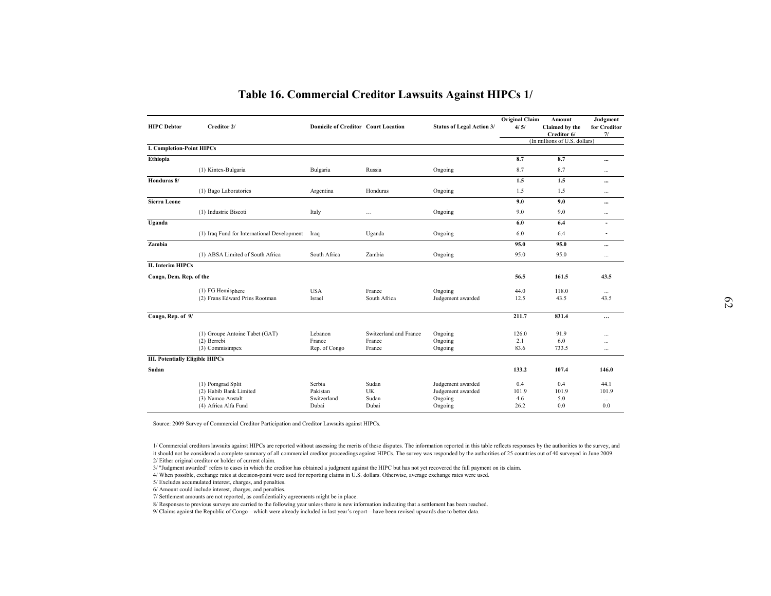# Table 16. Commercial Creditor Lawsuits Against HIPCs 1/

| HIPC Debtor | Creditor 2/ | Domicile of Creditor | Court Location | Status of Legal Action 3/ | Original Claim 4/ 5/ | Amount Claimed by the Creditor 6/ | Judgment for Creditor 7/ |
|---|---|---|---|---|---|---|---|
| | | | | | (In millions of U.S. dollars) | | |
| **I. Completion-Point HIPCs** | | | | | | | |
| **Ethiopia** | | | | | **8.7** | **8.7** | **...** |
| | (1) Kintex-Bulgaria | Bulgaria | Russia | Ongoing | 8.7 | 8.7 | ... |
| **Honduras 8/** | | | | | **1.5** | **1.5** | **...** |
| | (1) Bago Laboratories | Argentina | Honduras | Ongoing | 1.5 | 1.5 | ... |
| **Sierra Leone** | | | | | **9.0** | **9.0** | **...** |
| | (1) Industrie Biscoti | Italy | … | Ongoing | 9.0 | 9.0 | ... |
| **Uganda** | | | | | **6.0** | **6.4** | **-** |
| | (1) Iraq Fund for International Development | Iraq | Uganda | Ongoing | 6.0 | 6.4 | - |
| **Zambia** | | | | | **95.0** | **95.0** | **...** |
| | (1) ABSA Limited of South Africa | South Africa | Zambia | Ongoing | 95.0 | 95.0 | ... |
| **II. Interim HIPCs** | | | | | | | |
| **Congo, Dem. Rep. of the** | | | | | **56.5** | **161.5** | **43.5** |
| | (1) FG Hemisphere | USA | France | Ongoing | 44.0 | 118.0 | ... |
| | (2) Frans Edward Prins Rootman | Israel | South Africa | Judgement awarded | 12.5 | 43.5 | 43.5 |
| **Congo, Rep. of 9/** | | | | | **211.7** | **831.4** | **…** |
| | (1) Groupe Antoine Tabet (GAT) | Lebanon | Switzerland and France | Ongoing | 126.0 | 91.9 | ... |
| | (2) Berrebi | France | France | Ongoing | 2.1 | 6.0 | ... |
| | (3) Commisimpex | Rep. of Congo | France | Ongoing | 83.6 | 733.5 | ... |
| **III. Potentially Eligible HIPCs** | | | | | | | |
| **Sudan** | | | | | **133.2** | **107.4** | **146.0** |
| | (1) Pomgrad Split | Serbia | Sudan | Judgement awarded | 0.4 | 0.4 | 44.1 |
| | (2) Habib Bank Limited | Pakistan | UK | Judgement awarded | 101.9 | 101.9 | 101.9 |
| | (3) Namco Anstalt | Switzerland | Sudan | Ongoing | 4.6 | 5.0 | ... |
| | (4) Africa Alfa Fund | Dubai | Dubai | Ongoing | 26.2 | 0.0 | 0.0 |

Source: 2009 Survey of Commercial Creditor Participation and Creditor Lawsuits against HIPCs.

1/ Commercial creditors lawsuits against HIPCs are reported without assessing the merits of these disputes. The information reported in this table reflects responses by the authorities to the survey, and it should not be considered a complete summary of all commercial creditor proceedings against HIPCs. The survey was responded by the authorities of 25 countries out of 40 surveyed in June 2009.
2/ Either original creditor or holder of current claim.
3/ "Judgment awarded" refers to cases in which the creditor has obtained a judgment against the HIPC but has not yet recovered the full payment on its claim.
4/ When possible, exchange rates at decision-point were used for reporting claims in U.S. dollars. Otherwise, average exchange rates were used.
5/ Excludes accumulated interest, charges, and penalties.
6/ Amount could include interest, charges, and penalties.
7/ Settlement amounts are not reported, as confidentiality agreements might be in place.
8/ Responses to previous surveys are carried to the following year unless there is new information indicating that a settlement has been reached.
9/ Claims against the Republic of Congo—which were already included in last year's report—have been revised upwards due to better data.